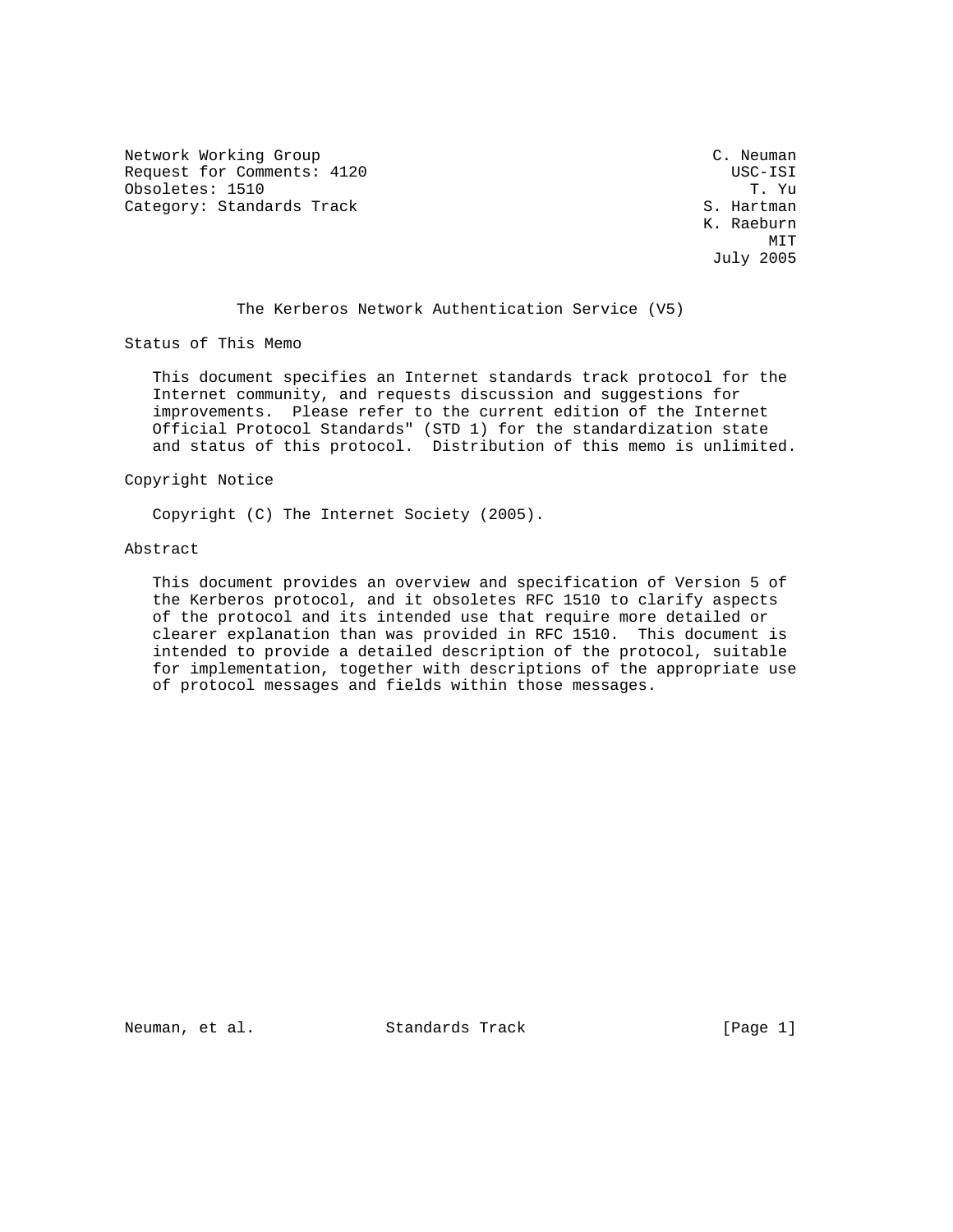Network Working Group C. Neuman
Request for Comments: 4120 USC-ISI
Obsoletes: 1510 T. Yu
Category: Standards Track S. Hartman
K. Raeburn
MIT
July 2005

# The Kerberos Network Authentication Service (V5)

## Status of This Memo

This document specifies an Internet standards track protocol for the Internet community, and requests discussion and suggestions for improvements. Please refer to the current edition of the Internet Official Protocol Standards" (STD 1) for the standardization state and status of this protocol. Distribution of this memo is unlimited.

## Copyright Notice

Copyright (C) The Internet Society (2005).

## Abstract

This document provides an overview and specification of Version 5 of the Kerberos protocol, and it obsoletes RFC 1510 to clarify aspects of the protocol and its intended use that require more detailed or clearer explanation than was provided in RFC 1510. This document is intended to provide a detailed description of the protocol, suitable for implementation, together with descriptions of the appropriate use of protocol messages and fields within those messages.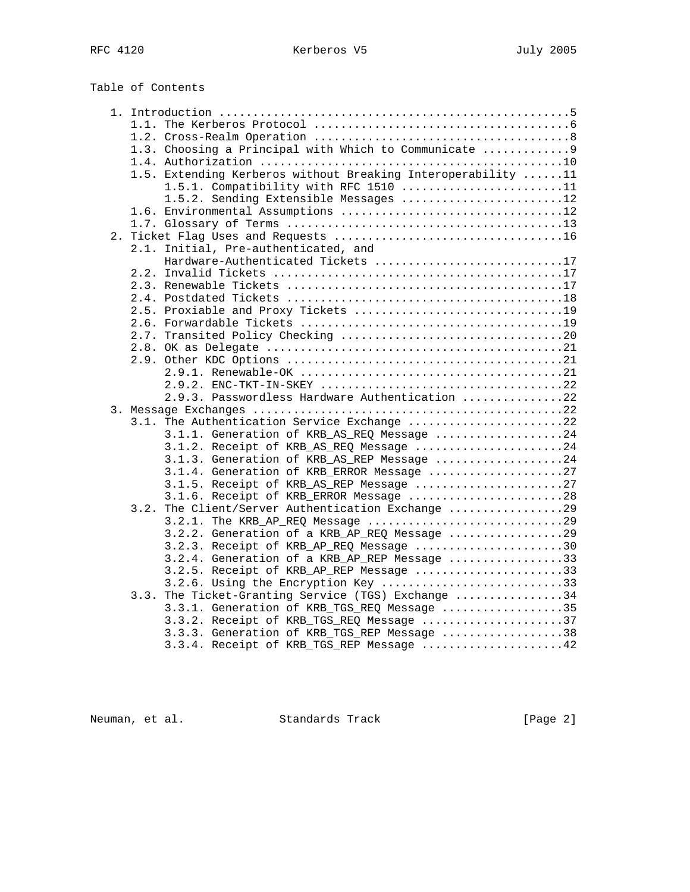Table of Contents

```
   1. Introduction ....................................................5
      1.1. The Kerberos Protocol ......................................6
      1.2. Cross-Realm Operation ......................................8
      1.3. Choosing a Principal with Which to Communicate .............9
      1.4. Authorization .............................................10
      1.5. Extending Kerberos without Breaking Interoperability ......11
           1.5.1. Compatibility with RFC 1510 ........................11
           1.5.2. Sending Extensible Messages ........................12
      1.6. Environmental Assumptions .................................12
      1.7. Glossary of Terms .........................................13
   2. Ticket Flag Uses and Requests ..................................16
      2.1. Initial, Pre-authenticated, and
           Hardware-Authenticated Tickets ............................17
      2.2. Invalid Tickets ...........................................17
      2.3. Renewable Tickets .........................................17
      2.4. Postdated Tickets .........................................18
      2.5. Proxiable and Proxy Tickets ...............................19
      2.6. Forwardable Tickets .......................................19
      2.7. Transited Policy Checking .................................20
      2.8. OK as Delegate ............................................21
      2.9. Other KDC Options .........................................21
           2.9.1. Renewable-OK .......................................21
           2.9.2. ENC-TKT-IN-SKEY ....................................22
           2.9.3. Passwordless Hardware Authentication ...............22
   3. Message Exchanges ..............................................22
      3.1. The Authentication Service Exchange .......................22
           3.1.1. Generation of KRB_AS_REQ Message ...................24
           3.1.2. Receipt of KRB_AS_REQ Message ......................24
           3.1.3. Generation of KRB_AS_REP Message ...................24
           3.1.4. Generation of KRB_ERROR Message ....................27
           3.1.5. Receipt of KRB_AS_REP Message ......................27
           3.1.6. Receipt of KRB_ERROR Message .......................28
      3.2. The Client/Server Authentication Exchange .................29
           3.2.1. The KRB_AP_REQ Message .............................29
           3.2.2. Generation of a KRB_AP_REQ Message .................29
           3.2.3. Receipt of KRB_AP_REQ Message ......................30
           3.2.4. Generation of a KRB_AP_REP Message .................33
           3.2.5. Receipt of KRB_AP_REP Message ......................33
           3.2.6. Using the Encryption Key ...........................33
      3.3. The Ticket-Granting Service (TGS) Exchange ................34
           3.3.1. Generation of KRB_TGS_REQ Message ..................35
           3.3.2. Receipt of KRB_TGS_REQ Message .....................37
           3.3.3. Generation of KRB_TGS_REP Message ..................38
           3.3.4. Receipt of KRB_TGS_REP Message .....................42
```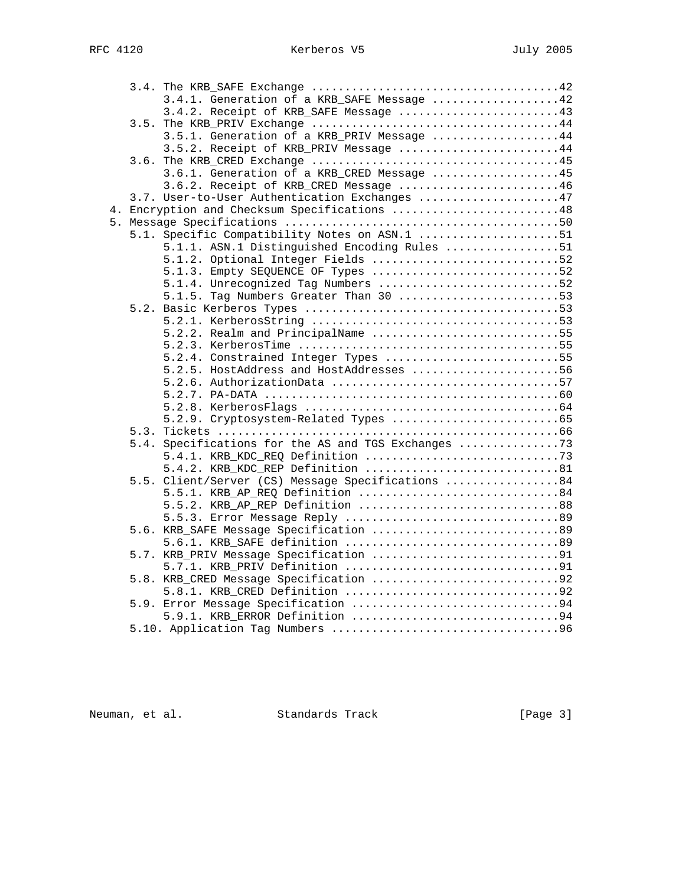```
      3.4. The KRB_SAFE Exchange .....................................42
           3.4.1. Generation of a KRB_SAFE Message ...................42
           3.4.2. Receipt of KRB_SAFE Message ........................43
      3.5. The KRB_PRIV Exchange .....................................44
           3.5.1. Generation of a KRB_PRIV Message ...................44
           3.5.2. Receipt of KRB_PRIV Message ........................44
      3.6. The KRB_CRED Exchange .....................................45
           3.6.1. Generation of a KRB_CRED Message ...................45
           3.6.2. Receipt of KRB_CRED Message ........................46
      3.7. User-to-User Authentication Exchanges .....................47
   4. Encryption and Checksum Specifications .........................48
   5. Message Specifications .........................................50
      5.1. Specific Compatibility Notes on ASN.1 .....................51
           5.1.1. ASN.1 Distinguished Encoding Rules .................51
           5.1.2. Optional Integer Fields ............................52
           5.1.3. Empty SEQUENCE OF Types ............................52
           5.1.4. Unrecognized Tag Numbers ...........................52
           5.1.5. Tag Numbers Greater Than 30 ........................53
      5.2. Basic Kerberos Types ......................................53
           5.2.1. KerberosString .....................................53
           5.2.2. Realm and PrincipalName ............................55
           5.2.3. KerberosTime .......................................55
           5.2.4. Constrained Integer Types ..........................55
           5.2.5. HostAddress and HostAddresses ......................56
           5.2.6. AuthorizationData ..................................57
           5.2.7. PA-DATA ............................................60
           5.2.8. KerberosFlags ......................................64
           5.2.9. Cryptosystem-Related Types .........................65
      5.3. Tickets ...................................................66
      5.4. Specifications for the AS and TGS Exchanges ...............73
           5.4.1. KRB_KDC_REQ Definition .............................73
           5.4.2. KRB_KDC_REP Definition .............................81
      5.5. Client/Server (CS) Message Specifications .................84
           5.5.1. KRB_AP_REQ Definition ..............................84
           5.5.2. KRB_AP_REP Definition ..............................88
           5.5.3. Error Message Reply ................................89
      5.6. KRB_SAFE Message Specification ............................89
           5.6.1. KRB_SAFE definition ................................89
      5.7. KRB_PRIV Message Specification ............................91
           5.7.1. KRB_PRIV Definition ................................91
      5.8. KRB_CRED Message Specification ............................92
           5.8.1. KRB_CRED Definition ................................92
      5.9. Error Message Specification ...............................94
           5.9.1. KRB_ERROR Definition ...............................94
      5.10. Application Tag Numbers ..................................96
```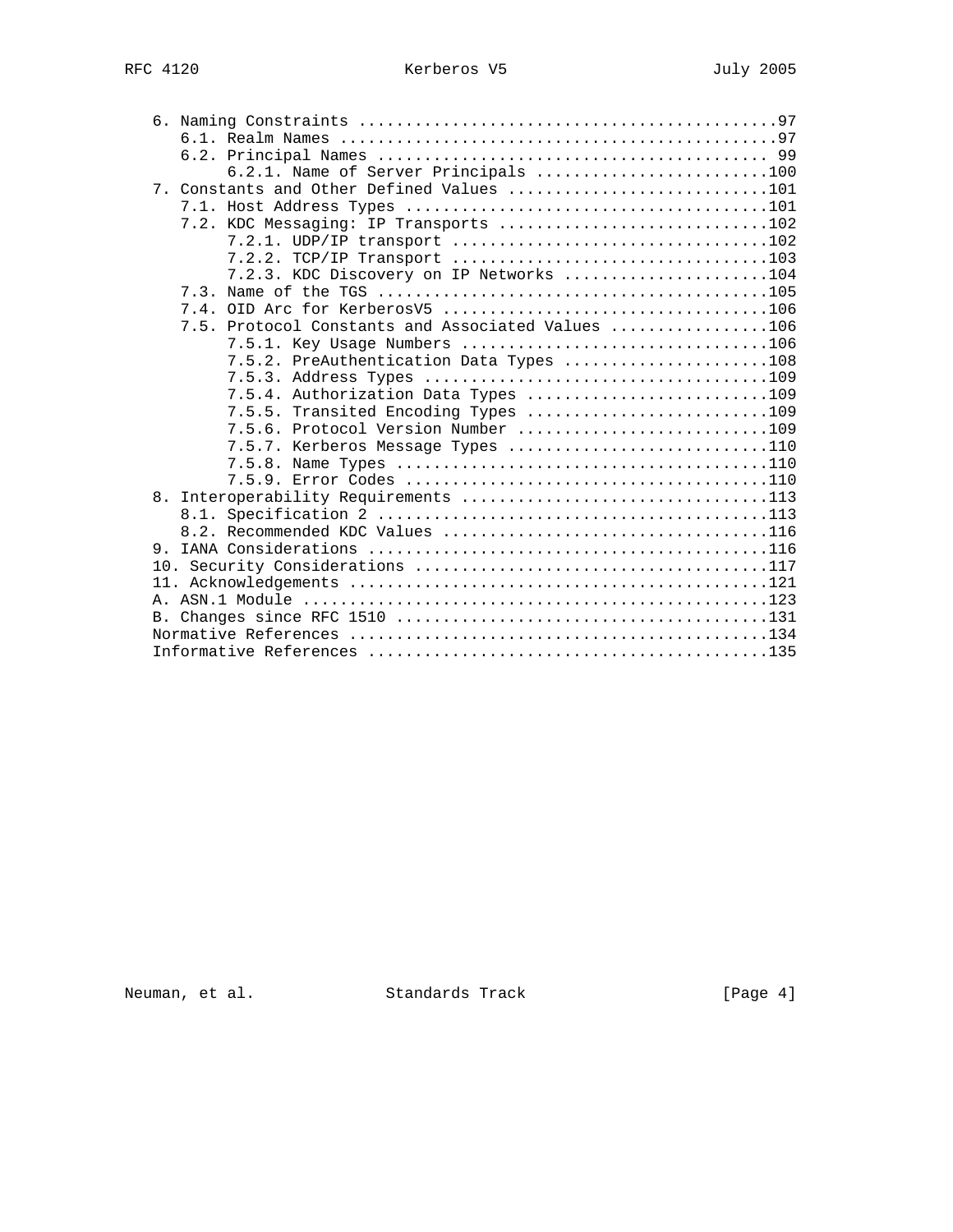```
   6. Naming Constraints ...........................................97
      6.1. Realm Names .............................................97
      6.2. Principal Names ......................................... 99
           6.2.1. Name of Server Principals ........................100
   7. Constants and Other Defined Values ...........................101
      7.1. Host Address Types ......................................101
      7.2. KDC Messaging: IP Transports ............................102
           7.2.1. UDP/IP transport .................................102
           7.2.2. TCP/IP Transport .................................103
           7.2.3. KDC Discovery on IP Networks .....................104
      7.3. Name of the TGS .........................................105
      7.4. OID Arc for KerberosV5 ..................................106
      7.5. Protocol Constants and Associated Values ................106
           7.5.1. Key Usage Numbers ................................106
           7.5.2. PreAuthentication Data Types .....................108
           7.5.3. Address Types ....................................109
           7.5.4. Authorization Data Types .........................109
           7.5.5. Transited Encoding Types .........................109
           7.5.6. Protocol Version Number ..........................109
           7.5.7. Kerberos Message Types ...........................110
           7.5.8. Name Types .......................................110
           7.5.9. Error Codes ......................................110
   8. Interoperability Requirements ................................113
      8.1. Specification 2 .........................................113
      8.2. Recommended KDC Values ..................................116
   9. IANA Considerations ..........................................116
   10. Security Considerations .....................................117
   11. Acknowledgements ............................................121
   A. ASN.1 Module .................................................123
   B. Changes since RFC 1510 .......................................131
   Normative References ............................................134
   Informative References ..........................................135
```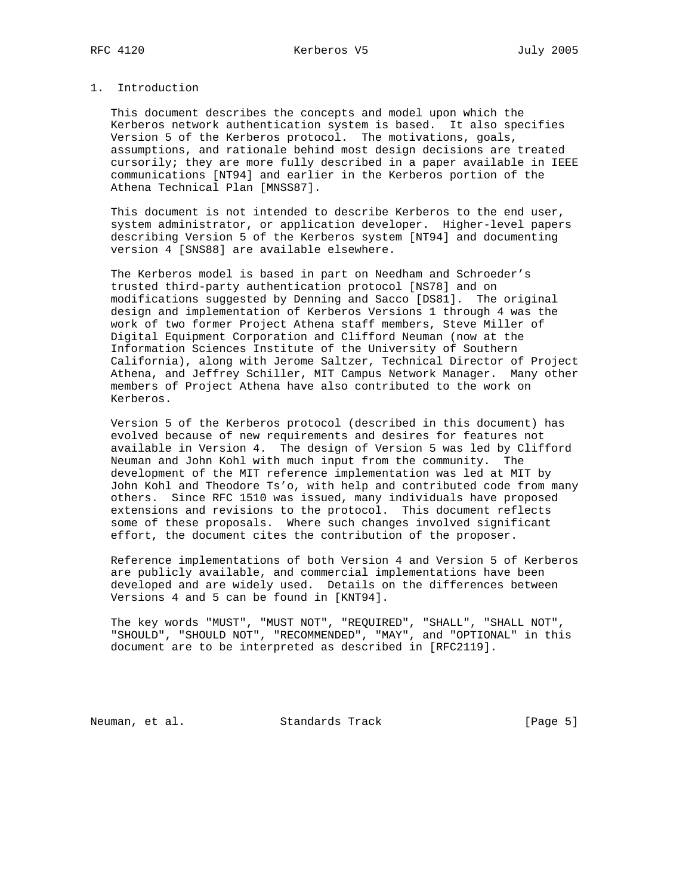# 1. Introduction

This document describes the concepts and model upon which the Kerberos network authentication system is based. It also specifies Version 5 of the Kerberos protocol. The motivations, goals, assumptions, and rationale behind most design decisions are treated cursorily; they are more fully described in a paper available in IEEE communications [NT94] and earlier in the Kerberos portion of the Athena Technical Plan [MNSS87].

This document is not intended to describe Kerberos to the end user, system administrator, or application developer. Higher-level papers describing Version 5 of the Kerberos system [NT94] and documenting version 4 [SNS88] are available elsewhere.

The Kerberos model is based in part on Needham and Schroeder's trusted third-party authentication protocol [NS78] and on modifications suggested by Denning and Sacco [DS81]. The original design and implementation of Kerberos Versions 1 through 4 was the work of two former Project Athena staff members, Steve Miller of Digital Equipment Corporation and Clifford Neuman (now at the Information Sciences Institute of the University of Southern California), along with Jerome Saltzer, Technical Director of Project Athena, and Jeffrey Schiller, MIT Campus Network Manager. Many other members of Project Athena have also contributed to the work on Kerberos.

Version 5 of the Kerberos protocol (described in this document) has evolved because of new requirements and desires for features not available in Version 4. The design of Version 5 was led by Clifford Neuman and John Kohl with much input from the community. The development of the MIT reference implementation was led at MIT by John Kohl and Theodore Ts'o, with help and contributed code from many others. Since RFC 1510 was issued, many individuals have proposed extensions and revisions to the protocol. This document reflects some of these proposals. Where such changes involved significant effort, the document cites the contribution of the proposer.

Reference implementations of both Version 4 and Version 5 of Kerberos are publicly available, and commercial implementations have been developed and are widely used. Details on the differences between Versions 4 and 5 can be found in [KNT94].

The key words "MUST", "MUST NOT", "REQUIRED", "SHALL", "SHALL NOT", "SHOULD", "SHOULD NOT", "RECOMMENDED", "MAY", and "OPTIONAL" in this document are to be interpreted as described in [RFC2119].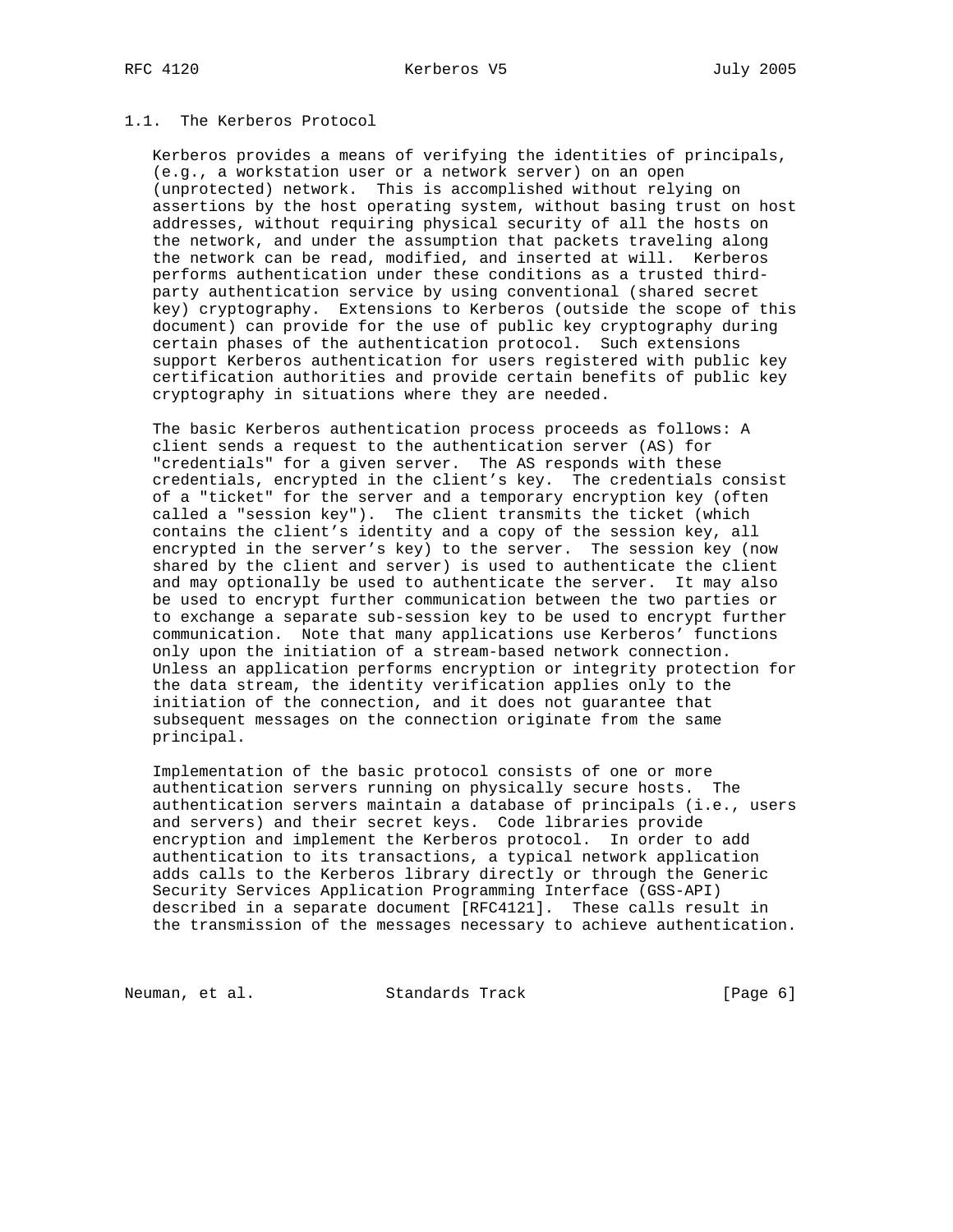## 1.1. The Kerberos Protocol

Kerberos provides a means of verifying the identities of principals, (e.g., a workstation user or a network server) on an open (unprotected) network. This is accomplished without relying on assertions by the host operating system, without basing trust on host addresses, without requiring physical security of all the hosts on the network, and under the assumption that packets traveling along the network can be read, modified, and inserted at will. Kerberos performs authentication under these conditions as a trusted third-party authentication service by using conventional (shared secret key) cryptography. Extensions to Kerberos (outside the scope of this document) can provide for the use of public key cryptography during certain phases of the authentication protocol. Such extensions support Kerberos authentication for users registered with public key certification authorities and provide certain benefits of public key cryptography in situations where they are needed.

The basic Kerberos authentication process proceeds as follows: A client sends a request to the authentication server (AS) for "credentials" for a given server. The AS responds with these credentials, encrypted in the client's key. The credentials consist of a "ticket" for the server and a temporary encryption key (often called a "session key"). The client transmits the ticket (which contains the client's identity and a copy of the session key, all encrypted in the server's key) to the server. The session key (now shared by the client and server) is used to authenticate the client and may optionally be used to authenticate the server. It may also be used to encrypt further communication between the two parties or to exchange a separate sub-session key to be used to encrypt further communication. Note that many applications use Kerberos' functions only upon the initiation of a stream-based network connection. Unless an application performs encryption or integrity protection for the data stream, the identity verification applies only to the initiation of the connection, and it does not guarantee that subsequent messages on the connection originate from the same principal.

Implementation of the basic protocol consists of one or more authentication servers running on physically secure hosts. The authentication servers maintain a database of principals (i.e., users and servers) and their secret keys. Code libraries provide encryption and implement the Kerberos protocol. In order to add authentication to its transactions, a typical network application adds calls to the Kerberos library directly or through the Generic Security Services Application Programming Interface (GSS-API) described in a separate document [RFC4121]. These calls result in the transmission of the messages necessary to achieve authentication.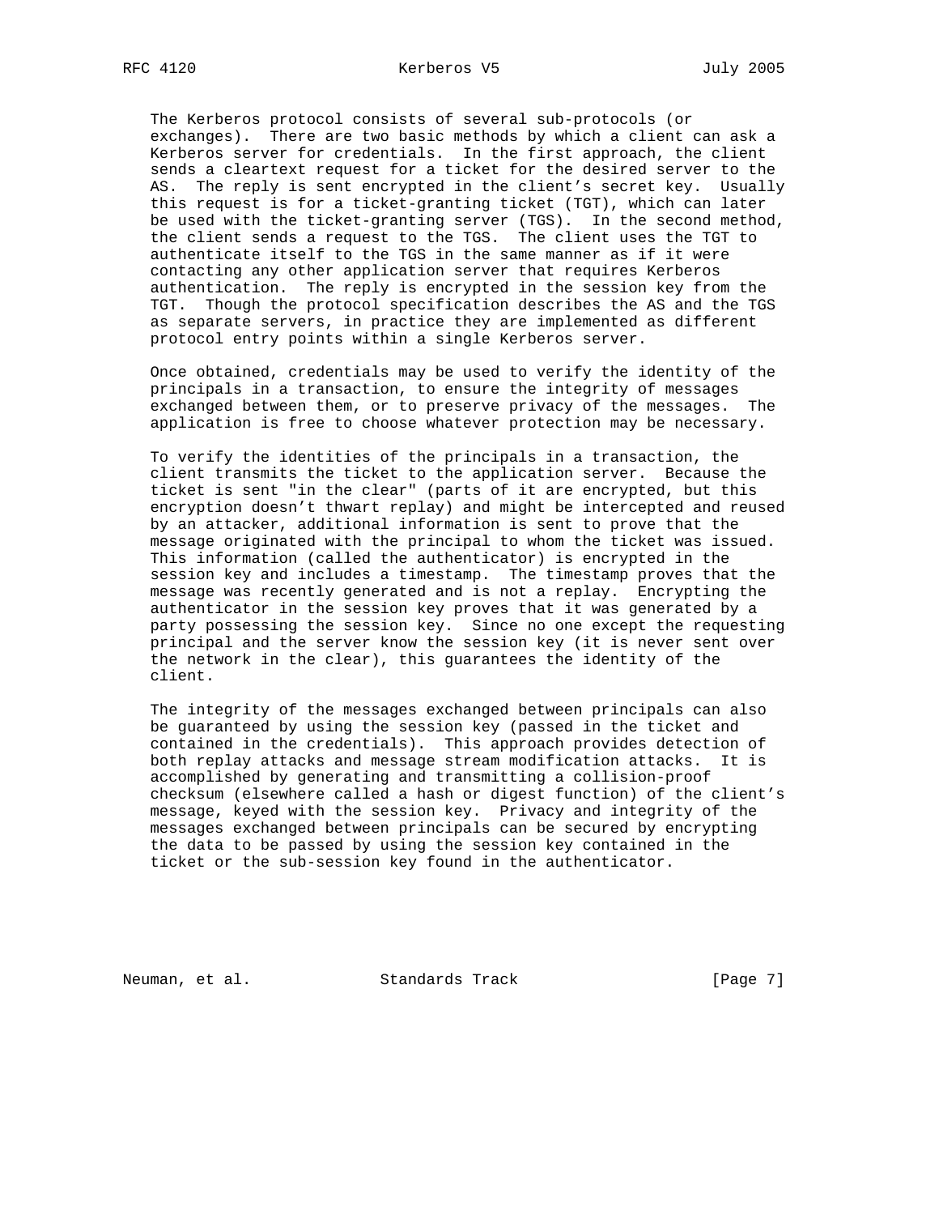The Kerberos protocol consists of several sub-protocols (or exchanges). There are two basic methods by which a client can ask a Kerberos server for credentials. In the first approach, the client sends a cleartext request for a ticket for the desired server to the AS. The reply is sent encrypted in the client's secret key. Usually this request is for a ticket-granting ticket (TGT), which can later be used with the ticket-granting server (TGS). In the second method, the client sends a request to the TGS. The client uses the TGT to authenticate itself to the TGS in the same manner as if it were contacting any other application server that requires Kerberos authentication. The reply is encrypted in the session key from the TGT. Though the protocol specification describes the AS and the TGS as separate servers, in practice they are implemented as different protocol entry points within a single Kerberos server.

Once obtained, credentials may be used to verify the identity of the principals in a transaction, to ensure the integrity of messages exchanged between them, or to preserve privacy of the messages. The application is free to choose whatever protection may be necessary.

To verify the identities of the principals in a transaction, the client transmits the ticket to the application server. Because the ticket is sent "in the clear" (parts of it are encrypted, but this encryption doesn't thwart replay) and might be intercepted and reused by an attacker, additional information is sent to prove that the message originated with the principal to whom the ticket was issued. This information (called the authenticator) is encrypted in the session key and includes a timestamp. The timestamp proves that the message was recently generated and is not a replay. Encrypting the authenticator in the session key proves that it was generated by a party possessing the session key. Since no one except the requesting principal and the server know the session key (it is never sent over the network in the clear), this guarantees the identity of the client.

The integrity of the messages exchanged between principals can also be guaranteed by using the session key (passed in the ticket and contained in the credentials). This approach provides detection of both replay attacks and message stream modification attacks. It is accomplished by generating and transmitting a collision-proof checksum (elsewhere called a hash or digest function) of the client's message, keyed with the session key. Privacy and integrity of the messages exchanged between principals can be secured by encrypting the data to be passed by using the session key contained in the ticket or the sub-session key found in the authenticator.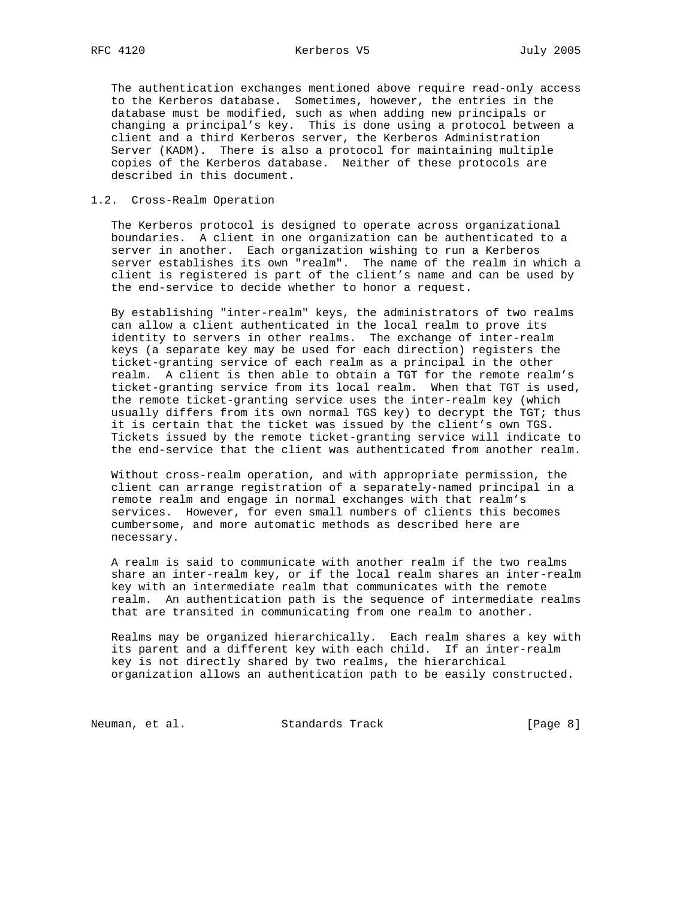The authentication exchanges mentioned above require read-only access to the Kerberos database. Sometimes, however, the entries in the database must be modified, such as when adding new principals or changing a principal's key. This is done using a protocol between a client and a third Kerberos server, the Kerberos Administration Server (KADM). There is also a protocol for maintaining multiple copies of the Kerberos database. Neither of these protocols are described in this document.

## 1.2. Cross-Realm Operation

The Kerberos protocol is designed to operate across organizational boundaries. A client in one organization can be authenticated to a server in another. Each organization wishing to run a Kerberos server establishes its own "realm". The name of the realm in which a client is registered is part of the client's name and can be used by the end-service to decide whether to honor a request.

By establishing "inter-realm" keys, the administrators of two realms can allow a client authenticated in the local realm to prove its identity to servers in other realms. The exchange of inter-realm keys (a separate key may be used for each direction) registers the ticket-granting service of each realm as a principal in the other realm. A client is then able to obtain a TGT for the remote realm's ticket-granting service from its local realm. When that TGT is used, the remote ticket-granting service uses the inter-realm key (which usually differs from its own normal TGS key) to decrypt the TGT; thus it is certain that the ticket was issued by the client's own TGS. Tickets issued by the remote ticket-granting service will indicate to the end-service that the client was authenticated from another realm.

Without cross-realm operation, and with appropriate permission, the client can arrange registration of a separately-named principal in a remote realm and engage in normal exchanges with that realm's services. However, for even small numbers of clients this becomes cumbersome, and more automatic methods as described here are necessary.

A realm is said to communicate with another realm if the two realms share an inter-realm key, or if the local realm shares an inter-realm key with an intermediate realm that communicates with the remote realm. An authentication path is the sequence of intermediate realms that are transited in communicating from one realm to another.

Realms may be organized hierarchically. Each realm shares a key with its parent and a different key with each child. If an inter-realm key is not directly shared by two realms, the hierarchical organization allows an authentication path to be easily constructed.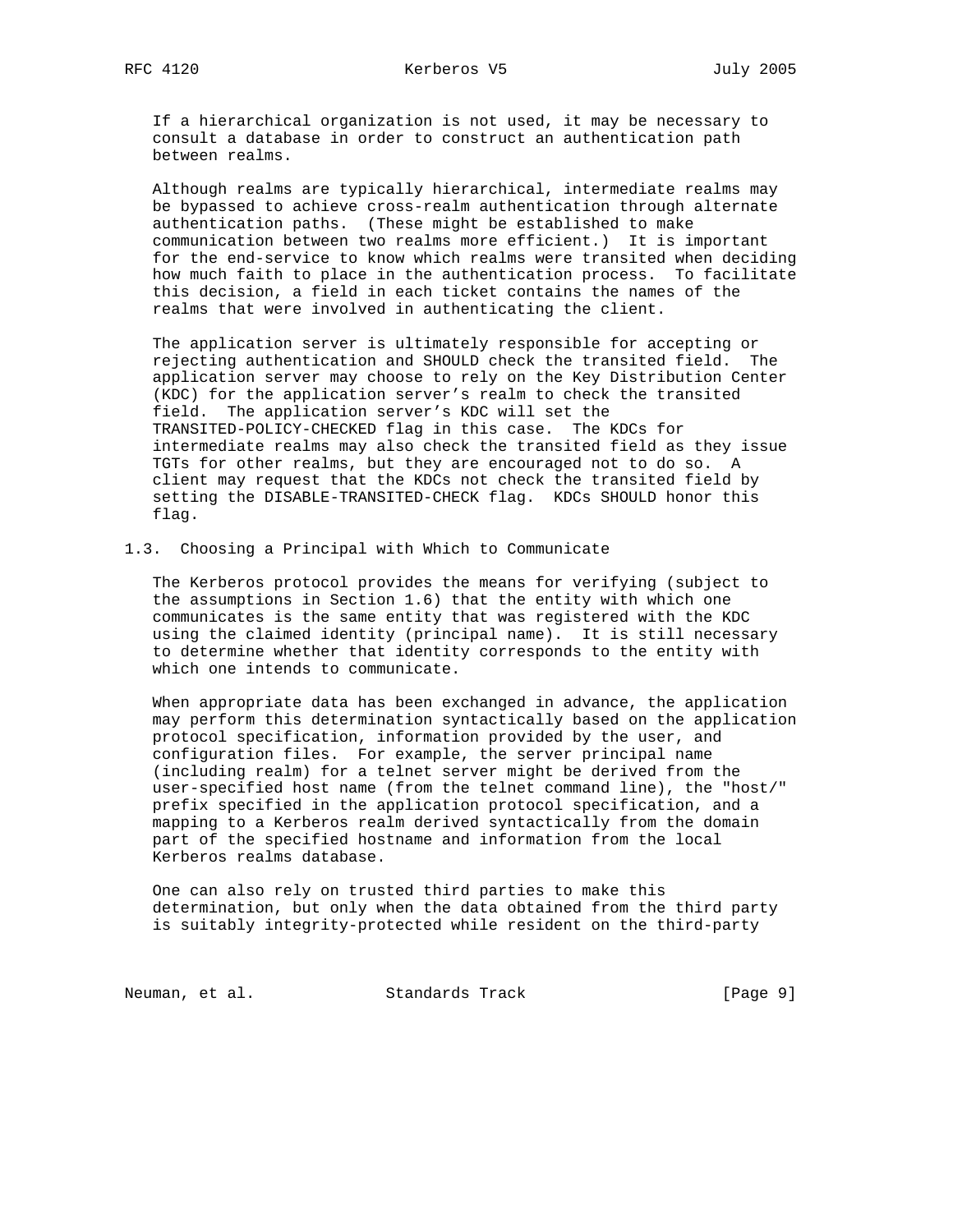If a hierarchical organization is not used, it may be necessary to consult a database in order to construct an authentication path between realms.

Although realms are typically hierarchical, intermediate realms may be bypassed to achieve cross-realm authentication through alternate authentication paths. (These might be established to make communication between two realms more efficient.) It is important for the end-service to know which realms were transited when deciding how much faith to place in the authentication process. To facilitate this decision, a field in each ticket contains the names of the realms that were involved in authenticating the client.

The application server is ultimately responsible for accepting or rejecting authentication and SHOULD check the transited field. The application server may choose to rely on the Key Distribution Center (KDC) for the application server's realm to check the transited field. The application server's KDC will set the TRANSITED-POLICY-CHECKED flag in this case. The KDCs for intermediate realms may also check the transited field as they issue TGTs for other realms, but they are encouraged not to do so. A client may request that the KDCs not check the transited field by setting the DISABLE-TRANSITED-CHECK flag. KDCs SHOULD honor this flag.

### 1.3. Choosing a Principal with Which to Communicate

The Kerberos protocol provides the means for verifying (subject to the assumptions in Section 1.6) that the entity with which one communicates is the same entity that was registered with the KDC using the claimed identity (principal name). It is still necessary to determine whether that identity corresponds to the entity with which one intends to communicate.

When appropriate data has been exchanged in advance, the application may perform this determination syntactically based on the application protocol specification, information provided by the user, and configuration files. For example, the server principal name (including realm) for a telnet server might be derived from the user-specified host name (from the telnet command line), the "host/" prefix specified in the application protocol specification, and a mapping to a Kerberos realm derived syntactically from the domain part of the specified hostname and information from the local Kerberos realms database.

One can also rely on trusted third parties to make this determination, but only when the data obtained from the third party is suitably integrity-protected while resident on the third-party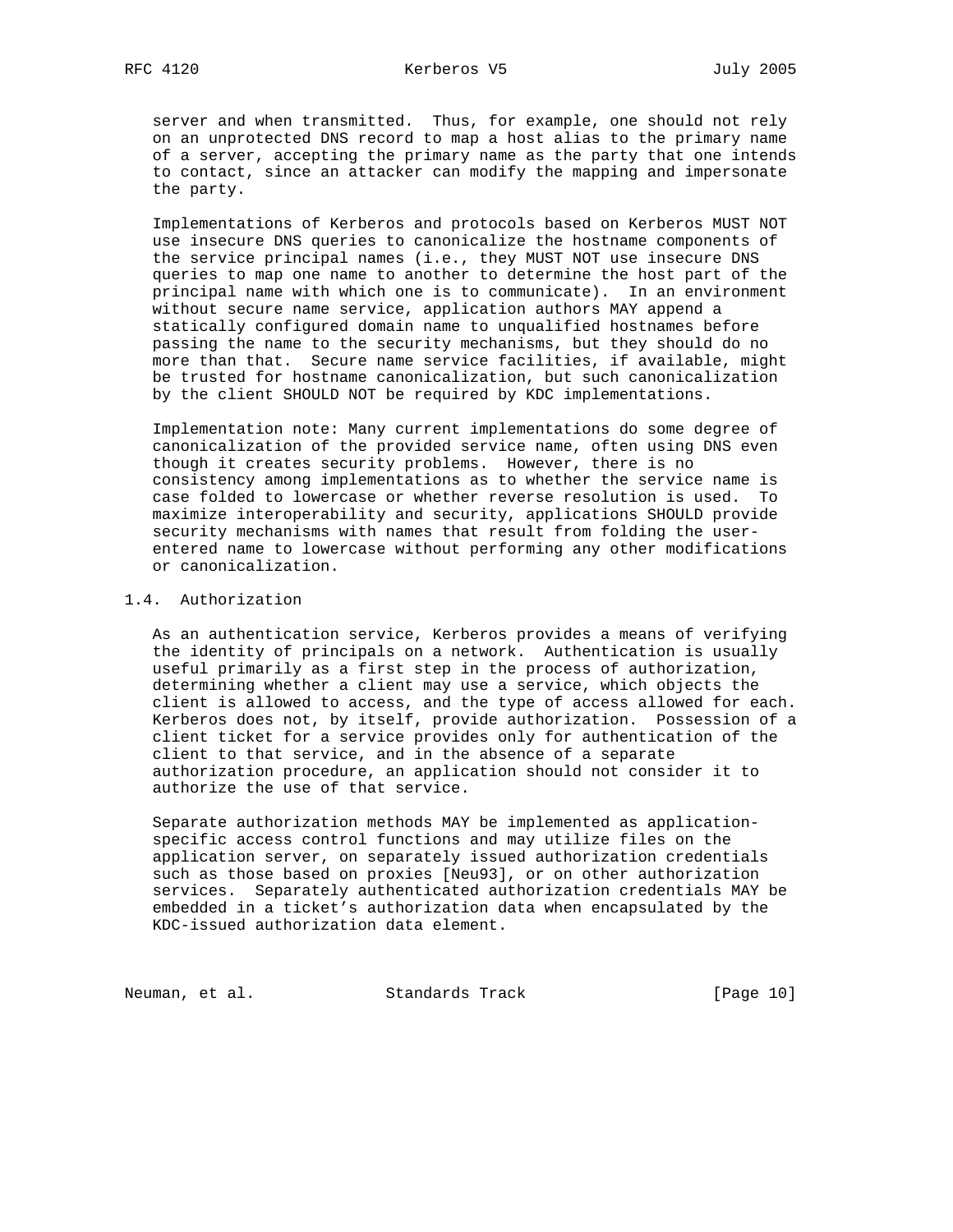server and when transmitted. Thus, for example, one should not rely on an unprotected DNS record to map a host alias to the primary name of a server, accepting the primary name as the party that one intends to contact, since an attacker can modify the mapping and impersonate the party.

Implementations of Kerberos and protocols based on Kerberos MUST NOT use insecure DNS queries to canonicalize the hostname components of the service principal names (i.e., they MUST NOT use insecure DNS queries to map one name to another to determine the host part of the principal name with which one is to communicate). In an environment without secure name service, application authors MAY append a statically configured domain name to unqualified hostnames before passing the name to the security mechanisms, but they should do no more than that. Secure name service facilities, if available, might be trusted for hostname canonicalization, but such canonicalization by the client SHOULD NOT be required by KDC implementations.

Implementation note: Many current implementations do some degree of canonicalization of the provided service name, often using DNS even though it creates security problems. However, there is no consistency among implementations as to whether the service name is case folded to lowercase or whether reverse resolution is used. To maximize interoperability and security, applications SHOULD provide security mechanisms with names that result from folding the user-entered name to lowercase without performing any other modifications or canonicalization.

### 1.4. Authorization

As an authentication service, Kerberos provides a means of verifying the identity of principals on a network. Authentication is usually useful primarily as a first step in the process of authorization, determining whether a client may use a service, which objects the client is allowed to access, and the type of access allowed for each. Kerberos does not, by itself, provide authorization. Possession of a client ticket for a service provides only for authentication of the client to that service, and in the absence of a separate authorization procedure, an application should not consider it to authorize the use of that service.

Separate authorization methods MAY be implemented as application-specific access control functions and may utilize files on the application server, on separately issued authorization credentials such as those based on proxies [Neu93], or on other authorization services. Separately authenticated authorization credentials MAY be embedded in a ticket's authorization data when encapsulated by the KDC-issued authorization data element.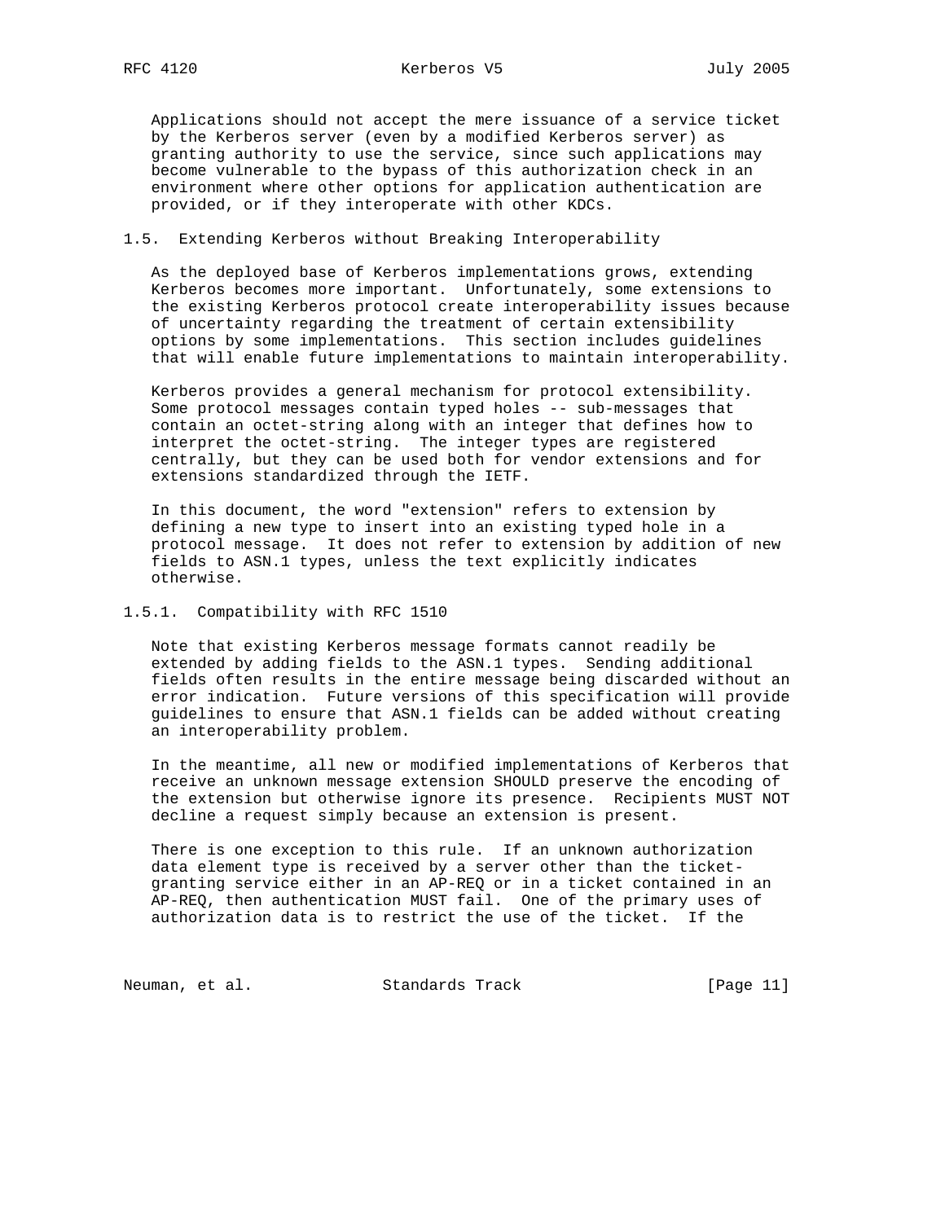Applications should not accept the mere issuance of a service ticket by the Kerberos server (even by a modified Kerberos server) as granting authority to use the service, since such applications may become vulnerable to the bypass of this authorization check in an environment where other options for application authentication are provided, or if they interoperate with other KDCs.

### 1.5. Extending Kerberos without Breaking Interoperability

As the deployed base of Kerberos implementations grows, extending Kerberos becomes more important. Unfortunately, some extensions to the existing Kerberos protocol create interoperability issues because of uncertainty regarding the treatment of certain extensibility options by some implementations. This section includes guidelines that will enable future implementations to maintain interoperability.

Kerberos provides a general mechanism for protocol extensibility. Some protocol messages contain typed holes -- sub-messages that contain an octet-string along with an integer that defines how to interpret the octet-string. The integer types are registered centrally, but they can be used both for vendor extensions and for extensions standardized through the IETF.

In this document, the word "extension" refers to extension by defining a new type to insert into an existing typed hole in a protocol message. It does not refer to extension by addition of new fields to ASN.1 types, unless the text explicitly indicates otherwise.

#### 1.5.1. Compatibility with RFC 1510

Note that existing Kerberos message formats cannot readily be extended by adding fields to the ASN.1 types. Sending additional fields often results in the entire message being discarded without an error indication. Future versions of this specification will provide guidelines to ensure that ASN.1 fields can be added without creating an interoperability problem.

In the meantime, all new or modified implementations of Kerberos that receive an unknown message extension SHOULD preserve the encoding of the extension but otherwise ignore its presence. Recipients MUST NOT decline a request simply because an extension is present.

There is one exception to this rule. If an unknown authorization data element type is received by a server other than the ticket-granting service either in an AP-REQ or in a ticket contained in an AP-REQ, then authentication MUST fail. One of the primary uses of authorization data is to restrict the use of the ticket. If the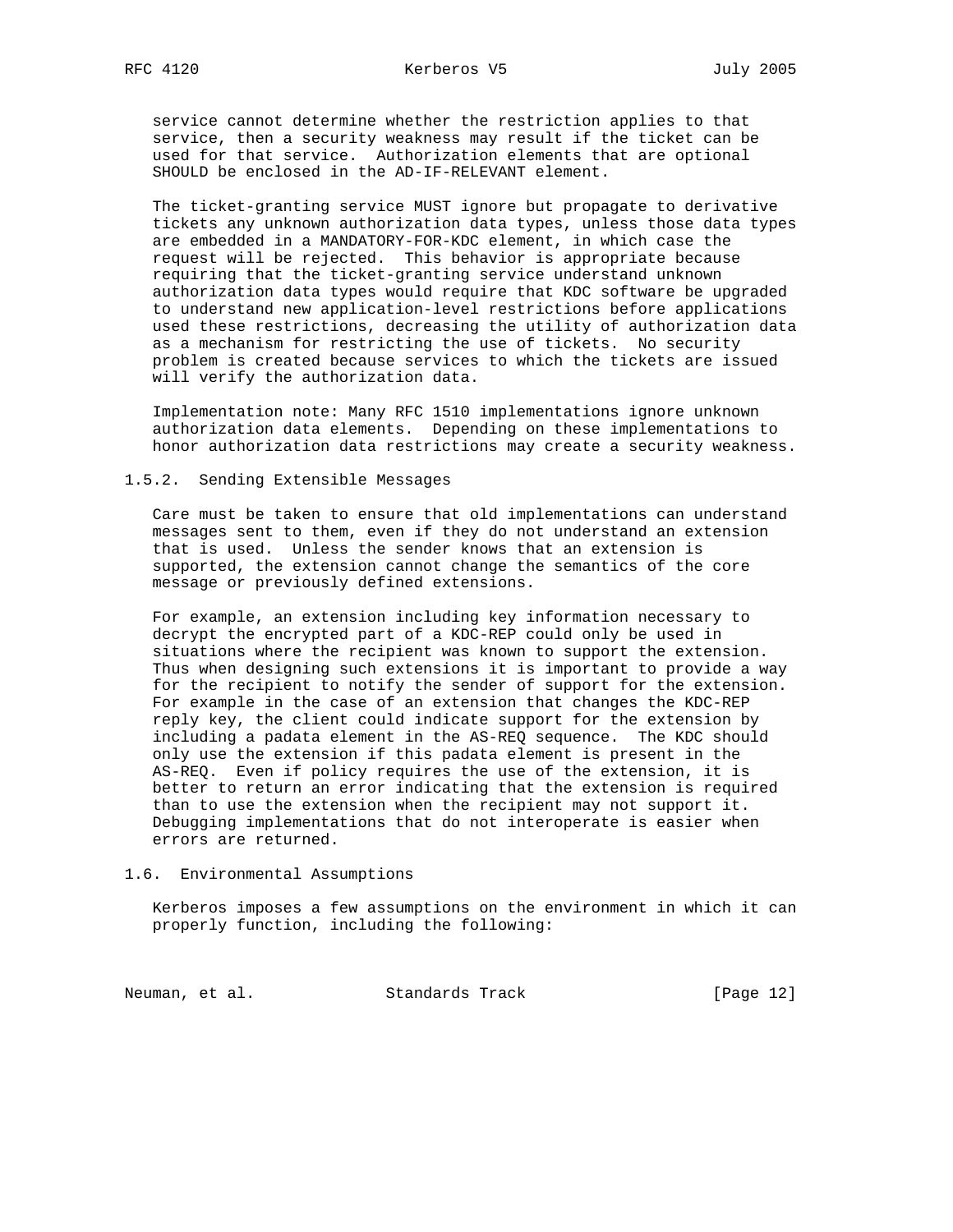service cannot determine whether the restriction applies to that service, then a security weakness may result if the ticket can be used for that service. Authorization elements that are optional SHOULD be enclosed in the AD-IF-RELEVANT element.

The ticket-granting service MUST ignore but propagate to derivative tickets any unknown authorization data types, unless those data types are embedded in a MANDATORY-FOR-KDC element, in which case the request will be rejected. This behavior is appropriate because requiring that the ticket-granting service understand unknown authorization data types would require that KDC software be upgraded to understand new application-level restrictions before applications used these restrictions, decreasing the utility of authorization data as a mechanism for restricting the use of tickets. No security problem is created because services to which the tickets are issued will verify the authorization data.

Implementation note: Many RFC 1510 implementations ignore unknown authorization data elements. Depending on these implementations to honor authorization data restrictions may create a security weakness.

### 1.5.2. Sending Extensible Messages

Care must be taken to ensure that old implementations can understand messages sent to them, even if they do not understand an extension that is used. Unless the sender knows that an extension is supported, the extension cannot change the semantics of the core message or previously defined extensions.

For example, an extension including key information necessary to decrypt the encrypted part of a KDC-REP could only be used in situations where the recipient was known to support the extension. Thus when designing such extensions it is important to provide a way for the recipient to notify the sender of support for the extension. For example in the case of an extension that changes the KDC-REP reply key, the client could indicate support for the extension by including a padata element in the AS-REQ sequence. The KDC should only use the extension if this padata element is present in the AS-REQ. Even if policy requires the use of the extension, it is better to return an error indicating that the extension is required than to use the extension when the recipient may not support it. Debugging implementations that do not interoperate is easier when errors are returned.

## 1.6. Environmental Assumptions

Kerberos imposes a few assumptions on the environment in which it can properly function, including the following: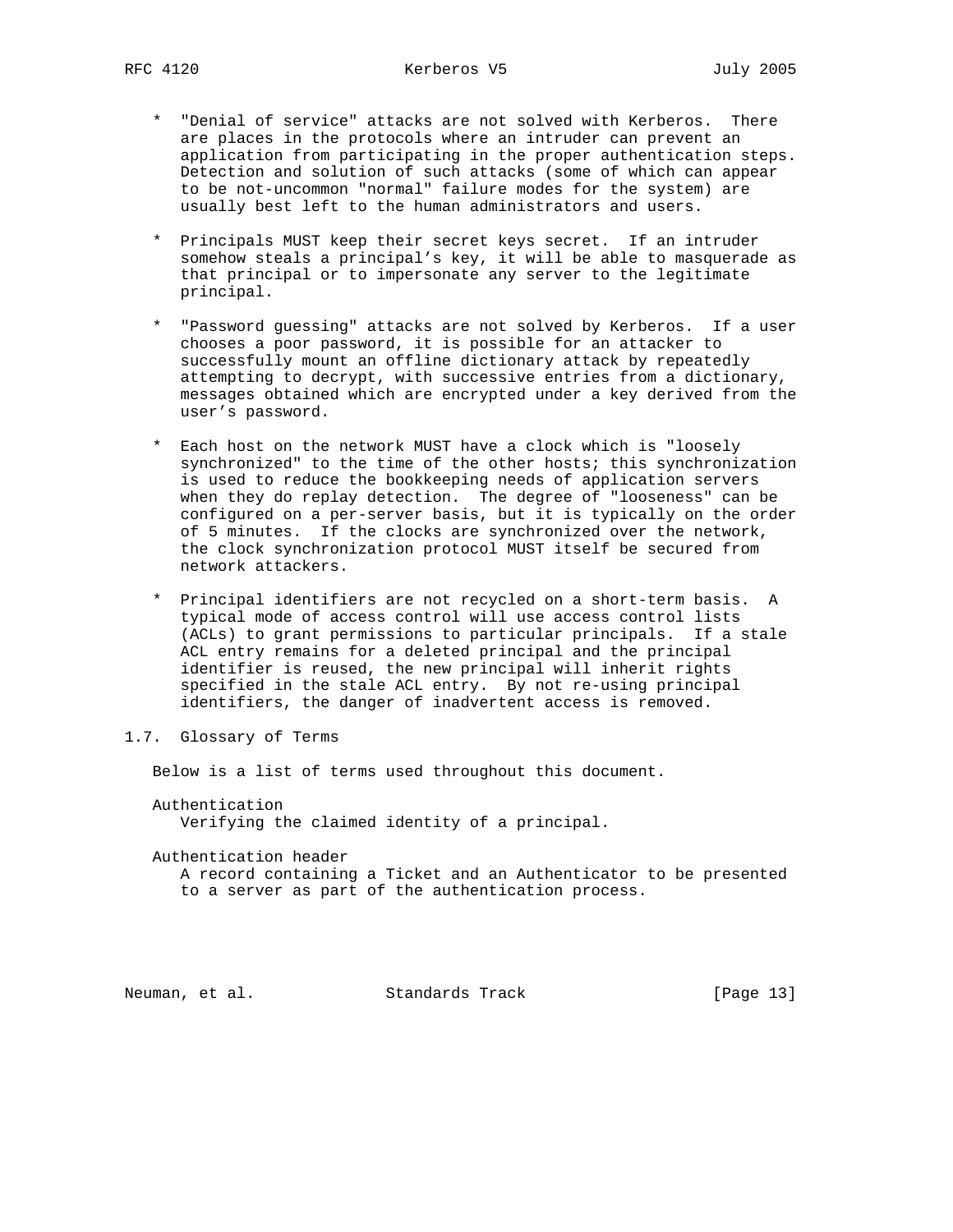* "Denial of service" attacks are not solved with Kerberos. There are places in the protocols where an intruder can prevent an application from participating in the proper authentication steps. Detection and solution of such attacks (some of which can appear to be not-uncommon "normal" failure modes for the system) are usually best left to the human administrators and users.

* Principals MUST keep their secret keys secret. If an intruder somehow steals a principal's key, it will be able to masquerade as that principal or to impersonate any server to the legitimate principal.

* "Password guessing" attacks are not solved by Kerberos. If a user chooses a poor password, it is possible for an attacker to successfully mount an offline dictionary attack by repeatedly attempting to decrypt, with successive entries from a dictionary, messages obtained which are encrypted under a key derived from the user's password.

* Each host on the network MUST have a clock which is "loosely synchronized" to the time of the other hosts; this synchronization is used to reduce the bookkeeping needs of application servers when they do replay detection. The degree of "looseness" can be configured on a per-server basis, but it is typically on the order of 5 minutes. If the clocks are synchronized over the network, the clock synchronization protocol MUST itself be secured from network attackers.

* Principal identifiers are not recycled on a short-term basis. A typical mode of access control will use access control lists (ACLs) to grant permissions to particular principals. If a stale ACL entry remains for a deleted principal and the principal identifier is reused, the new principal will inherit rights specified in the stale ACL entry. By not re-using principal identifiers, the danger of inadvertent access is removed.

## 1.7. Glossary of Terms

Below is a list of terms used throughout this document.

Authentication
  Verifying the claimed identity of a principal.

Authentication header
  A record containing a Ticket and an Authenticator to be presented to a server as part of the authentication process.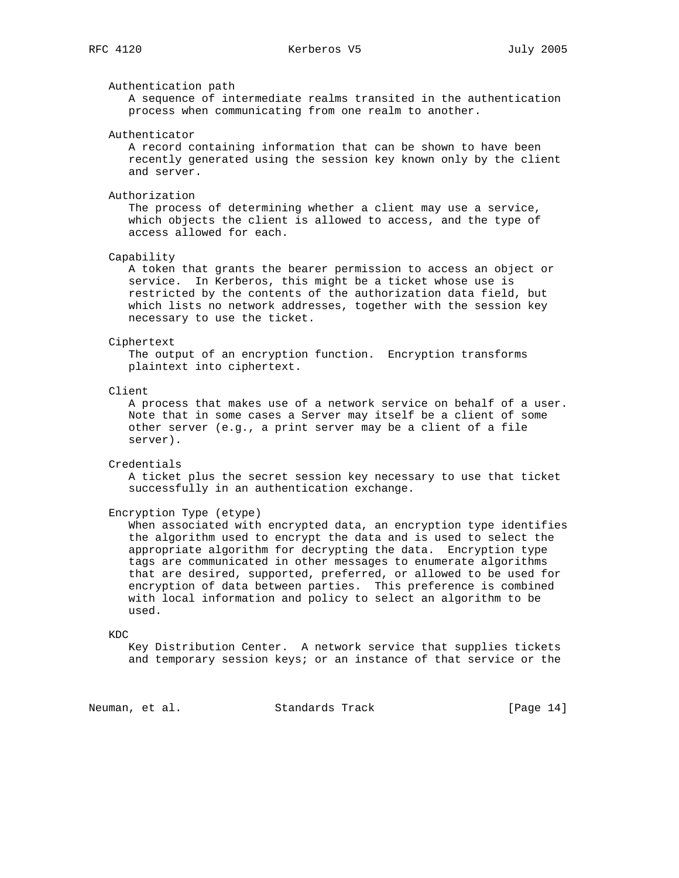Authentication path
A sequence of intermediate realms transited in the authentication process when communicating from one realm to another.

Authenticator
A record containing information that can be shown to have been recently generated using the session key known only by the client and server.

Authorization
The process of determining whether a client may use a service, which objects the client is allowed to access, and the type of access allowed for each.

Capability
A token that grants the bearer permission to access an object or service. In Kerberos, this might be a ticket whose use is restricted by the contents of the authorization data field, but which lists no network addresses, together with the session key necessary to use the ticket.

Ciphertext
The output of an encryption function. Encryption transforms plaintext into ciphertext.

Client
A process that makes use of a network service on behalf of a user. Note that in some cases a Server may itself be a client of some other server (e.g., a print server may be a client of a file server).

Credentials
A ticket plus the secret session key necessary to use that ticket successfully in an authentication exchange.

Encryption Type (etype)
When associated with encrypted data, an encryption type identifies the algorithm used to encrypt the data and is used to select the appropriate algorithm for decrypting the data. Encryption type tags are communicated in other messages to enumerate algorithms that are desired, supported, preferred, or allowed to be used for encryption of data between parties. This preference is combined with local information and policy to select an algorithm to be used.

KDC
Key Distribution Center. A network service that supplies tickets and temporary session keys; or an instance of that service or the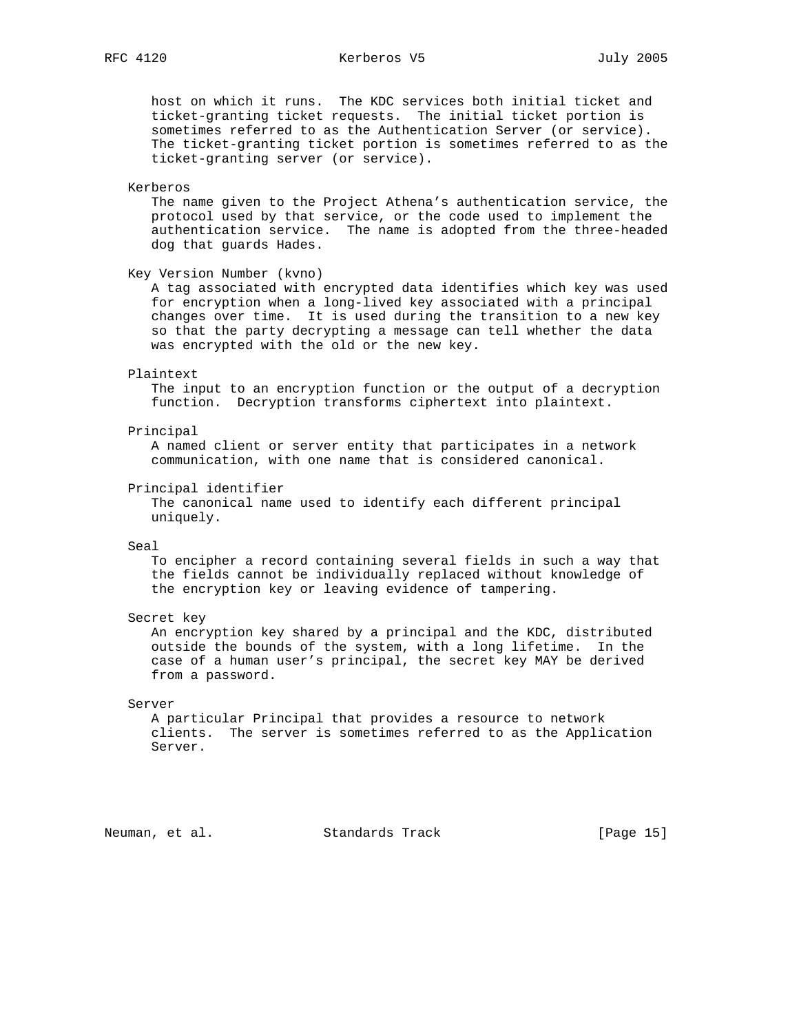host on which it runs. The KDC services both initial ticket and ticket-granting ticket requests. The initial ticket portion is sometimes referred to as the Authentication Server (or service). The ticket-granting ticket portion is sometimes referred to as the ticket-granting server (or service).

Kerberos
: The name given to the Project Athena's authentication service, the protocol used by that service, or the code used to implement the authentication service. The name is adopted from the three-headed dog that guards Hades.

Key Version Number (kvno)
: A tag associated with encrypted data identifies which key was used for encryption when a long-lived key associated with a principal changes over time. It is used during the transition to a new key so that the party decrypting a message can tell whether the data was encrypted with the old or the new key.

Plaintext
: The input to an encryption function or the output of a decryption function. Decryption transforms ciphertext into plaintext.

Principal
: A named client or server entity that participates in a network communication, with one name that is considered canonical.

Principal identifier
: The canonical name used to identify each different principal uniquely.

Seal
: To encipher a record containing several fields in such a way that the fields cannot be individually replaced without knowledge of the encryption key or leaving evidence of tampering.

Secret key
: An encryption key shared by a principal and the KDC, distributed outside the bounds of the system, with a long lifetime. In the case of a human user's principal, the secret key MAY be derived from a password.

Server
: A particular Principal that provides a resource to network clients. The server is sometimes referred to as the Application Server.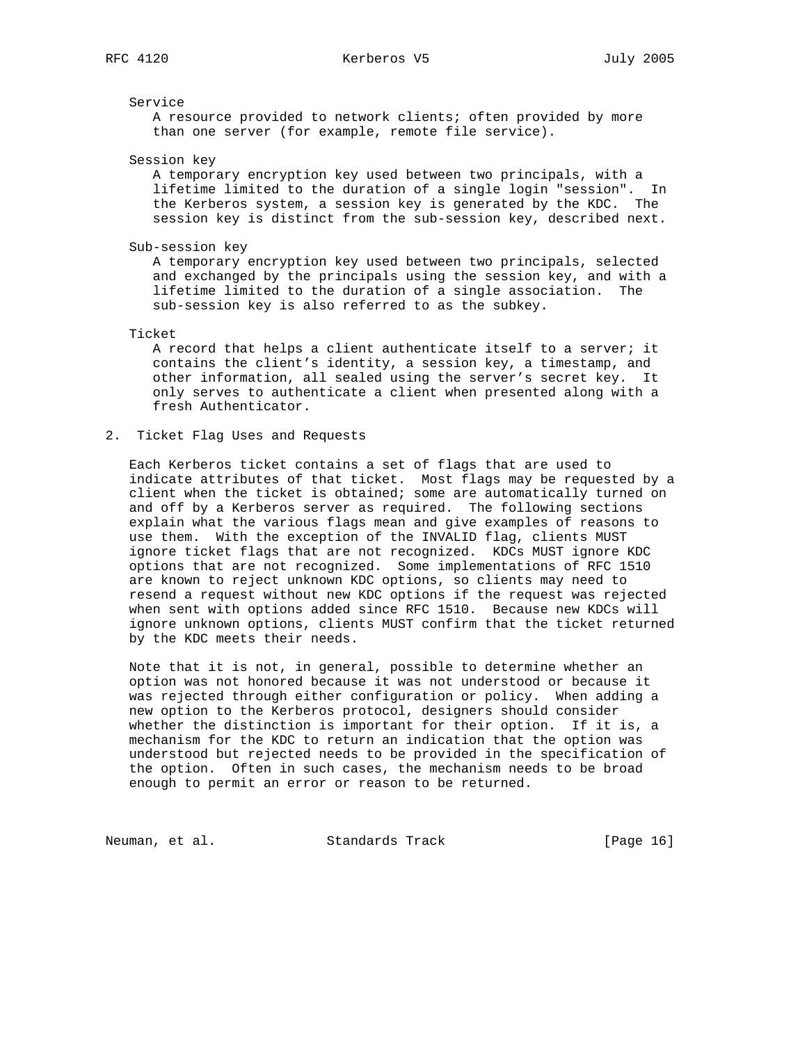Service
: A resource provided to network clients; often provided by more than one server (for example, remote file service).

Session key
: A temporary encryption key used between two principals, with a lifetime limited to the duration of a single login "session". In the Kerberos system, a session key is generated by the KDC. The session key is distinct from the sub-session key, described next.

Sub-session key
: A temporary encryption key used between two principals, selected and exchanged by the principals using the session key, and with a lifetime limited to the duration of a single association. The sub-session key is also referred to as the subkey.

Ticket
: A record that helps a client authenticate itself to a server; it contains the client's identity, a session key, a timestamp, and other information, all sealed using the server's secret key. It only serves to authenticate a client when presented along with a fresh Authenticator.

## 2. Ticket Flag Uses and Requests

Each Kerberos ticket contains a set of flags that are used to indicate attributes of that ticket. Most flags may be requested by a client when the ticket is obtained; some are automatically turned on and off by a Kerberos server as required. The following sections explain what the various flags mean and give examples of reasons to use them. With the exception of the INVALID flag, clients MUST ignore ticket flags that are not recognized. KDCs MUST ignore KDC options that are not recognized. Some implementations of RFC 1510 are known to reject unknown KDC options, so clients may need to resend a request without new KDC options if the request was rejected when sent with options added since RFC 1510. Because new KDCs will ignore unknown options, clients MUST confirm that the ticket returned by the KDC meets their needs.

Note that it is not, in general, possible to determine whether an option was not honored because it was not understood or because it was rejected through either configuration or policy. When adding a new option to the Kerberos protocol, designers should consider whether the distinction is important for their option. If it is, a mechanism for the KDC to return an indication that the option was understood but rejected needs to be provided in the specification of the option. Often in such cases, the mechanism needs to be broad enough to permit an error or reason to be returned.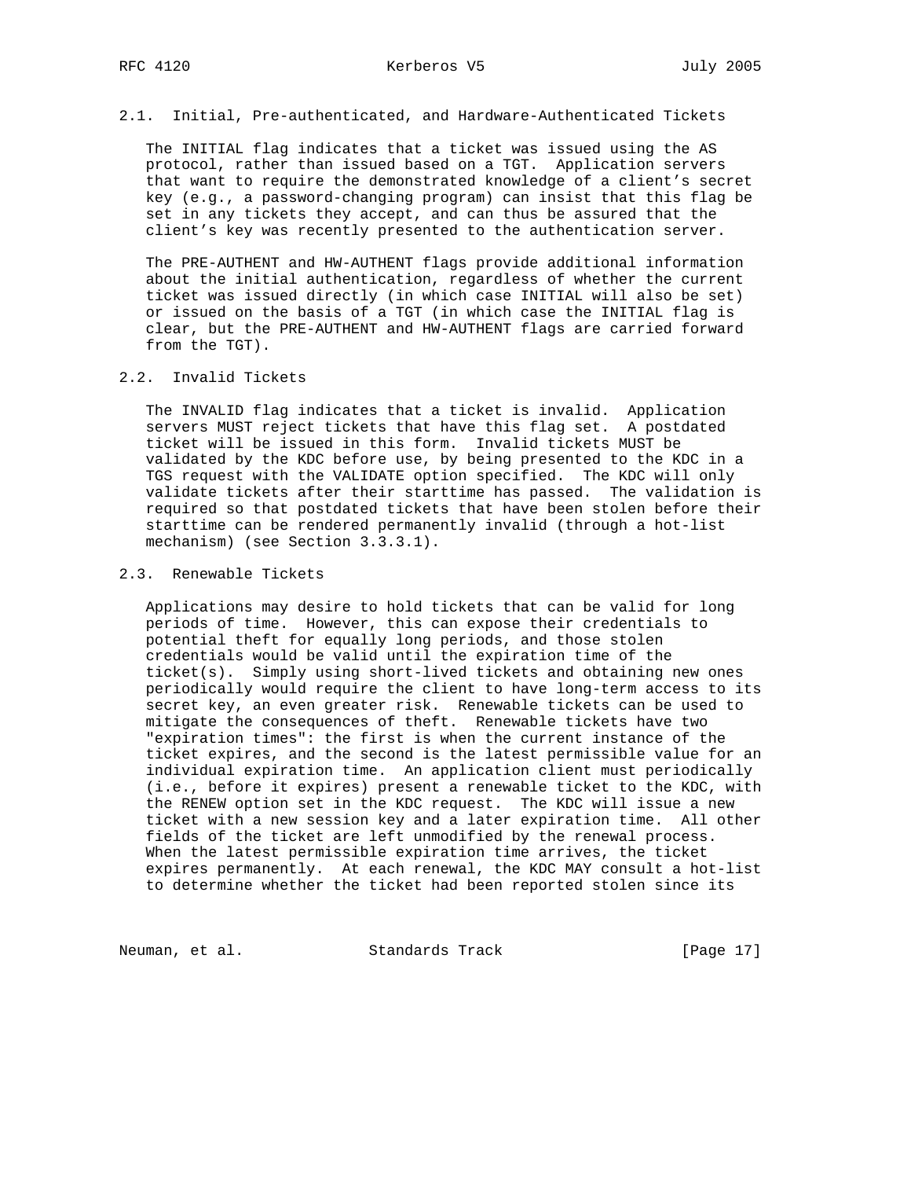### 2.1. Initial, Pre-authenticated, and Hardware-Authenticated Tickets

The INITIAL flag indicates that a ticket was issued using the AS protocol, rather than issued based on a TGT. Application servers that want to require the demonstrated knowledge of a client's secret key (e.g., a password-changing program) can insist that this flag be set in any tickets they accept, and can thus be assured that the client's key was recently presented to the authentication server.

The PRE-AUTHENT and HW-AUTHENT flags provide additional information about the initial authentication, regardless of whether the current ticket was issued directly (in which case INITIAL will also be set) or issued on the basis of a TGT (in which case the INITIAL flag is clear, but the PRE-AUTHENT and HW-AUTHENT flags are carried forward from the TGT).

### 2.2. Invalid Tickets

The INVALID flag indicates that a ticket is invalid. Application servers MUST reject tickets that have this flag set. A postdated ticket will be issued in this form. Invalid tickets MUST be validated by the KDC before use, by being presented to the KDC in a TGS request with the VALIDATE option specified. The KDC will only validate tickets after their starttime has passed. The validation is required so that postdated tickets that have been stolen before their starttime can be rendered permanently invalid (through a hot-list mechanism) (see Section 3.3.3.1).

### 2.3. Renewable Tickets

Applications may desire to hold tickets that can be valid for long periods of time. However, this can expose their credentials to potential theft for equally long periods, and those stolen credentials would be valid until the expiration time of the ticket(s). Simply using short-lived tickets and obtaining new ones periodically would require the client to have long-term access to its secret key, an even greater risk. Renewable tickets can be used to mitigate the consequences of theft. Renewable tickets have two "expiration times": the first is when the current instance of the ticket expires, and the second is the latest permissible value for an individual expiration time. An application client must periodically (i.e., before it expires) present a renewable ticket to the KDC, with the RENEW option set in the KDC request. The KDC will issue a new ticket with a new session key and a later expiration time. All other fields of the ticket are left unmodified by the renewal process. When the latest permissible expiration time arrives, the ticket expires permanently. At each renewal, the KDC MAY consult a hot-list to determine whether the ticket had been reported stolen since its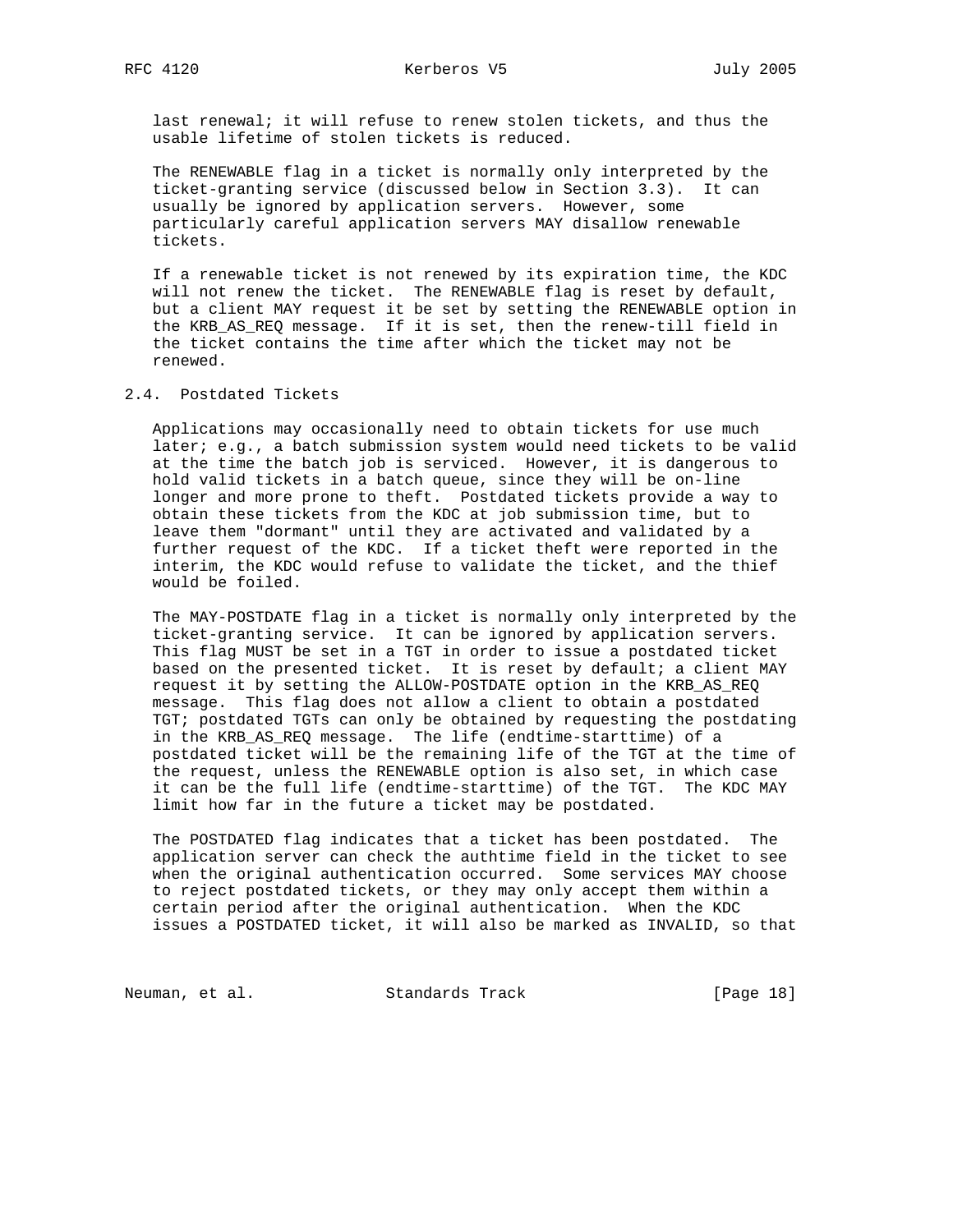last renewal; it will refuse to renew stolen tickets, and thus the usable lifetime of stolen tickets is reduced.

The RENEWABLE flag in a ticket is normally only interpreted by the ticket-granting service (discussed below in Section 3.3). It can usually be ignored by application servers. However, some particularly careful application servers MAY disallow renewable tickets.

If a renewable ticket is not renewed by its expiration time, the KDC will not renew the ticket. The RENEWABLE flag is reset by default, but a client MAY request it be set by setting the RENEWABLE option in the KRB_AS_REQ message. If it is set, then the renew-till field in the ticket contains the time after which the ticket may not be renewed.

## 2.4. Postdated Tickets

Applications may occasionally need to obtain tickets for use much later; e.g., a batch submission system would need tickets to be valid at the time the batch job is serviced. However, it is dangerous to hold valid tickets in a batch queue, since they will be on-line longer and more prone to theft. Postdated tickets provide a way to obtain these tickets from the KDC at job submission time, but to leave them "dormant" until they are activated and validated by a further request of the KDC. If a ticket theft were reported in the interim, the KDC would refuse to validate the ticket, and the thief would be foiled.

The MAY-POSTDATE flag in a ticket is normally only interpreted by the ticket-granting service. It can be ignored by application servers. This flag MUST be set in a TGT in order to issue a postdated ticket based on the presented ticket. It is reset by default; a client MAY request it by setting the ALLOW-POSTDATE option in the KRB_AS_REQ message. This flag does not allow a client to obtain a postdated TGT; postdated TGTs can only be obtained by requesting the postdating in the KRB_AS_REQ message. The life (endtime-starttime) of a postdated ticket will be the remaining life of the TGT at the time of the request, unless the RENEWABLE option is also set, in which case it can be the full life (endtime-starttime) of the TGT. The KDC MAY limit how far in the future a ticket may be postdated.

The POSTDATED flag indicates that a ticket has been postdated. The application server can check the authtime field in the ticket to see when the original authentication occurred. Some services MAY choose to reject postdated tickets, or they may only accept them within a certain period after the original authentication. When the KDC issues a POSTDATED ticket, it will also be marked as INVALID, so that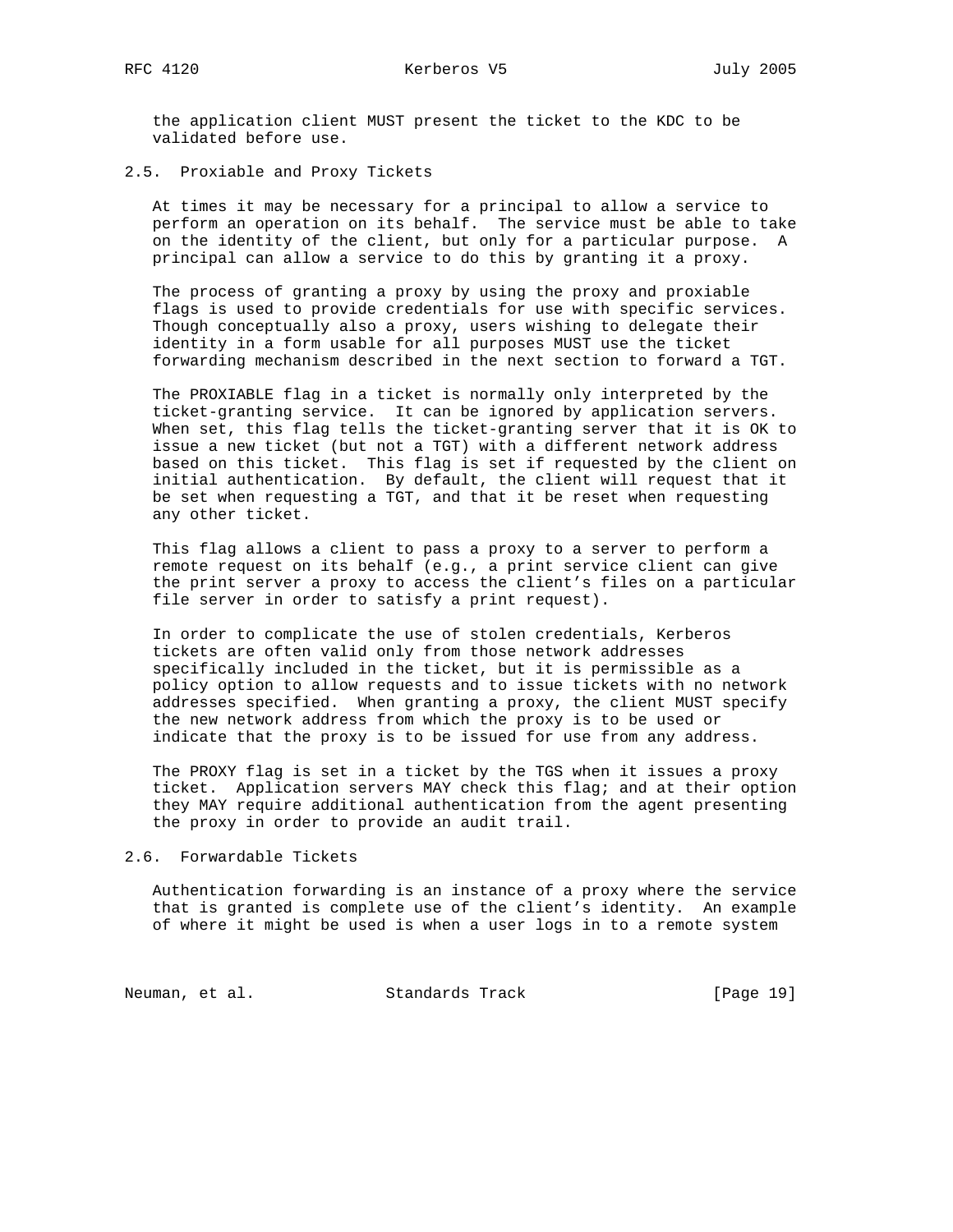the application client MUST present the ticket to the KDC to be validated before use.

## 2.5. Proxiable and Proxy Tickets

At times it may be necessary for a principal to allow a service to perform an operation on its behalf. The service must be able to take on the identity of the client, but only for a particular purpose. A principal can allow a service to do this by granting it a proxy.

The process of granting a proxy by using the proxy and proxiable flags is used to provide credentials for use with specific services. Though conceptually also a proxy, users wishing to delegate their identity in a form usable for all purposes MUST use the ticket forwarding mechanism described in the next section to forward a TGT.

The PROXIABLE flag in a ticket is normally only interpreted by the ticket-granting service. It can be ignored by application servers. When set, this flag tells the ticket-granting server that it is OK to issue a new ticket (but not a TGT) with a different network address based on this ticket. This flag is set if requested by the client on initial authentication. By default, the client will request that it be set when requesting a TGT, and that it be reset when requesting any other ticket.

This flag allows a client to pass a proxy to a server to perform a remote request on its behalf (e.g., a print service client can give the print server a proxy to access the client's files on a particular file server in order to satisfy a print request).

In order to complicate the use of stolen credentials, Kerberos tickets are often valid only from those network addresses specifically included in the ticket, but it is permissible as a policy option to allow requests and to issue tickets with no network addresses specified. When granting a proxy, the client MUST specify the new network address from which the proxy is to be used or indicate that the proxy is to be issued for use from any address.

The PROXY flag is set in a ticket by the TGS when it issues a proxy ticket. Application servers MAY check this flag; and at their option they MAY require additional authentication from the agent presenting the proxy in order to provide an audit trail.

## 2.6. Forwardable Tickets

Authentication forwarding is an instance of a proxy where the service that is granted is complete use of the client's identity. An example of where it might be used is when a user logs in to a remote system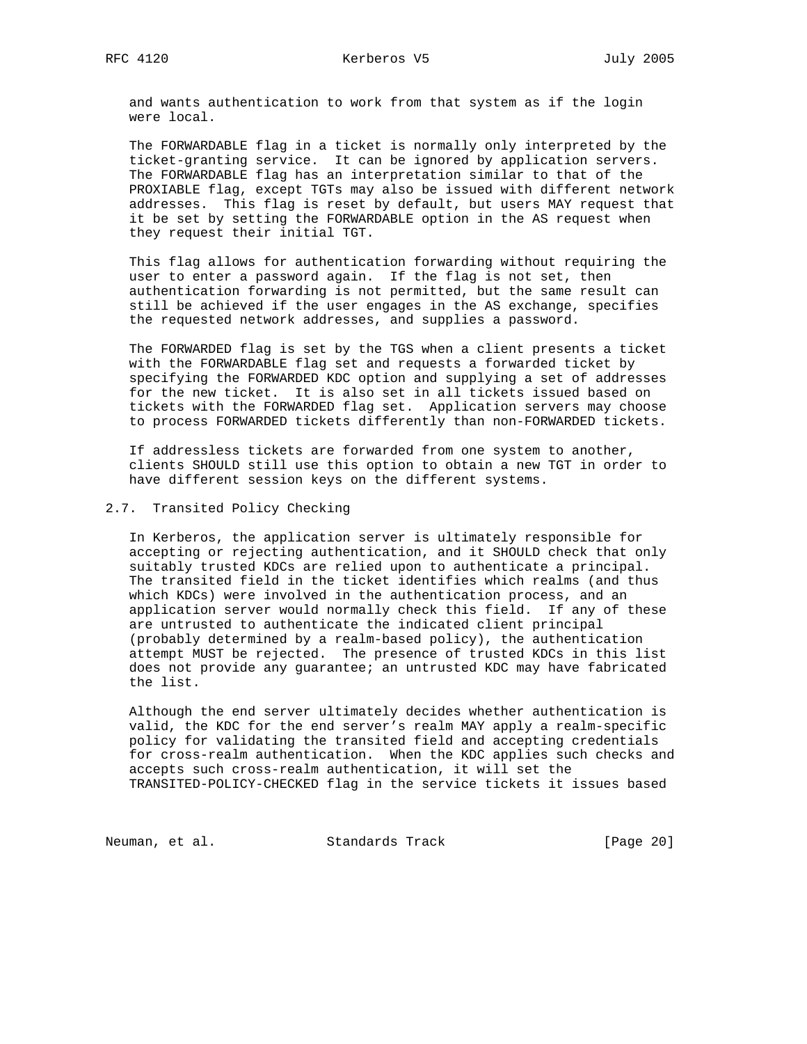and wants authentication to work from that system as if the login were local.

The FORWARDABLE flag in a ticket is normally only interpreted by the ticket-granting service. It can be ignored by application servers. The FORWARDABLE flag has an interpretation similar to that of the PROXIABLE flag, except TGTs may also be issued with different network addresses. This flag is reset by default, but users MAY request that it be set by setting the FORWARDABLE option in the AS request when they request their initial TGT.

This flag allows for authentication forwarding without requiring the user to enter a password again. If the flag is not set, then authentication forwarding is not permitted, but the same result can still be achieved if the user engages in the AS exchange, specifies the requested network addresses, and supplies a password.

The FORWARDED flag is set by the TGS when a client presents a ticket with the FORWARDABLE flag set and requests a forwarded ticket by specifying the FORWARDED KDC option and supplying a set of addresses for the new ticket. It is also set in all tickets issued based on tickets with the FORWARDED flag set. Application servers may choose to process FORWARDED tickets differently than non-FORWARDED tickets.

If addressless tickets are forwarded from one system to another, clients SHOULD still use this option to obtain a new TGT in order to have different session keys on the different systems.

## 2.7. Transited Policy Checking

In Kerberos, the application server is ultimately responsible for accepting or rejecting authentication, and it SHOULD check that only suitably trusted KDCs are relied upon to authenticate a principal. The transited field in the ticket identifies which realms (and thus which KDCs) were involved in the authentication process, and an application server would normally check this field. If any of these are untrusted to authenticate the indicated client principal (probably determined by a realm-based policy), the authentication attempt MUST be rejected. The presence of trusted KDCs in this list does not provide any guarantee; an untrusted KDC may have fabricated the list.

Although the end server ultimately decides whether authentication is valid, the KDC for the end server's realm MAY apply a realm-specific policy for validating the transited field and accepting credentials for cross-realm authentication. When the KDC applies such checks and accepts such cross-realm authentication, it will set the TRANSITED-POLICY-CHECKED flag in the service tickets it issues based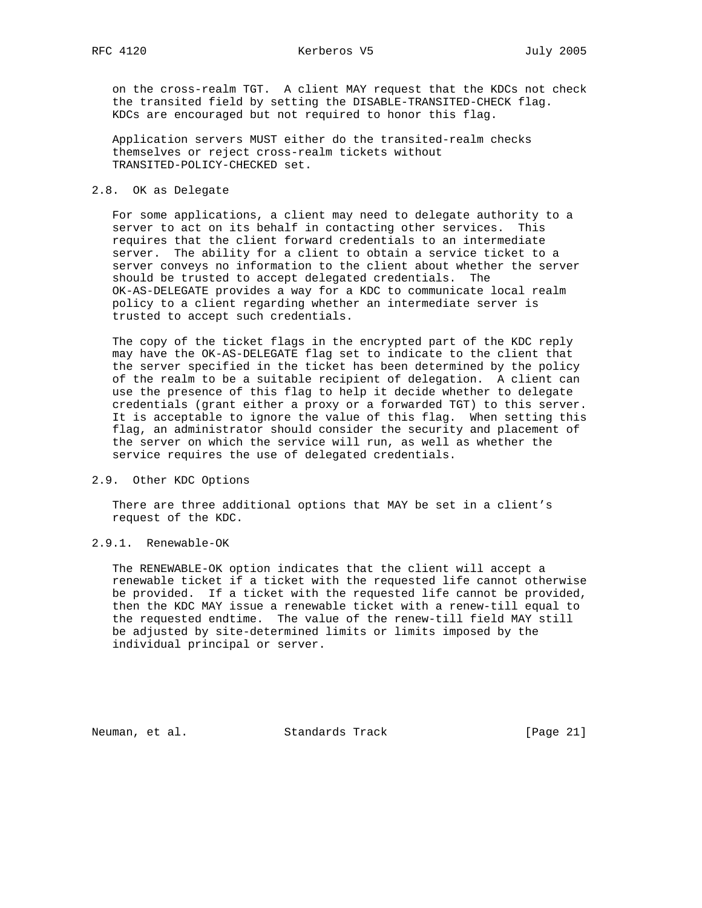on the cross-realm TGT. A client MAY request that the KDCs not check the transited field by setting the DISABLE-TRANSITED-CHECK flag. KDCs are encouraged but not required to honor this flag.

Application servers MUST either do the transited-realm checks themselves or reject cross-realm tickets without TRANSITED-POLICY-CHECKED set.

## 2.8. OK as Delegate

For some applications, a client may need to delegate authority to a server to act on its behalf in contacting other services. This requires that the client forward credentials to an intermediate server. The ability for a client to obtain a service ticket to a server conveys no information to the client about whether the server should be trusted to accept delegated credentials. The OK-AS-DELEGATE provides a way for a KDC to communicate local realm policy to a client regarding whether an intermediate server is trusted to accept such credentials.

The copy of the ticket flags in the encrypted part of the KDC reply may have the OK-AS-DELEGATE flag set to indicate to the client that the server specified in the ticket has been determined by the policy of the realm to be a suitable recipient of delegation. A client can use the presence of this flag to help it decide whether to delegate credentials (grant either a proxy or a forwarded TGT) to this server. It is acceptable to ignore the value of this flag. When setting this flag, an administrator should consider the security and placement of the server on which the service will run, as well as whether the service requires the use of delegated credentials.

## 2.9. Other KDC Options

There are three additional options that MAY be set in a client's request of the KDC.

### 2.9.1. Renewable-OK

The RENEWABLE-OK option indicates that the client will accept a renewable ticket if a ticket with the requested life cannot otherwise be provided. If a ticket with the requested life cannot be provided, then the KDC MAY issue a renewable ticket with a renew-till equal to the requested endtime. The value of the renew-till field MAY still be adjusted by site-determined limits or limits imposed by the individual principal or server.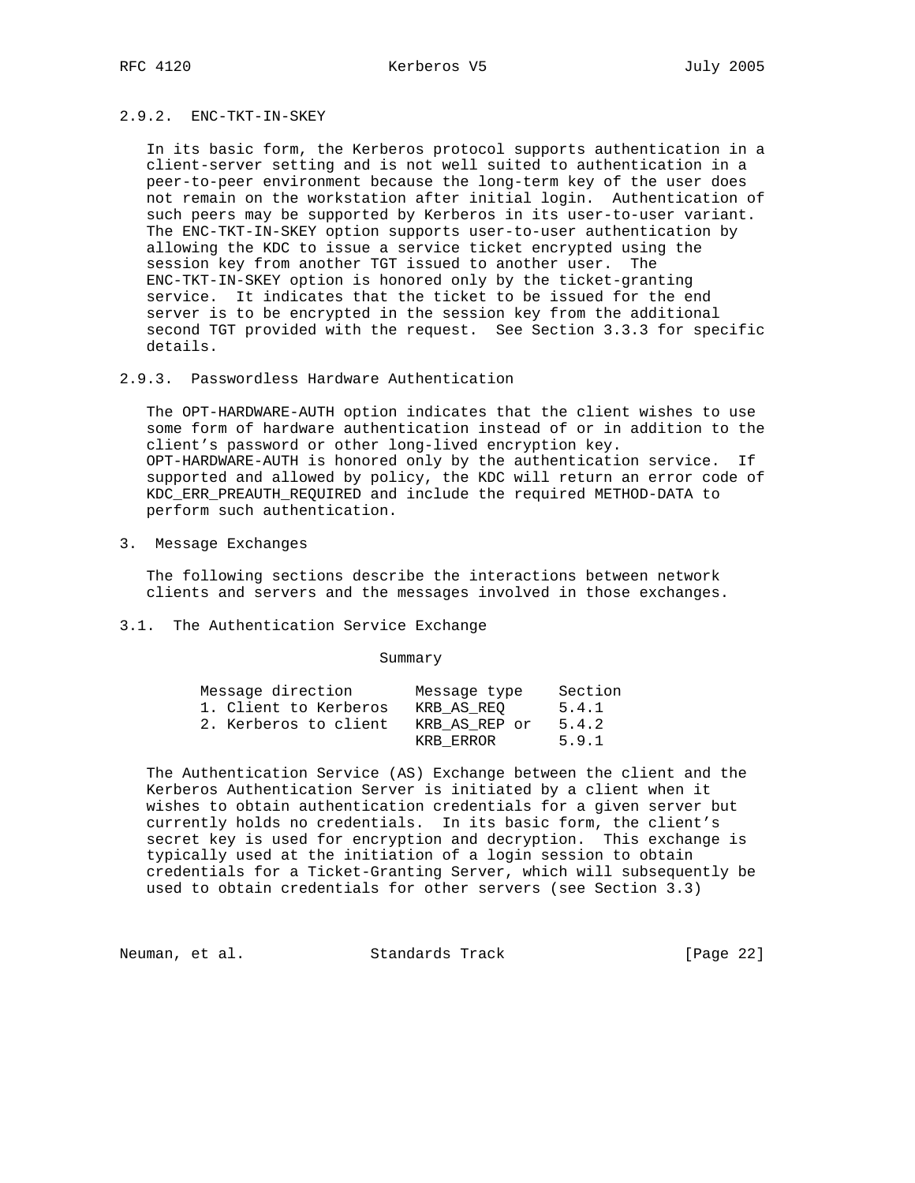### 2.9.2. ENC-TKT-IN-SKEY

In its basic form, the Kerberos protocol supports authentication in a client-server setting and is not well suited to authentication in a peer-to-peer environment because the long-term key of the user does not remain on the workstation after initial login. Authentication of such peers may be supported by Kerberos in its user-to-user variant. The ENC-TKT-IN-SKEY option supports user-to-user authentication by allowing the KDC to issue a service ticket encrypted using the session key from another TGT issued to another user. The ENC-TKT-IN-SKEY option is honored only by the ticket-granting service. It indicates that the ticket to be issued for the end server is to be encrypted in the session key from the additional second TGT provided with the request. See Section 3.3.3 for specific details.

### 2.9.3. Passwordless Hardware Authentication

The OPT-HARDWARE-AUTH option indicates that the client wishes to use some form of hardware authentication instead of or in addition to the client's password or other long-lived encryption key. OPT-HARDWARE-AUTH is honored only by the authentication service. If supported and allowed by policy, the KDC will return an error code of KDC_ERR_PREAUTH_REQUIRED and include the required METHOD-DATA to perform such authentication.

# 3. Message Exchanges

The following sections describe the interactions between network clients and servers and the messages involved in those exchanges.

## 3.1. The Authentication Service Exchange

Summary

| Message direction | Message type | Section |
|---|---|---|
| 1. Client to Kerberos | KRB_AS_REQ | 5.4.1 |
| 2. Kerberos to client | KRB_AS_REP or | 5.4.2 |
| | KRB_ERROR | 5.9.1 |

The Authentication Service (AS) Exchange between the client and the Kerberos Authentication Server is initiated by a client when it wishes to obtain authentication credentials for a given server but currently holds no credentials. In its basic form, the client's secret key is used for encryption and decryption. This exchange is typically used at the initiation of a login session to obtain credentials for a Ticket-Granting Server, which will subsequently be used to obtain credentials for other servers (see Section 3.3)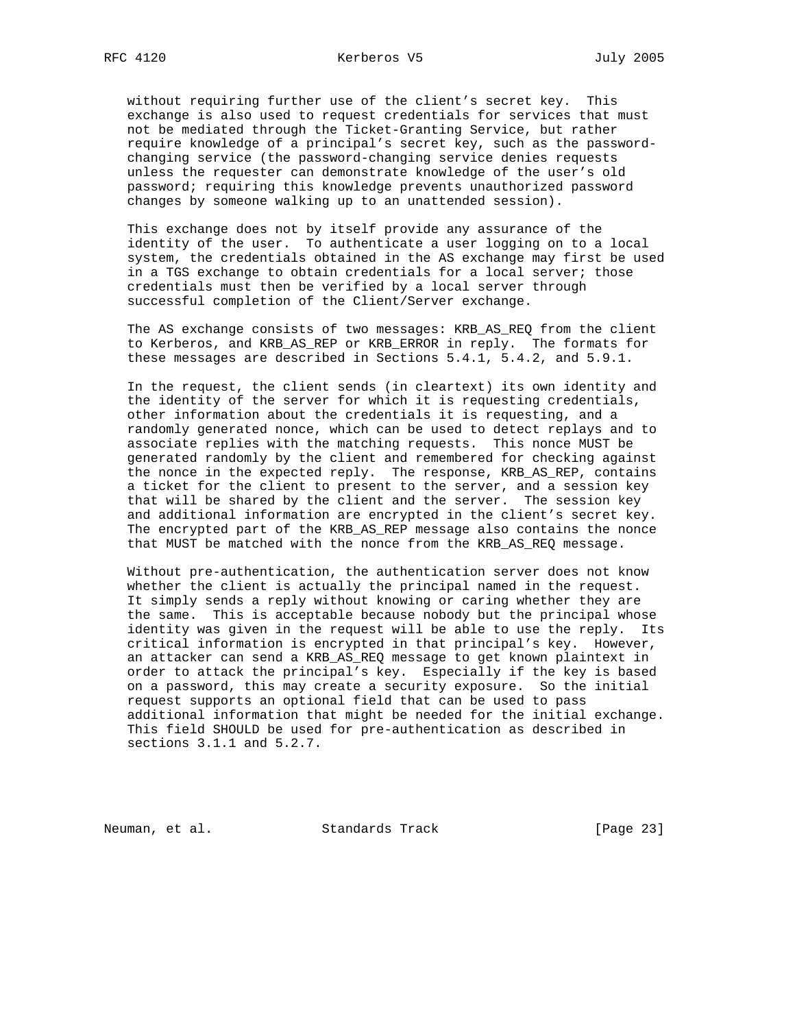without requiring further use of the client's secret key. This exchange is also used to request credentials for services that must not be mediated through the Ticket-Granting Service, but rather require knowledge of a principal's secret key, such as the password-changing service (the password-changing service denies requests unless the requester can demonstrate knowledge of the user's old password; requiring this knowledge prevents unauthorized password changes by someone walking up to an unattended session).

This exchange does not by itself provide any assurance of the identity of the user. To authenticate a user logging on to a local system, the credentials obtained in the AS exchange may first be used in a TGS exchange to obtain credentials for a local server; those credentials must then be verified by a local server through successful completion of the Client/Server exchange.

The AS exchange consists of two messages: KRB_AS_REQ from the client to Kerberos, and KRB_AS_REP or KRB_ERROR in reply. The formats for these messages are described in Sections 5.4.1, 5.4.2, and 5.9.1.

In the request, the client sends (in cleartext) its own identity and the identity of the server for which it is requesting credentials, other information about the credentials it is requesting, and a randomly generated nonce, which can be used to detect replays and to associate replies with the matching requests. This nonce MUST be generated randomly by the client and remembered for checking against the nonce in the expected reply. The response, KRB_AS_REP, contains a ticket for the client to present to the server, and a session key that will be shared by the client and the server. The session key and additional information are encrypted in the client's secret key. The encrypted part of the KRB_AS_REP message also contains the nonce that MUST be matched with the nonce from the KRB_AS_REQ message.

Without pre-authentication, the authentication server does not know whether the client is actually the principal named in the request. It simply sends a reply without knowing or caring whether they are the same. This is acceptable because nobody but the principal whose identity was given in the request will be able to use the reply. Its critical information is encrypted in that principal's key. However, an attacker can send a KRB_AS_REQ message to get known plaintext in order to attack the principal's key. Especially if the key is based on a password, this may create a security exposure. So the initial request supports an optional field that can be used to pass additional information that might be needed for the initial exchange. This field SHOULD be used for pre-authentication as described in sections 3.1.1 and 5.2.7.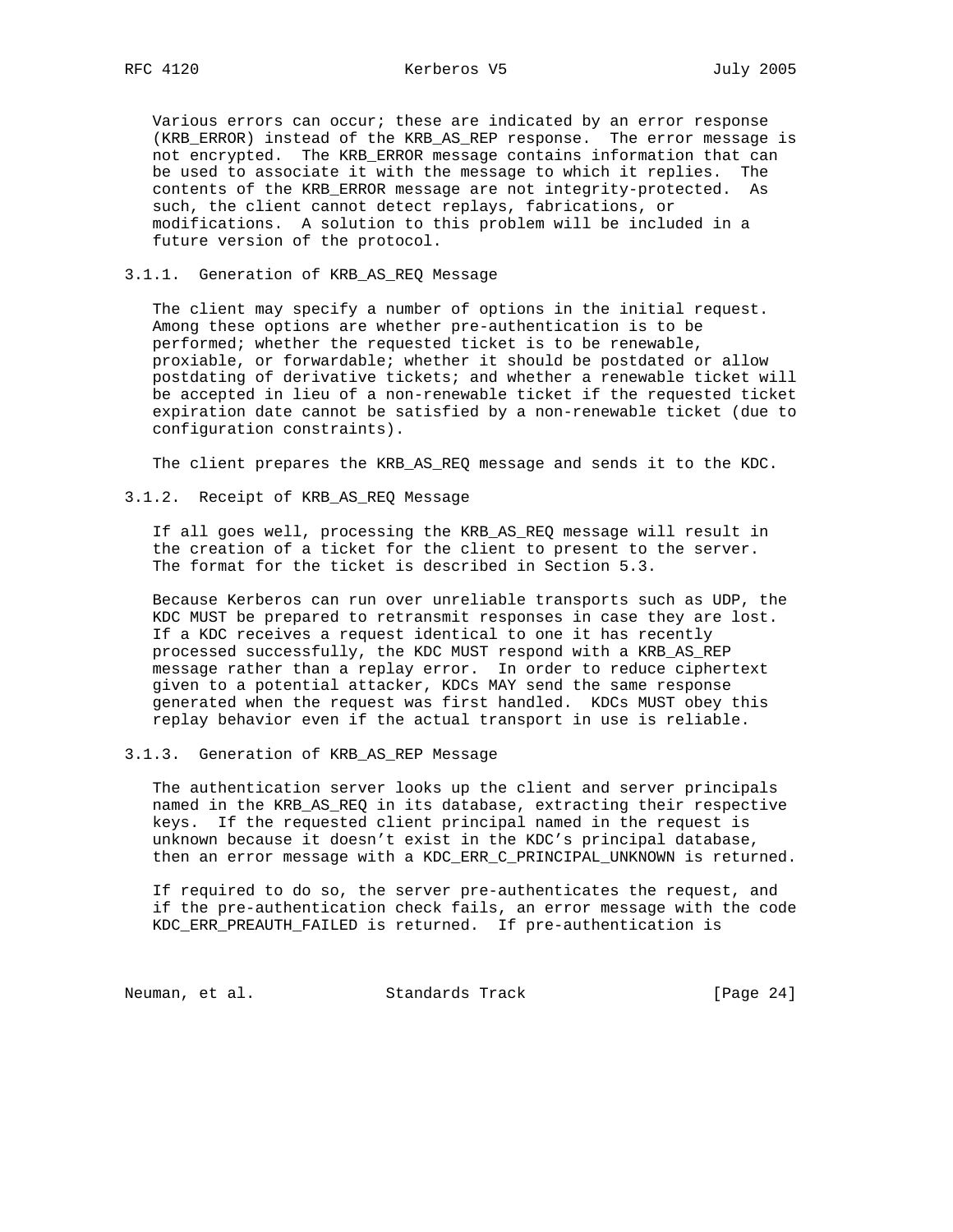Various errors can occur; these are indicated by an error response (KRB_ERROR) instead of the KRB_AS_REP response. The error message is not encrypted. The KRB_ERROR message contains information that can be used to associate it with the message to which it replies. The contents of the KRB_ERROR message are not integrity-protected. As such, the client cannot detect replays, fabrications, or modifications. A solution to this problem will be included in a future version of the protocol.

### 3.1.1. Generation of KRB_AS_REQ Message

The client may specify a number of options in the initial request. Among these options are whether pre-authentication is to be performed; whether the requested ticket is to be renewable, proxiable, or forwardable; whether it should be postdated or allow postdating of derivative tickets; and whether a renewable ticket will be accepted in lieu of a non-renewable ticket if the requested ticket expiration date cannot be satisfied by a non-renewable ticket (due to configuration constraints).

The client prepares the KRB_AS_REQ message and sends it to the KDC.

### 3.1.2. Receipt of KRB_AS_REQ Message

If all goes well, processing the KRB_AS_REQ message will result in the creation of a ticket for the client to present to the server. The format for the ticket is described in Section 5.3.

Because Kerberos can run over unreliable transports such as UDP, the KDC MUST be prepared to retransmit responses in case they are lost. If a KDC receives a request identical to one it has recently processed successfully, the KDC MUST respond with a KRB_AS_REP message rather than a replay error. In order to reduce ciphertext given to a potential attacker, KDCs MAY send the same response generated when the request was first handled. KDCs MUST obey this replay behavior even if the actual transport in use is reliable.

### 3.1.3. Generation of KRB_AS_REP Message

The authentication server looks up the client and server principals named in the KRB_AS_REQ in its database, extracting their respective keys. If the requested client principal named in the request is unknown because it doesn't exist in the KDC's principal database, then an error message with a KDC_ERR_C_PRINCIPAL_UNKNOWN is returned.

If required to do so, the server pre-authenticates the request, and if the pre-authentication check fails, an error message with the code KDC_ERR_PREAUTH_FAILED is returned. If pre-authentication is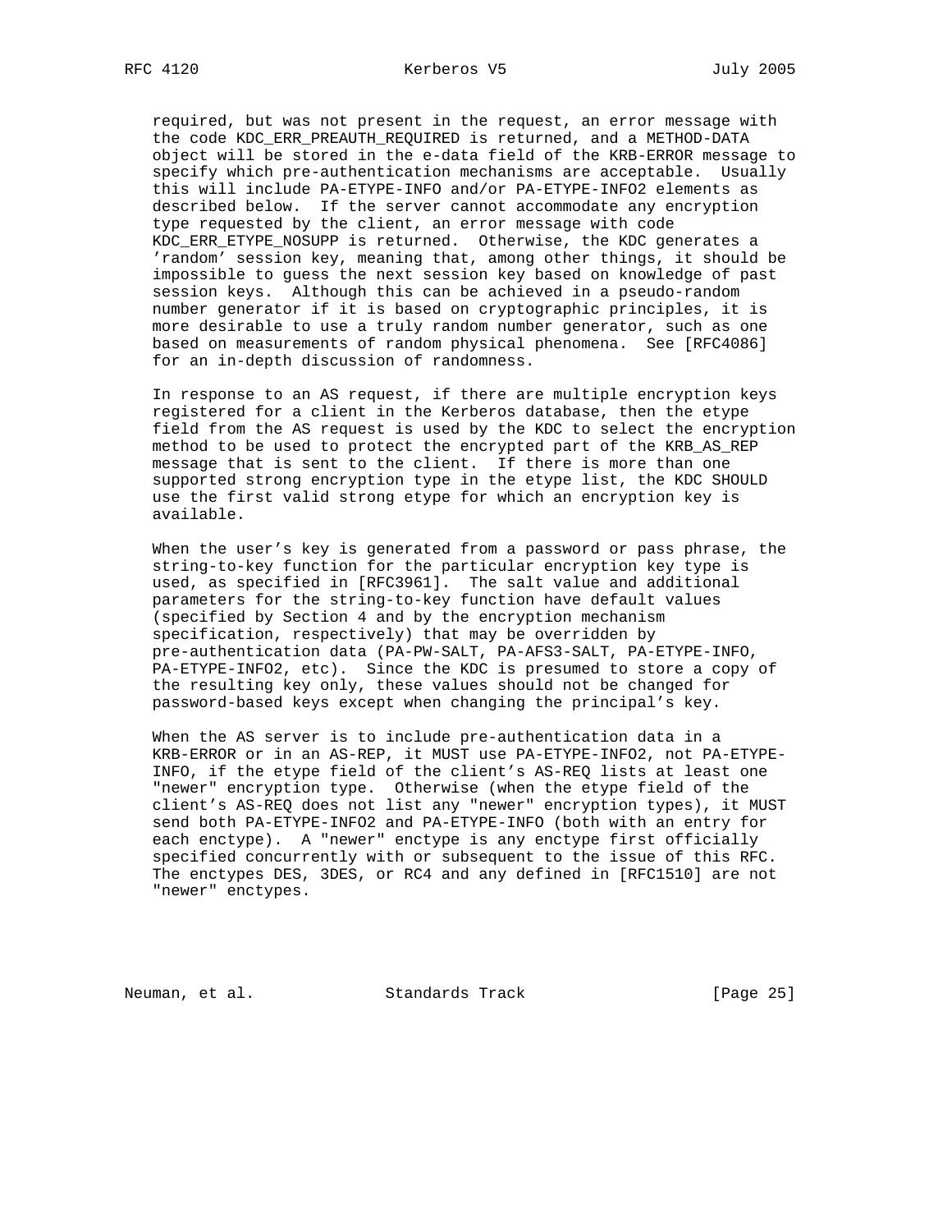required, but was not present in the request, an error message with the code KDC_ERR_PREAUTH_REQUIRED is returned, and a METHOD-DATA object will be stored in the e-data field of the KRB-ERROR message to specify which pre-authentication mechanisms are acceptable. Usually this will include PA-ETYPE-INFO and/or PA-ETYPE-INFO2 elements as described below. If the server cannot accommodate any encryption type requested by the client, an error message with code KDC_ERR_ETYPE_NOSUPP is returned. Otherwise, the KDC generates a 'random' session key, meaning that, among other things, it should be impossible to guess the next session key based on knowledge of past session keys. Although this can be achieved in a pseudo-random number generator if it is based on cryptographic principles, it is more desirable to use a truly random number generator, such as one based on measurements of random physical phenomena. See [RFC4086] for an in-depth discussion of randomness.

In response to an AS request, if there are multiple encryption keys registered for a client in the Kerberos database, then the etype field from the AS request is used by the KDC to select the encryption method to be used to protect the encrypted part of the KRB_AS_REP message that is sent to the client. If there is more than one supported strong encryption type in the etype list, the KDC SHOULD use the first valid strong etype for which an encryption key is available.

When the user's key is generated from a password or pass phrase, the string-to-key function for the particular encryption key type is used, as specified in [RFC3961]. The salt value and additional parameters for the string-to-key function have default values (specified by Section 4 and by the encryption mechanism specification, respectively) that may be overridden by pre-authentication data (PA-PW-SALT, PA-AFS3-SALT, PA-ETYPE-INFO, PA-ETYPE-INFO2, etc). Since the KDC is presumed to store a copy of the resulting key only, these values should not be changed for password-based keys except when changing the principal's key.

When the AS server is to include pre-authentication data in a KRB-ERROR or in an AS-REP, it MUST use PA-ETYPE-INFO2, not PA-ETYPE-INFO, if the etype field of the client's AS-REQ lists at least one "newer" encryption type. Otherwise (when the etype field of the client's AS-REQ does not list any "newer" encryption types), it MUST send both PA-ETYPE-INFO2 and PA-ETYPE-INFO (both with an entry for each enctype). A "newer" enctype is any enctype first officially specified concurrently with or subsequent to the issue of this RFC. The enctypes DES, 3DES, or RC4 and any defined in [RFC1510] are not "newer" enctypes.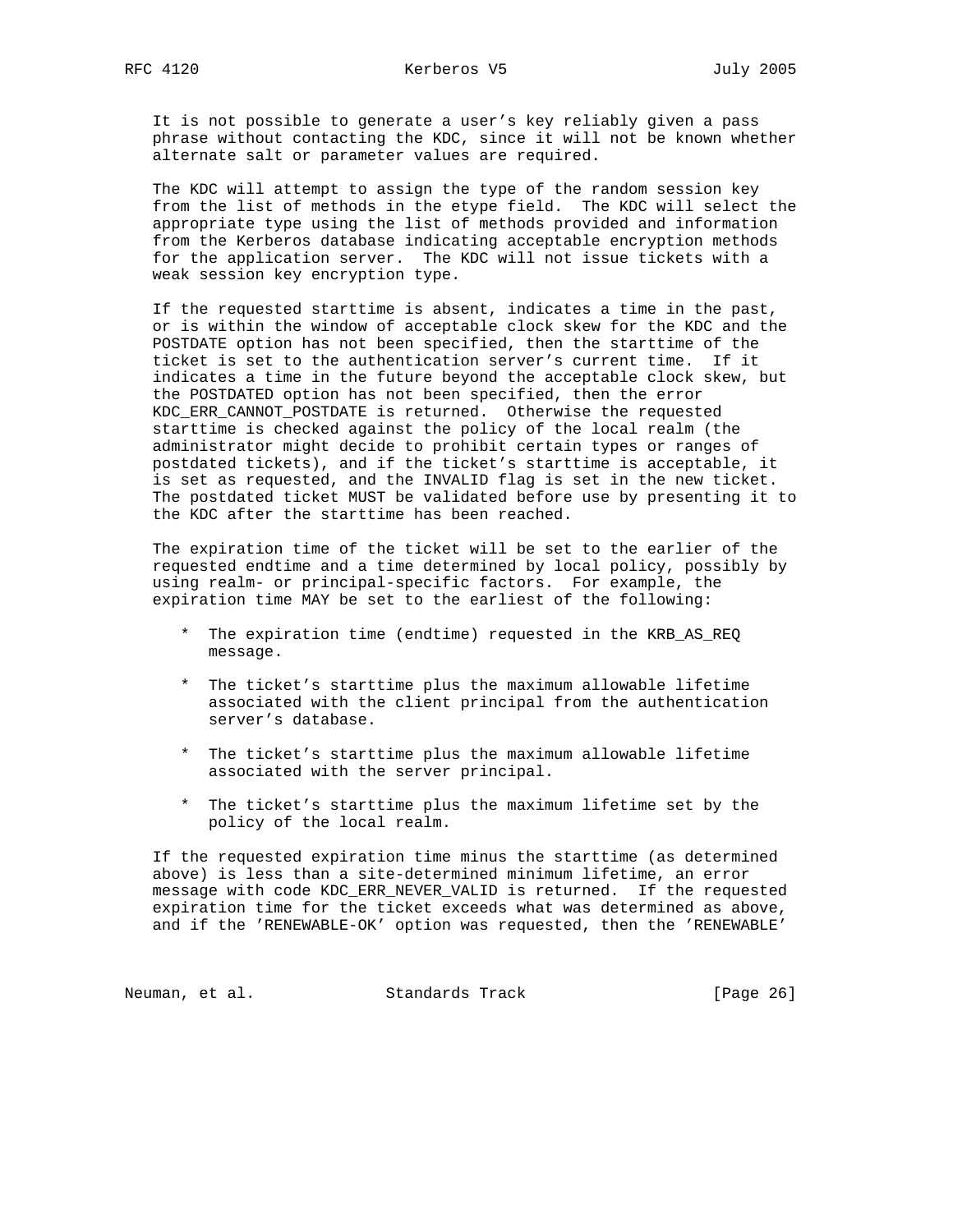It is not possible to generate a user's key reliably given a pass phrase without contacting the KDC, since it will not be known whether alternate salt or parameter values are required.

The KDC will attempt to assign the type of the random session key from the list of methods in the etype field. The KDC will select the appropriate type using the list of methods provided and information from the Kerberos database indicating acceptable encryption methods for the application server. The KDC will not issue tickets with a weak session key encryption type.

If the requested starttime is absent, indicates a time in the past, or is within the window of acceptable clock skew for the KDC and the POSTDATE option has not been specified, then the starttime of the ticket is set to the authentication server's current time. If it indicates a time in the future beyond the acceptable clock skew, but the POSTDATED option has not been specified, then the error KDC_ERR_CANNOT_POSTDATE is returned. Otherwise the requested starttime is checked against the policy of the local realm (the administrator might decide to prohibit certain types or ranges of postdated tickets), and if the ticket's starttime is acceptable, it is set as requested, and the INVALID flag is set in the new ticket. The postdated ticket MUST be validated before use by presenting it to the KDC after the starttime has been reached.

The expiration time of the ticket will be set to the earlier of the requested endtime and a time determined by local policy, possibly by using realm- or principal-specific factors. For example, the expiration time MAY be set to the earliest of the following:

* The expiration time (endtime) requested in the KRB_AS_REQ message.

* The ticket's starttime plus the maximum allowable lifetime associated with the client principal from the authentication server's database.

* The ticket's starttime plus the maximum allowable lifetime associated with the server principal.

* The ticket's starttime plus the maximum lifetime set by the policy of the local realm.

If the requested expiration time minus the starttime (as determined above) is less than a site-determined minimum lifetime, an error message with code KDC_ERR_NEVER_VALID is returned. If the requested expiration time for the ticket exceeds what was determined as above, and if the 'RENEWABLE-OK' option was requested, then the 'RENEWABLE'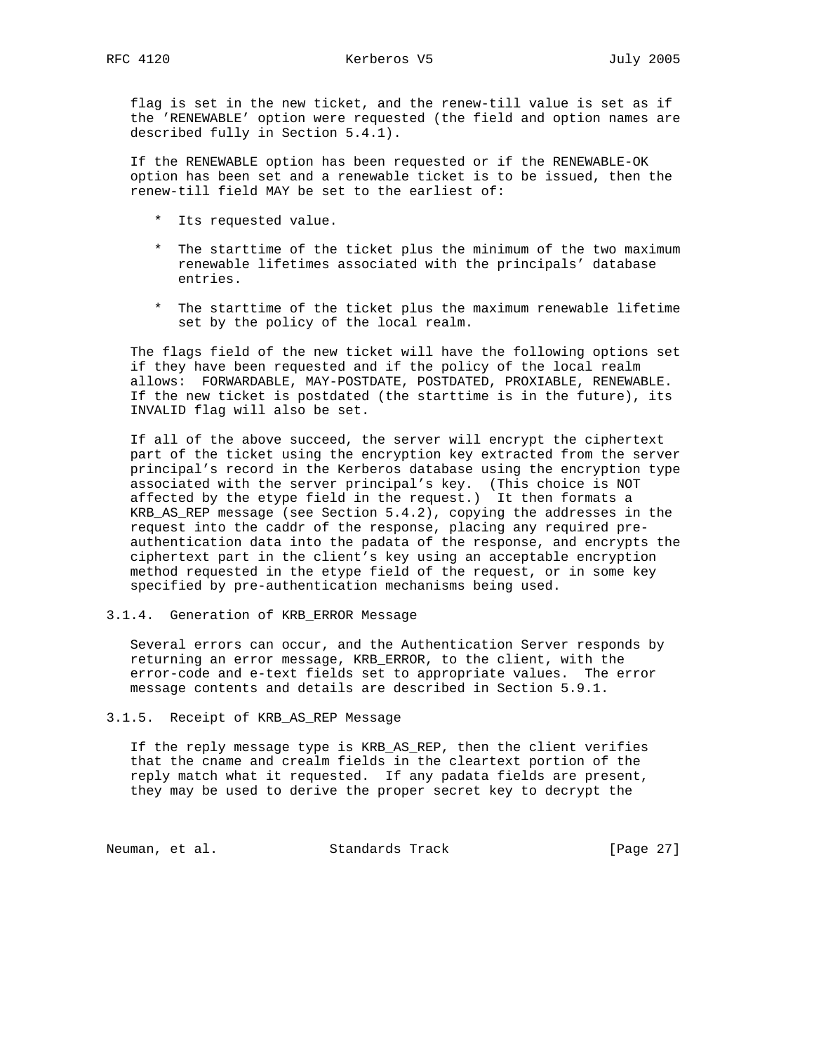flag is set in the new ticket, and the renew-till value is set as if the 'RENEWABLE' option were requested (the field and option names are described fully in Section 5.4.1).

If the RENEWABLE option has been requested or if the RENEWABLE-OK option has been set and a renewable ticket is to be issued, then the renew-till field MAY be set to the earliest of:

* Its requested value.

* The starttime of the ticket plus the minimum of the two maximum renewable lifetimes associated with the principals' database entries.

* The starttime of the ticket plus the maximum renewable lifetime set by the policy of the local realm.

The flags field of the new ticket will have the following options set if they have been requested and if the policy of the local realm allows: FORWARDABLE, MAY-POSTDATE, POSTDATED, PROXIABLE, RENEWABLE. If the new ticket is postdated (the starttime is in the future), its INVALID flag will also be set.

If all of the above succeed, the server will encrypt the ciphertext part of the ticket using the encryption key extracted from the server principal's record in the Kerberos database using the encryption type associated with the server principal's key. (This choice is NOT affected by the etype field in the request.) It then formats a KRB_AS_REP message (see Section 5.4.2), copying the addresses in the request into the caddr of the response, placing any required pre-authentication data into the padata of the response, and encrypts the ciphertext part in the client's key using an acceptable encryption method requested in the etype field of the request, or in some key specified by pre-authentication mechanisms being used.

### 3.1.4. Generation of KRB_ERROR Message

Several errors can occur, and the Authentication Server responds by returning an error message, KRB_ERROR, to the client, with the error-code and e-text fields set to appropriate values. The error message contents and details are described in Section 5.9.1.

### 3.1.5. Receipt of KRB_AS_REP Message

If the reply message type is KRB_AS_REP, then the client verifies that the cname and crealm fields in the cleartext portion of the reply match what it requested. If any padata fields are present, they may be used to derive the proper secret key to decrypt the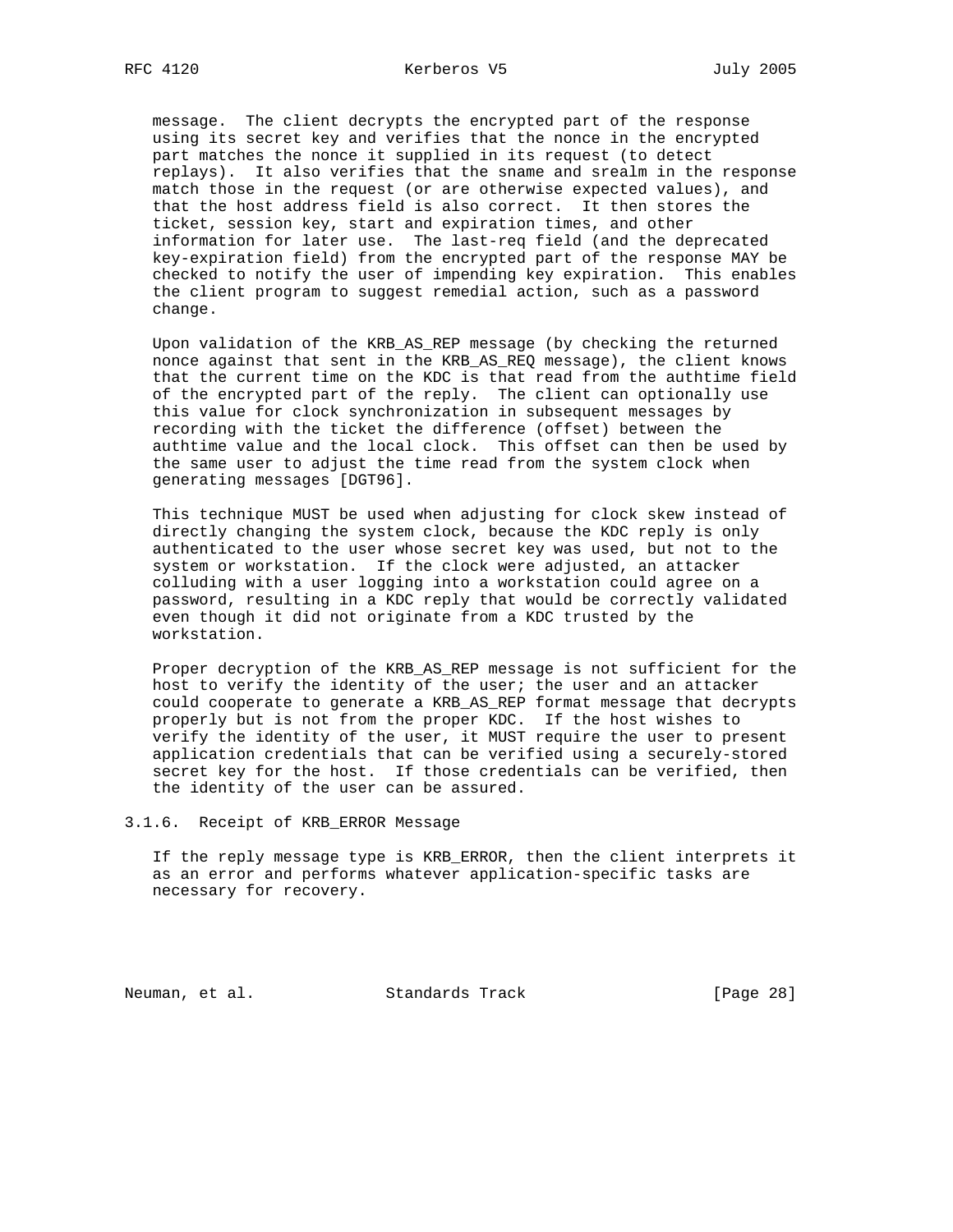message. The client decrypts the encrypted part of the response using its secret key and verifies that the nonce in the encrypted part matches the nonce it supplied in its request (to detect replays). It also verifies that the sname and srealm in the response match those in the request (or are otherwise expected values), and that the host address field is also correct. It then stores the ticket, session key, start and expiration times, and other information for later use. The last-req field (and the deprecated key-expiration field) from the encrypted part of the response MAY be checked to notify the user of impending key expiration. This enables the client program to suggest remedial action, such as a password change.

Upon validation of the KRB_AS_REP message (by checking the returned nonce against that sent in the KRB_AS_REQ message), the client knows that the current time on the KDC is that read from the authtime field of the encrypted part of the reply. The client can optionally use this value for clock synchronization in subsequent messages by recording with the ticket the difference (offset) between the authtime value and the local clock. This offset can then be used by the same user to adjust the time read from the system clock when generating messages [DGT96].

This technique MUST be used when adjusting for clock skew instead of directly changing the system clock, because the KDC reply is only authenticated to the user whose secret key was used, but not to the system or workstation. If the clock were adjusted, an attacker colluding with a user logging into a workstation could agree on a password, resulting in a KDC reply that would be correctly validated even though it did not originate from a KDC trusted by the workstation.

Proper decryption of the KRB_AS_REP message is not sufficient for the host to verify the identity of the user; the user and an attacker could cooperate to generate a KRB_AS_REP format message that decrypts properly but is not from the proper KDC. If the host wishes to verify the identity of the user, it MUST require the user to present application credentials that can be verified using a securely-stored secret key for the host. If those credentials can be verified, then the identity of the user can be assured.

### 3.1.6. Receipt of KRB_ERROR Message

If the reply message type is KRB_ERROR, then the client interprets it as an error and performs whatever application-specific tasks are necessary for recovery.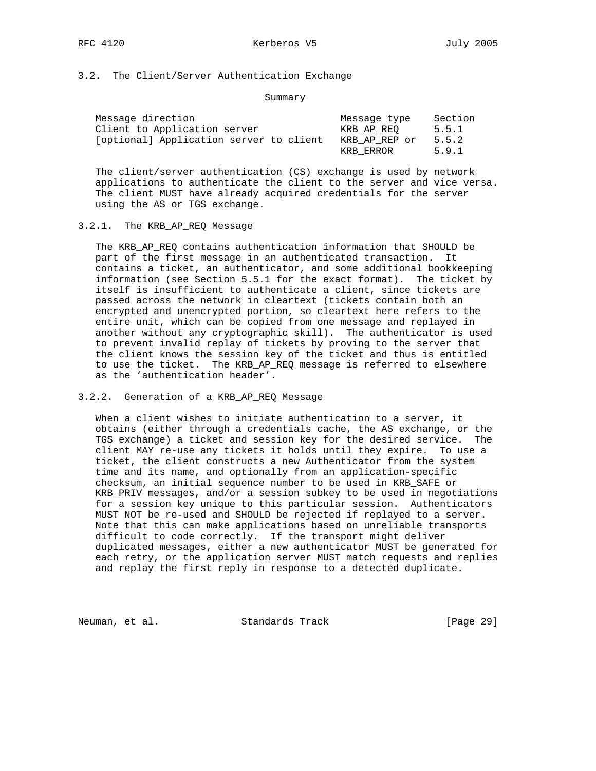### 3.2. The Client/Server Authentication Exchange

Summary

| Message direction | Message type | Section |
|---|---|---|
| Client to Application server | KRB_AP_REQ | 5.5.1 |
| [optional] Application server to client | KRB_AP_REP or | 5.5.2 |
| | KRB_ERROR | 5.9.1 |

The client/server authentication (CS) exchange is used by network applications to authenticate the client to the server and vice versa. The client MUST have already acquired credentials for the server using the AS or TGS exchange.

#### 3.2.1. The KRB_AP_REQ Message

The KRB_AP_REQ contains authentication information that SHOULD be part of the first message in an authenticated transaction. It contains a ticket, an authenticator, and some additional bookkeeping information (see Section 5.5.1 for the exact format). The ticket by itself is insufficient to authenticate a client, since tickets are passed across the network in cleartext (tickets contain both an encrypted and unencrypted portion, so cleartext here refers to the entire unit, which can be copied from one message and replayed in another without any cryptographic skill). The authenticator is used to prevent invalid replay of tickets by proving to the server that the client knows the session key of the ticket and thus is entitled to use the ticket. The KRB_AP_REQ message is referred to elsewhere as the 'authentication header'.

#### 3.2.2. Generation of a KRB_AP_REQ Message

When a client wishes to initiate authentication to a server, it obtains (either through a credentials cache, the AS exchange, or the TGS exchange) a ticket and session key for the desired service. The client MAY re-use any tickets it holds until they expire. To use a ticket, the client constructs a new Authenticator from the system time and its name, and optionally from an application-specific checksum, an initial sequence number to be used in KRB_SAFE or KRB_PRIV messages, and/or a session subkey to be used in negotiations for a session key unique to this particular session. Authenticators MUST NOT be re-used and SHOULD be rejected if replayed to a server. Note that this can make applications based on unreliable transports difficult to code correctly. If the transport might deliver duplicated messages, either a new authenticator MUST be generated for each retry, or the application server MUST match requests and replies and replay the first reply in response to a detected duplicate.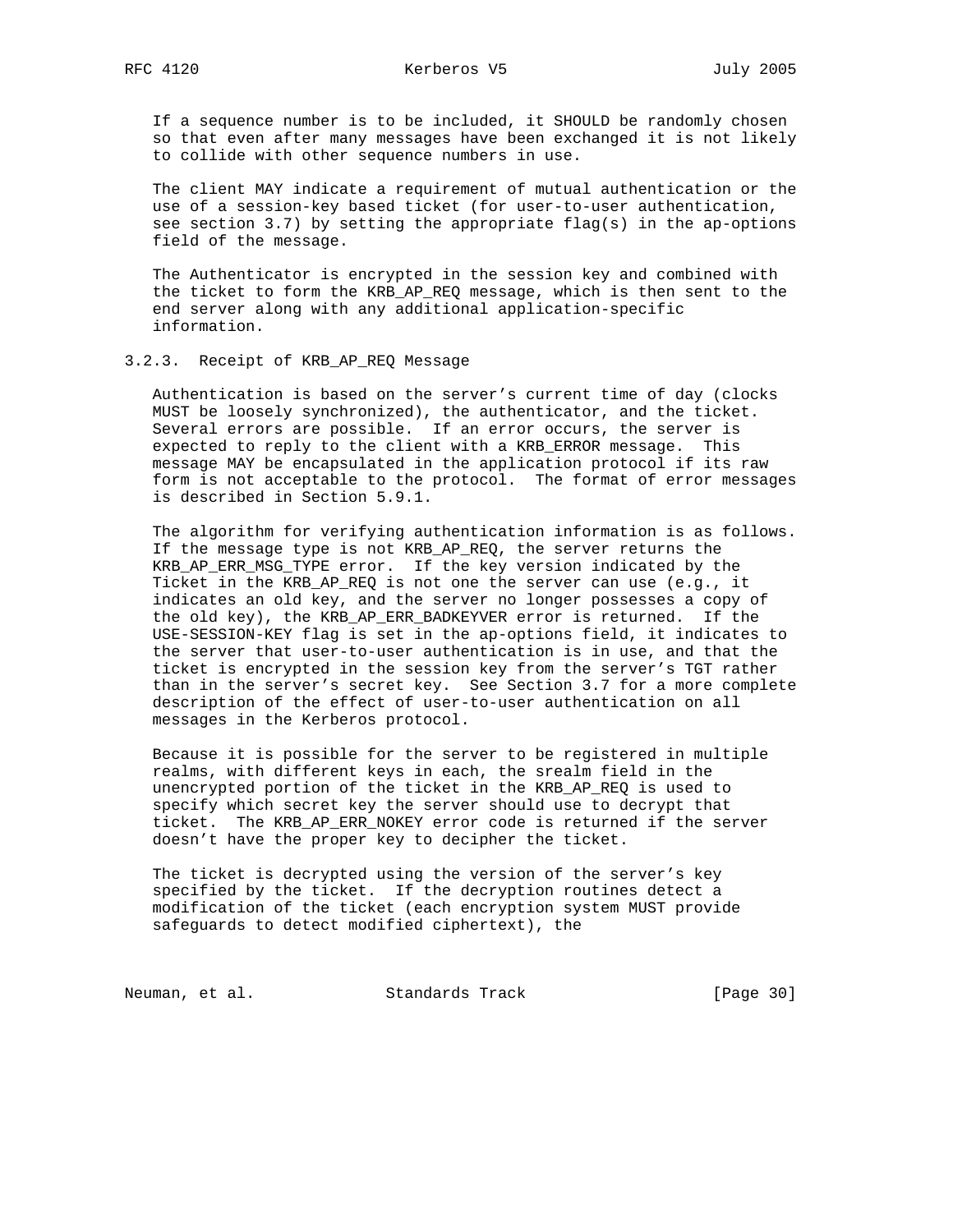If a sequence number is to be included, it SHOULD be randomly chosen so that even after many messages have been exchanged it is not likely to collide with other sequence numbers in use.

The client MAY indicate a requirement of mutual authentication or the use of a session-key based ticket (for user-to-user authentication, see section 3.7) by setting the appropriate flag(s) in the ap-options field of the message.

The Authenticator is encrypted in the session key and combined with the ticket to form the KRB_AP_REQ message, which is then sent to the end server along with any additional application-specific information.

### 3.2.3. Receipt of KRB_AP_REQ Message

Authentication is based on the server's current time of day (clocks MUST be loosely synchronized), the authenticator, and the ticket. Several errors are possible. If an error occurs, the server is expected to reply to the client with a KRB_ERROR message. This message MAY be encapsulated in the application protocol if its raw form is not acceptable to the protocol. The format of error messages is described in Section 5.9.1.

The algorithm for verifying authentication information is as follows. If the message type is not KRB_AP_REQ, the server returns the KRB_AP_ERR_MSG_TYPE error. If the key version indicated by the Ticket in the KRB_AP_REQ is not one the server can use (e.g., it indicates an old key, and the server no longer possesses a copy of the old key), the KRB_AP_ERR_BADKEYVER error is returned. If the USE-SESSION-KEY flag is set in the ap-options field, it indicates to the server that user-to-user authentication is in use, and that the ticket is encrypted in the session key from the server's TGT rather than in the server's secret key. See Section 3.7 for a more complete description of the effect of user-to-user authentication on all messages in the Kerberos protocol.

Because it is possible for the server to be registered in multiple realms, with different keys in each, the srealm field in the unencrypted portion of the ticket in the KRB_AP_REQ is used to specify which secret key the server should use to decrypt that ticket. The KRB_AP_ERR_NOKEY error code is returned if the server doesn't have the proper key to decipher the ticket.

The ticket is decrypted using the version of the server's key specified by the ticket. If the decryption routines detect a modification of the ticket (each encryption system MUST provide safeguards to detect modified ciphertext), the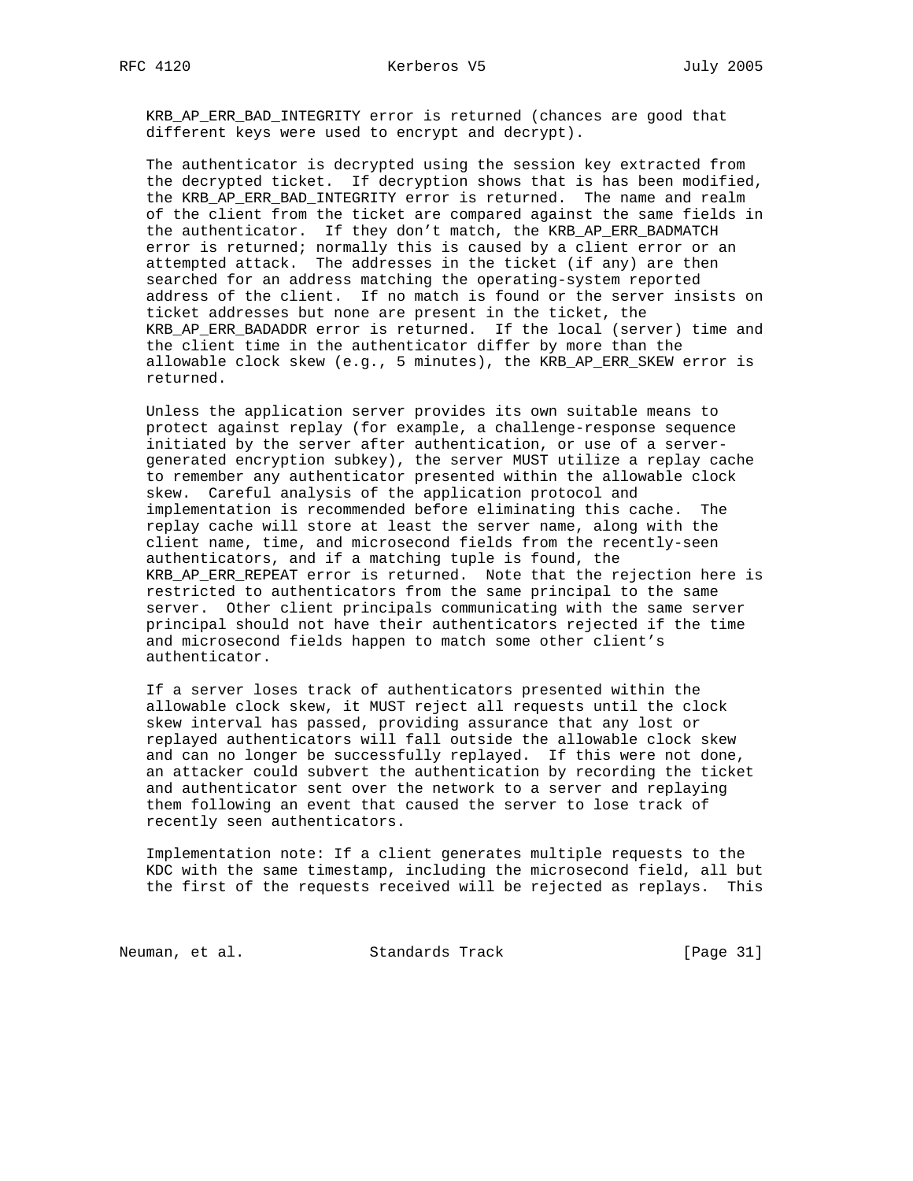KRB_AP_ERR_BAD_INTEGRITY error is returned (chances are good that different keys were used to encrypt and decrypt).

The authenticator is decrypted using the session key extracted from the decrypted ticket. If decryption shows that is has been modified, the KRB_AP_ERR_BAD_INTEGRITY error is returned. The name and realm of the client from the ticket are compared against the same fields in the authenticator. If they don't match, the KRB_AP_ERR_BADMATCH error is returned; normally this is caused by a client error or an attempted attack. The addresses in the ticket (if any) are then searched for an address matching the operating-system reported address of the client. If no match is found or the server insists on ticket addresses but none are present in the ticket, the KRB_AP_ERR_BADADDR error is returned. If the local (server) time and the client time in the authenticator differ by more than the allowable clock skew (e.g., 5 minutes), the KRB_AP_ERR_SKEW error is returned.

Unless the application server provides its own suitable means to protect against replay (for example, a challenge-response sequence initiated by the server after authentication, or use of a server-generated encryption subkey), the server MUST utilize a replay cache to remember any authenticator presented within the allowable clock skew. Careful analysis of the application protocol and implementation is recommended before eliminating this cache. The replay cache will store at least the server name, along with the client name, time, and microsecond fields from the recently-seen authenticators, and if a matching tuple is found, the KRB_AP_ERR_REPEAT error is returned. Note that the rejection here is restricted to authenticators from the same principal to the same server. Other client principals communicating with the same server principal should not have their authenticators rejected if the time and microsecond fields happen to match some other client's authenticator.

If a server loses track of authenticators presented within the allowable clock skew, it MUST reject all requests until the clock skew interval has passed, providing assurance that any lost or replayed authenticators will fall outside the allowable clock skew and can no longer be successfully replayed. If this were not done, an attacker could subvert the authentication by recording the ticket and authenticator sent over the network to a server and replaying them following an event that caused the server to lose track of recently seen authenticators.

Implementation note: If a client generates multiple requests to the KDC with the same timestamp, including the microsecond field, all but the first of the requests received will be rejected as replays. This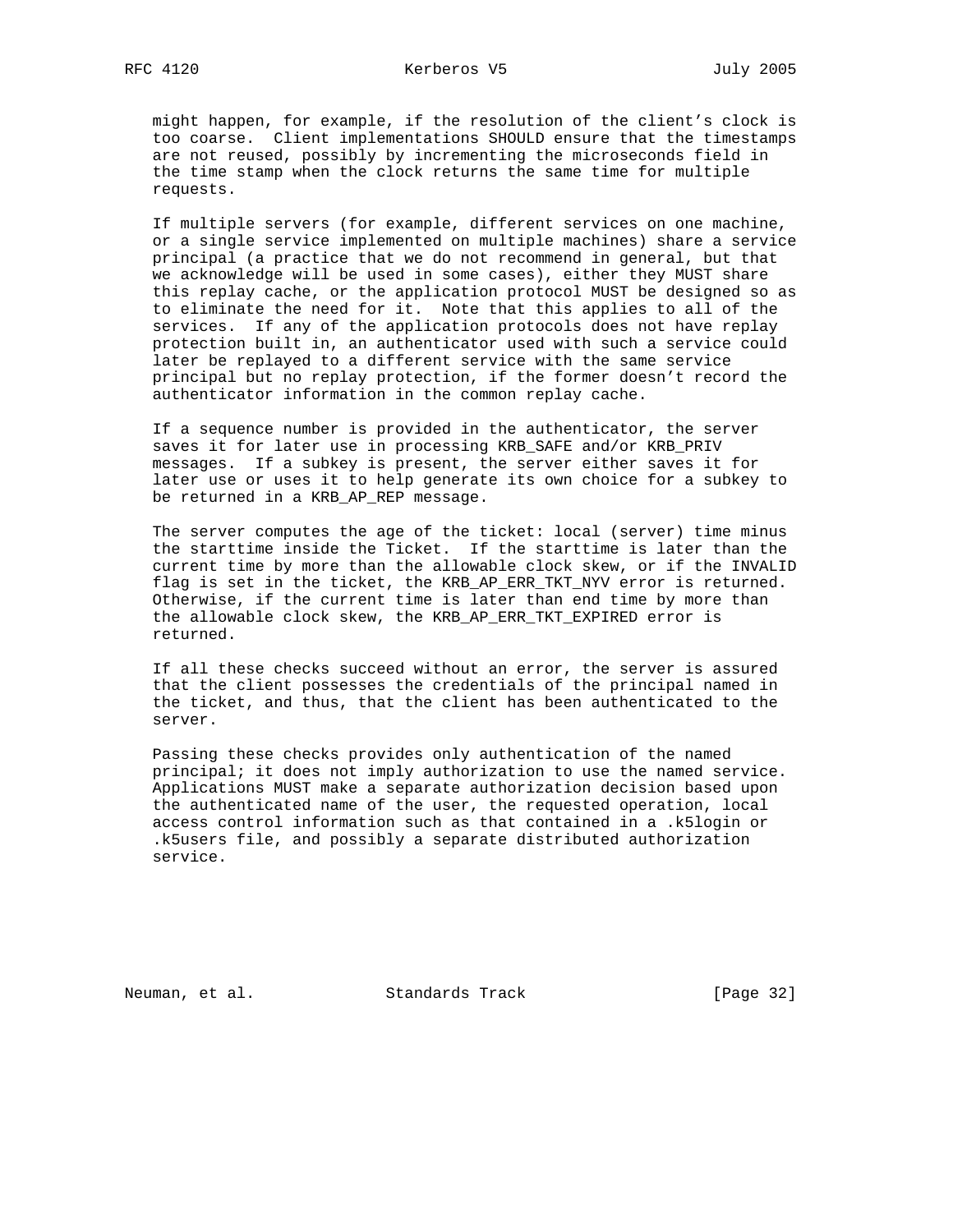might happen, for example, if the resolution of the client's clock is too coarse. Client implementations SHOULD ensure that the timestamps are not reused, possibly by incrementing the microseconds field in the time stamp when the clock returns the same time for multiple requests.

If multiple servers (for example, different services on one machine, or a single service implemented on multiple machines) share a service principal (a practice that we do not recommend in general, but that we acknowledge will be used in some cases), either they MUST share this replay cache, or the application protocol MUST be designed so as to eliminate the need for it. Note that this applies to all of the services. If any of the application protocols does not have replay protection built in, an authenticator used with such a service could later be replayed to a different service with the same service principal but no replay protection, if the former doesn't record the authenticator information in the common replay cache.

If a sequence number is provided in the authenticator, the server saves it for later use in processing KRB_SAFE and/or KRB_PRIV messages. If a subkey is present, the server either saves it for later use or uses it to help generate its own choice for a subkey to be returned in a KRB_AP_REP message.

The server computes the age of the ticket: local (server) time minus the starttime inside the Ticket. If the starttime is later than the current time by more than the allowable clock skew, or if the INVALID flag is set in the ticket, the KRB_AP_ERR_TKT_NYV error is returned. Otherwise, if the current time is later than end time by more than the allowable clock skew, the KRB_AP_ERR_TKT_EXPIRED error is returned.

If all these checks succeed without an error, the server is assured that the client possesses the credentials of the principal named in the ticket, and thus, that the client has been authenticated to the server.

Passing these checks provides only authentication of the named principal; it does not imply authorization to use the named service. Applications MUST make a separate authorization decision based upon the authenticated name of the user, the requested operation, local access control information such as that contained in a .k5login or .k5users file, and possibly a separate distributed authorization service.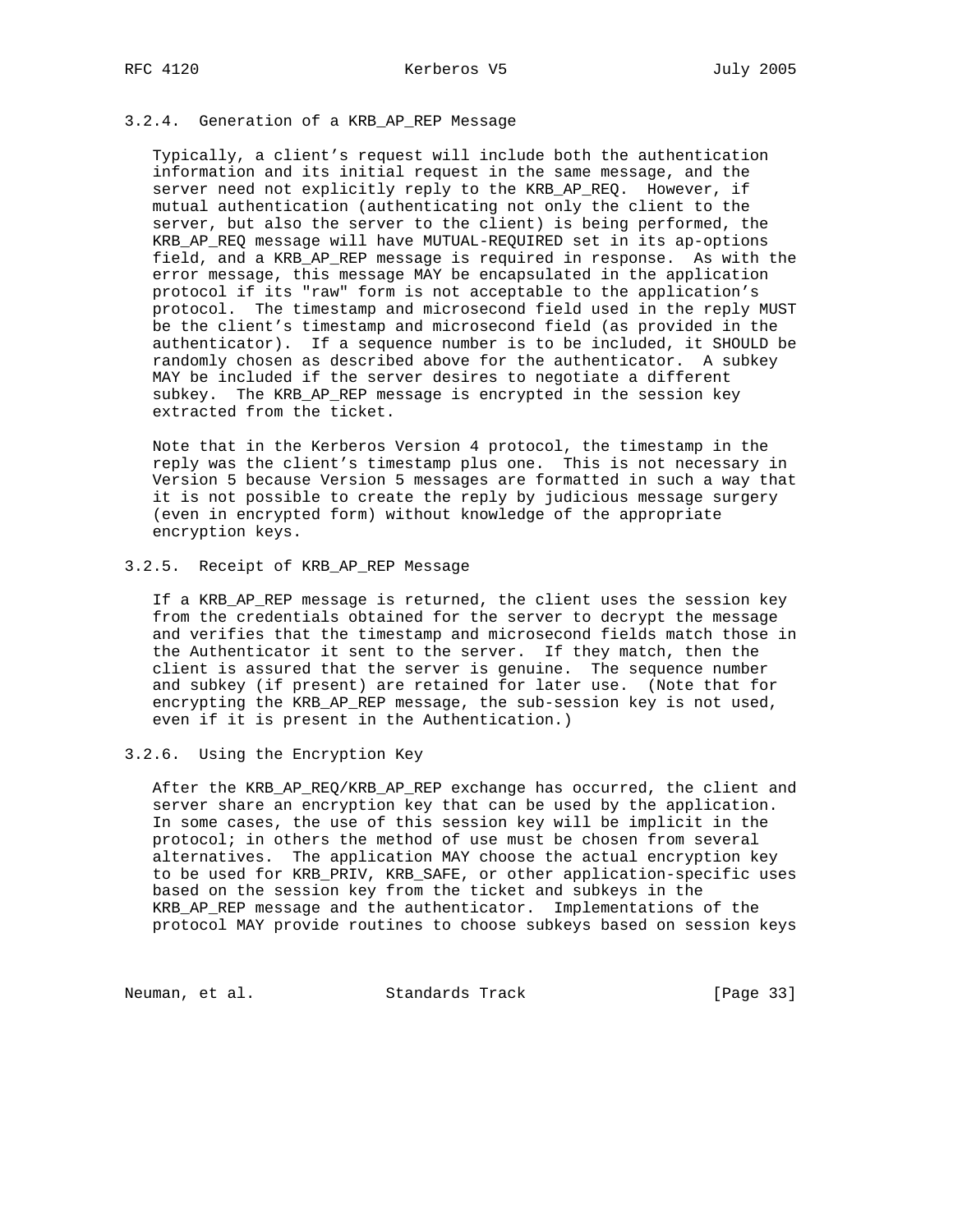### 3.2.4. Generation of a KRB_AP_REP Message

Typically, a client's request will include both the authentication information and its initial request in the same message, and the server need not explicitly reply to the KRB_AP_REQ. However, if mutual authentication (authenticating not only the client to the server, but also the server to the client) is being performed, the KRB_AP_REQ message will have MUTUAL-REQUIRED set in its ap-options field, and a KRB_AP_REP message is required in response. As with the error message, this message MAY be encapsulated in the application protocol if its "raw" form is not acceptable to the application's protocol. The timestamp and microsecond field used in the reply MUST be the client's timestamp and microsecond field (as provided in the authenticator). If a sequence number is to be included, it SHOULD be randomly chosen as described above for the authenticator. A subkey MAY be included if the server desires to negotiate a different subkey. The KRB_AP_REP message is encrypted in the session key extracted from the ticket.

Note that in the Kerberos Version 4 protocol, the timestamp in the reply was the client's timestamp plus one. This is not necessary in Version 5 because Version 5 messages are formatted in such a way that it is not possible to create the reply by judicious message surgery (even in encrypted form) without knowledge of the appropriate encryption keys.

### 3.2.5. Receipt of KRB_AP_REP Message

If a KRB_AP_REP message is returned, the client uses the session key from the credentials obtained for the server to decrypt the message and verifies that the timestamp and microsecond fields match those in the Authenticator it sent to the server. If they match, then the client is assured that the server is genuine. The sequence number and subkey (if present) are retained for later use. (Note that for encrypting the KRB_AP_REP message, the sub-session key is not used, even if it is present in the Authentication.)

### 3.2.6. Using the Encryption Key

After the KRB_AP_REQ/KRB_AP_REP exchange has occurred, the client and server share an encryption key that can be used by the application. In some cases, the use of this session key will be implicit in the protocol; in others the method of use must be chosen from several alternatives. The application MAY choose the actual encryption key to be used for KRB_PRIV, KRB_SAFE, or other application-specific uses based on the session key from the ticket and subkeys in the KRB_AP_REP message and the authenticator. Implementations of the protocol MAY provide routines to choose subkeys based on session keys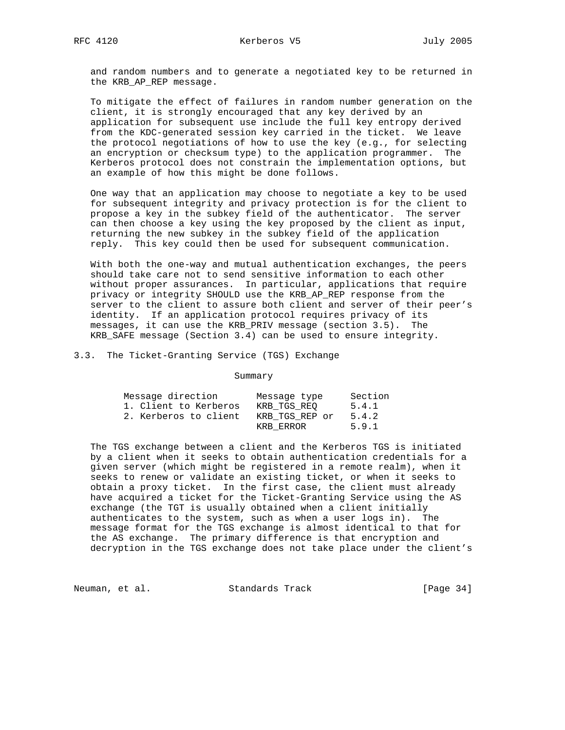and random numbers and to generate a negotiated key to be returned in the KRB_AP_REP message.

To mitigate the effect of failures in random number generation on the client, it is strongly encouraged that any key derived by an application for subsequent use include the full key entropy derived from the KDC-generated session key carried in the ticket. We leave the protocol negotiations of how to use the key (e.g., for selecting an encryption or checksum type) to the application programmer. The Kerberos protocol does not constrain the implementation options, but an example of how this might be done follows.

One way that an application may choose to negotiate a key to be used for subsequent integrity and privacy protection is for the client to propose a key in the subkey field of the authenticator. The server can then choose a key using the key proposed by the client as input, returning the new subkey in the subkey field of the application reply. This key could then be used for subsequent communication.

With both the one-way and mutual authentication exchanges, the peers should take care not to send sensitive information to each other without proper assurances. In particular, applications that require privacy or integrity SHOULD use the KRB_AP_REP response from the server to the client to assure both client and server of their peer's identity. If an application protocol requires privacy of its messages, it can use the KRB_PRIV message (section 3.5). The KRB_SAFE message (Section 3.4) can be used to ensure integrity.

## 3.3. The Ticket-Granting Service (TGS) Exchange

Summary

| Message direction | Message type | Section |
|---|---|---|
| 1. Client to Kerberos | KRB_TGS_REQ | 5.4.1 |
| 2. Kerberos to client | KRB_TGS_REP or | 5.4.2 |
| | KRB_ERROR | 5.9.1 |

The TGS exchange between a client and the Kerberos TGS is initiated by a client when it seeks to obtain authentication credentials for a given server (which might be registered in a remote realm), when it seeks to renew or validate an existing ticket, or when it seeks to obtain a proxy ticket. In the first case, the client must already have acquired a ticket for the Ticket-Granting Service using the AS exchange (the TGT is usually obtained when a client initially authenticates to the system, such as when a user logs in). The message format for the TGS exchange is almost identical to that for the AS exchange. The primary difference is that encryption and decryption in the TGS exchange does not take place under the client's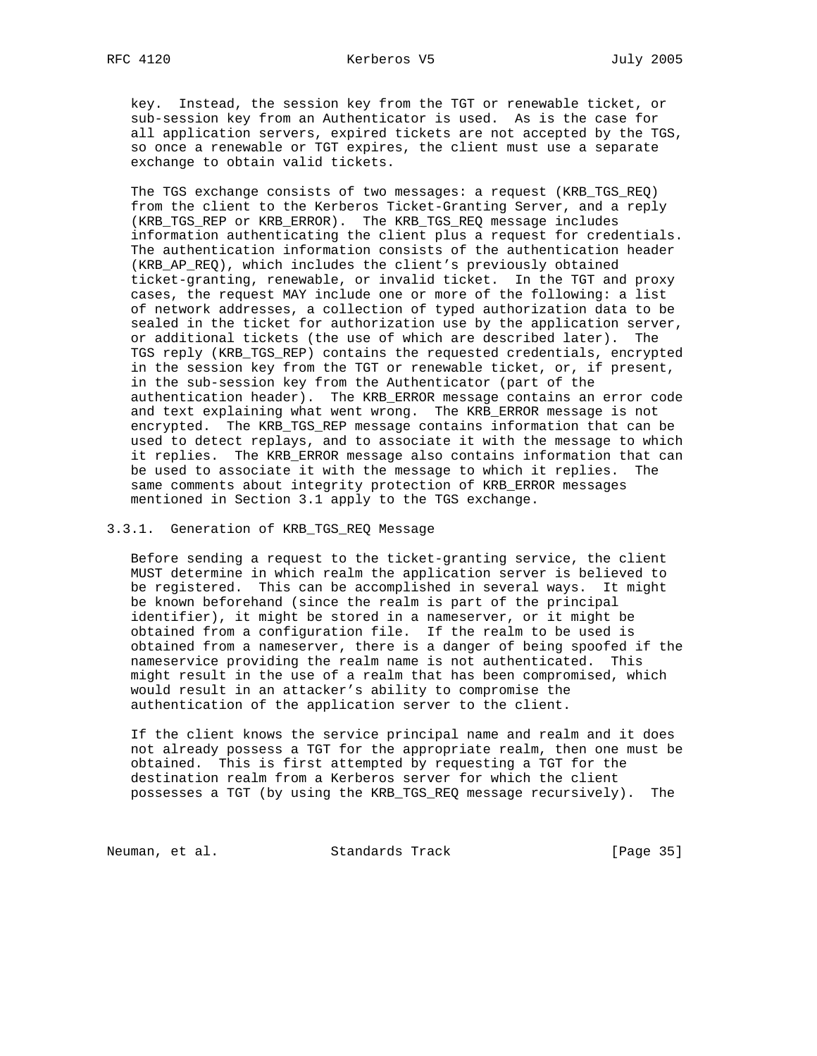key. Instead, the session key from the TGT or renewable ticket, or sub-session key from an Authenticator is used. As is the case for all application servers, expired tickets are not accepted by the TGS, so once a renewable or TGT expires, the client must use a separate exchange to obtain valid tickets.

The TGS exchange consists of two messages: a request (KRB_TGS_REQ) from the client to the Kerberos Ticket-Granting Server, and a reply (KRB_TGS_REP or KRB_ERROR). The KRB_TGS_REQ message includes information authenticating the client plus a request for credentials. The authentication information consists of the authentication header (KRB_AP_REQ), which includes the client's previously obtained ticket-granting, renewable, or invalid ticket. In the TGT and proxy cases, the request MAY include one or more of the following: a list of network addresses, a collection of typed authorization data to be sealed in the ticket for authorization use by the application server, or additional tickets (the use of which are described later). The TGS reply (KRB_TGS_REP) contains the requested credentials, encrypted in the session key from the TGT or renewable ticket, or, if present, in the sub-session key from the Authenticator (part of the authentication header). The KRB_ERROR message contains an error code and text explaining what went wrong. The KRB_ERROR message is not encrypted. The KRB_TGS_REP message contains information that can be used to detect replays, and to associate it with the message to which it replies. The KRB_ERROR message also contains information that can be used to associate it with the message to which it replies. The same comments about integrity protection of KRB_ERROR messages mentioned in Section 3.1 apply to the TGS exchange.

### 3.3.1. Generation of KRB_TGS_REQ Message

Before sending a request to the ticket-granting service, the client MUST determine in which realm the application server is believed to be registered. This can be accomplished in several ways. It might be known beforehand (since the realm is part of the principal identifier), it might be stored in a nameserver, or it might be obtained from a configuration file. If the realm to be used is obtained from a nameserver, there is a danger of being spoofed if the nameservice providing the realm name is not authenticated. This might result in the use of a realm that has been compromised, which would result in an attacker's ability to compromise the authentication of the application server to the client.

If the client knows the service principal name and realm and it does not already possess a TGT for the appropriate realm, then one must be obtained. This is first attempted by requesting a TGT for the destination realm from a Kerberos server for which the client possesses a TGT (by using the KRB_TGS_REQ message recursively). The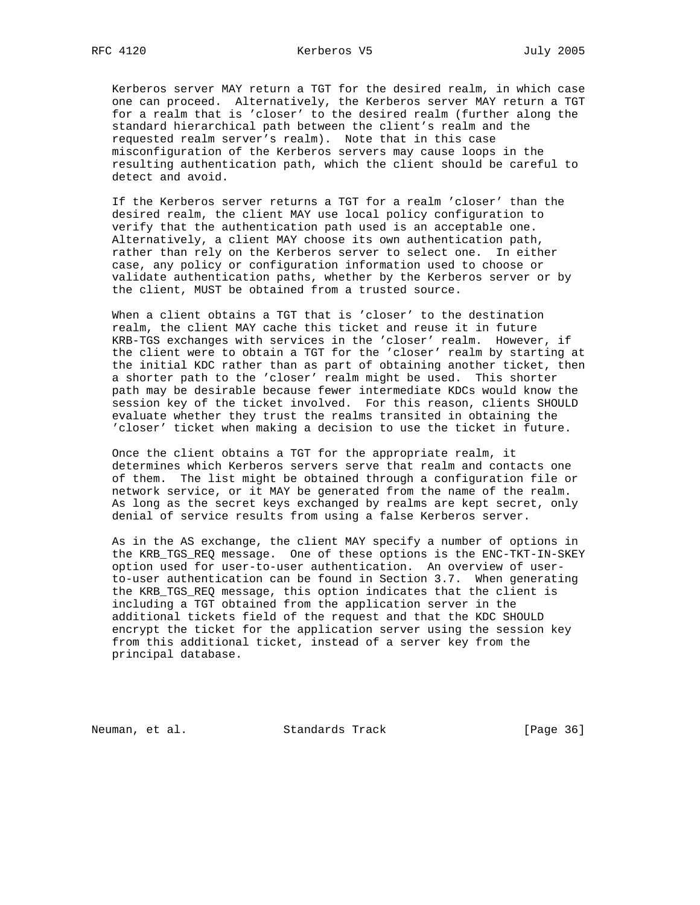Kerberos server MAY return a TGT for the desired realm, in which case one can proceed. Alternatively, the Kerberos server MAY return a TGT for a realm that is 'closer' to the desired realm (further along the standard hierarchical path between the client's realm and the requested realm server's realm). Note that in this case misconfiguration of the Kerberos servers may cause loops in the resulting authentication path, which the client should be careful to detect and avoid.

If the Kerberos server returns a TGT for a realm 'closer' than the desired realm, the client MAY use local policy configuration to verify that the authentication path used is an acceptable one. Alternatively, a client MAY choose its own authentication path, rather than rely on the Kerberos server to select one. In either case, any policy or configuration information used to choose or validate authentication paths, whether by the Kerberos server or by the client, MUST be obtained from a trusted source.

When a client obtains a TGT that is 'closer' to the destination realm, the client MAY cache this ticket and reuse it in future KRB-TGS exchanges with services in the 'closer' realm. However, if the client were to obtain a TGT for the 'closer' realm by starting at the initial KDC rather than as part of obtaining another ticket, then a shorter path to the 'closer' realm might be used. This shorter path may be desirable because fewer intermediate KDCs would know the session key of the ticket involved. For this reason, clients SHOULD evaluate whether they trust the realms transited in obtaining the 'closer' ticket when making a decision to use the ticket in future.

Once the client obtains a TGT for the appropriate realm, it determines which Kerberos servers serve that realm and contacts one of them. The list might be obtained through a configuration file or network service, or it MAY be generated from the name of the realm. As long as the secret keys exchanged by realms are kept secret, only denial of service results from using a false Kerberos server.

As in the AS exchange, the client MAY specify a number of options in the KRB_TGS_REQ message. One of these options is the ENC-TKT-IN-SKEY option used for user-to-user authentication. An overview of user-to-user authentication can be found in Section 3.7. When generating the KRB_TGS_REQ message, this option indicates that the client is including a TGT obtained from the application server in the additional tickets field of the request and that the KDC SHOULD encrypt the ticket for the application server using the session key from this additional ticket, instead of a server key from the principal database.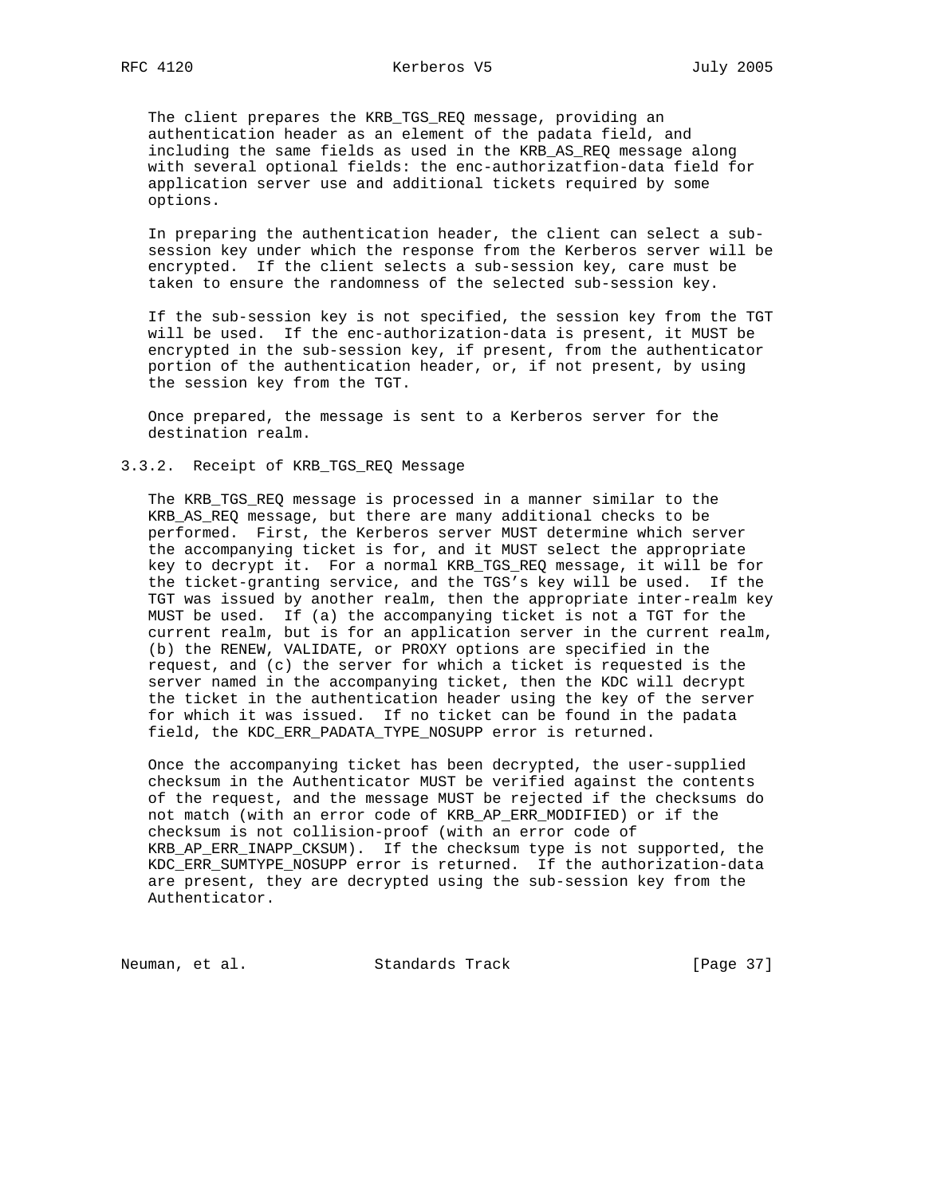The client prepares the KRB_TGS_REQ message, providing an authentication header as an element of the padata field, and including the same fields as used in the KRB_AS_REQ message along with several optional fields: the enc-authorizatfion-data field for application server use and additional tickets required by some options.

In preparing the authentication header, the client can select a sub-session key under which the response from the Kerberos server will be encrypted. If the client selects a sub-session key, care must be taken to ensure the randomness of the selected sub-session key.

If the sub-session key is not specified, the session key from the TGT will be used. If the enc-authorization-data is present, it MUST be encrypted in the sub-session key, if present, from the authenticator portion of the authentication header, or, if not present, by using the session key from the TGT.

Once prepared, the message is sent to a Kerberos server for the destination realm.

### 3.3.2. Receipt of KRB_TGS_REQ Message

The KRB_TGS_REQ message is processed in a manner similar to the KRB_AS_REQ message, but there are many additional checks to be performed. First, the Kerberos server MUST determine which server the accompanying ticket is for, and it MUST select the appropriate key to decrypt it. For a normal KRB_TGS_REQ message, it will be for the ticket-granting service, and the TGS's key will be used. If the TGT was issued by another realm, then the appropriate inter-realm key MUST be used. If (a) the accompanying ticket is not a TGT for the current realm, but is for an application server in the current realm, (b) the RENEW, VALIDATE, or PROXY options are specified in the request, and (c) the server for which a ticket is requested is the server named in the accompanying ticket, then the KDC will decrypt the ticket in the authentication header using the key of the server for which it was issued. If no ticket can be found in the padata field, the KDC_ERR_PADATA_TYPE_NOSUPP error is returned.

Once the accompanying ticket has been decrypted, the user-supplied checksum in the Authenticator MUST be verified against the contents of the request, and the message MUST be rejected if the checksums do not match (with an error code of KRB_AP_ERR_MODIFIED) or if the checksum is not collision-proof (with an error code of KRB_AP_ERR_INAPP_CKSUM). If the checksum type is not supported, the KDC_ERR_SUMTYPE_NOSUPP error is returned. If the authorization-data are present, they are decrypted using the sub-session key from the Authenticator.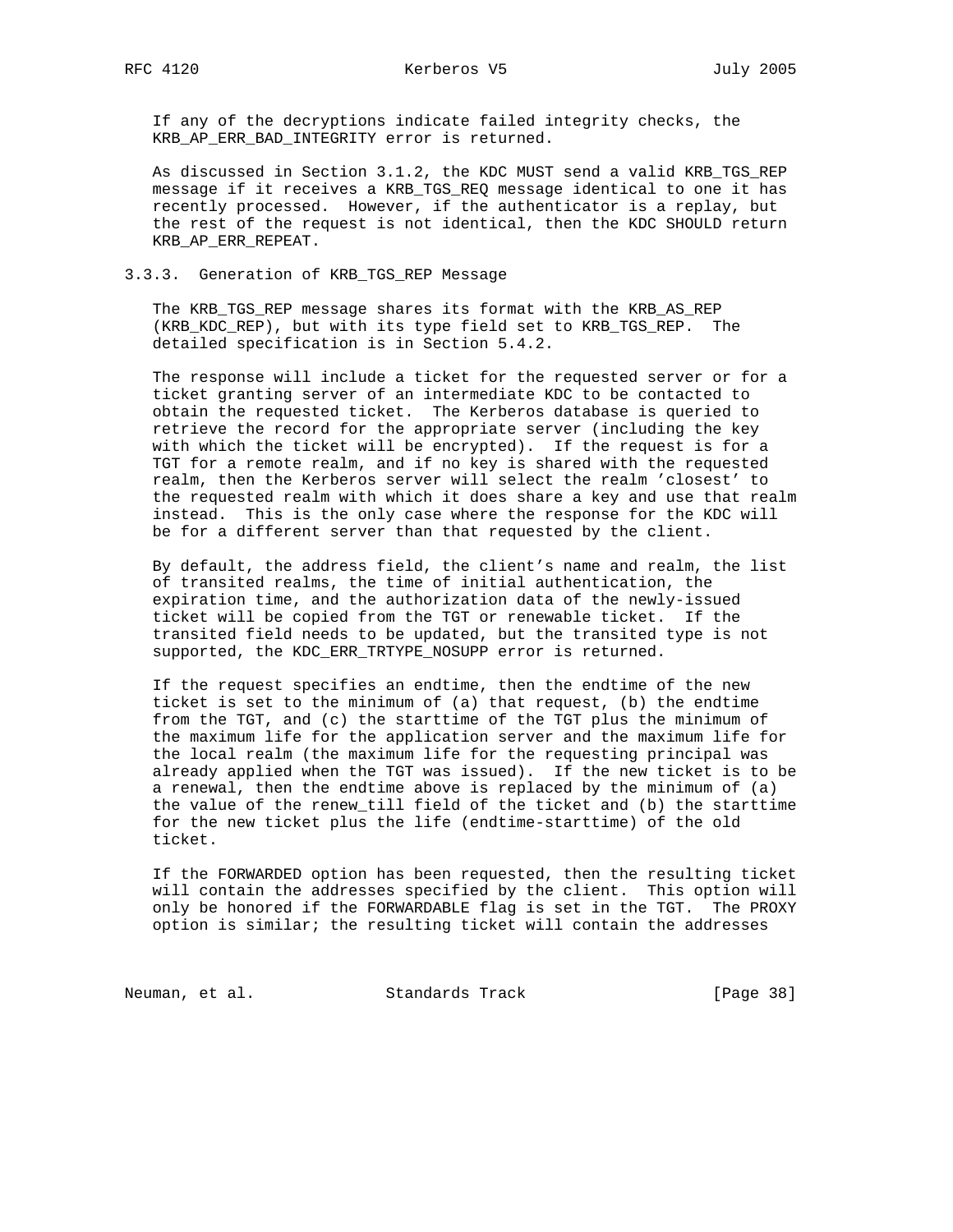If any of the decryptions indicate failed integrity checks, the KRB_AP_ERR_BAD_INTEGRITY error is returned.

As discussed in Section 3.1.2, the KDC MUST send a valid KRB_TGS_REP message if it receives a KRB_TGS_REQ message identical to one it has recently processed. However, if the authenticator is a replay, but the rest of the request is not identical, then the KDC SHOULD return KRB_AP_ERR_REPEAT.

### 3.3.3. Generation of KRB_TGS_REP Message

The KRB_TGS_REP message shares its format with the KRB_AS_REP (KRB_KDC_REP), but with its type field set to KRB_TGS_REP. The detailed specification is in Section 5.4.2.

The response will include a ticket for the requested server or for a ticket granting server of an intermediate KDC to be contacted to obtain the requested ticket. The Kerberos database is queried to retrieve the record for the appropriate server (including the key with which the ticket will be encrypted). If the request is for a TGT for a remote realm, and if no key is shared with the requested realm, then the Kerberos server will select the realm 'closest' to the requested realm with which it does share a key and use that realm instead. This is the only case where the response for the KDC will be for a different server than that requested by the client.

By default, the address field, the client's name and realm, the list of transited realms, the time of initial authentication, the expiration time, and the authorization data of the newly-issued ticket will be copied from the TGT or renewable ticket. If the transited field needs to be updated, but the transited type is not supported, the KDC_ERR_TRTYPE_NOSUPP error is returned.

If the request specifies an endtime, then the endtime of the new ticket is set to the minimum of (a) that request, (b) the endtime from the TGT, and (c) the starttime of the TGT plus the minimum of the maximum life for the application server and the maximum life for the local realm (the maximum life for the requesting principal was already applied when the TGT was issued). If the new ticket is to be a renewal, then the endtime above is replaced by the minimum of (a) the value of the renew_till field of the ticket and (b) the starttime for the new ticket plus the life (endtime-starttime) of the old ticket.

If the FORWARDED option has been requested, then the resulting ticket will contain the addresses specified by the client. This option will only be honored if the FORWARDABLE flag is set in the TGT. The PROXY option is similar; the resulting ticket will contain the addresses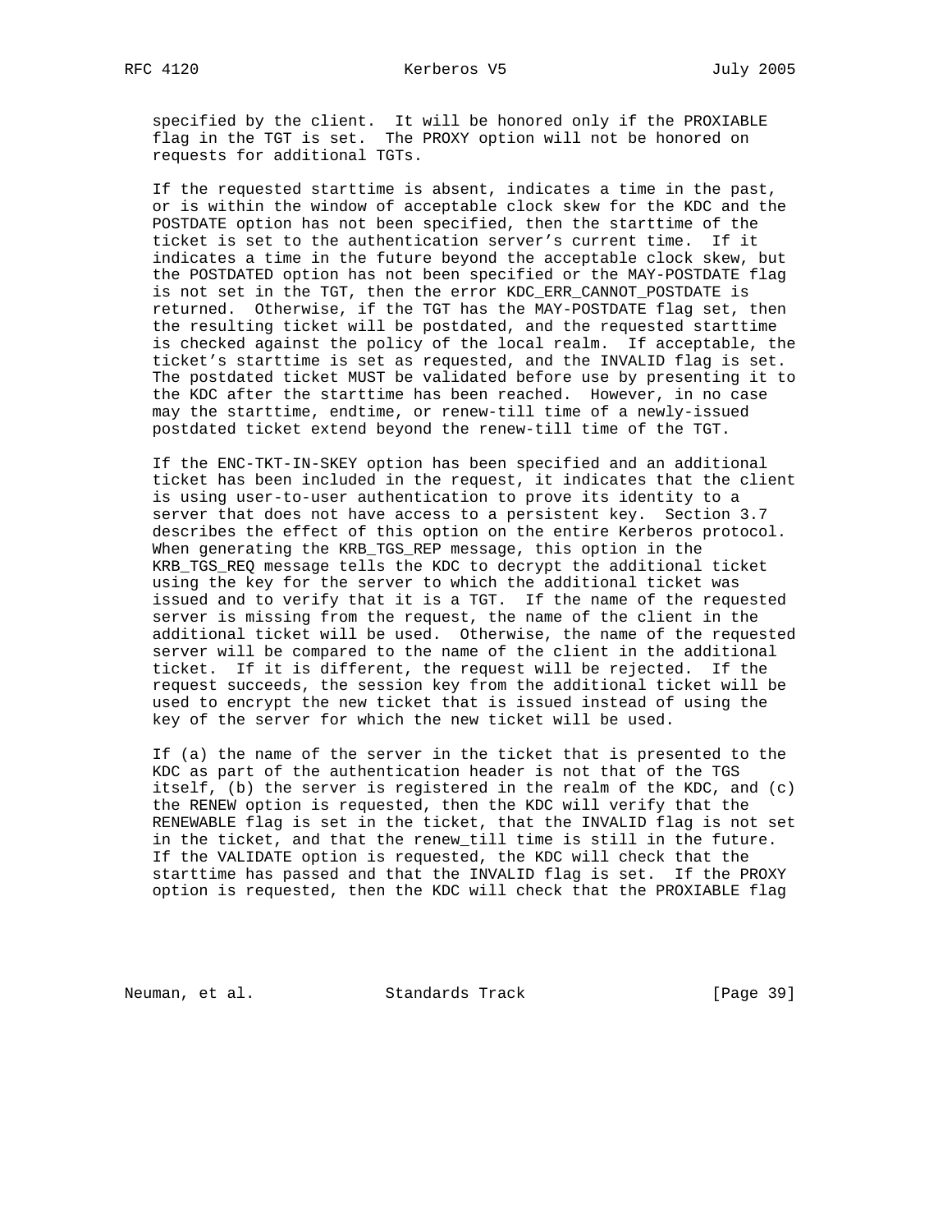specified by the client. It will be honored only if the PROXIABLE flag in the TGT is set. The PROXY option will not be honored on requests for additional TGTs.

If the requested starttime is absent, indicates a time in the past, or is within the window of acceptable clock skew for the KDC and the POSTDATE option has not been specified, then the starttime of the ticket is set to the authentication server's current time. If it indicates a time in the future beyond the acceptable clock skew, but the POSTDATED option has not been specified or the MAY-POSTDATE flag is not set in the TGT, then the error KDC_ERR_CANNOT_POSTDATE is returned. Otherwise, if the TGT has the MAY-POSTDATE flag set, then the resulting ticket will be postdated, and the requested starttime is checked against the policy of the local realm. If acceptable, the ticket's starttime is set as requested, and the INVALID flag is set. The postdated ticket MUST be validated before use by presenting it to the KDC after the starttime has been reached. However, in no case may the starttime, endtime, or renew-till time of a newly-issued postdated ticket extend beyond the renew-till time of the TGT.

If the ENC-TKT-IN-SKEY option has been specified and an additional ticket has been included in the request, it indicates that the client is using user-to-user authentication to prove its identity to a server that does not have access to a persistent key. Section 3.7 describes the effect of this option on the entire Kerberos protocol. When generating the KRB_TGS_REP message, this option in the KRB_TGS_REQ message tells the KDC to decrypt the additional ticket using the key for the server to which the additional ticket was issued and to verify that it is a TGT. If the name of the requested server is missing from the request, the name of the client in the additional ticket will be used. Otherwise, the name of the requested server will be compared to the name of the client in the additional ticket. If it is different, the request will be rejected. If the request succeeds, the session key from the additional ticket will be used to encrypt the new ticket that is issued instead of using the key of the server for which the new ticket will be used.

If (a) the name of the server in the ticket that is presented to the KDC as part of the authentication header is not that of the TGS itself, (b) the server is registered in the realm of the KDC, and (c) the RENEW option is requested, then the KDC will verify that the RENEWABLE flag is set in the ticket, that the INVALID flag is not set in the ticket, and that the renew_till time is still in the future. If the VALIDATE option is requested, the KDC will check that the starttime has passed and that the INVALID flag is set. If the PROXY option is requested, then the KDC will check that the PROXIABLE flag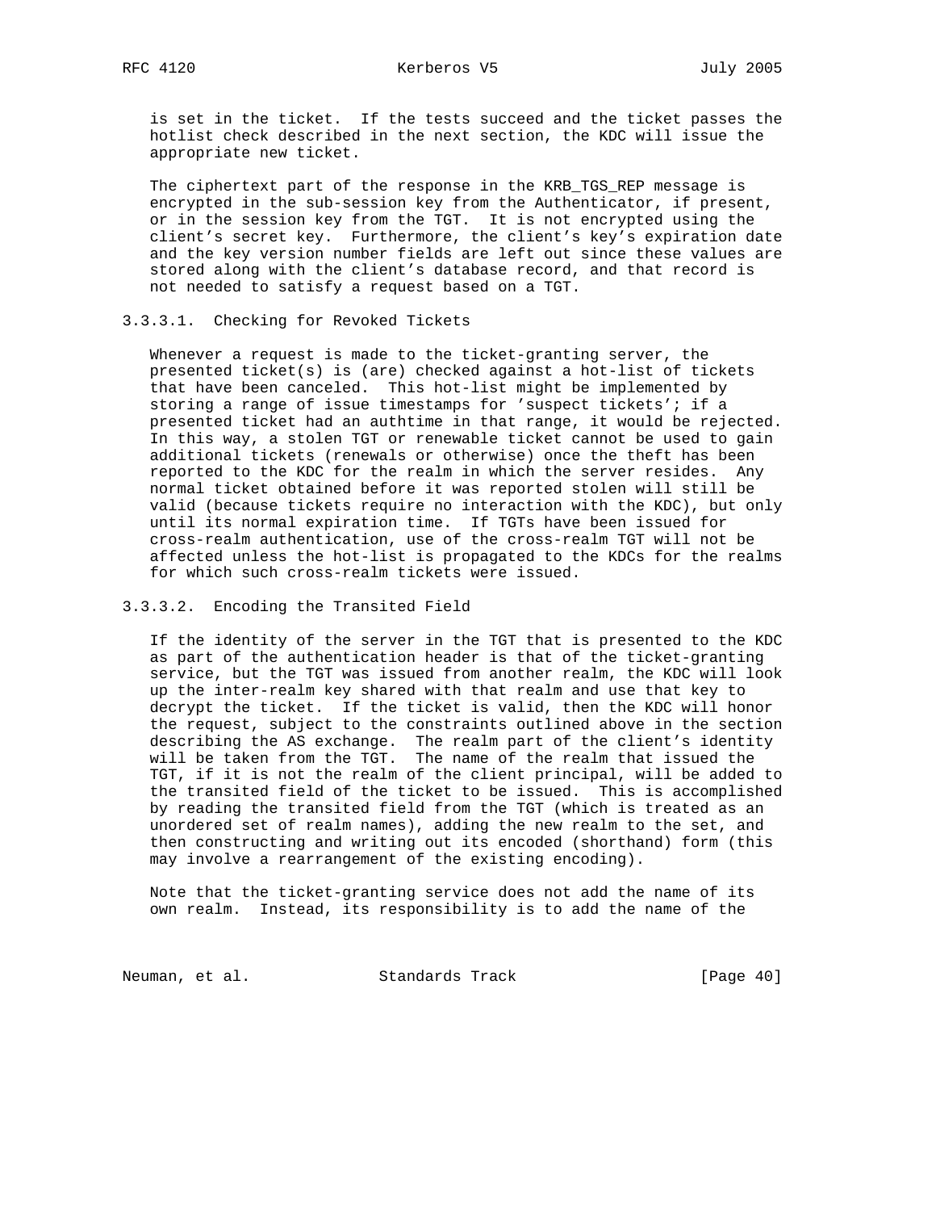is set in the ticket. If the tests succeed and the ticket passes the hotlist check described in the next section, the KDC will issue the appropriate new ticket.

The ciphertext part of the response in the KRB_TGS_REP message is encrypted in the sub-session key from the Authenticator, if present, or in the session key from the TGT. It is not encrypted using the client's secret key. Furthermore, the client's key's expiration date and the key version number fields are left out since these values are stored along with the client's database record, and that record is not needed to satisfy a request based on a TGT.

#### 3.3.3.1. Checking for Revoked Tickets

Whenever a request is made to the ticket-granting server, the presented ticket(s) is (are) checked against a hot-list of tickets that have been canceled. This hot-list might be implemented by storing a range of issue timestamps for 'suspect tickets'; if a presented ticket had an authtime in that range, it would be rejected. In this way, a stolen TGT or renewable ticket cannot be used to gain additional tickets (renewals or otherwise) once the theft has been reported to the KDC for the realm in which the server resides. Any normal ticket obtained before it was reported stolen will still be valid (because tickets require no interaction with the KDC), but only until its normal expiration time. If TGTs have been issued for cross-realm authentication, use of the cross-realm TGT will not be affected unless the hot-list is propagated to the KDCs for the realms for which such cross-realm tickets were issued.

#### 3.3.3.2. Encoding the Transited Field

If the identity of the server in the TGT that is presented to the KDC as part of the authentication header is that of the ticket-granting service, but the TGT was issued from another realm, the KDC will look up the inter-realm key shared with that realm and use that key to decrypt the ticket. If the ticket is valid, then the KDC will honor the request, subject to the constraints outlined above in the section describing the AS exchange. The realm part of the client's identity will be taken from the TGT. The name of the realm that issued the TGT, if it is not the realm of the client principal, will be added to the transited field of the ticket to be issued. This is accomplished by reading the transited field from the TGT (which is treated as an unordered set of realm names), adding the new realm to the set, and then constructing and writing out its encoded (shorthand) form (this may involve a rearrangement of the existing encoding).

Note that the ticket-granting service does not add the name of its own realm. Instead, its responsibility is to add the name of the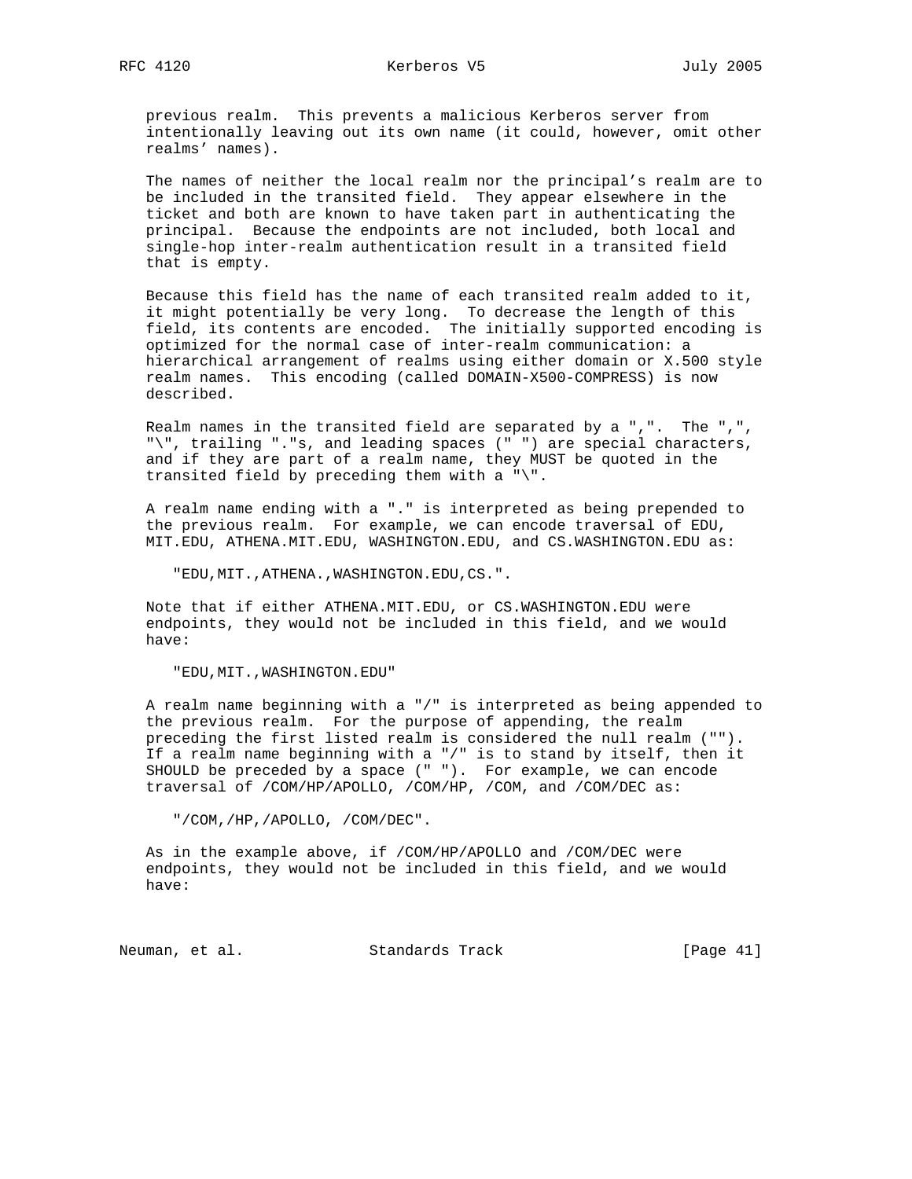previous realm. This prevents a malicious Kerberos server from intentionally leaving out its own name (it could, however, omit other realms' names).

The names of neither the local realm nor the principal's realm are to be included in the transited field. They appear elsewhere in the ticket and both are known to have taken part in authenticating the principal. Because the endpoints are not included, both local and single-hop inter-realm authentication result in a transited field that is empty.

Because this field has the name of each transited realm added to it, it might potentially be very long. To decrease the length of this field, its contents are encoded. The initially supported encoding is optimized for the normal case of inter-realm communication: a hierarchical arrangement of realms using either domain or X.500 style realm names. This encoding (called DOMAIN-X500-COMPRESS) is now described.

Realm names in the transited field are separated by a ",". The ",", "\", trailing "."s, and leading spaces (" ") are special characters, and if they are part of a realm name, they MUST be quoted in the transited field by preceding them with a "\".

A realm name ending with a "." is interpreted as being prepended to the previous realm. For example, we can encode traversal of EDU, MIT.EDU, ATHENA.MIT.EDU, WASHINGTON.EDU, and CS.WASHINGTON.EDU as:

```
"EDU,MIT.,ATHENA.,WASHINGTON.EDU,CS.".
```

Note that if either ATHENA.MIT.EDU, or CS.WASHINGTON.EDU were endpoints, they would not be included in this field, and we would have:

```
"EDU,MIT.,WASHINGTON.EDU"
```

A realm name beginning with a "/" is interpreted as being appended to the previous realm. For the purpose of appending, the realm preceding the first listed realm is considered the null realm (""). If a realm name beginning with a "/" is to stand by itself, then it SHOULD be preceded by a space (" "). For example, we can encode traversal of /COM/HP/APOLLO, /COM/HP, /COM, and /COM/DEC as:

```
"/COM,/HP,/APOLLO, /COM/DEC".
```

As in the example above, if /COM/HP/APOLLO and /COM/DEC were endpoints, they would not be included in this field, and we would have: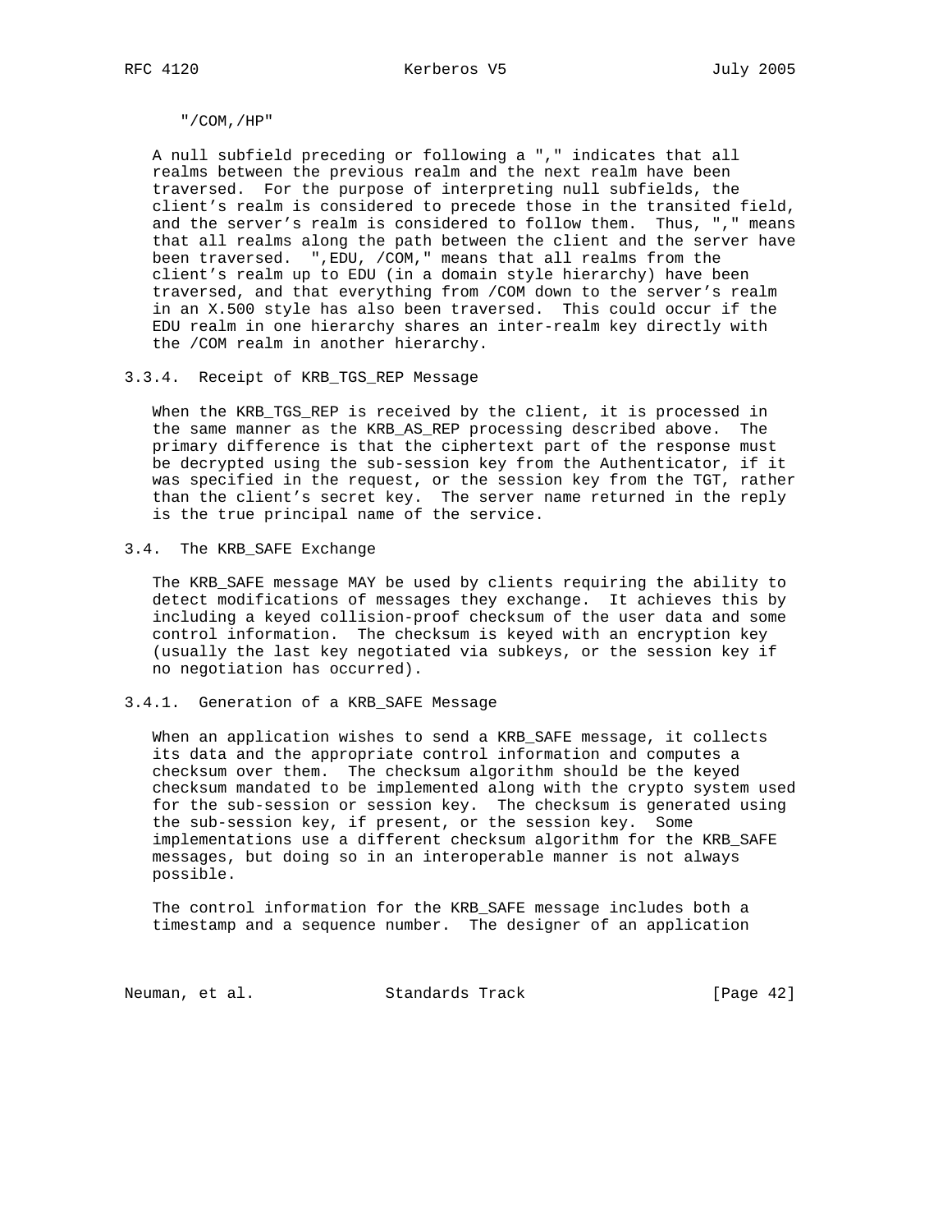"/COM,/HP"

A null subfield preceding or following a "," indicates that all realms between the previous realm and the next realm have been traversed. For the purpose of interpreting null subfields, the client's realm is considered to precede those in the transited field, and the server's realm is considered to follow them. Thus, "," means that all realms along the path between the client and the server have been traversed. ",EDU, /COM," means that all realms from the client's realm up to EDU (in a domain style hierarchy) have been traversed, and that everything from /COM down to the server's realm in an X.500 style has also been traversed. This could occur if the EDU realm in one hierarchy shares an inter-realm key directly with the /COM realm in another hierarchy.

### 3.3.4. Receipt of KRB_TGS_REP Message

When the KRB_TGS_REP is received by the client, it is processed in the same manner as the KRB_AS_REP processing described above. The primary difference is that the ciphertext part of the response must be decrypted using the sub-session key from the Authenticator, if it was specified in the request, or the session key from the TGT, rather than the client's secret key. The server name returned in the reply is the true principal name of the service.

## 3.4. The KRB_SAFE Exchange

The KRB_SAFE message MAY be used by clients requiring the ability to detect modifications of messages they exchange. It achieves this by including a keyed collision-proof checksum of the user data and some control information. The checksum is keyed with an encryption key (usually the last key negotiated via subkeys, or the session key if no negotiation has occurred).

### 3.4.1. Generation of a KRB_SAFE Message

When an application wishes to send a KRB_SAFE message, it collects its data and the appropriate control information and computes a checksum over them. The checksum algorithm should be the keyed checksum mandated to be implemented along with the crypto system used for the sub-session or session key. The checksum is generated using the sub-session key, if present, or the session key. Some implementations use a different checksum algorithm for the KRB_SAFE messages, but doing so in an interoperable manner is not always possible.

The control information for the KRB_SAFE message includes both a timestamp and a sequence number. The designer of an application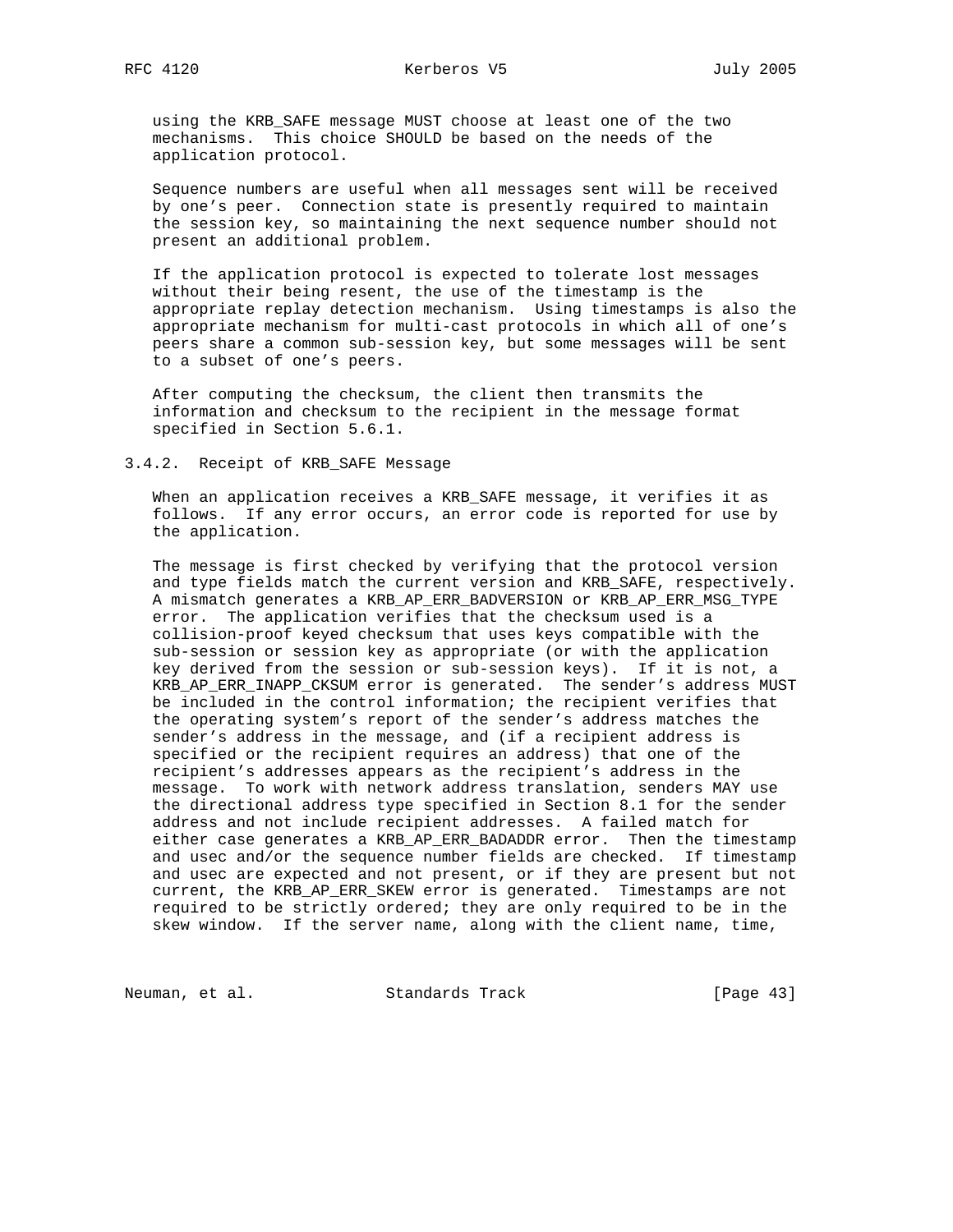using the KRB_SAFE message MUST choose at least one of the two mechanisms. This choice SHOULD be based on the needs of the application protocol.

Sequence numbers are useful when all messages sent will be received by one's peer. Connection state is presently required to maintain the session key, so maintaining the next sequence number should not present an additional problem.

If the application protocol is expected to tolerate lost messages without their being resent, the use of the timestamp is the appropriate replay detection mechanism. Using timestamps is also the appropriate mechanism for multi-cast protocols in which all of one's peers share a common sub-session key, but some messages will be sent to a subset of one's peers.

After computing the checksum, the client then transmits the information and checksum to the recipient in the message format specified in Section 5.6.1.

### 3.4.2. Receipt of KRB_SAFE Message

When an application receives a KRB_SAFE message, it verifies it as follows. If any error occurs, an error code is reported for use by the application.

The message is first checked by verifying that the protocol version and type fields match the current version and KRB_SAFE, respectively. A mismatch generates a KRB_AP_ERR_BADVERSION or KRB_AP_ERR_MSG_TYPE error. The application verifies that the checksum used is a collision-proof keyed checksum that uses keys compatible with the sub-session or session key as appropriate (or with the application key derived from the session or sub-session keys). If it is not, a KRB_AP_ERR_INAPP_CKSUM error is generated. The sender's address MUST be included in the control information; the recipient verifies that the operating system's report of the sender's address matches the sender's address in the message, and (if a recipient address is specified or the recipient requires an address) that one of the recipient's addresses appears as the recipient's address in the message. To work with network address translation, senders MAY use the directional address type specified in Section 8.1 for the sender address and not include recipient addresses. A failed match for either case generates a KRB_AP_ERR_BADADDR error. Then the timestamp and usec and/or the sequence number fields are checked. If timestamp and usec are expected and not present, or if they are present but not current, the KRB_AP_ERR_SKEW error is generated. Timestamps are not required to be strictly ordered; they are only required to be in the skew window. If the server name, along with the client name, time,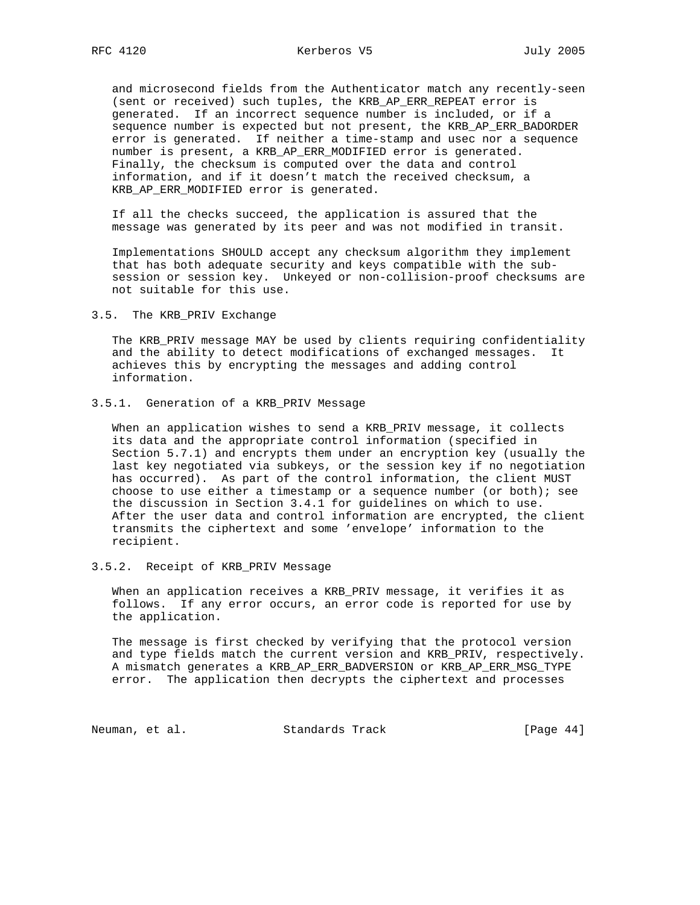and microsecond fields from the Authenticator match any recently-seen (sent or received) such tuples, the KRB_AP_ERR_REPEAT error is generated. If an incorrect sequence number is included, or if a sequence number is expected but not present, the KRB_AP_ERR_BADORDER error is generated. If neither a time-stamp and usec nor a sequence number is present, a KRB_AP_ERR_MODIFIED error is generated. Finally, the checksum is computed over the data and control information, and if it doesn't match the received checksum, a KRB_AP_ERR_MODIFIED error is generated.

If all the checks succeed, the application is assured that the message was generated by its peer and was not modified in transit.

Implementations SHOULD accept any checksum algorithm they implement that has both adequate security and keys compatible with the sub-session or session key. Unkeyed or non-collision-proof checksums are not suitable for this use.

## 3.5. The KRB_PRIV Exchange

The KRB_PRIV message MAY be used by clients requiring confidentiality and the ability to detect modifications of exchanged messages. It achieves this by encrypting the messages and adding control information.

### 3.5.1. Generation of a KRB_PRIV Message

When an application wishes to send a KRB_PRIV message, it collects its data and the appropriate control information (specified in Section 5.7.1) and encrypts them under an encryption key (usually the last key negotiated via subkeys, or the session key if no negotiation has occurred). As part of the control information, the client MUST choose to use either a timestamp or a sequence number (or both); see the discussion in Section 3.4.1 for guidelines on which to use. After the user data and control information are encrypted, the client transmits the ciphertext and some 'envelope' information to the recipient.

### 3.5.2. Receipt of KRB_PRIV Message

When an application receives a KRB_PRIV message, it verifies it as follows. If any error occurs, an error code is reported for use by the application.

The message is first checked by verifying that the protocol version and type fields match the current version and KRB_PRIV, respectively. A mismatch generates a KRB_AP_ERR_BADVERSION or KRB_AP_ERR_MSG_TYPE error. The application then decrypts the ciphertext and processes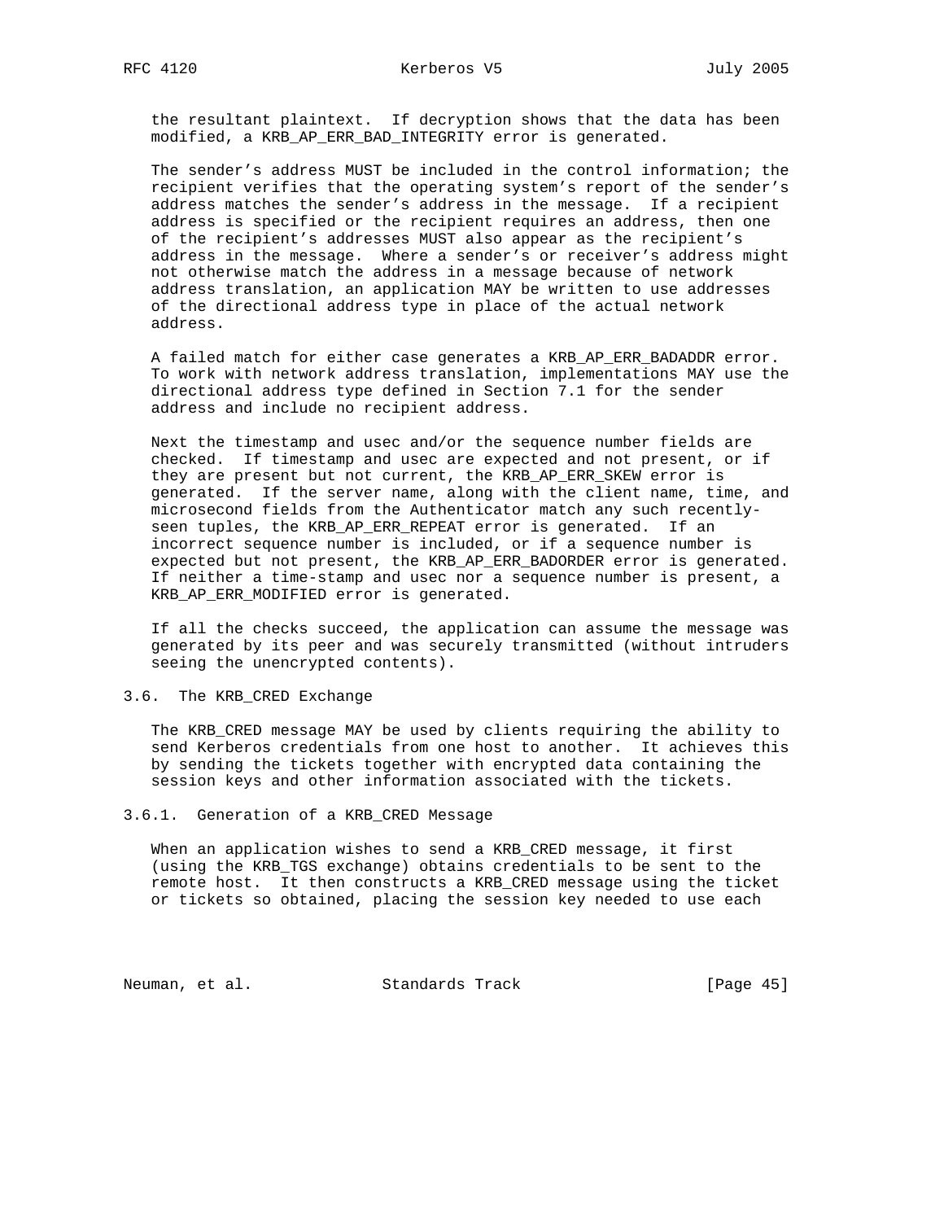the resultant plaintext. If decryption shows that the data has been modified, a KRB_AP_ERR_BAD_INTEGRITY error is generated.

The sender's address MUST be included in the control information; the recipient verifies that the operating system's report of the sender's address matches the sender's address in the message. If a recipient address is specified or the recipient requires an address, then one of the recipient's addresses MUST also appear as the recipient's address in the message. Where a sender's or receiver's address might not otherwise match the address in a message because of network address translation, an application MAY be written to use addresses of the directional address type in place of the actual network address.

A failed match for either case generates a KRB_AP_ERR_BADADDR error. To work with network address translation, implementations MAY use the directional address type defined in Section 7.1 for the sender address and include no recipient address.

Next the timestamp and usec and/or the sequence number fields are checked. If timestamp and usec are expected and not present, or if they are present but not current, the KRB_AP_ERR_SKEW error is generated. If the server name, along with the client name, time, and microsecond fields from the Authenticator match any such recently-seen tuples, the KRB_AP_ERR_REPEAT error is generated. If an incorrect sequence number is included, or if a sequence number is expected but not present, the KRB_AP_ERR_BADORDER error is generated. If neither a time-stamp and usec nor a sequence number is present, a KRB_AP_ERR_MODIFIED error is generated.

If all the checks succeed, the application can assume the message was generated by its peer and was securely transmitted (without intruders seeing the unencrypted contents).

## 3.6. The KRB_CRED Exchange

The KRB_CRED message MAY be used by clients requiring the ability to send Kerberos credentials from one host to another. It achieves this by sending the tickets together with encrypted data containing the session keys and other information associated with the tickets.

### 3.6.1. Generation of a KRB_CRED Message

When an application wishes to send a KRB_CRED message, it first (using the KRB_TGS exchange) obtains credentials to be sent to the remote host. It then constructs a KRB_CRED message using the ticket or tickets so obtained, placing the session key needed to use each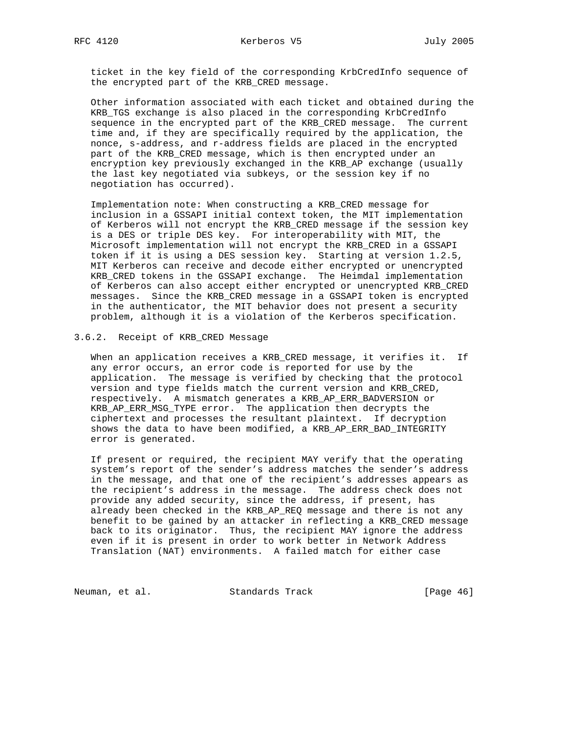ticket in the key field of the corresponding KrbCredInfo sequence of the encrypted part of the KRB_CRED message.

Other information associated with each ticket and obtained during the KRB_TGS exchange is also placed in the corresponding KrbCredInfo sequence in the encrypted part of the KRB_CRED message. The current time and, if they are specifically required by the application, the nonce, s-address, and r-address fields are placed in the encrypted part of the KRB_CRED message, which is then encrypted under an encryption key previously exchanged in the KRB_AP exchange (usually the last key negotiated via subkeys, or the session key if no negotiation has occurred).

Implementation note: When constructing a KRB_CRED message for inclusion in a GSSAPI initial context token, the MIT implementation of Kerberos will not encrypt the KRB_CRED message if the session key is a DES or triple DES key. For interoperability with MIT, the Microsoft implementation will not encrypt the KRB_CRED in a GSSAPI token if it is using a DES session key. Starting at version 1.2.5, MIT Kerberos can receive and decode either encrypted or unencrypted KRB_CRED tokens in the GSSAPI exchange. The Heimdal implementation of Kerberos can also accept either encrypted or unencrypted KRB_CRED messages. Since the KRB_CRED message in a GSSAPI token is encrypted in the authenticator, the MIT behavior does not present a security problem, although it is a violation of the Kerberos specification.

### 3.6.2. Receipt of KRB_CRED Message

When an application receives a KRB_CRED message, it verifies it. If any error occurs, an error code is reported for use by the application. The message is verified by checking that the protocol version and type fields match the current version and KRB_CRED, respectively. A mismatch generates a KRB_AP_ERR_BADVERSION or KRB_AP_ERR_MSG_TYPE error. The application then decrypts the ciphertext and processes the resultant plaintext. If decryption shows the data to have been modified, a KRB_AP_ERR_BAD_INTEGRITY error is generated.

If present or required, the recipient MAY verify that the operating system's report of the sender's address matches the sender's address in the message, and that one of the recipient's addresses appears as the recipient's address in the message. The address check does not provide any added security, since the address, if present, has already been checked in the KRB_AP_REQ message and there is not any benefit to be gained by an attacker in reflecting a KRB_CRED message back to its originator. Thus, the recipient MAY ignore the address even if it is present in order to work better in Network Address Translation (NAT) environments. A failed match for either case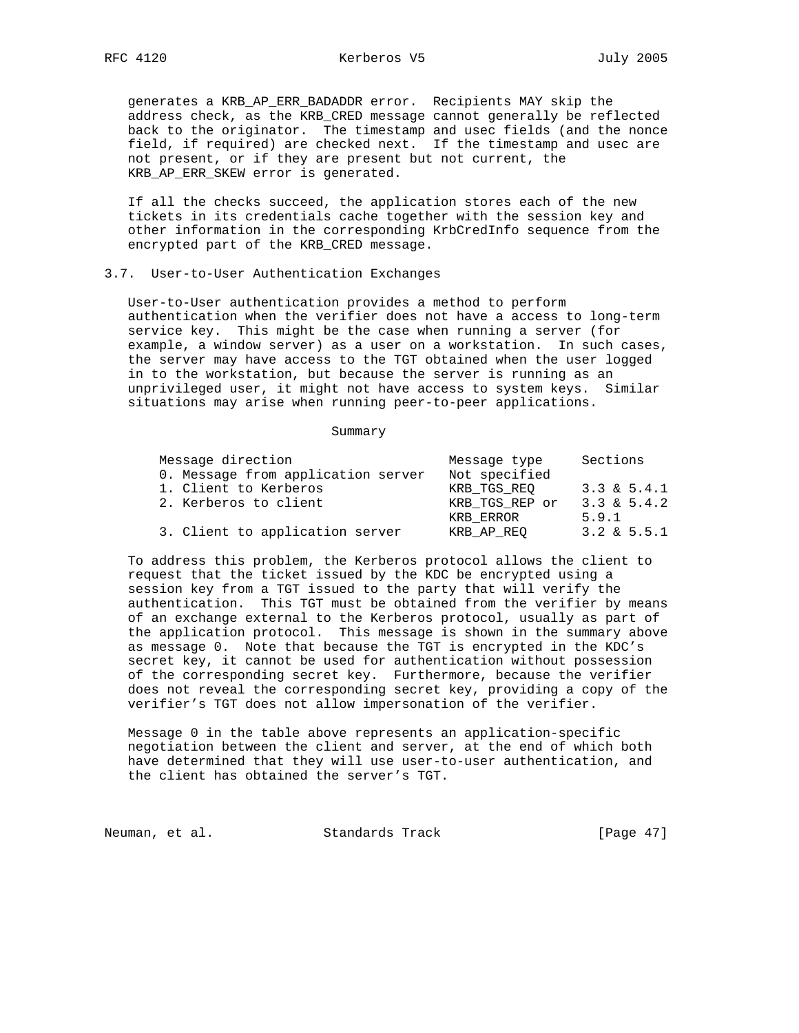generates a KRB_AP_ERR_BADADDR error. Recipients MAY skip the address check, as the KRB_CRED message cannot generally be reflected back to the originator. The timestamp and usec fields (and the nonce field, if required) are checked next. If the timestamp and usec are not present, or if they are present but not current, the KRB_AP_ERR_SKEW error is generated.

If all the checks succeed, the application stores each of the new tickets in its credentials cache together with the session key and other information in the corresponding KrbCredInfo sequence from the encrypted part of the KRB_CRED message.

## 3.7. User-to-User Authentication Exchanges

User-to-User authentication provides a method to perform authentication when the verifier does not have a access to long-term service key. This might be the case when running a server (for example, a window server) as a user on a workstation. In such cases, the server may have access to the TGT obtained when the user logged in to the workstation, but because the server is running as an unprivileged user, it might not have access to system keys. Similar situations may arise when running peer-to-peer applications.

Summary

| Message direction | Message type | Sections |
|---|---|---|
| 0. Message from application server | Not specified | |
| 1. Client to Kerberos | KRB_TGS_REQ | 3.3 & 5.4.1 |
| 2. Kerberos to client | KRB_TGS_REP or KRB_ERROR | 3.3 & 5.4.2 5.9.1 |
| 3. Client to application server | KRB_AP_REQ | 3.2 & 5.5.1 |

To address this problem, the Kerberos protocol allows the client to request that the ticket issued by the KDC be encrypted using a session key from a TGT issued to the party that will verify the authentication. This TGT must be obtained from the verifier by means of an exchange external to the Kerberos protocol, usually as part of the application protocol. This message is shown in the summary above as message 0. Note that because the TGT is encrypted in the KDC's secret key, it cannot be used for authentication without possession of the corresponding secret key. Furthermore, because the verifier does not reveal the corresponding secret key, providing a copy of the verifier's TGT does not allow impersonation of the verifier.

Message 0 in the table above represents an application-specific negotiation between the client and server, at the end of which both have determined that they will use user-to-user authentication, and the client has obtained the server's TGT.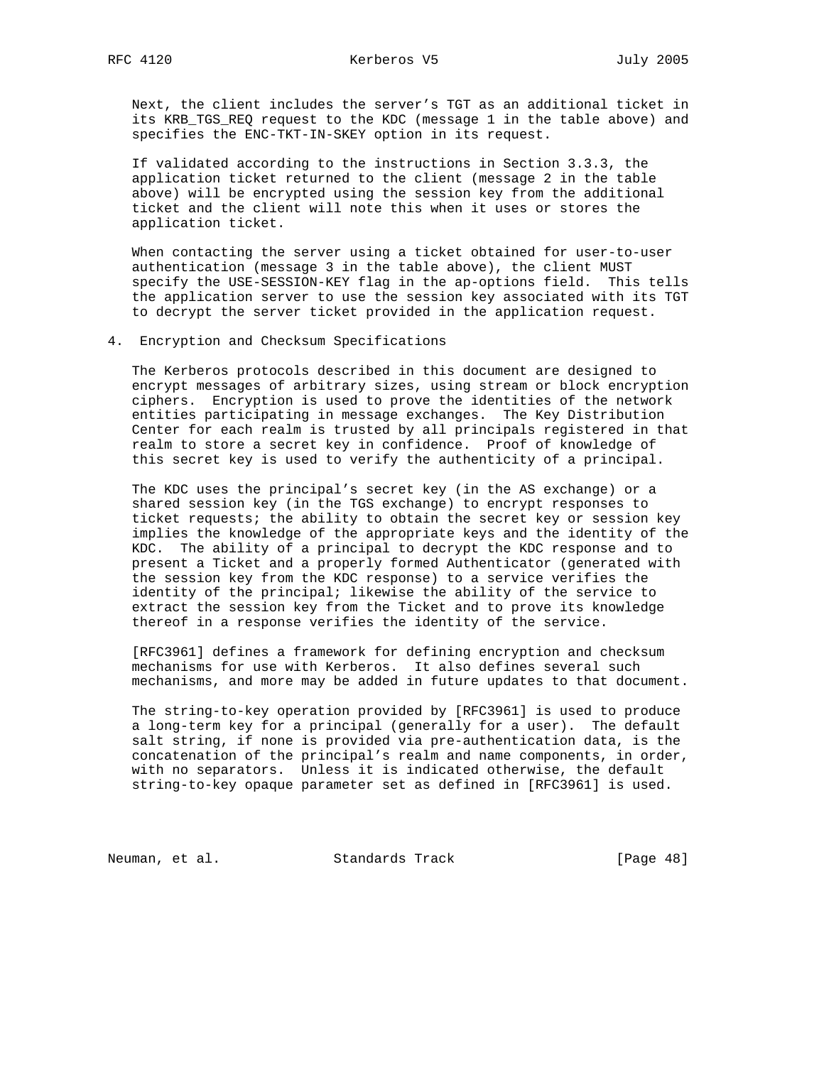Next, the client includes the server's TGT as an additional ticket in its KRB_TGS_REQ request to the KDC (message 1 in the table above) and specifies the ENC-TKT-IN-SKEY option in its request.

If validated according to the instructions in Section 3.3.3, the application ticket returned to the client (message 2 in the table above) will be encrypted using the session key from the additional ticket and the client will note this when it uses or stores the application ticket.

When contacting the server using a ticket obtained for user-to-user authentication (message 3 in the table above), the client MUST specify the USE-SESSION-KEY flag in the ap-options field. This tells the application server to use the session key associated with its TGT to decrypt the server ticket provided in the application request.

# 4. Encryption and Checksum Specifications

The Kerberos protocols described in this document are designed to encrypt messages of arbitrary sizes, using stream or block encryption ciphers. Encryption is used to prove the identities of the network entities participating in message exchanges. The Key Distribution Center for each realm is trusted by all principals registered in that realm to store a secret key in confidence. Proof of knowledge of this secret key is used to verify the authenticity of a principal.

The KDC uses the principal's secret key (in the AS exchange) or a shared session key (in the TGS exchange) to encrypt responses to ticket requests; the ability to obtain the secret key or session key implies the knowledge of the appropriate keys and the identity of the KDC. The ability of a principal to decrypt the KDC response and to present a Ticket and a properly formed Authenticator (generated with the session key from the KDC response) to a service verifies the identity of the principal; likewise the ability of the service to extract the session key from the Ticket and to prove its knowledge thereof in a response verifies the identity of the service.

[RFC3961] defines a framework for defining encryption and checksum mechanisms for use with Kerberos. It also defines several such mechanisms, and more may be added in future updates to that document.

The string-to-key operation provided by [RFC3961] is used to produce a long-term key for a principal (generally for a user). The default salt string, if none is provided via pre-authentication data, is the concatenation of the principal's realm and name components, in order, with no separators. Unless it is indicated otherwise, the default string-to-key opaque parameter set as defined in [RFC3961] is used.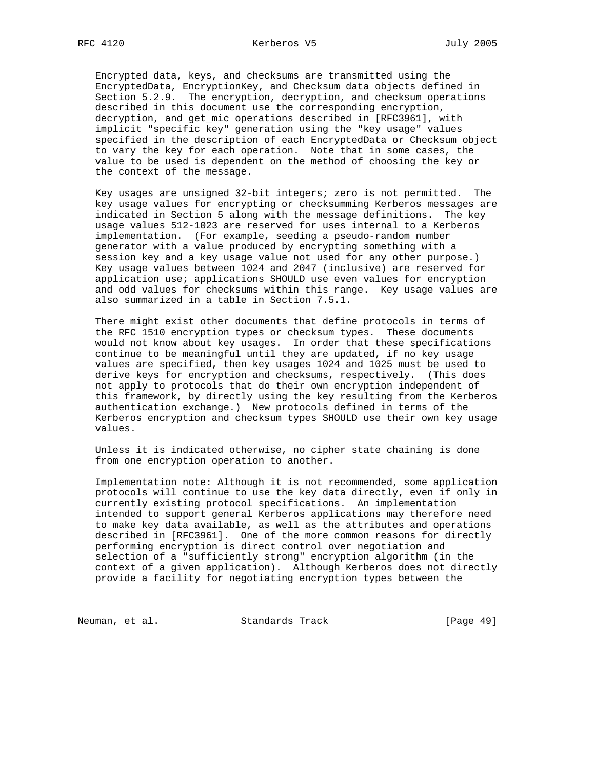Encrypted data, keys, and checksums are transmitted using the EncryptedData, EncryptionKey, and Checksum data objects defined in Section 5.2.9. The encryption, decryption, and checksum operations described in this document use the corresponding encryption, decryption, and get_mic operations described in [RFC3961], with implicit "specific key" generation using the "key usage" values specified in the description of each EncryptedData or Checksum object to vary the key for each operation. Note that in some cases, the value to be used is dependent on the method of choosing the key or the context of the message.

Key usages are unsigned 32-bit integers; zero is not permitted. The key usage values for encrypting or checksumming Kerberos messages are indicated in Section 5 along with the message definitions. The key usage values 512-1023 are reserved for uses internal to a Kerberos implementation. (For example, seeding a pseudo-random number generator with a value produced by encrypting something with a session key and a key usage value not used for any other purpose.) Key usage values between 1024 and 2047 (inclusive) are reserved for application use; applications SHOULD use even values for encryption and odd values for checksums within this range. Key usage values are also summarized in a table in Section 7.5.1.

There might exist other documents that define protocols in terms of the RFC 1510 encryption types or checksum types. These documents would not know about key usages. In order that these specifications continue to be meaningful until they are updated, if no key usage values are specified, then key usages 1024 and 1025 must be used to derive keys for encryption and checksums, respectively. (This does not apply to protocols that do their own encryption independent of this framework, by directly using the key resulting from the Kerberos authentication exchange.) New protocols defined in terms of the Kerberos encryption and checksum types SHOULD use their own key usage values.

Unless it is indicated otherwise, no cipher state chaining is done from one encryption operation to another.

Implementation note: Although it is not recommended, some application protocols will continue to use the key data directly, even if only in currently existing protocol specifications. An implementation intended to support general Kerberos applications may therefore need to make key data available, as well as the attributes and operations described in [RFC3961]. One of the more common reasons for directly performing encryption is direct control over negotiation and selection of a "sufficiently strong" encryption algorithm (in the context of a given application). Although Kerberos does not directly provide a facility for negotiating encryption types between the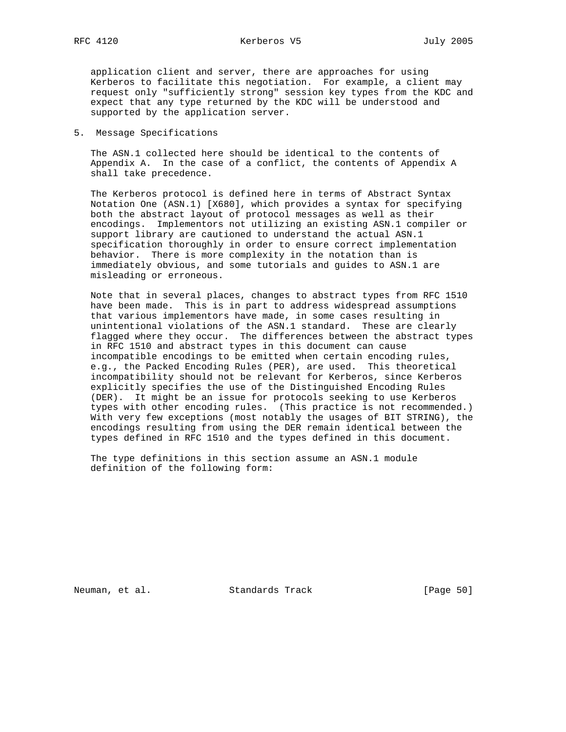application client and server, there are approaches for using Kerberos to facilitate this negotiation. For example, a client may request only "sufficiently strong" session key types from the KDC and expect that any type returned by the KDC will be understood and supported by the application server.

## 5. Message Specifications

The ASN.1 collected here should be identical to the contents of Appendix A. In the case of a conflict, the contents of Appendix A shall take precedence.

The Kerberos protocol is defined here in terms of Abstract Syntax Notation One (ASN.1) [X680], which provides a syntax for specifying both the abstract layout of protocol messages as well as their encodings. Implementors not utilizing an existing ASN.1 compiler or support library are cautioned to understand the actual ASN.1 specification thoroughly in order to ensure correct implementation behavior. There is more complexity in the notation than is immediately obvious, and some tutorials and guides to ASN.1 are misleading or erroneous.

Note that in several places, changes to abstract types from RFC 1510 have been made. This is in part to address widespread assumptions that various implementors have made, in some cases resulting in unintentional violations of the ASN.1 standard. These are clearly flagged where they occur. The differences between the abstract types in RFC 1510 and abstract types in this document can cause incompatible encodings to be emitted when certain encoding rules, e.g., the Packed Encoding Rules (PER), are used. This theoretical incompatibility should not be relevant for Kerberos, since Kerberos explicitly specifies the use of the Distinguished Encoding Rules (DER). It might be an issue for protocols seeking to use Kerberos types with other encoding rules. (This practice is not recommended.) With very few exceptions (most notably the usages of BIT STRING), the encodings resulting from using the DER remain identical between the types defined in RFC 1510 and the types defined in this document.

The type definitions in this section assume an ASN.1 module definition of the following form: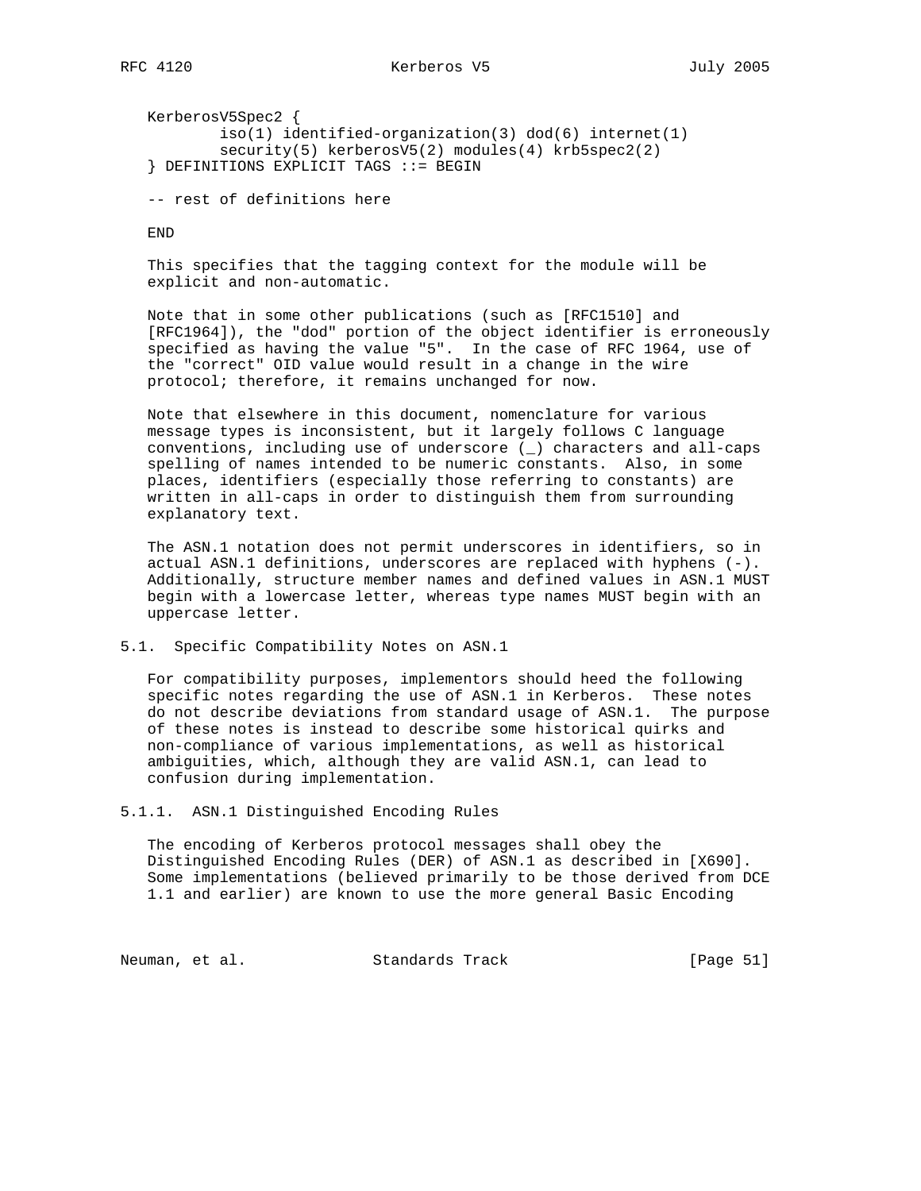```
KerberosV5Spec2 {
        iso(1) identified-organization(3) dod(6) internet(1)
        security(5) kerberosV5(2) modules(4) krb5spec2(2)
} DEFINITIONS EXPLICIT TAGS ::= BEGIN

-- rest of definitions here

END
```

This specifies that the tagging context for the module will be explicit and non-automatic.

Note that in some other publications (such as [RFC1510] and [RFC1964]), the "dod" portion of the object identifier is erroneously specified as having the value "5". In the case of RFC 1964, use of the "correct" OID value would result in a change in the wire protocol; therefore, it remains unchanged for now.

Note that elsewhere in this document, nomenclature for various message types is inconsistent, but it largely follows C language conventions, including use of underscore (_) characters and all-caps spelling of names intended to be numeric constants. Also, in some places, identifiers (especially those referring to constants) are written in all-caps in order to distinguish them from surrounding explanatory text.

The ASN.1 notation does not permit underscores in identifiers, so in actual ASN.1 definitions, underscores are replaced with hyphens (-). Additionally, structure member names and defined values in ASN.1 MUST begin with a lowercase letter, whereas type names MUST begin with an uppercase letter.

### 5.1. Specific Compatibility Notes on ASN.1

For compatibility purposes, implementors should heed the following specific notes regarding the use of ASN.1 in Kerberos. These notes do not describe deviations from standard usage of ASN.1. The purpose of these notes is instead to describe some historical quirks and non-compliance of various implementations, as well as historical ambiguities, which, although they are valid ASN.1, can lead to confusion during implementation.

#### 5.1.1. ASN.1 Distinguished Encoding Rules

The encoding of Kerberos protocol messages shall obey the Distinguished Encoding Rules (DER) of ASN.1 as described in [X690]. Some implementations (believed primarily to be those derived from DCE 1.1 and earlier) are known to use the more general Basic Encoding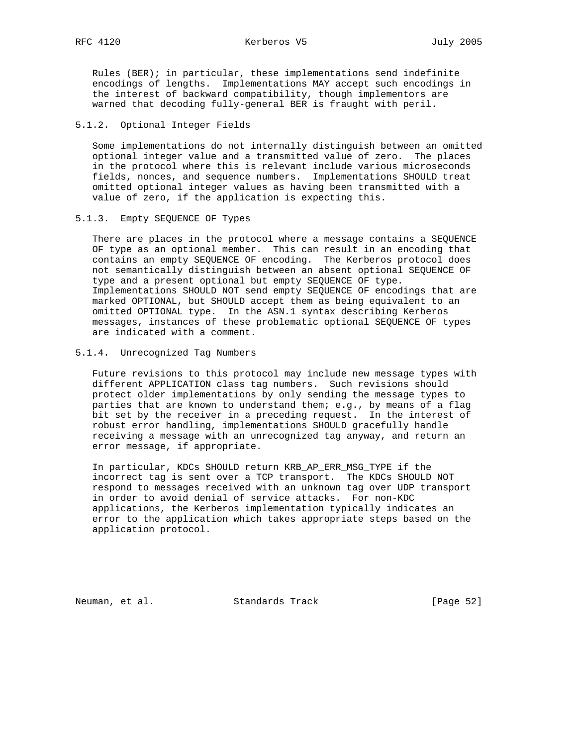Rules (BER); in particular, these implementations send indefinite encodings of lengths. Implementations MAY accept such encodings in the interest of backward compatibility, though implementors are warned that decoding fully-general BER is fraught with peril.

#### 5.1.2. Optional Integer Fields

Some implementations do not internally distinguish between an omitted optional integer value and a transmitted value of zero. The places in the protocol where this is relevant include various microseconds fields, nonces, and sequence numbers. Implementations SHOULD treat omitted optional integer values as having been transmitted with a value of zero, if the application is expecting this.

#### 5.1.3. Empty SEQUENCE OF Types

There are places in the protocol where a message contains a SEQUENCE OF type as an optional member. This can result in an encoding that contains an empty SEQUENCE OF encoding. The Kerberos protocol does not semantically distinguish between an absent optional SEQUENCE OF type and a present optional but empty SEQUENCE OF type. Implementations SHOULD NOT send empty SEQUENCE OF encodings that are marked OPTIONAL, but SHOULD accept them as being equivalent to an omitted OPTIONAL type. In the ASN.1 syntax describing Kerberos messages, instances of these problematic optional SEQUENCE OF types are indicated with a comment.

#### 5.1.4. Unrecognized Tag Numbers

Future revisions to this protocol may include new message types with different APPLICATION class tag numbers. Such revisions should protect older implementations by only sending the message types to parties that are known to understand them; e.g., by means of a flag bit set by the receiver in a preceding request. In the interest of robust error handling, implementations SHOULD gracefully handle receiving a message with an unrecognized tag anyway, and return an error message, if appropriate.

In particular, KDCs SHOULD return KRB_AP_ERR_MSG_TYPE if the incorrect tag is sent over a TCP transport. The KDCs SHOULD NOT respond to messages received with an unknown tag over UDP transport in order to avoid denial of service attacks. For non-KDC applications, the Kerberos implementation typically indicates an error to the application which takes appropriate steps based on the application protocol.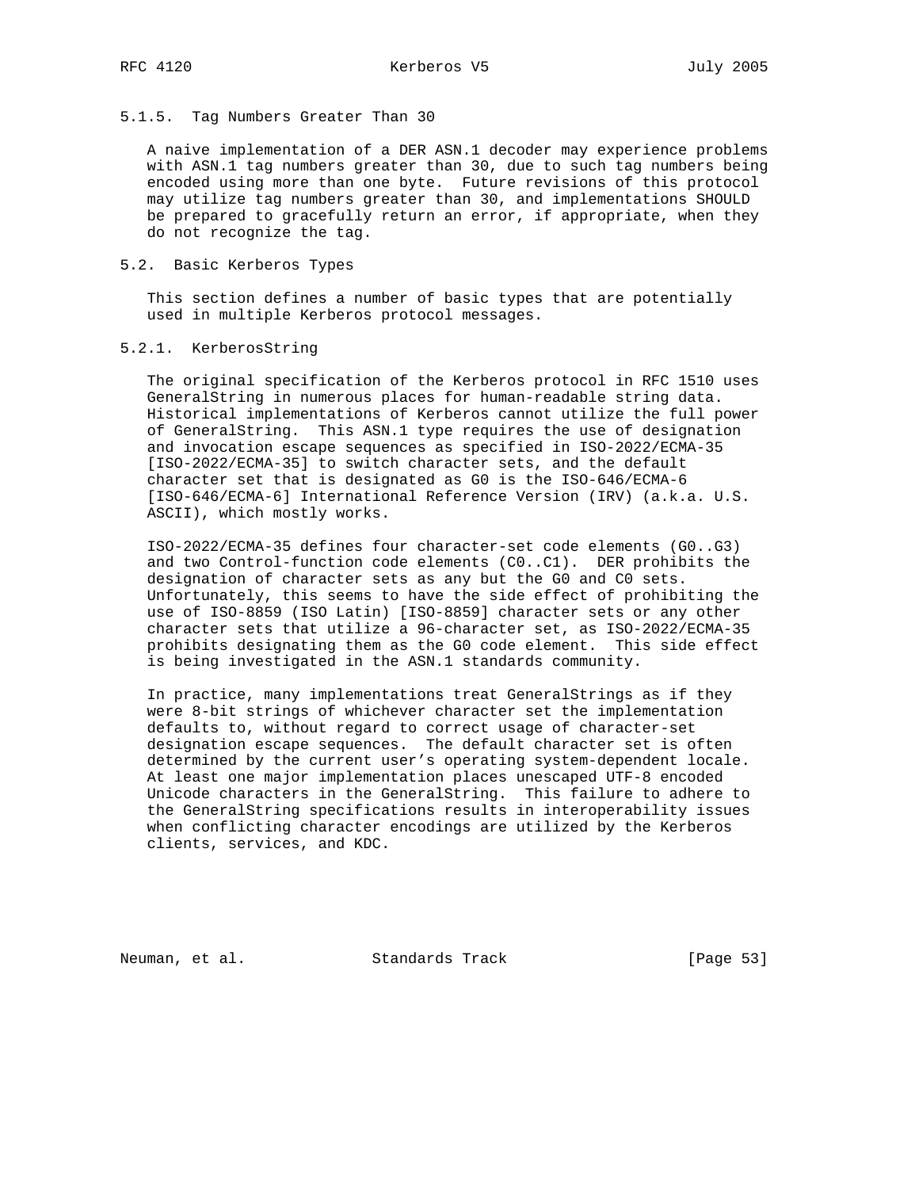### 5.1.5. Tag Numbers Greater Than 30

A naive implementation of a DER ASN.1 decoder may experience problems with ASN.1 tag numbers greater than 30, due to such tag numbers being encoded using more than one byte. Future revisions of this protocol may utilize tag numbers greater than 30, and implementations SHOULD be prepared to gracefully return an error, if appropriate, when they do not recognize the tag.

## 5.2. Basic Kerberos Types

This section defines a number of basic types that are potentially used in multiple Kerberos protocol messages.

### 5.2.1. KerberosString

The original specification of the Kerberos protocol in RFC 1510 uses GeneralString in numerous places for human-readable string data. Historical implementations of Kerberos cannot utilize the full power of GeneralString. This ASN.1 type requires the use of designation and invocation escape sequences as specified in ISO-2022/ECMA-35 [ISO-2022/ECMA-35] to switch character sets, and the default character set that is designated as G0 is the ISO-646/ECMA-6 [ISO-646/ECMA-6] International Reference Version (IRV) (a.k.a. U.S. ASCII), which mostly works.

ISO-2022/ECMA-35 defines four character-set code elements (G0..G3) and two Control-function code elements (C0..C1). DER prohibits the designation of character sets as any but the G0 and C0 sets. Unfortunately, this seems to have the side effect of prohibiting the use of ISO-8859 (ISO Latin) [ISO-8859] character sets or any other character sets that utilize a 96-character set, as ISO-2022/ECMA-35 prohibits designating them as the G0 code element. This side effect is being investigated in the ASN.1 standards community.

In practice, many implementations treat GeneralStrings as if they were 8-bit strings of whichever character set the implementation defaults to, without regard to correct usage of character-set designation escape sequences. The default character set is often determined by the current user's operating system-dependent locale. At least one major implementation places unescaped UTF-8 encoded Unicode characters in the GeneralString. This failure to adhere to the GeneralString specifications results in interoperability issues when conflicting character encodings are utilized by the Kerberos clients, services, and KDC.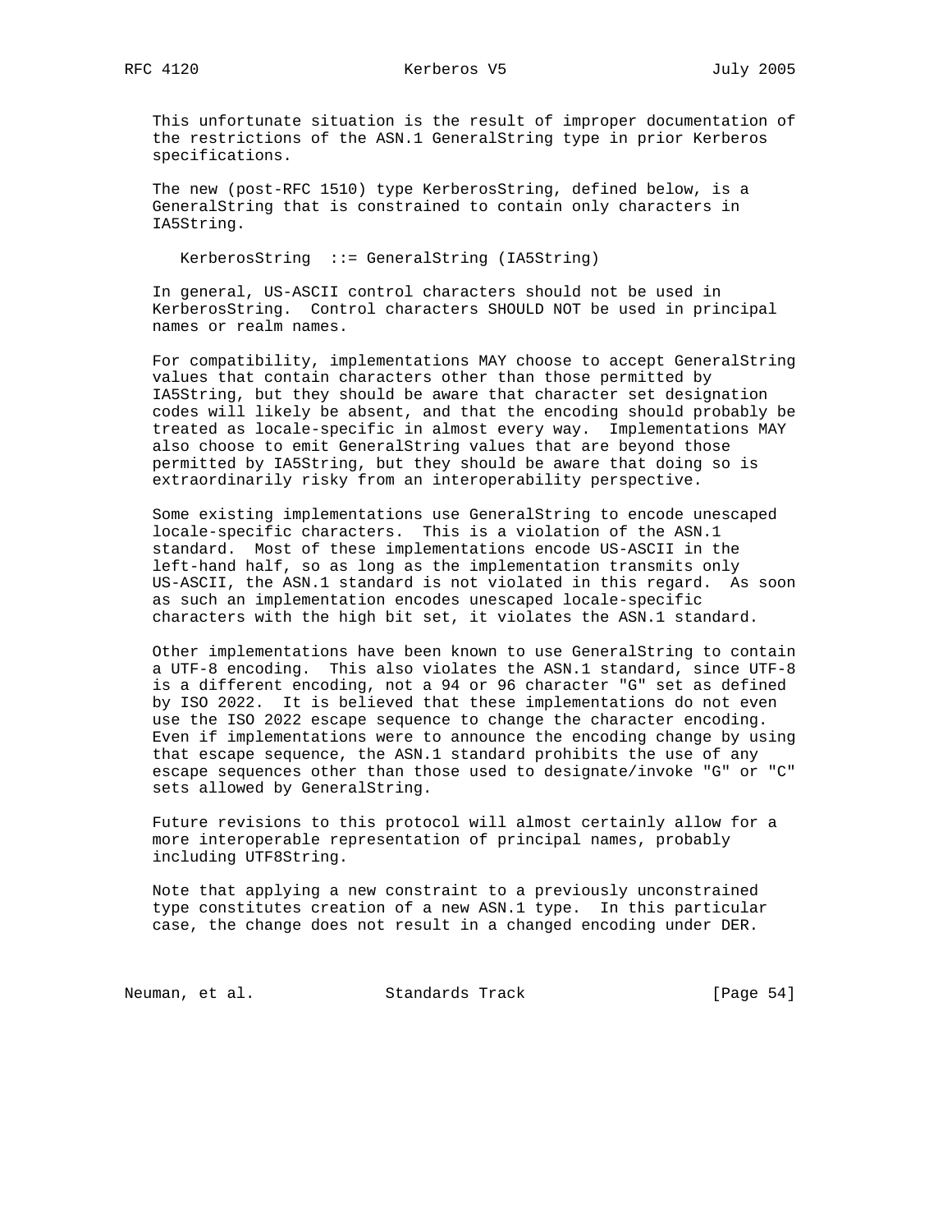This unfortunate situation is the result of improper documentation of the restrictions of the ASN.1 GeneralString type in prior Kerberos specifications.

The new (post-RFC 1510) type KerberosString, defined below, is a GeneralString that is constrained to contain only characters in IA5String.

```
KerberosString  ::= GeneralString (IA5String)
```

In general, US-ASCII control characters should not be used in KerberosString. Control characters SHOULD NOT be used in principal names or realm names.

For compatibility, implementations MAY choose to accept GeneralString values that contain characters other than those permitted by IA5String, but they should be aware that character set designation codes will likely be absent, and that the encoding should probably be treated as locale-specific in almost every way. Implementations MAY also choose to emit GeneralString values that are beyond those permitted by IA5String, but they should be aware that doing so is extraordinarily risky from an interoperability perspective.

Some existing implementations use GeneralString to encode unescaped locale-specific characters. This is a violation of the ASN.1 standard. Most of these implementations encode US-ASCII in the left-hand half, so as long as the implementation transmits only US-ASCII, the ASN.1 standard is not violated in this regard. As soon as such an implementation encodes unescaped locale-specific characters with the high bit set, it violates the ASN.1 standard.

Other implementations have been known to use GeneralString to contain a UTF-8 encoding. This also violates the ASN.1 standard, since UTF-8 is a different encoding, not a 94 or 96 character "G" set as defined by ISO 2022. It is believed that these implementations do not even use the ISO 2022 escape sequence to change the character encoding. Even if implementations were to announce the encoding change by using that escape sequence, the ASN.1 standard prohibits the use of any escape sequences other than those used to designate/invoke "G" or "C" sets allowed by GeneralString.

Future revisions to this protocol will almost certainly allow for a more interoperable representation of principal names, probably including UTF8String.

Note that applying a new constraint to a previously unconstrained type constitutes creation of a new ASN.1 type. In this particular case, the change does not result in a changed encoding under DER.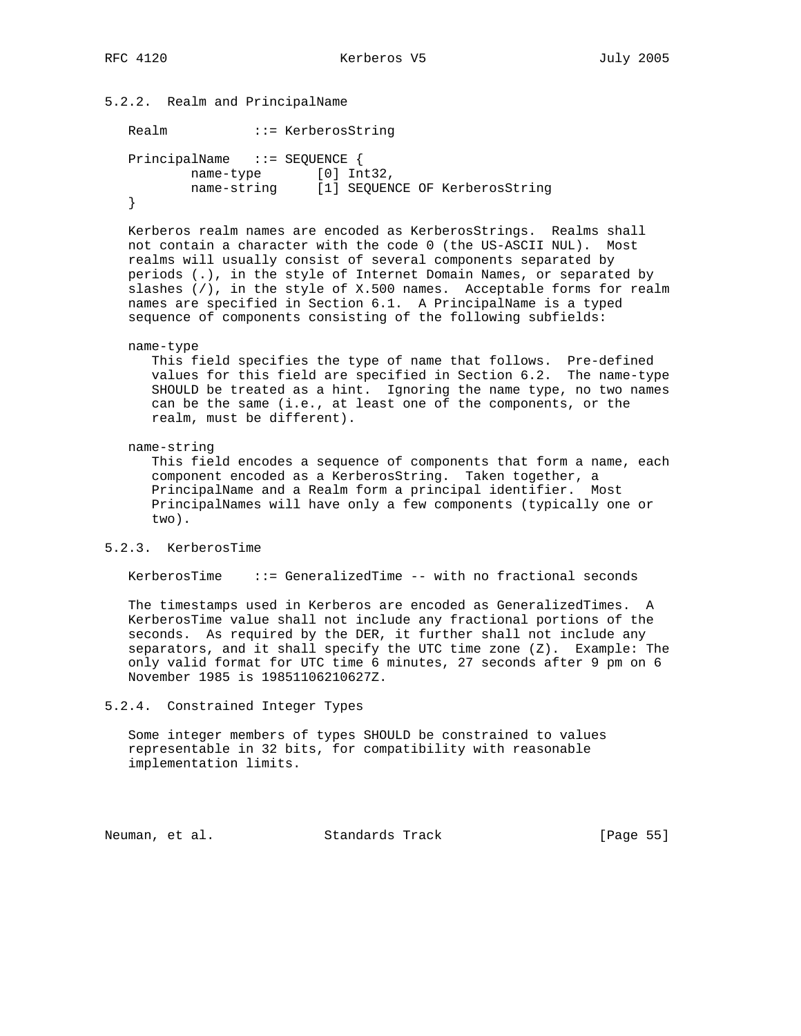### 5.2.2. Realm and PrincipalName

```
Realm           ::= KerberosString

PrincipalName   ::= SEQUENCE {
        name-type       [0] Int32,
        name-string     [1] SEQUENCE OF KerberosString
}
```

Kerberos realm names are encoded as KerberosStrings. Realms shall not contain a character with the code 0 (the US-ASCII NUL). Most realms will usually consist of several components separated by periods (.), in the style of Internet Domain Names, or separated by slashes (/), in the style of X.500 names. Acceptable forms for realm names are specified in Section 6.1. A PrincipalName is a typed sequence of components consisting of the following subfields:

name-type
: This field specifies the type of name that follows. Pre-defined values for this field are specified in Section 6.2. The name-type SHOULD be treated as a hint. Ignoring the name type, no two names can be the same (i.e., at least one of the components, or the realm, must be different).

name-string
: This field encodes a sequence of components that form a name, each component encoded as a KerberosString. Taken together, a PrincipalName and a Realm form a principal identifier. Most PrincipalNames will have only a few components (typically one or two).

### 5.2.3. KerberosTime

```
KerberosTime    ::= GeneralizedTime -- with no fractional seconds
```

The timestamps used in Kerberos are encoded as GeneralizedTimes. A KerberosTime value shall not include any fractional portions of the seconds. As required by the DER, it further shall not include any separators, and it shall specify the UTC time zone (Z). Example: The only valid format for UTC time 6 minutes, 27 seconds after 9 pm on 6 November 1985 is 19851106210627Z.

### 5.2.4. Constrained Integer Types

Some integer members of types SHOULD be constrained to values representable in 32 bits, for compatibility with reasonable implementation limits.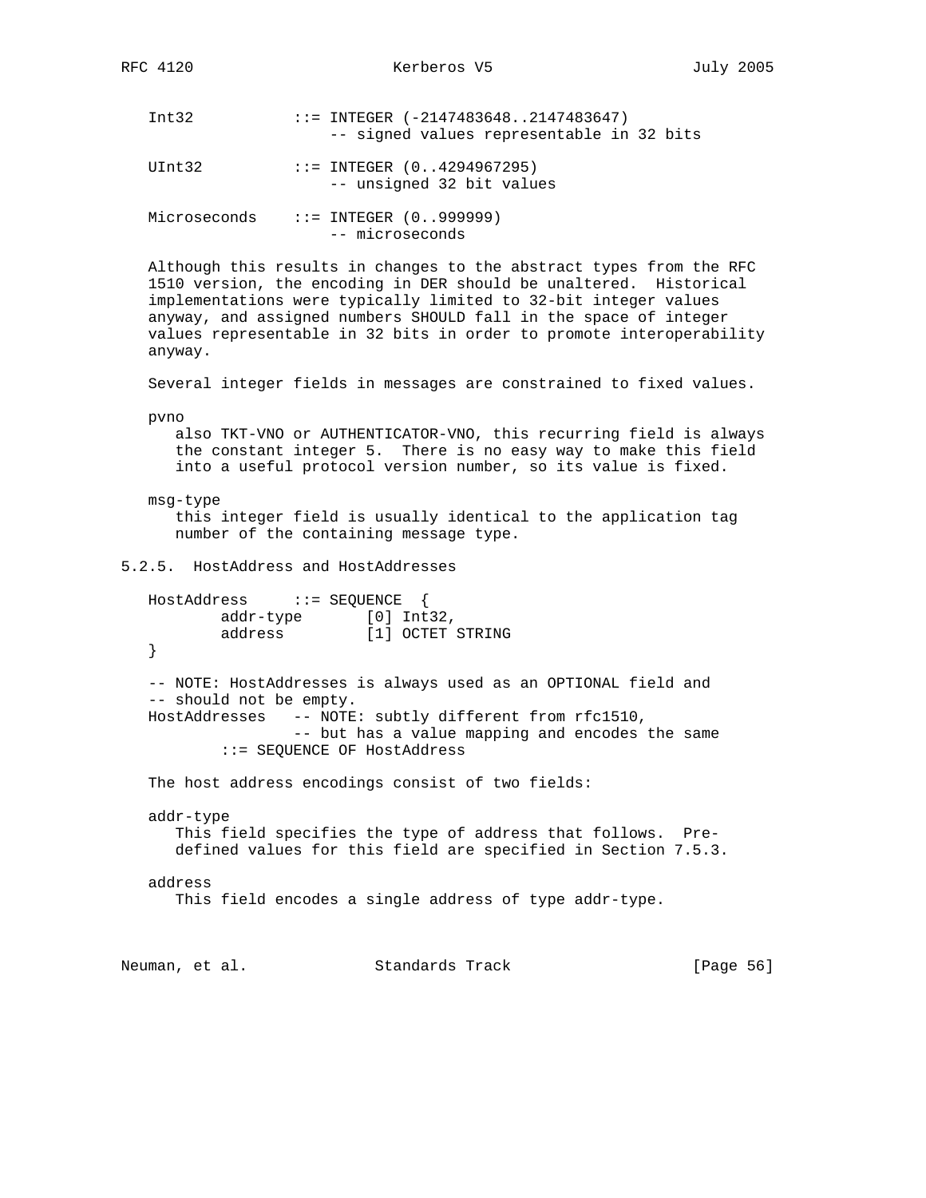```
Int32           ::= INTEGER (-2147483648..2147483647)
                    -- signed values representable in 32 bits

UInt32          ::= INTEGER (0..4294967295)
                    -- unsigned 32 bit values

Microseconds    ::= INTEGER (0..999999)
                    -- microseconds
```

Although this results in changes to the abstract types from the RFC 1510 version, the encoding in DER should be unaltered. Historical implementations were typically limited to 32-bit integer values anyway, and assigned numbers SHOULD fall in the space of integer values representable in 32 bits in order to promote interoperability anyway.

Several integer fields in messages are constrained to fixed values.

pvno
: also TKT-VNO or AUTHENTICATOR-VNO, this recurring field is always the constant integer 5. There is no easy way to make this field into a useful protocol version number, so its value is fixed.

msg-type
: this integer field is usually identical to the application tag number of the containing message type.

### 5.2.5. HostAddress and HostAddresses

```
HostAddress     ::= SEQUENCE  {
        addr-type       [0] Int32,
        address         [1] OCTET STRING
}

-- NOTE: HostAddresses is always used as an OPTIONAL field and
-- should not be empty.
HostAddresses   -- NOTE: subtly different from rfc1510,
                -- but has a value mapping and encodes the same
        ::= SEQUENCE OF HostAddress
```

The host address encodings consist of two fields:

addr-type
: This field specifies the type of address that follows. Pre-defined values for this field are specified in Section 7.5.3.

address
: This field encodes a single address of type addr-type.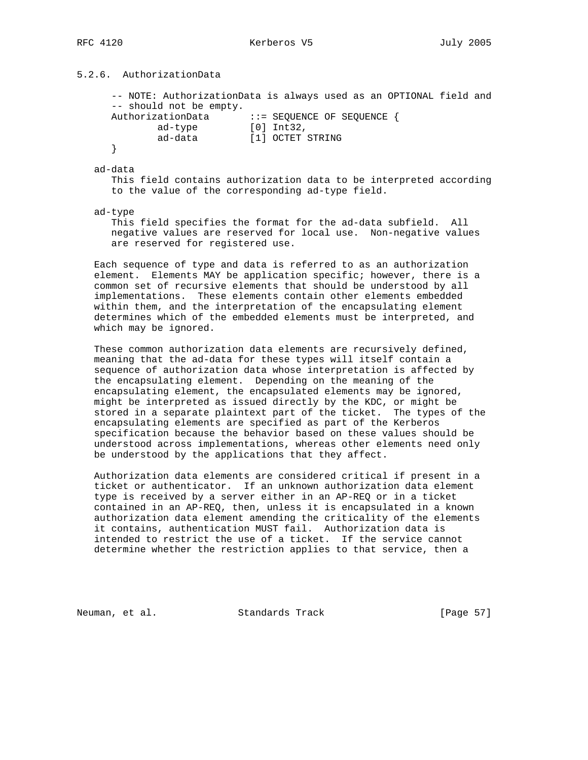### 5.2.6. AuthorizationData

```
-- NOTE: AuthorizationData is always used as an OPTIONAL field and
-- should not be empty.
AuthorizationData       ::= SEQUENCE OF SEQUENCE {
        ad-type         [0] Int32,
        ad-data         [1] OCTET STRING
}
```

ad-data
: This field contains authorization data to be interpreted according to the value of the corresponding ad-type field.

ad-type
: This field specifies the format for the ad-data subfield. All negative values are reserved for local use. Non-negative values are reserved for registered use.

Each sequence of type and data is referred to as an authorization element. Elements MAY be application specific; however, there is a common set of recursive elements that should be understood by all implementations. These elements contain other elements embedded within them, and the interpretation of the encapsulating element determines which of the embedded elements must be interpreted, and which may be ignored.

These common authorization data elements are recursively defined, meaning that the ad-data for these types will itself contain a sequence of authorization data whose interpretation is affected by the encapsulating element. Depending on the meaning of the encapsulating element, the encapsulated elements may be ignored, might be interpreted as issued directly by the KDC, or might be stored in a separate plaintext part of the ticket. The types of the encapsulating elements are specified as part of the Kerberos specification because the behavior based on these values should be understood across implementations, whereas other elements need only be understood by the applications that they affect.

Authorization data elements are considered critical if present in a ticket or authenticator. If an unknown authorization data element type is received by a server either in an AP-REQ or in a ticket contained in an AP-REQ, then, unless it is encapsulated in a known authorization data element amending the criticality of the elements it contains, authentication MUST fail. Authorization data is intended to restrict the use of a ticket. If the service cannot determine whether the restriction applies to that service, then a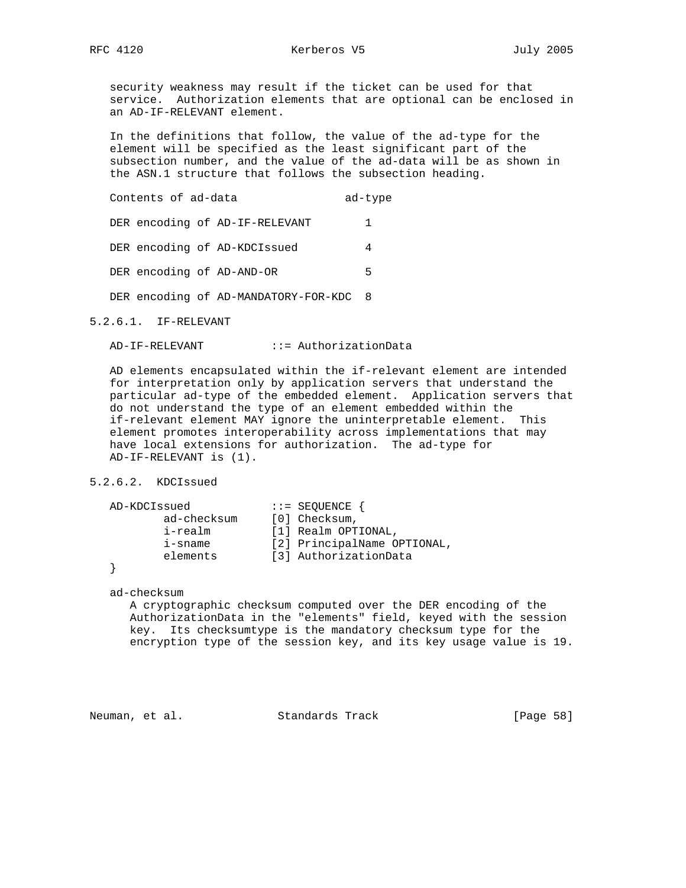security weakness may result if the ticket can be used for that service. Authorization elements that are optional can be enclosed in an AD-IF-RELEVANT element.

In the definitions that follow, the value of the ad-type for the element will be specified as the least significant part of the subsection number, and the value of the ad-data will be as shown in the ASN.1 structure that follows the subsection heading.

| Contents of ad-data | ad-type |
|---|---|
| DER encoding of AD-IF-RELEVANT | 1 |
| DER encoding of AD-KDCIssued | 4 |
| DER encoding of AD-AND-OR | 5 |
| DER encoding of AD-MANDATORY-FOR-KDC | 8 |

### 5.2.6.1. IF-RELEVANT

```
AD-IF-RELEVANT          ::= AuthorizationData
```

AD elements encapsulated within the if-relevant element are intended for interpretation only by application servers that understand the particular ad-type of the embedded element. Application servers that do not understand the type of an element embedded within the if-relevant element MAY ignore the uninterpretable element. This element promotes interoperability across implementations that may have local extensions for authorization. The ad-type for AD-IF-RELEVANT is (1).

### 5.2.6.2. KDCIssued

```
AD-KDCIssued            ::= SEQUENCE {
        ad-checksum     [0] Checksum,
        i-realm         [1] Realm OPTIONAL,
        i-sname         [2] PrincipalName OPTIONAL,
        elements        [3] AuthorizationData
}
```

ad-checksum
: A cryptographic checksum computed over the DER encoding of the AuthorizationData in the "elements" field, keyed with the session key. Its checksumtype is the mandatory checksum type for the encryption type of the session key, and its key usage value is 19.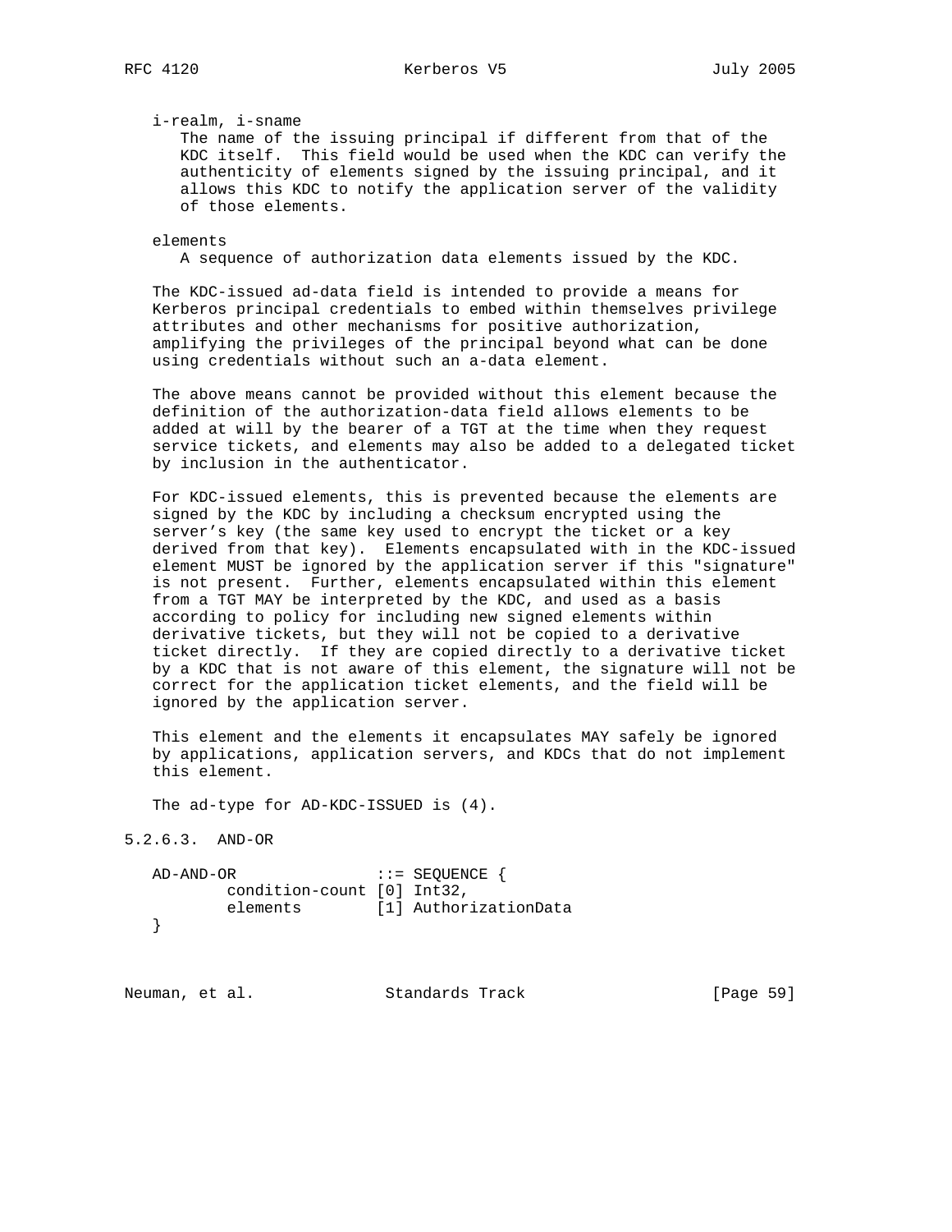i-realm, i-sname
The name of the issuing principal if different from that of the KDC itself. This field would be used when the KDC can verify the authenticity of elements signed by the issuing principal, and it allows this KDC to notify the application server of the validity of those elements.

elements
A sequence of authorization data elements issued by the KDC.

The KDC-issued ad-data field is intended to provide a means for Kerberos principal credentials to embed within themselves privilege attributes and other mechanisms for positive authorization, amplifying the privileges of the principal beyond what can be done using credentials without such an a-data element.

The above means cannot be provided without this element because the definition of the authorization-data field allows elements to be added at will by the bearer of a TGT at the time when they request service tickets, and elements may also be added to a delegated ticket by inclusion in the authenticator.

For KDC-issued elements, this is prevented because the elements are signed by the KDC by including a checksum encrypted using the server's key (the same key used to encrypt the ticket or a key derived from that key). Elements encapsulated with in the KDC-issued element MUST be ignored by the application server if this "signature" is not present. Further, elements encapsulated within this element from a TGT MAY be interpreted by the KDC, and used as a basis according to policy for including new signed elements within derivative tickets, but they will not be copied to a derivative ticket directly. If they are copied directly to a derivative ticket by a KDC that is not aware of this element, the signature will not be correct for the application ticket elements, and the field will be ignored by the application server.

This element and the elements it encapsulates MAY safely be ignored by applications, application servers, and KDCs that do not implement this element.

The ad-type for AD-KDC-ISSUED is (4).

### 5.2.6.3. AND-OR

```
AD-AND-OR               ::= SEQUENCE {
        condition-count [0] Int32,
        elements        [1] AuthorizationData
}
```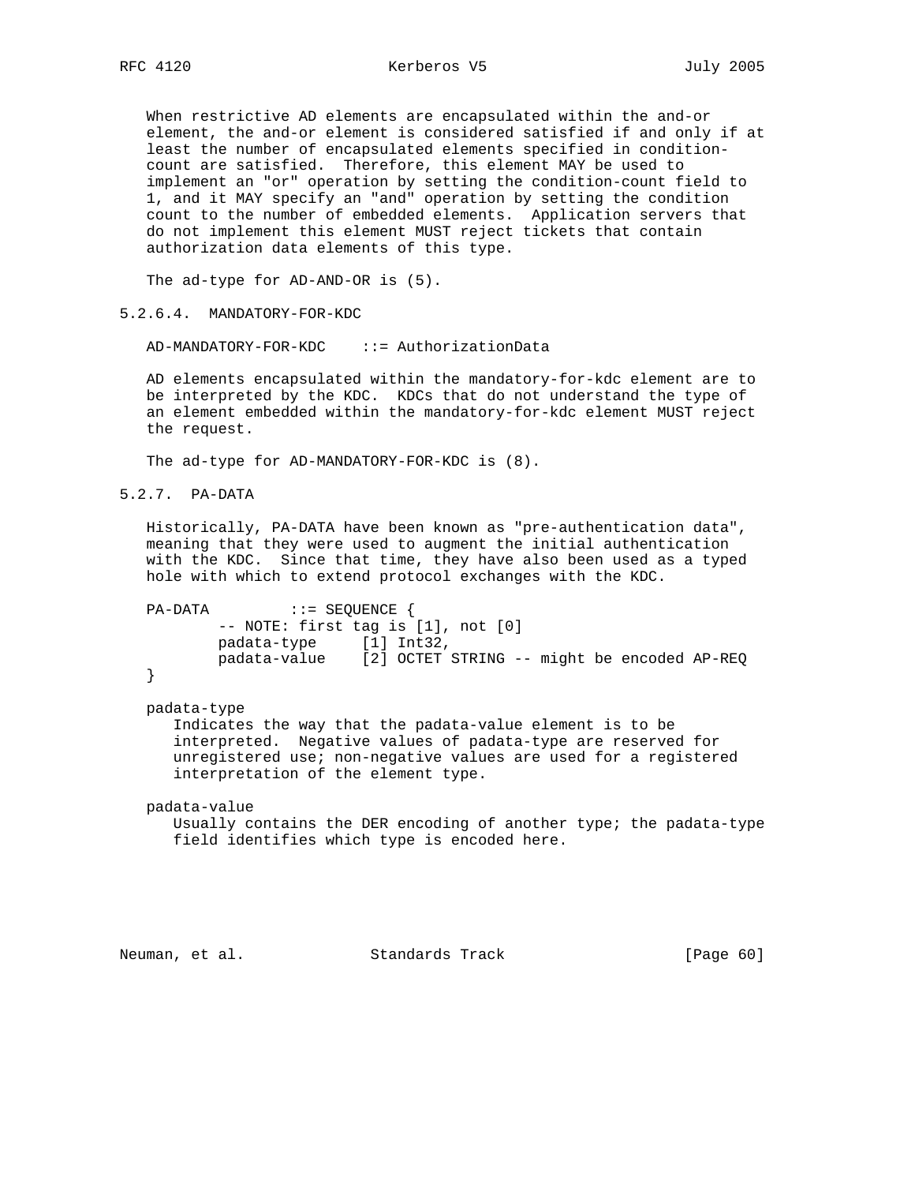When restrictive AD elements are encapsulated within the and-or element, the and-or element is considered satisfied if and only if at least the number of encapsulated elements specified in condition-count are satisfied. Therefore, this element MAY be used to implement an "or" operation by setting the condition-count field to 1, and it MAY specify an "and" operation by setting the condition count to the number of embedded elements. Application servers that do not implement this element MUST reject tickets that contain authorization data elements of this type.

The ad-type for AD-AND-OR is (5).

#### 5.2.6.4. MANDATORY-FOR-KDC

```
AD-MANDATORY-FOR-KDC    ::= AuthorizationData
```

AD elements encapsulated within the mandatory-for-kdc element are to be interpreted by the KDC. KDCs that do not understand the type of an element embedded within the mandatory-for-kdc element MUST reject the request.

The ad-type for AD-MANDATORY-FOR-KDC is (8).

### 5.2.7. PA-DATA

Historically, PA-DATA have been known as "pre-authentication data", meaning that they were used to augment the initial authentication with the KDC. Since that time, they have also been used as a typed hole with which to extend protocol exchanges with the KDC.

```
PA-DATA         ::= SEQUENCE {
        -- NOTE: first tag is [1], not [0]
        padata-type     [1] Int32,
        padata-value    [2] OCTET STRING -- might be encoded AP-REQ
}
```

padata-type
: Indicates the way that the padata-value element is to be interpreted. Negative values of padata-type are reserved for unregistered use; non-negative values are used for a registered interpretation of the element type.

padata-value
: Usually contains the DER encoding of another type; the padata-type field identifies which type is encoded here.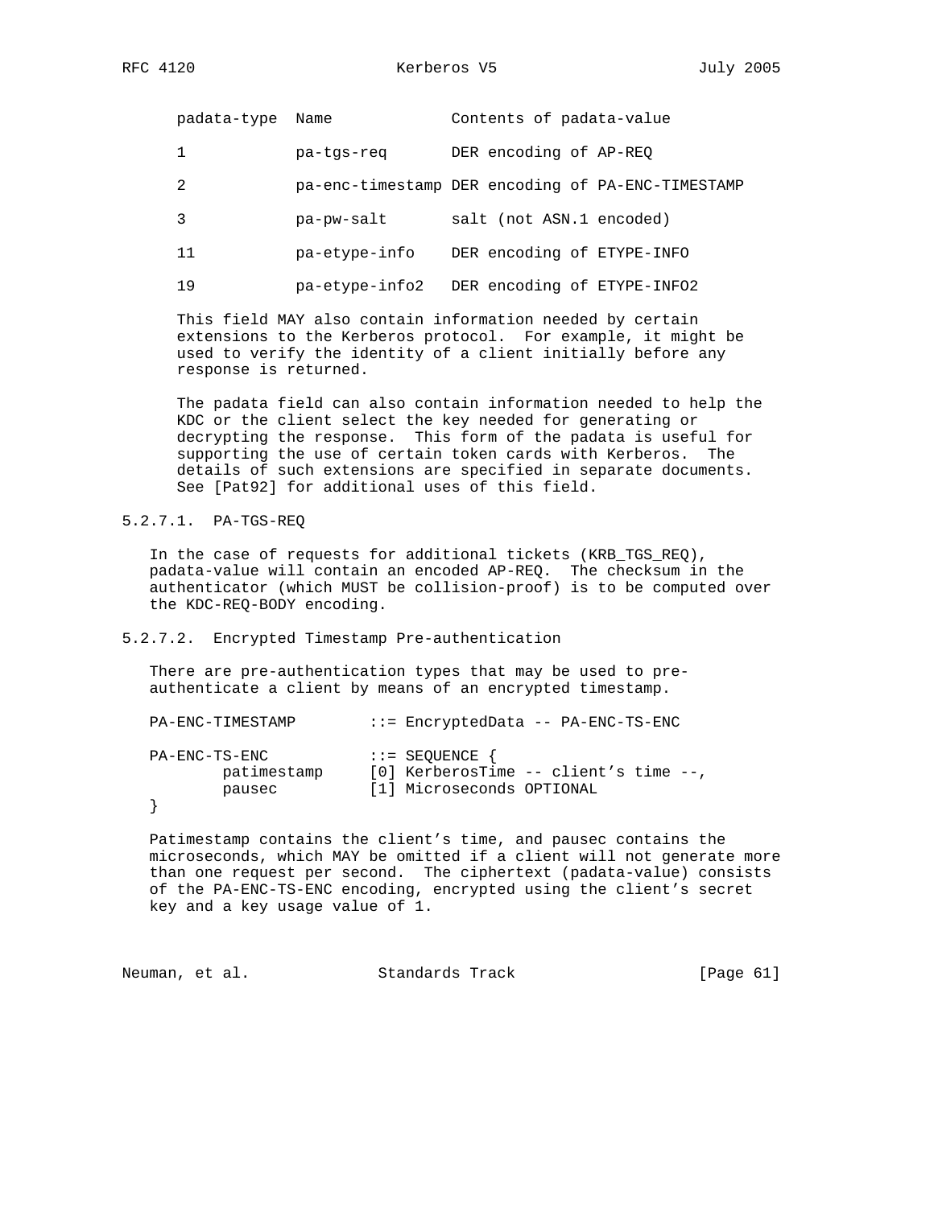| padata-type | Name | Contents of padata-value |
|---|---|---|
| 1 | pa-tgs-req | DER encoding of AP-REQ |
| 2 | pa-enc-timestamp | DER encoding of PA-ENC-TIMESTAMP |
| 3 | pa-pw-salt | salt (not ASN.1 encoded) |
| 11 | pa-etype-info | DER encoding of ETYPE-INFO |
| 19 | pa-etype-info2 | DER encoding of ETYPE-INFO2 |

This field MAY also contain information needed by certain extensions to the Kerberos protocol. For example, it might be used to verify the identity of a client initially before any response is returned.

The padata field can also contain information needed to help the KDC or the client select the key needed for generating or decrypting the response. This form of the padata is useful for supporting the use of certain token cards with Kerberos. The details of such extensions are specified in separate documents. See [Pat92] for additional uses of this field.

### 5.2.7.1. PA-TGS-REQ

In the case of requests for additional tickets (KRB_TGS_REQ), padata-value will contain an encoded AP-REQ. The checksum in the authenticator (which MUST be collision-proof) is to be computed over the KDC-REQ-BODY encoding.

### 5.2.7.2. Encrypted Timestamp Pre-authentication

There are pre-authentication types that may be used to pre-authenticate a client by means of an encrypted timestamp.

```
PA-ENC-TIMESTAMP        ::= EncryptedData -- PA-ENC-TS-ENC

PA-ENC-TS-ENC           ::= SEQUENCE {
        patimestamp     [0] KerberosTime -- client's time --,
        pausec          [1] Microseconds OPTIONAL
}
```

Patimestamp contains the client's time, and pausec contains the microseconds, which MAY be omitted if a client will not generate more than one request per second. The ciphertext (padata-value) consists of the PA-ENC-TS-ENC encoding, encrypted using the client's secret key and a key usage value of 1.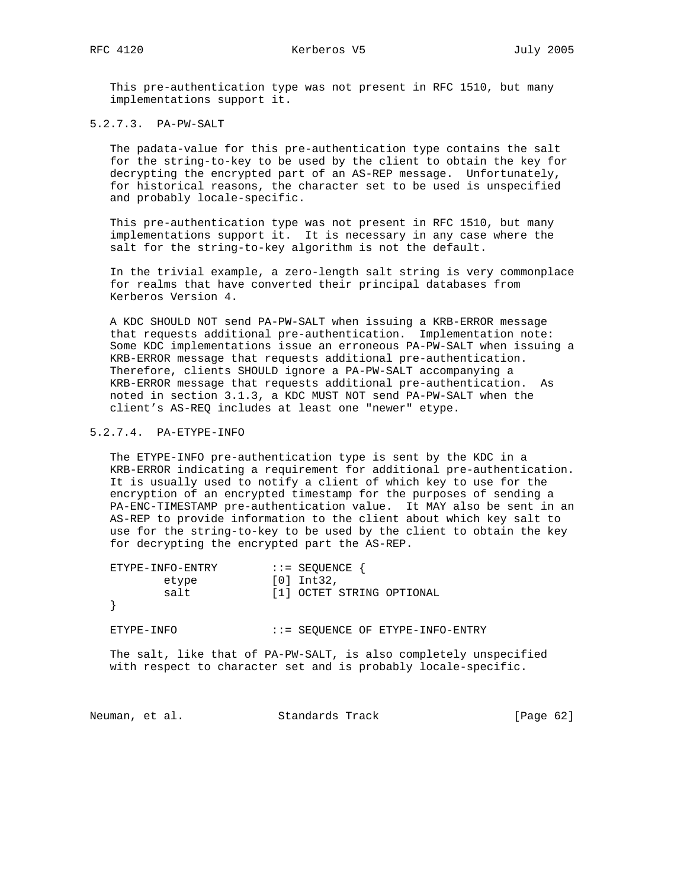This pre-authentication type was not present in RFC 1510, but many implementations support it.

#### 5.2.7.3. PA-PW-SALT

The padata-value for this pre-authentication type contains the salt for the string-to-key to be used by the client to obtain the key for decrypting the encrypted part of an AS-REP message. Unfortunately, for historical reasons, the character set to be used is unspecified and probably locale-specific.

This pre-authentication type was not present in RFC 1510, but many implementations support it. It is necessary in any case where the salt for the string-to-key algorithm is not the default.

In the trivial example, a zero-length salt string is very commonplace for realms that have converted their principal databases from Kerberos Version 4.

A KDC SHOULD NOT send PA-PW-SALT when issuing a KRB-ERROR message that requests additional pre-authentication. Implementation note: Some KDC implementations issue an erroneous PA-PW-SALT when issuing a KRB-ERROR message that requests additional pre-authentication. Therefore, clients SHOULD ignore a PA-PW-SALT accompanying a KRB-ERROR message that requests additional pre-authentication. As noted in section 3.1.3, a KDC MUST NOT send PA-PW-SALT when the client's AS-REQ includes at least one "newer" etype.

#### 5.2.7.4. PA-ETYPE-INFO

The ETYPE-INFO pre-authentication type is sent by the KDC in a KRB-ERROR indicating a requirement for additional pre-authentication. It is usually used to notify a client of which key to use for the encryption of an encrypted timestamp for the purposes of sending a PA-ENC-TIMESTAMP pre-authentication value. It MAY also be sent in an AS-REP to provide information to the client about which key salt to use for the string-to-key to be used by the client to obtain the key for decrypting the encrypted part the AS-REP.

```
ETYPE-INFO-ENTRY        ::= SEQUENCE {
        etype           [0] Int32,
        salt            [1] OCTET STRING OPTIONAL
}

ETYPE-INFO              ::= SEQUENCE OF ETYPE-INFO-ENTRY
```

The salt, like that of PA-PW-SALT, is also completely unspecified with respect to character set and is probably locale-specific.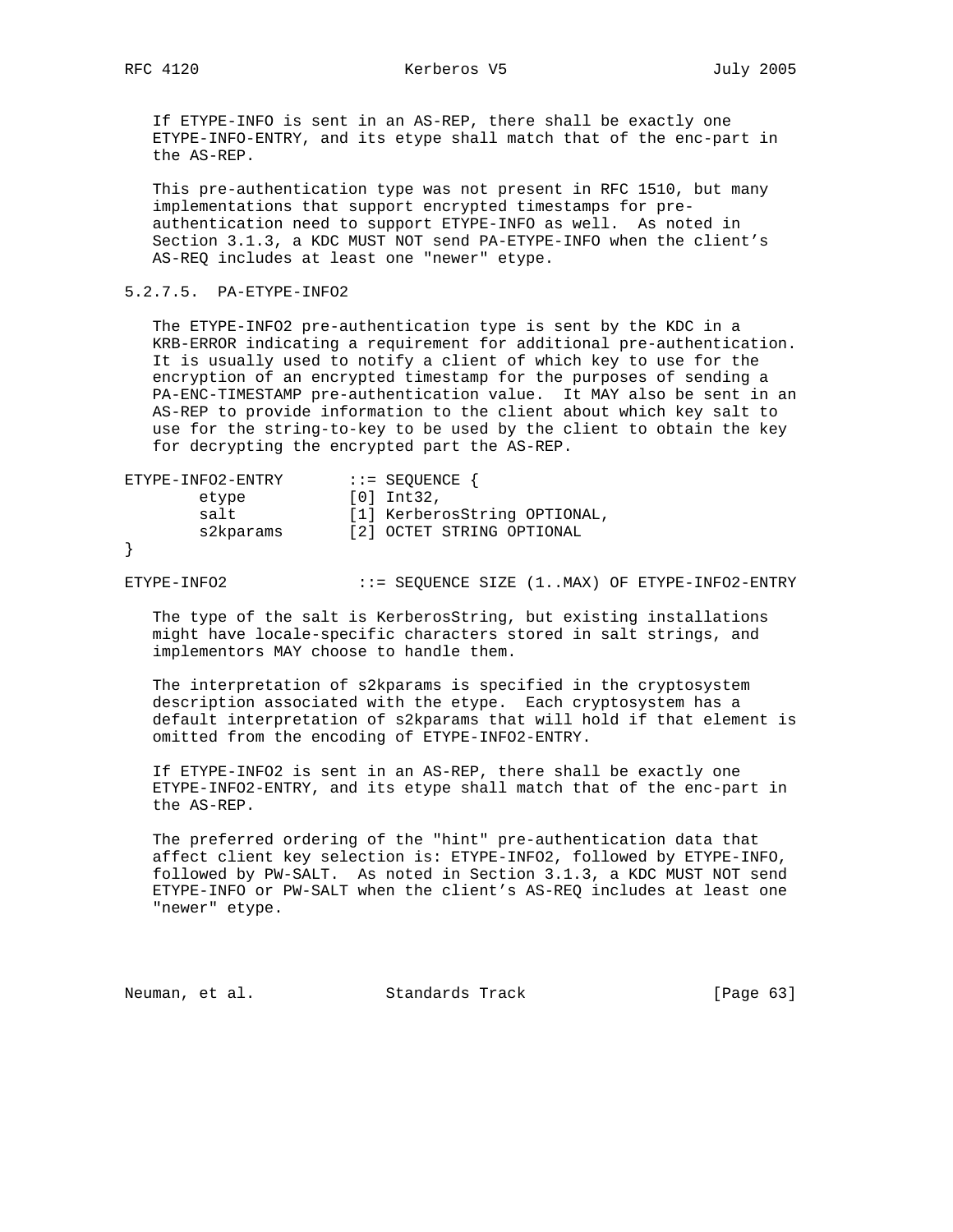If ETYPE-INFO is sent in an AS-REP, there shall be exactly one ETYPE-INFO-ENTRY, and its etype shall match that of the enc-part in the AS-REP.

This pre-authentication type was not present in RFC 1510, but many implementations that support encrypted timestamps for pre-authentication need to support ETYPE-INFO as well. As noted in Section 3.1.3, a KDC MUST NOT send PA-ETYPE-INFO when the client's AS-REQ includes at least one "newer" etype.

#### 5.2.7.5. PA-ETYPE-INFO2

The ETYPE-INFO2 pre-authentication type is sent by the KDC in a KRB-ERROR indicating a requirement for additional pre-authentication. It is usually used to notify a client of which key to use for the encryption of an encrypted timestamp for the purposes of sending a PA-ENC-TIMESTAMP pre-authentication value. It MAY also be sent in an AS-REP to provide information to the client about which key salt to use for the string-to-key to be used by the client to obtain the key for decrypting the encrypted part the AS-REP.

```
ETYPE-INFO2-ENTRY       ::= SEQUENCE {
        etype           [0] Int32,
        salt            [1] KerberosString OPTIONAL,
        s2kparams       [2] OCTET STRING OPTIONAL
}

ETYPE-INFO2              ::= SEQUENCE SIZE (1..MAX) OF ETYPE-INFO2-ENTRY
```

The type of the salt is KerberosString, but existing installations might have locale-specific characters stored in salt strings, and implementors MAY choose to handle them.

The interpretation of s2kparams is specified in the cryptosystem description associated with the etype. Each cryptosystem has a default interpretation of s2kparams that will hold if that element is omitted from the encoding of ETYPE-INFO2-ENTRY.

If ETYPE-INFO2 is sent in an AS-REP, there shall be exactly one ETYPE-INFO2-ENTRY, and its etype shall match that of the enc-part in the AS-REP.

The preferred ordering of the "hint" pre-authentication data that affect client key selection is: ETYPE-INFO2, followed by ETYPE-INFO, followed by PW-SALT. As noted in Section 3.1.3, a KDC MUST NOT send ETYPE-INFO or PW-SALT when the client's AS-REQ includes at least one "newer" etype.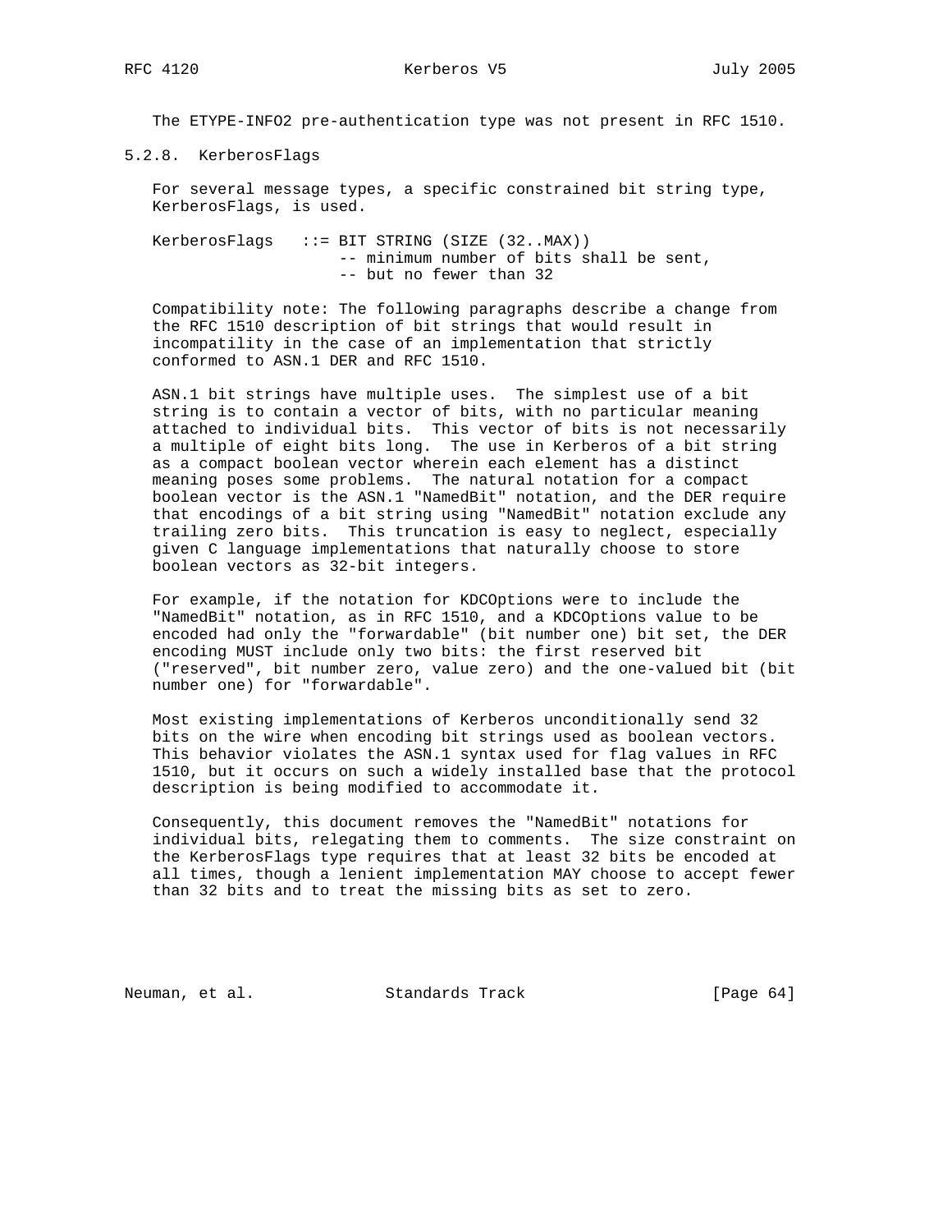The ETYPE-INFO2 pre-authentication type was not present in RFC 1510.

### 5.2.8. KerberosFlags

For several message types, a specific constrained bit string type, KerberosFlags, is used.

```
KerberosFlags   ::= BIT STRING (SIZE (32..MAX))
                    -- minimum number of bits shall be sent,
                    -- but no fewer than 32
```

Compatibility note: The following paragraphs describe a change from the RFC 1510 description of bit strings that would result in incompatility in the case of an implementation that strictly conformed to ASN.1 DER and RFC 1510.

ASN.1 bit strings have multiple uses. The simplest use of a bit string is to contain a vector of bits, with no particular meaning attached to individual bits. This vector of bits is not necessarily a multiple of eight bits long. The use in Kerberos of a bit string as a compact boolean vector wherein each element has a distinct meaning poses some problems. The natural notation for a compact boolean vector is the ASN.1 "NamedBit" notation, and the DER require that encodings of a bit string using "NamedBit" notation exclude any trailing zero bits. This truncation is easy to neglect, especially given C language implementations that naturally choose to store boolean vectors as 32-bit integers.

For example, if the notation for KDCOptions were to include the "NamedBit" notation, as in RFC 1510, and a KDCOptions value to be encoded had only the "forwardable" (bit number one) bit set, the DER encoding MUST include only two bits: the first reserved bit ("reserved", bit number zero, value zero) and the one-valued bit (bit number one) for "forwardable".

Most existing implementations of Kerberos unconditionally send 32 bits on the wire when encoding bit strings used as boolean vectors. This behavior violates the ASN.1 syntax used for flag values in RFC 1510, but it occurs on such a widely installed base that the protocol description is being modified to accommodate it.

Consequently, this document removes the "NamedBit" notations for individual bits, relegating them to comments. The size constraint on the KerberosFlags type requires that at least 32 bits be encoded at all times, though a lenient implementation MAY choose to accept fewer than 32 bits and to treat the missing bits as set to zero.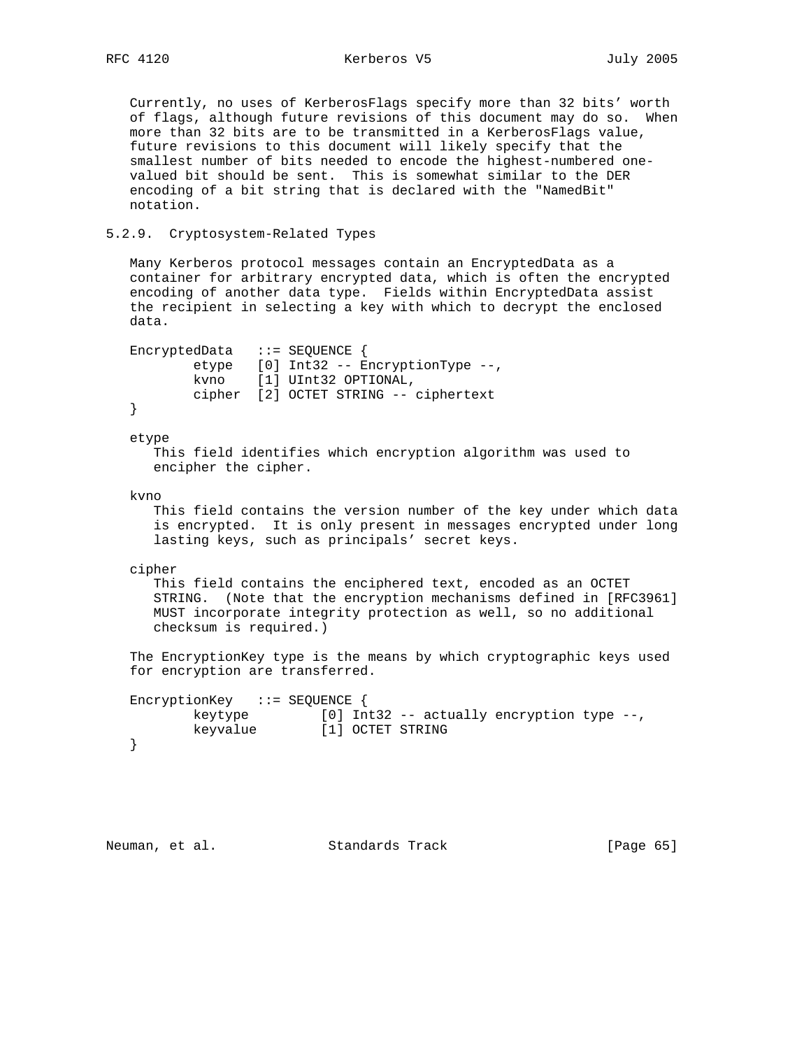Currently, no uses of KerberosFlags specify more than 32 bits' worth of flags, although future revisions of this document may do so. When more than 32 bits are to be transmitted in a KerberosFlags value, future revisions to this document will likely specify that the smallest number of bits needed to encode the highest-numbered one-valued bit should be sent. This is somewhat similar to the DER encoding of a bit string that is declared with the "NamedBit" notation.

### 5.2.9. Cryptosystem-Related Types

Many Kerberos protocol messages contain an EncryptedData as a container for arbitrary encrypted data, which is often the encrypted encoding of another data type. Fields within EncryptedData assist the recipient in selecting a key with which to decrypt the enclosed data.

```
EncryptedData   ::= SEQUENCE {
        etype   [0] Int32 -- EncryptionType --,
        kvno    [1] UInt32 OPTIONAL,
        cipher  [2] OCTET STRING -- ciphertext
}
```

etype
: This field identifies which encryption algorithm was used to encipher the cipher.

kvno
: This field contains the version number of the key under which data is encrypted. It is only present in messages encrypted under long lasting keys, such as principals' secret keys.

cipher
: This field contains the enciphered text, encoded as an OCTET STRING. (Note that the encryption mechanisms defined in [RFC3961] MUST incorporate integrity protection as well, so no additional checksum is required.)

The EncryptionKey type is the means by which cryptographic keys used for encryption are transferred.

```
EncryptionKey   ::= SEQUENCE {
        keytype         [0] Int32 -- actually encryption type --,
        keyvalue        [1] OCTET STRING
}
```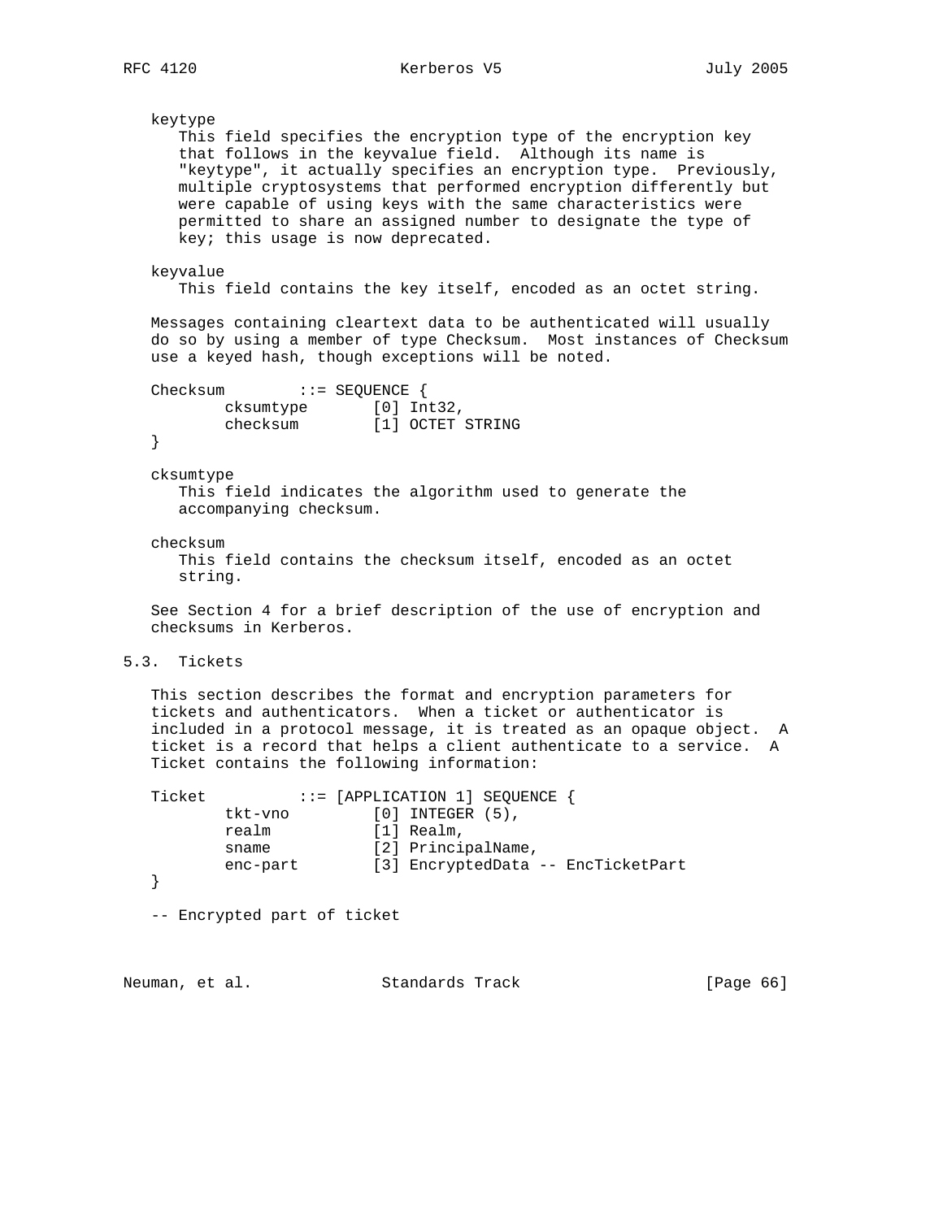keytype
   This field specifies the encryption type of the encryption key that follows in the keyvalue field. Although its name is "keytype", it actually specifies an encryption type. Previously, multiple cryptosystems that performed encryption differently but were capable of using keys with the same characteristics were permitted to share an assigned number to designate the type of key; this usage is now deprecated.

keyvalue
   This field contains the key itself, encoded as an octet string.

Messages containing cleartext data to be authenticated will usually do so by using a member of type Checksum. Most instances of Checksum use a keyed hash, though exceptions will be noted.

```
Checksum        ::= SEQUENCE {
        cksumtype       [0] Int32,
        checksum        [1] OCTET STRING
}
```

cksumtype
   This field indicates the algorithm used to generate the accompanying checksum.

checksum
   This field contains the checksum itself, encoded as an octet string.

See Section 4 for a brief description of the use of encryption and checksums in Kerberos.

## 5.3. Tickets

This section describes the format and encryption parameters for tickets and authenticators. When a ticket or authenticator is included in a protocol message, it is treated as an opaque object. A ticket is a record that helps a client authenticate to a service. A Ticket contains the following information:

```
Ticket          ::= [APPLICATION 1] SEQUENCE {
        tkt-vno         [0] INTEGER (5),
        realm           [1] Realm,
        sname           [2] PrincipalName,
        enc-part        [3] EncryptedData -- EncTicketPart
}

-- Encrypted part of ticket
```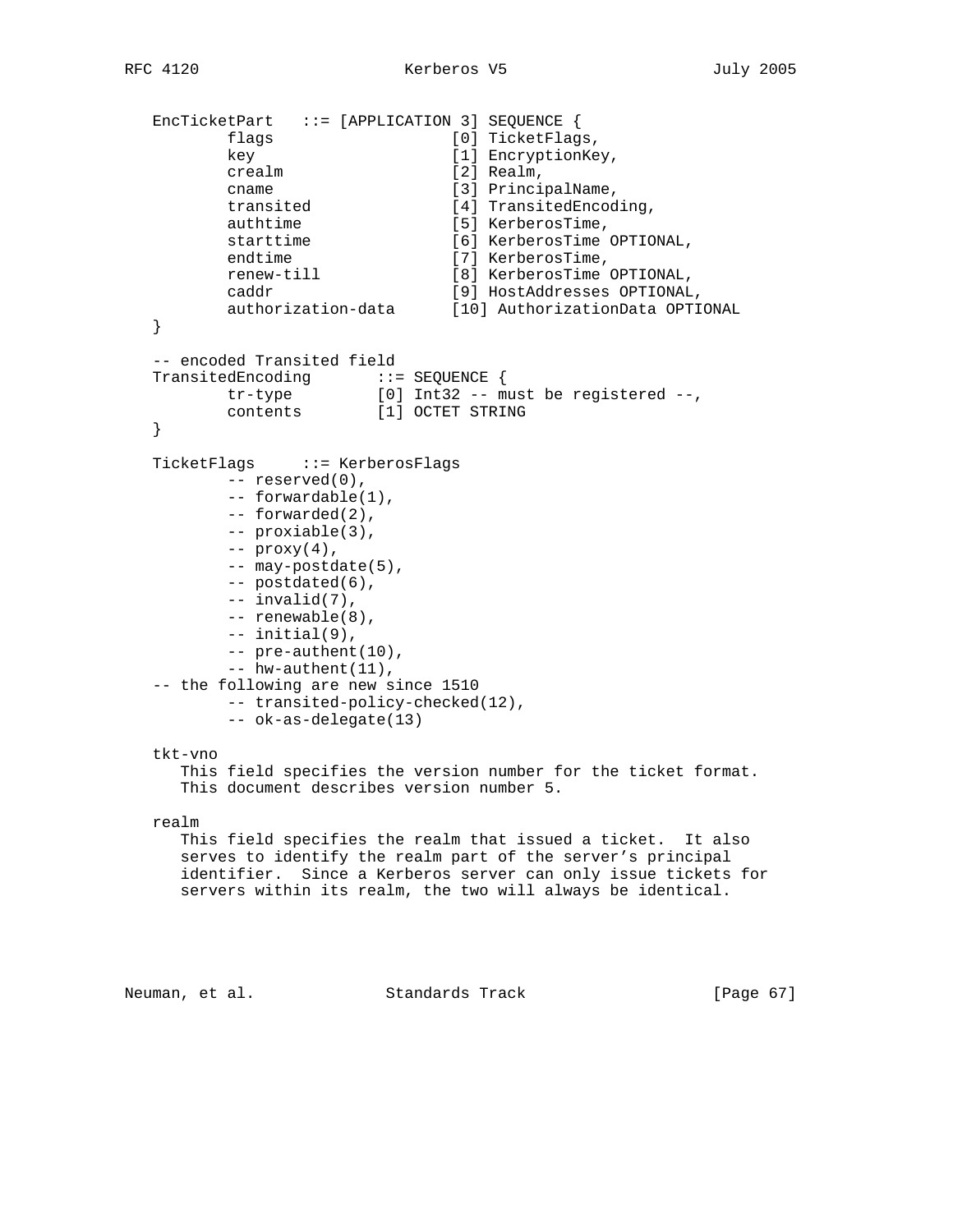```
EncTicketPart   ::= [APPLICATION 3] SEQUENCE {
        flags                   [0] TicketFlags,
        key                     [1] EncryptionKey,
        crealm                  [2] Realm,
        cname                   [3] PrincipalName,
        transited               [4] TransitedEncoding,
        authtime                [5] KerberosTime,
        starttime               [6] KerberosTime OPTIONAL,
        endtime                 [7] KerberosTime,
        renew-till              [8] KerberosTime OPTIONAL,
        caddr                   [9] HostAddresses OPTIONAL,
        authorization-data      [10] AuthorizationData OPTIONAL
}

-- encoded Transited field
TransitedEncoding       ::= SEQUENCE {
        tr-type         [0] Int32 -- must be registered --,
        contents        [1] OCTET STRING
}

TicketFlags     ::= KerberosFlags
        -- reserved(0),
        -- forwardable(1),
        -- forwarded(2),
        -- proxiable(3),
        -- proxy(4),
        -- may-postdate(5),
        -- postdated(6),
        -- invalid(7),
        -- renewable(8),
        -- initial(9),
        -- pre-authent(10),
        -- hw-authent(11),
-- the following are new since 1510
        -- transited-policy-checked(12),
        -- ok-as-delegate(13)
```

tkt-vno
   This field specifies the version number for the ticket format.
   This document describes version number 5.

realm
   This field specifies the realm that issued a ticket. It also
   serves to identify the realm part of the server's principal
   identifier. Since a Kerberos server can only issue tickets for
   servers within its realm, the two will always be identical.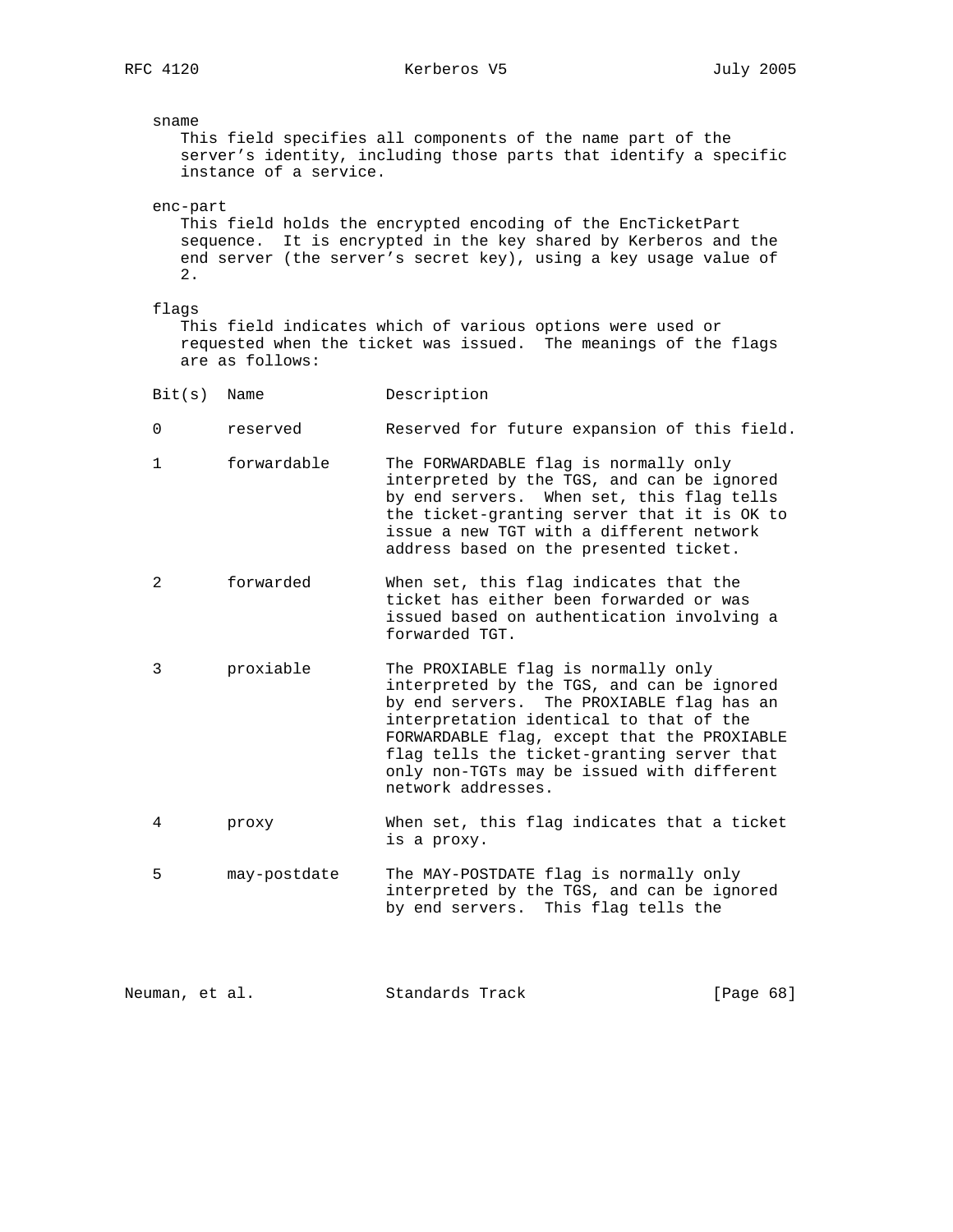sname
This field specifies all components of the name part of the server's identity, including those parts that identify a specific instance of a service.

enc-part
This field holds the encrypted encoding of the EncTicketPart sequence. It is encrypted in the key shared by Kerberos and the end server (the server's secret key), using a key usage value of 2.

flags
This field indicates which of various options were used or requested when the ticket was issued. The meanings of the flags are as follows:

| Bit(s) | Name | Description |
|---|---|---|
| 0 | reserved | Reserved for future expansion of this field. |
| 1 | forwardable | The FORWARDABLE flag is normally only interpreted by the TGS, and can be ignored by end servers. When set, this flag tells the ticket-granting server that it is OK to issue a new TGT with a different network address based on the presented ticket. |
| 2 | forwarded | When set, this flag indicates that the ticket has either been forwarded or was issued based on authentication involving a forwarded TGT. |
| 3 | proxiable | The PROXIABLE flag is normally only interpreted by the TGS, and can be ignored by end servers. The PROXIABLE flag has an interpretation identical to that of the FORWARDABLE flag, except that the PROXIABLE flag tells the ticket-granting server that only non-TGTs may be issued with different network addresses. |
| 4 | proxy | When set, this flag indicates that a ticket is a proxy. |
| 5 | may-postdate | The MAY-POSTDATE flag is normally only interpreted by the TGS, and can be ignored by end servers. This flag tells the |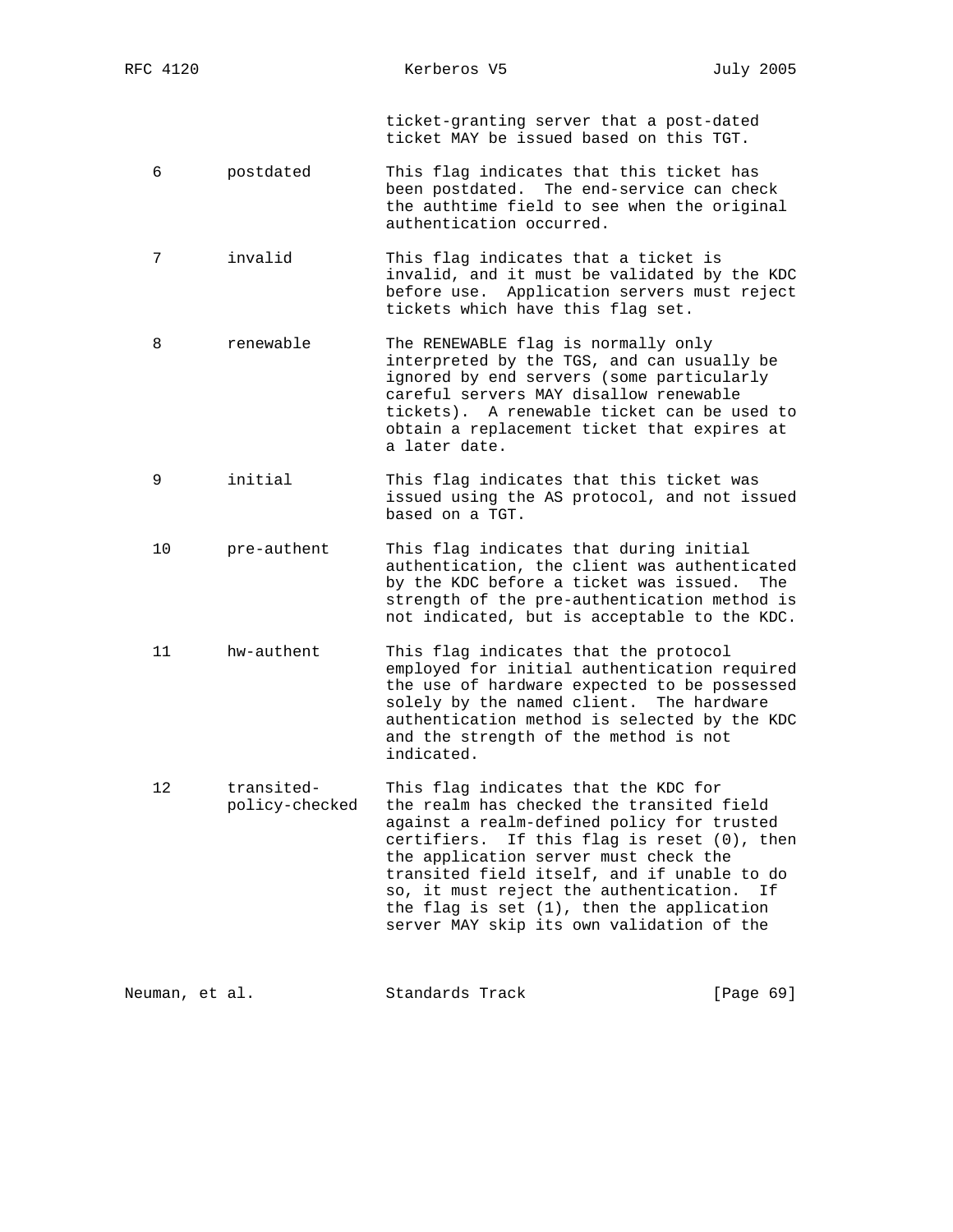ticket-granting server that a post-dated ticket MAY be issued based on this TGT.

| Bit | Name | Description |
|---|---|---|
| 6 | postdated | This flag indicates that this ticket has been postdated. The end-service can check the authtime field to see when the original authentication occurred. |
| 7 | invalid | This flag indicates that a ticket is invalid, and it must be validated by the KDC before use. Application servers must reject tickets which have this flag set. |
| 8 | renewable | The RENEWABLE flag is normally only interpreted by the TGS, and can usually be ignored by end servers (some particularly careful servers MAY disallow renewable tickets). A renewable ticket can be used to obtain a replacement ticket that expires at a later date. |
| 9 | initial | This flag indicates that this ticket was issued using the AS protocol, and not issued based on a TGT. |
| 10 | pre-authent | This flag indicates that during initial authentication, the client was authenticated by the KDC before a ticket was issued. The strength of the pre-authentication method is not indicated, but is acceptable to the KDC. |
| 11 | hw-authent | This flag indicates that the protocol employed for initial authentication required the use of hardware expected to be possessed solely by the named client. The hardware authentication method is selected by the KDC and the strength of the method is not indicated. |
| 12 | transited-policy-checked | This flag indicates that the KDC for the realm has checked the transited field against a realm-defined policy for trusted certifiers. If this flag is reset (0), then the application server must check the transited field itself, and if unable to do so, it must reject the authentication. If the flag is set (1), then the application server MAY skip its own validation of the |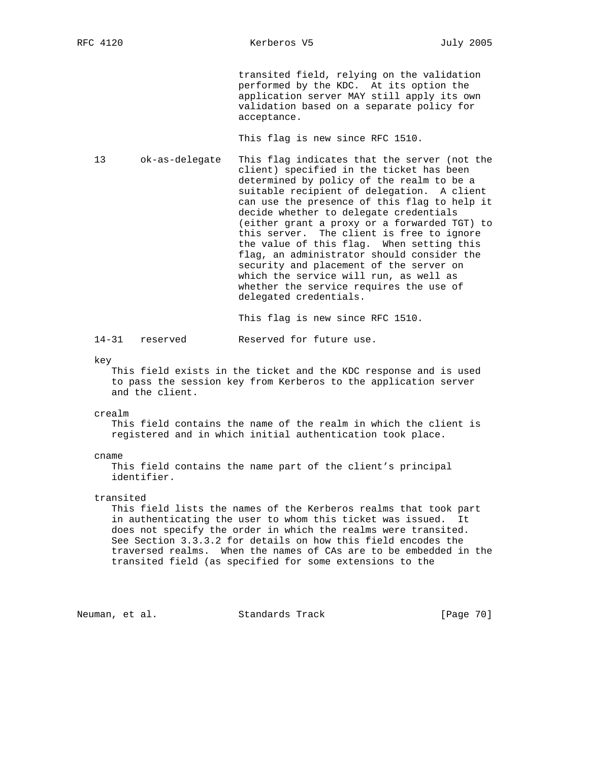transited field, relying on the validation performed by the KDC. At its option the application server MAY still apply its own validation based on a separate policy for acceptance.

This flag is new since RFC 1510.

| Bit | Name | Description |
|---|---|---|
| 13 | ok-as-delegate | This flag indicates that the server (not the client) specified in the ticket has been determined by policy of the realm to be a suitable recipient of delegation. A client can use the presence of this flag to help it decide whether to delegate credentials (either grant a proxy or a forwarded TGT) to this server. The client is free to ignore the value of this flag. When setting this flag, an administrator should consider the security and placement of the server on which the service will run, as well as whether the service requires the use of delegated credentials. This flag is new since RFC 1510. |
| 14-31 | reserved | Reserved for future use. |

key
: This field exists in the ticket and the KDC response and is used to pass the session key from Kerberos to the application server and the client.

crealm
: This field contains the name of the realm in which the client is registered and in which initial authentication took place.

cname
: This field contains the name part of the client's principal identifier.

transited
: This field lists the names of the Kerberos realms that took part in authenticating the user to whom this ticket was issued. It does not specify the order in which the realms were transited. See Section 3.3.3.2 for details on how this field encodes the traversed realms. When the names of CAs are to be embedded in the transited field (as specified for some extensions to the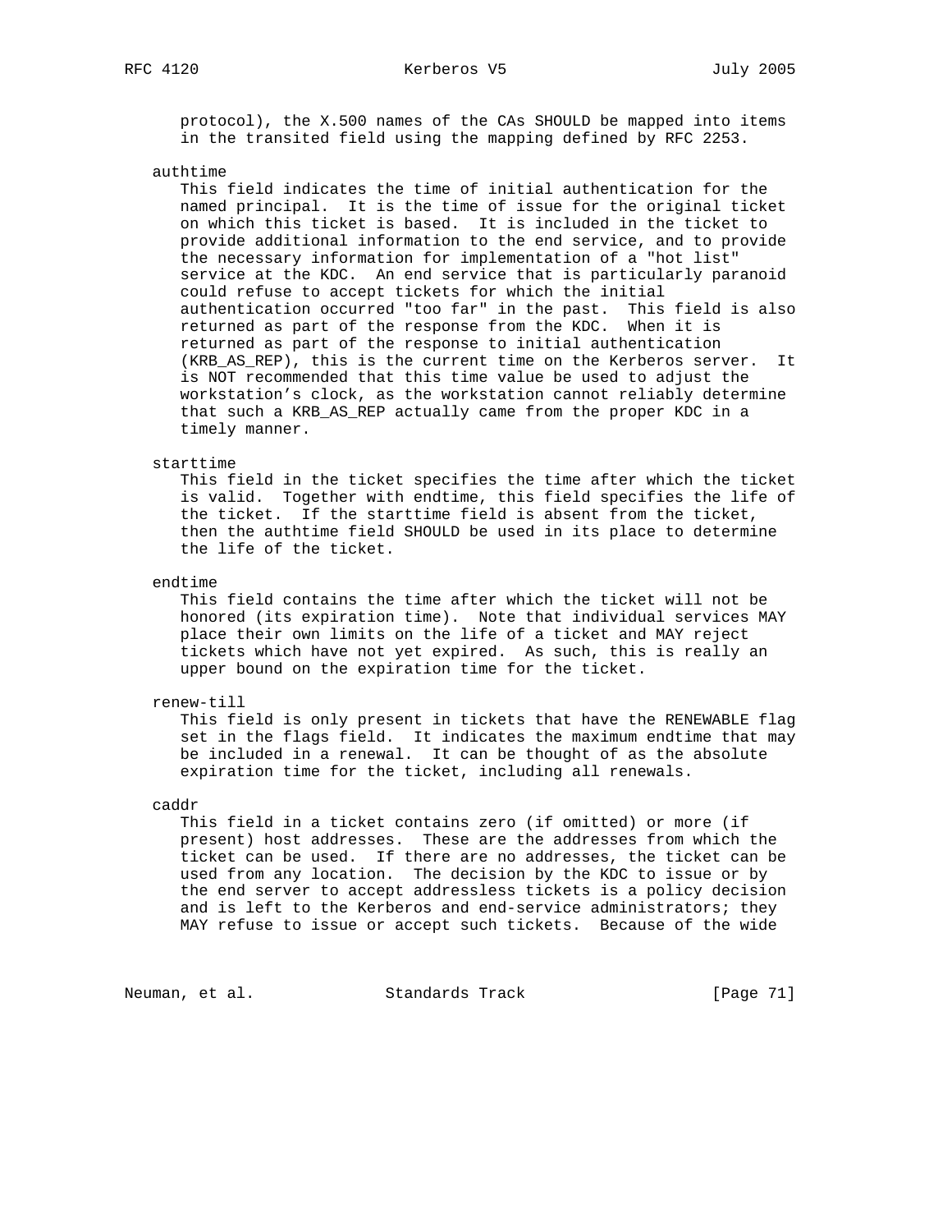protocol), the X.500 names of the CAs SHOULD be mapped into items in the transited field using the mapping defined by RFC 2253.

authtime

This field indicates the time of initial authentication for the named principal. It is the time of issue for the original ticket on which this ticket is based. It is included in the ticket to provide additional information to the end service, and to provide the necessary information for implementation of a "hot list" service at the KDC. An end service that is particularly paranoid could refuse to accept tickets for which the initial authentication occurred "too far" in the past. This field is also returned as part of the response from the KDC. When it is returned as part of the response to initial authentication (KRB_AS_REP), this is the current time on the Kerberos server. It is NOT recommended that this time value be used to adjust the workstation's clock, as the workstation cannot reliably determine that such a KRB_AS_REP actually came from the proper KDC in a timely manner.

starttime

This field in the ticket specifies the time after which the ticket is valid. Together with endtime, this field specifies the life of the ticket. If the starttime field is absent from the ticket, then the authtime field SHOULD be used in its place to determine the life of the ticket.

endtime

This field contains the time after which the ticket will not be honored (its expiration time). Note that individual services MAY place their own limits on the life of a ticket and MAY reject tickets which have not yet expired. As such, this is really an upper bound on the expiration time for the ticket.

renew-till

This field is only present in tickets that have the RENEWABLE flag set in the flags field. It indicates the maximum endtime that may be included in a renewal. It can be thought of as the absolute expiration time for the ticket, including all renewals.

caddr

This field in a ticket contains zero (if omitted) or more (if present) host addresses. These are the addresses from which the ticket can be used. If there are no addresses, the ticket can be used from any location. The decision by the KDC to issue or by the end server to accept addressless tickets is a policy decision and is left to the Kerberos and end-service administrators; they MAY refuse to issue or accept such tickets. Because of the wide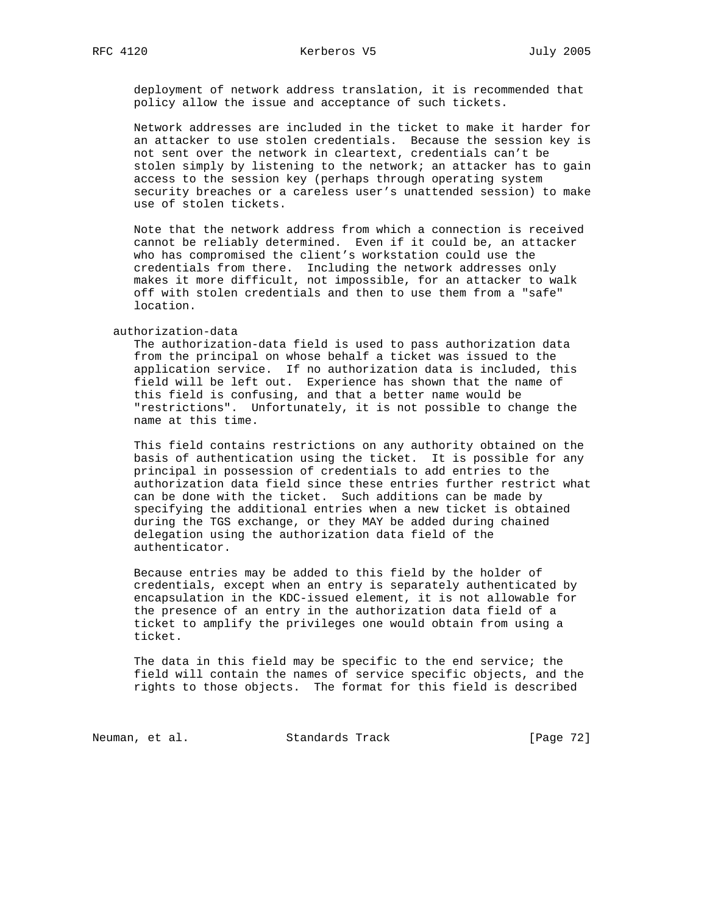deployment of network address translation, it is recommended that policy allow the issue and acceptance of such tickets.

Network addresses are included in the ticket to make it harder for an attacker to use stolen credentials. Because the session key is not sent over the network in cleartext, credentials can't be stolen simply by listening to the network; an attacker has to gain access to the session key (perhaps through operating system security breaches or a careless user's unattended session) to make use of stolen tickets.

Note that the network address from which a connection is received cannot be reliably determined. Even if it could be, an attacker who has compromised the client's workstation could use the credentials from there. Including the network addresses only makes it more difficult, not impossible, for an attacker to walk off with stolen credentials and then to use them from a "safe" location.

authorization-data

The authorization-data field is used to pass authorization data from the principal on whose behalf a ticket was issued to the application service. If no authorization data is included, this field will be left out. Experience has shown that the name of this field is confusing, and that a better name would be "restrictions". Unfortunately, it is not possible to change the name at this time.

This field contains restrictions on any authority obtained on the basis of authentication using the ticket. It is possible for any principal in possession of credentials to add entries to the authorization data field since these entries further restrict what can be done with the ticket. Such additions can be made by specifying the additional entries when a new ticket is obtained during the TGS exchange, or they MAY be added during chained delegation using the authorization data field of the authenticator.

Because entries may be added to this field by the holder of credentials, except when an entry is separately authenticated by encapsulation in the KDC-issued element, it is not allowable for the presence of an entry in the authorization data field of a ticket to amplify the privileges one would obtain from using a ticket.

The data in this field may be specific to the end service; the field will contain the names of service specific objects, and the rights to those objects. The format for this field is described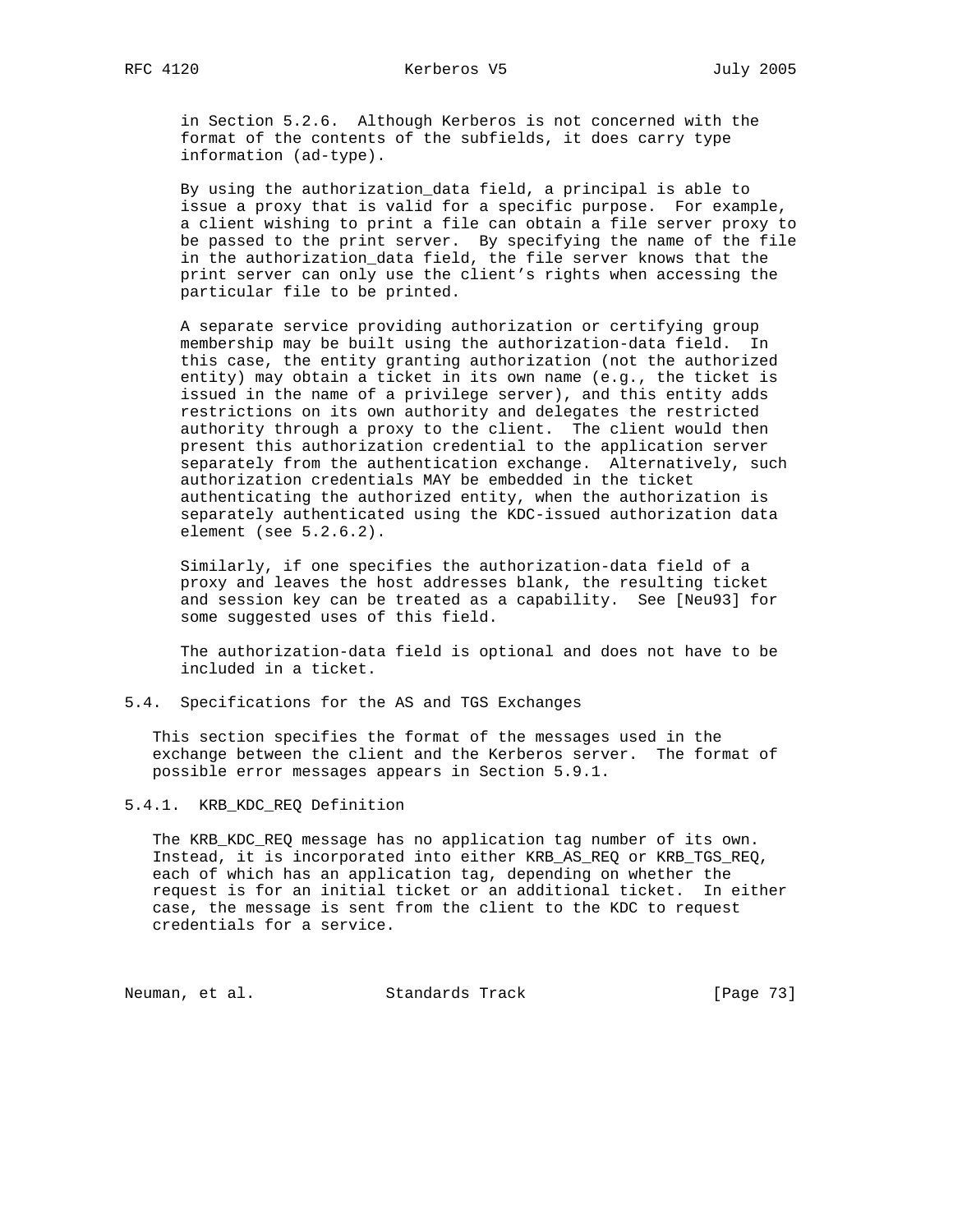in Section 5.2.6. Although Kerberos is not concerned with the format of the contents of the subfields, it does carry type information (ad-type).

By using the authorization_data field, a principal is able to issue a proxy that is valid for a specific purpose. For example, a client wishing to print a file can obtain a file server proxy to be passed to the print server. By specifying the name of the file in the authorization_data field, the file server knows that the print server can only use the client's rights when accessing the particular file to be printed.

A separate service providing authorization or certifying group membership may be built using the authorization-data field. In this case, the entity granting authorization (not the authorized entity) may obtain a ticket in its own name (e.g., the ticket is issued in the name of a privilege server), and this entity adds restrictions on its own authority and delegates the restricted authority through a proxy to the client. The client would then present this authorization credential to the application server separately from the authentication exchange. Alternatively, such authorization credentials MAY be embedded in the ticket authenticating the authorized entity, when the authorization is separately authenticated using the KDC-issued authorization data element (see 5.2.6.2).

Similarly, if one specifies the authorization-data field of a proxy and leaves the host addresses blank, the resulting ticket and session key can be treated as a capability. See [Neu93] for some suggested uses of this field.

The authorization-data field is optional and does not have to be included in a ticket.

## 5.4. Specifications for the AS and TGS Exchanges

This section specifies the format of the messages used in the exchange between the client and the Kerberos server. The format of possible error messages appears in Section 5.9.1.

### 5.4.1. KRB_KDC_REQ Definition

The KRB_KDC_REQ message has no application tag number of its own. Instead, it is incorporated into either KRB_AS_REQ or KRB_TGS_REQ, each of which has an application tag, depending on whether the request is for an initial ticket or an additional ticket. In either case, the message is sent from the client to the KDC to request credentials for a service.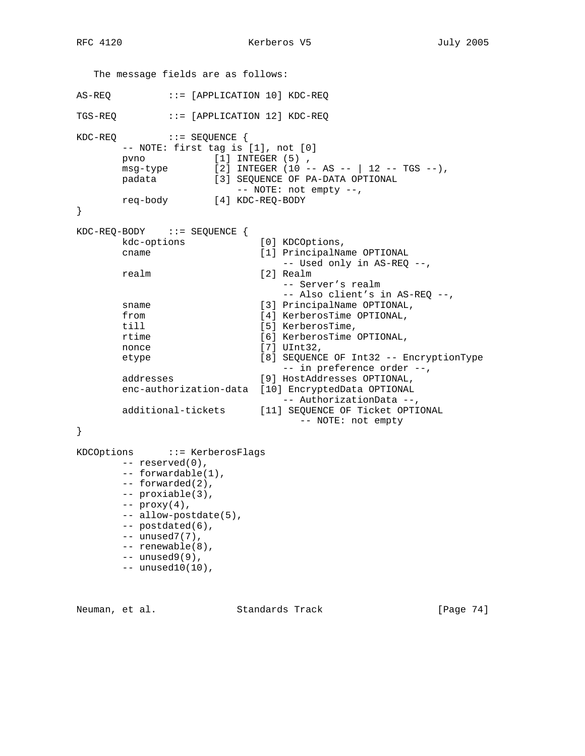The message fields are as follows:

```
AS-REQ          ::= [APPLICATION 10] KDC-REQ

TGS-REQ         ::= [APPLICATION 12] KDC-REQ

KDC-REQ         ::= SEQUENCE {
        -- NOTE: first tag is [1], not [0]
        pvno            [1] INTEGER (5) ,
        msg-type        [2] INTEGER (10 -- AS -- | 12 -- TGS --),
        padata          [3] SEQUENCE OF PA-DATA OPTIONAL
                            -- NOTE: not empty --,
        req-body        [4] KDC-REQ-BODY
}

KDC-REQ-BODY    ::= SEQUENCE {
        kdc-options             [0] KDCOptions,
        cname                   [1] PrincipalName OPTIONAL
                                    -- Used only in AS-REQ --,
        realm                   [2] Realm
                                    -- Server's realm
                                    -- Also client's in AS-REQ --,
        sname                   [3] PrincipalName OPTIONAL,
        from                    [4] KerberosTime OPTIONAL,
        till                    [5] KerberosTime,
        rtime                   [6] KerberosTime OPTIONAL,
        nonce                   [7] UInt32,
        etype                   [8] SEQUENCE OF Int32 -- EncryptionType
                                    -- in preference order --,
        addresses               [9] HostAddresses OPTIONAL,
        enc-authorization-data  [10] EncryptedData OPTIONAL
                                    -- AuthorizationData --,
        additional-tickets      [11] SEQUENCE OF Ticket OPTIONAL
                                        -- NOTE: not empty
}

KDCOptions      ::= KerberosFlags
        -- reserved(0),
        -- forwardable(1),
        -- forwarded(2),
        -- proxiable(3),
        -- proxy(4),
        -- allow-postdate(5),
        -- postdated(6),
        -- unused7(7),
        -- renewable(8),
        -- unused9(9),
        -- unused10(10),
```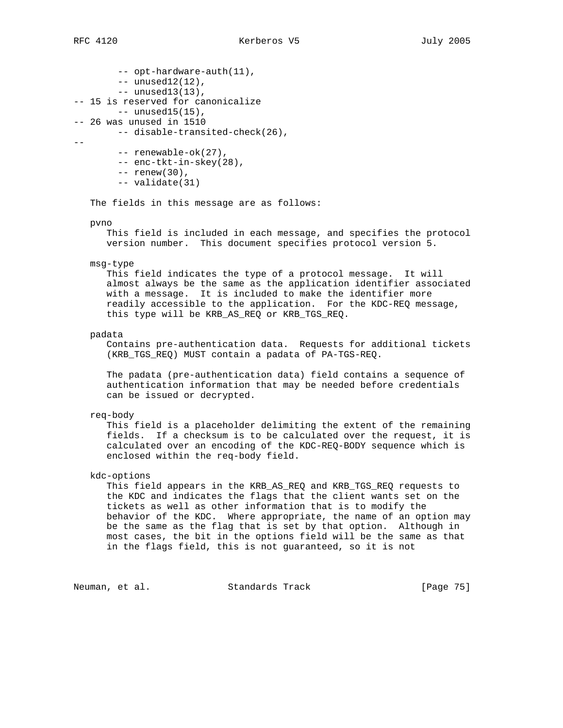```
        -- opt-hardware-auth(11),
        -- unused12(12),
        -- unused13(13),
-- 15 is reserved for canonicalize
        -- unused15(15),
-- 26 was unused in 1510
        -- disable-transited-check(26),
--
        -- renewable-ok(27),
        -- enc-tkt-in-skey(28),
        -- renew(30),
        -- validate(31)
```

The fields in this message are as follows:

pvno
This field is included in each message, and specifies the protocol version number. This document specifies protocol version 5.

msg-type
This field indicates the type of a protocol message. It will almost always be the same as the application identifier associated with a message. It is included to make the identifier more readily accessible to the application. For the KDC-REQ message, this type will be KRB_AS_REQ or KRB_TGS_REQ.

padata
Contains pre-authentication data. Requests for additional tickets (KRB_TGS_REQ) MUST contain a padata of PA-TGS-REQ.

The padata (pre-authentication data) field contains a sequence of authentication information that may be needed before credentials can be issued or decrypted.

req-body
This field is a placeholder delimiting the extent of the remaining fields. If a checksum is to be calculated over the request, it is calculated over an encoding of the KDC-REQ-BODY sequence which is enclosed within the req-body field.

kdc-options
This field appears in the KRB_AS_REQ and KRB_TGS_REQ requests to the KDC and indicates the flags that the client wants set on the tickets as well as other information that is to modify the behavior of the KDC. Where appropriate, the name of an option may be the same as the flag that is set by that option. Although in most cases, the bit in the options field will be the same as that in the flags field, this is not guaranteed, so it is not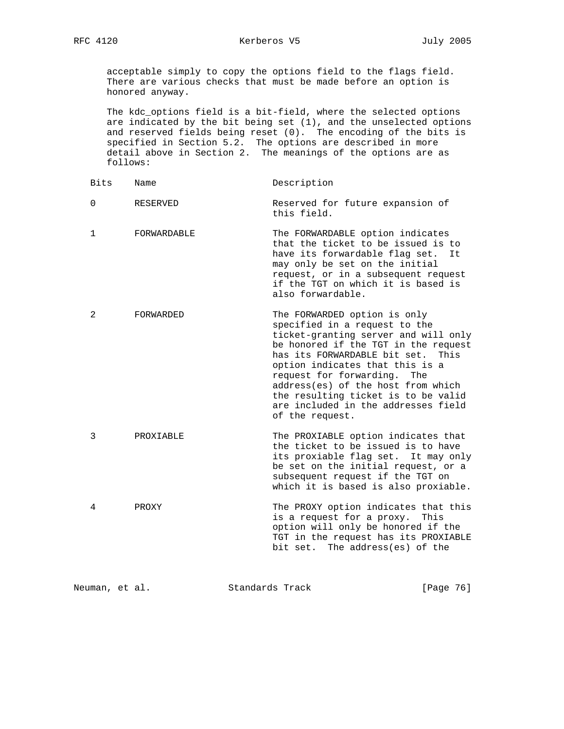acceptable simply to copy the options field to the flags field. There are various checks that must be made before an option is honored anyway.

The kdc_options field is a bit-field, where the selected options are indicated by the bit being set (1), and the unselected options and reserved fields being reset (0). The encoding of the bits is specified in Section 5.2. The options are described in more detail above in Section 2. The meanings of the options are as follows:

| Bits | Name | Description |
|---|---|---|
| 0 | RESERVED | Reserved for future expansion of this field. |
| 1 | FORWARDABLE | The FORWARDABLE option indicates that the ticket to be issued is to have its forwardable flag set. It may only be set on the initial request, or in a subsequent request if the TGT on which it is based is also forwardable. |
| 2 | FORWARDED | The FORWARDED option is only specified in a request to the ticket-granting server and will only be honored if the TGT in the request has its FORWARDABLE bit set. This option indicates that this is a request for forwarding. The address(es) of the host from which the resulting ticket is to be valid are included in the addresses field of the request. |
| 3 | PROXIABLE | The PROXIABLE option indicates that the ticket to be issued is to have its proxiable flag set. It may only be set on the initial request, or a subsequent request if the TGT on which it is based is also proxiable. |
| 4 | PROXY | The PROXY option indicates that this is a request for a proxy. This option will only be honored if the TGT in the request has its PROXIABLE bit set. The address(es) of the |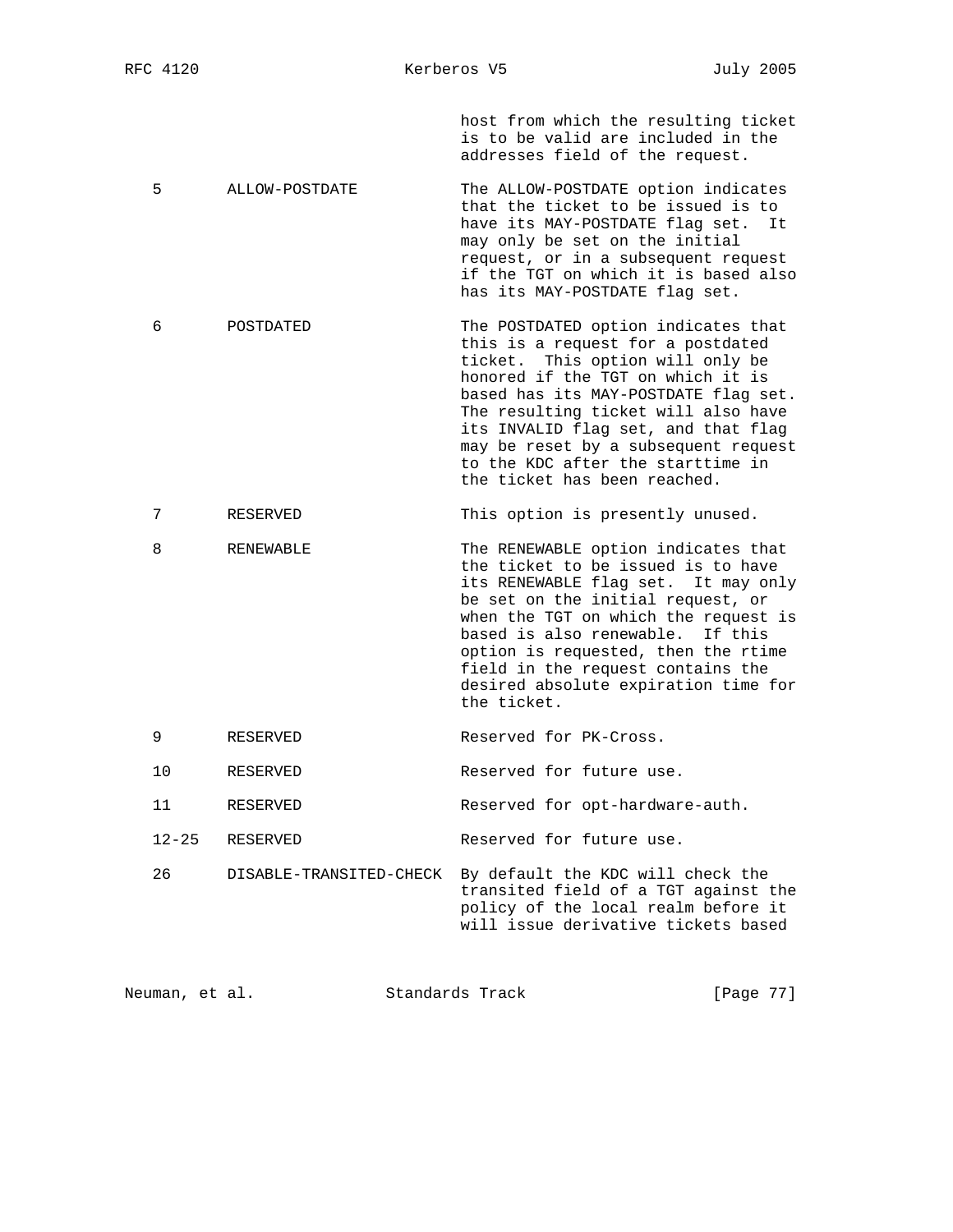host from which the resulting ticket is to be valid are included in the addresses field of the request.

| Bit | Name | Description |
|---|---|---|
| 5 | ALLOW-POSTDATE | The ALLOW-POSTDATE option indicates that the ticket to be issued is to have its MAY-POSTDATE flag set. It may only be set on the initial request, or in a subsequent request if the TGT on which it is based also has its MAY-POSTDATE flag set. |
| 6 | POSTDATED | The POSTDATED option indicates that this is a request for a postdated ticket. This option will only be honored if the TGT on which it is based has its MAY-POSTDATE flag set. The resulting ticket will also have its INVALID flag set, and that flag may be reset by a subsequent request to the KDC after the starttime in the ticket has been reached. |
| 7 | RESERVED | This option is presently unused. |
| 8 | RENEWABLE | The RENEWABLE option indicates that the ticket to be issued is to have its RENEWABLE flag set. It may only be set on the initial request, or when the TGT on which the request is based is also renewable. If this option is requested, then the rtime field in the request contains the desired absolute expiration time for the ticket. |
| 9 | RESERVED | Reserved for PK-Cross. |
| 10 | RESERVED | Reserved for future use. |
| 11 | RESERVED | Reserved for opt-hardware-auth. |
| 12-25 | RESERVED | Reserved for future use. |
| 26 | DISABLE-TRANSITED-CHECK | By default the KDC will check the transited field of a TGT against the policy of the local realm before it will issue derivative tickets based |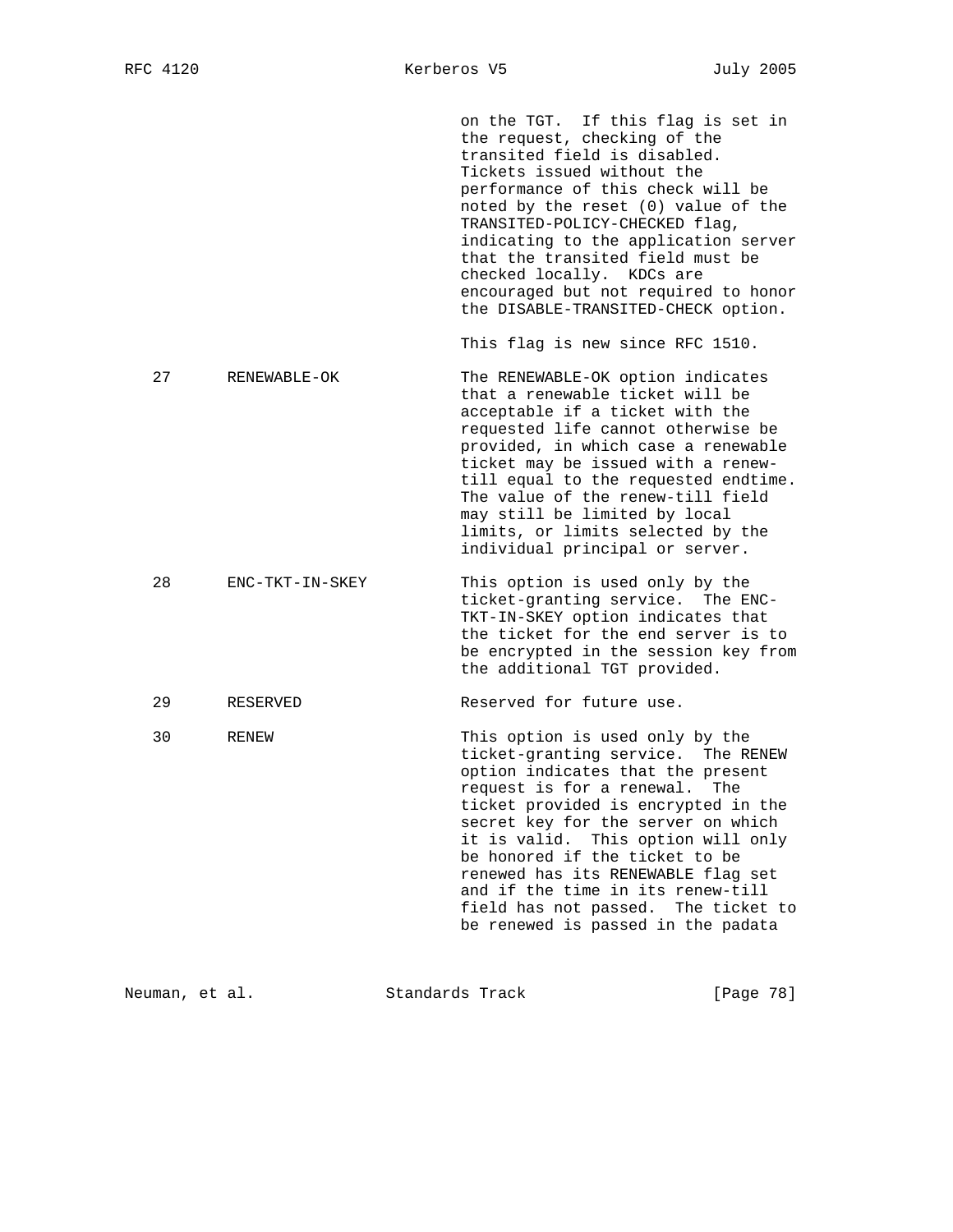on the TGT. If this flag is set in the request, checking of the transited field is disabled. Tickets issued without the performance of this check will be noted by the reset (0) value of the TRANSITED-POLICY-CHECKED flag, indicating to the application server that the transited field must be checked locally. KDCs are encouraged but not required to honor the DISABLE-TRANSITED-CHECK option.

This flag is new since RFC 1510.

| Bit | Name | Description |
|---|---|---|
| 27 | RENEWABLE-OK | The RENEWABLE-OK option indicates that a renewable ticket will be acceptable if a ticket with the requested life cannot otherwise be provided, in which case a renewable ticket may be issued with a renew-till equal to the requested endtime. The value of the renew-till field may still be limited by local limits, or limits selected by the individual principal or server. |
| 28 | ENC-TKT-IN-SKEY | This option is used only by the ticket-granting service. The ENC-TKT-IN-SKEY option indicates that the ticket for the end server is to be encrypted in the session key from the additional TGT provided. |
| 29 | RESERVED | Reserved for future use. |
| 30 | RENEW | This option is used only by the ticket-granting service. The RENEW option indicates that the present request is for a renewal. The ticket provided is encrypted in the secret key for the server on which it is valid. This option will only be honored if the ticket to be renewed has its RENEWABLE flag set and if the time in its renew-till field has not passed. The ticket to be renewed is passed in the padata |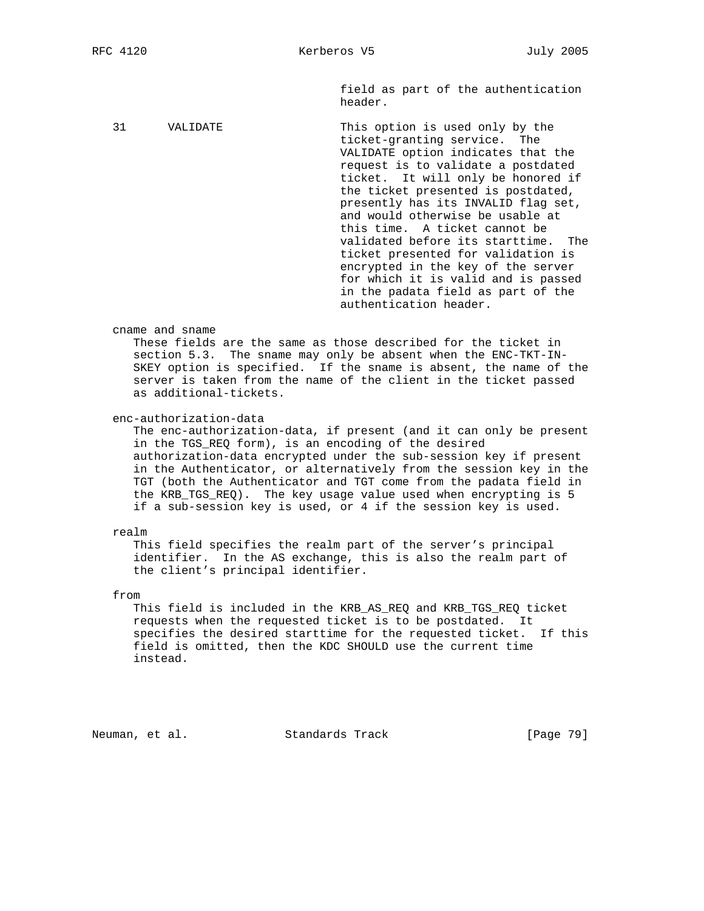field as part of the authentication header.

| | | |
|---|---|---|
| 31 | VALIDATE | This option is used only by the ticket-granting service. The VALIDATE option indicates that the request is to validate a postdated ticket. It will only be honored if the ticket presented is postdated, presently has its INVALID flag set, and would otherwise be usable at this time. A ticket cannot be validated before its starttime. The ticket presented for validation is encrypted in the key of the server for which it is valid and is passed in the padata field as part of the authentication header. |

cname and sname

These fields are the same as those described for the ticket in section 5.3. The sname may only be absent when the ENC-TKT-IN-SKEY option is specified. If the sname is absent, the name of the server is taken from the name of the client in the ticket passed as additional-tickets.

enc-authorization-data

The enc-authorization-data, if present (and it can only be present in the TGS_REQ form), is an encoding of the desired authorization-data encrypted under the sub-session key if present in the Authenticator, or alternatively from the session key in the TGT (both the Authenticator and TGT come from the padata field in the KRB_TGS_REQ). The key usage value used when encrypting is 5 if a sub-session key is used, or 4 if the session key is used.

realm

This field specifies the realm part of the server's principal identifier. In the AS exchange, this is also the realm part of the client's principal identifier.

from

This field is included in the KRB_AS_REQ and KRB_TGS_REQ ticket requests when the requested ticket is to be postdated. It specifies the desired starttime for the requested ticket. If this field is omitted, then the KDC SHOULD use the current time instead.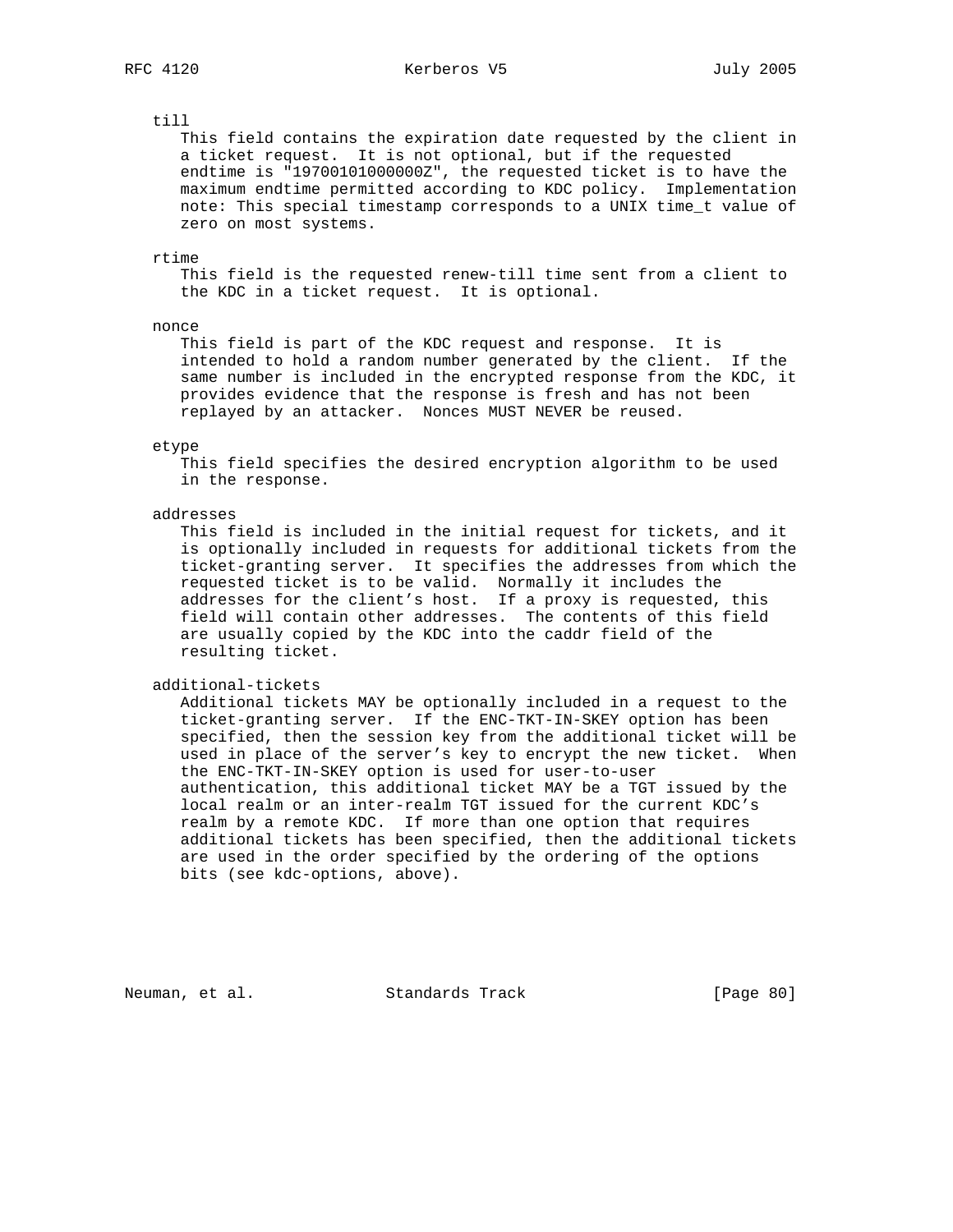till
: This field contains the expiration date requested by the client in a ticket request. It is not optional, but if the requested endtime is "19700101000000Z", the requested ticket is to have the maximum endtime permitted according to KDC policy. Implementation note: This special timestamp corresponds to a UNIX time_t value of zero on most systems.

rtime
: This field is the requested renew-till time sent from a client to the KDC in a ticket request. It is optional.

nonce
: This field is part of the KDC request and response. It is intended to hold a random number generated by the client. If the same number is included in the encrypted response from the KDC, it provides evidence that the response is fresh and has not been replayed by an attacker. Nonces MUST NEVER be reused.

etype
: This field specifies the desired encryption algorithm to be used in the response.

addresses
: This field is included in the initial request for tickets, and it is optionally included in requests for additional tickets from the ticket-granting server. It specifies the addresses from which the requested ticket is to be valid. Normally it includes the addresses for the client's host. If a proxy is requested, this field will contain other addresses. The contents of this field are usually copied by the KDC into the caddr field of the resulting ticket.

additional-tickets
: Additional tickets MAY be optionally included in a request to the ticket-granting server. If the ENC-TKT-IN-SKEY option has been specified, then the session key from the additional ticket will be used in place of the server's key to encrypt the new ticket. When the ENC-TKT-IN-SKEY option is used for user-to-user authentication, this additional ticket MAY be a TGT issued by the local realm or an inter-realm TGT issued for the current KDC's realm by a remote KDC. If more than one option that requires additional tickets has been specified, then the additional tickets are used in the order specified by the ordering of the options bits (see kdc-options, above).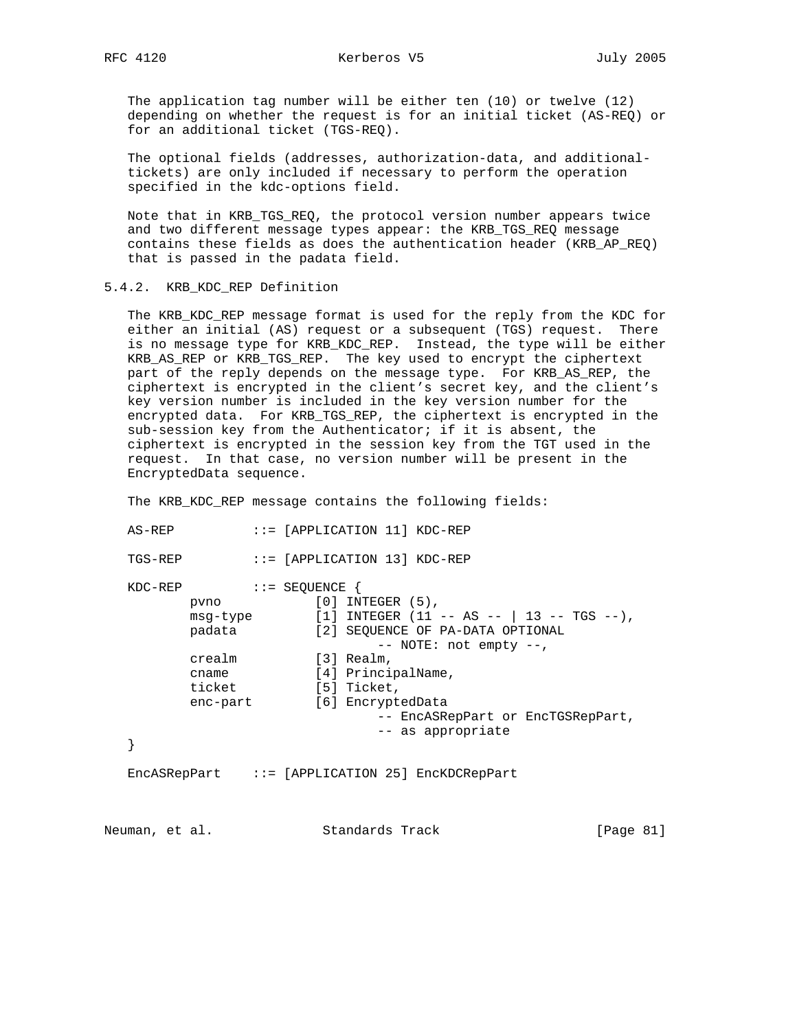The application tag number will be either ten (10) or twelve (12) depending on whether the request is for an initial ticket (AS-REQ) or for an additional ticket (TGS-REQ).

The optional fields (addresses, authorization-data, and additional-tickets) are only included if necessary to perform the operation specified in the kdc-options field.

Note that in KRB_TGS_REQ, the protocol version number appears twice and two different message types appear: the KRB_TGS_REQ message contains these fields as does the authentication header (KRB_AP_REQ) that is passed in the padata field.

### 5.4.2. KRB_KDC_REP Definition

The KRB_KDC_REP message format is used for the reply from the KDC for either an initial (AS) request or a subsequent (TGS) request. There is no message type for KRB_KDC_REP. Instead, the type will be either KRB_AS_REP or KRB_TGS_REP. The key used to encrypt the ciphertext part of the reply depends on the message type. For KRB_AS_REP, the ciphertext is encrypted in the client's secret key, and the client's key version number is included in the key version number for the encrypted data. For KRB_TGS_REP, the ciphertext is encrypted in the sub-session key from the Authenticator; if it is absent, the ciphertext is encrypted in the session key from the TGT used in the request. In that case, no version number will be present in the EncryptedData sequence.

The KRB_KDC_REP message contains the following fields:

```
AS-REP          ::= [APPLICATION 11] KDC-REP

TGS-REP         ::= [APPLICATION 13] KDC-REP

KDC-REP         ::= SEQUENCE {
        pvno            [0] INTEGER (5),
        msg-type        [1] INTEGER (11 -- AS -- | 13 -- TGS --),
        padata          [2] SEQUENCE OF PA-DATA OPTIONAL
                                -- NOTE: not empty --,
        crealm          [3] Realm,
        cname           [4] PrincipalName,
        ticket          [5] Ticket,
        enc-part        [6] EncryptedData
                                -- EncASRepPart or EncTGSRepPart,
                                -- as appropriate
}

EncASRepPart    ::= [APPLICATION 25] EncKDCRepPart
```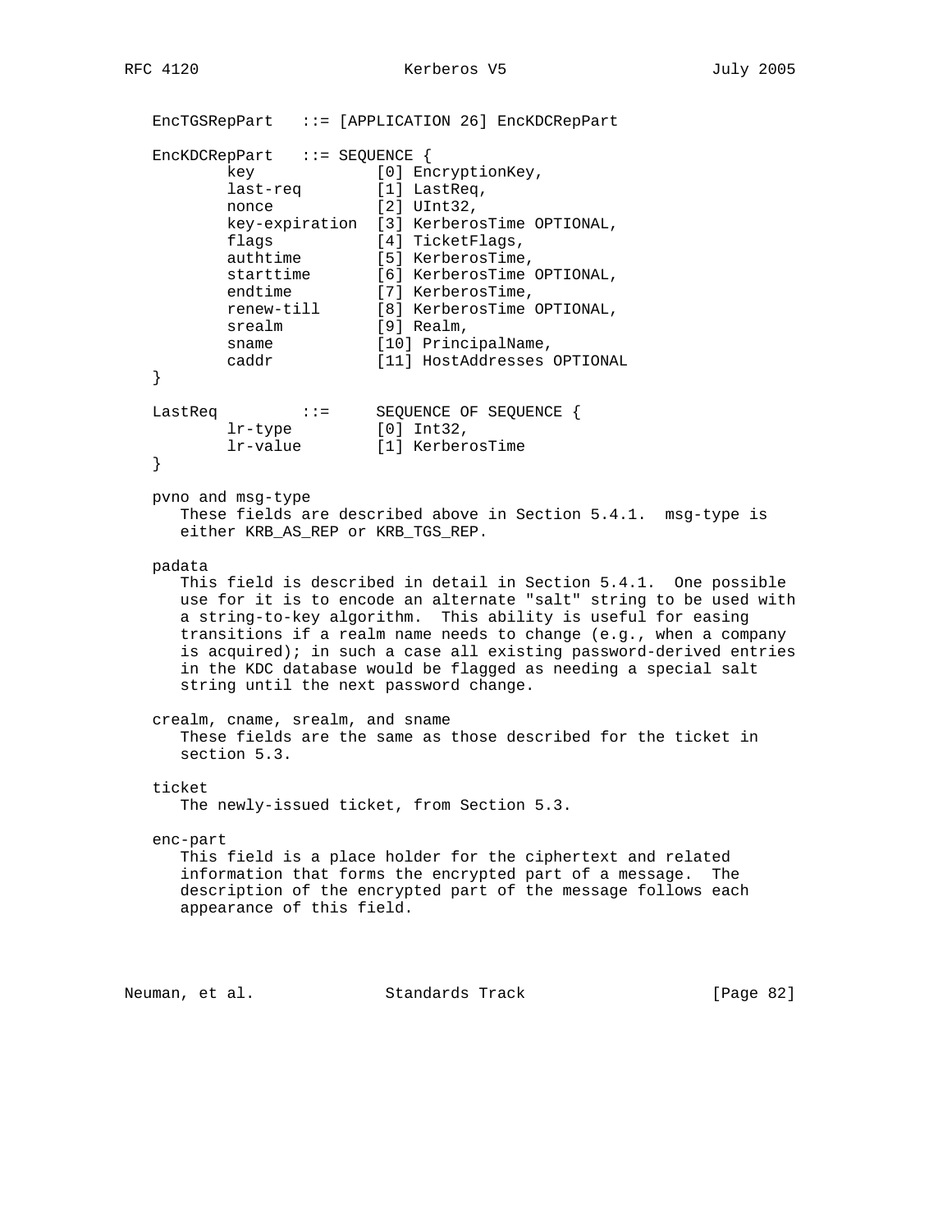```
   EncTGSRepPart   ::= [APPLICATION 26] EncKDCRepPart

   EncKDCRepPart   ::= SEQUENCE {
           key             [0] EncryptionKey,
           last-req        [1] LastReq,
           nonce           [2] UInt32,
           key-expiration  [3] KerberosTime OPTIONAL,
           flags           [4] TicketFlags,
           authtime        [5] KerberosTime,
           starttime       [6] KerberosTime OPTIONAL,
           endtime         [7] KerberosTime,
           renew-till      [8] KerberosTime OPTIONAL,
           srealm          [9] Realm,
           sname           [10] PrincipalName,
           caddr           [11] HostAddresses OPTIONAL
   }

   LastReq         ::=     SEQUENCE OF SEQUENCE {
           lr-type         [0] Int32,
           lr-value        [1] KerberosTime
   }
```

pvno and msg-type
   These fields are described above in Section 5.4.1. msg-type is either KRB_AS_REP or KRB_TGS_REP.

padata
   This field is described in detail in Section 5.4.1. One possible use for it is to encode an alternate "salt" string to be used with a string-to-key algorithm. This ability is useful for easing transitions if a realm name needs to change (e.g., when a company is acquired); in such a case all existing password-derived entries in the KDC database would be flagged as needing a special salt string until the next password change.

crealm, cname, srealm, and sname
   These fields are the same as those described for the ticket in section 5.3.

ticket
   The newly-issued ticket, from Section 5.3.

enc-part
   This field is a place holder for the ciphertext and related information that forms the encrypted part of a message. The description of the encrypted part of the message follows each appearance of this field.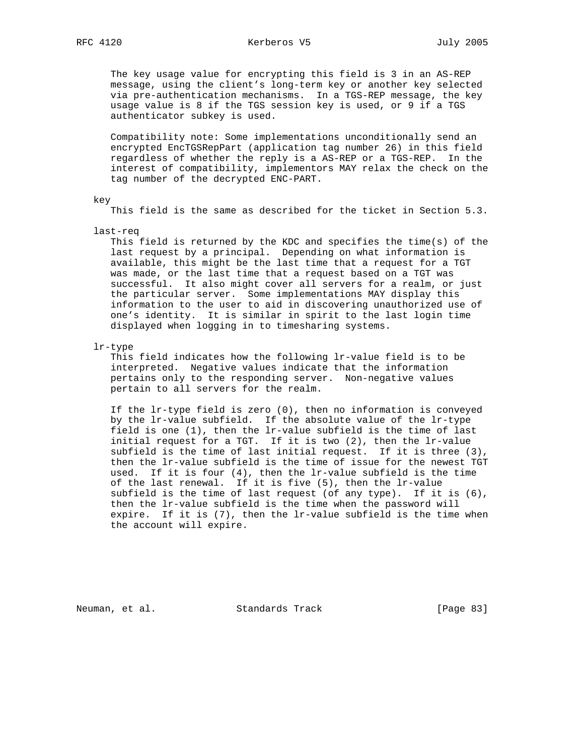The key usage value for encrypting this field is 3 in an AS-REP message, using the client's long-term key or another key selected via pre-authentication mechanisms. In a TGS-REP message, the key usage value is 8 if the TGS session key is used, or 9 if a TGS authenticator subkey is used.

Compatibility note: Some implementations unconditionally send an encrypted EncTGSRepPart (application tag number 26) in this field regardless of whether the reply is a AS-REP or a TGS-REP. In the interest of compatibility, implementors MAY relax the check on the tag number of the decrypted ENC-PART.

key

This field is the same as described for the ticket in Section 5.3.

last-req

This field is returned by the KDC and specifies the time(s) of the last request by a principal. Depending on what information is available, this might be the last time that a request for a TGT was made, or the last time that a request based on a TGT was successful. It also might cover all servers for a realm, or just the particular server. Some implementations MAY display this information to the user to aid in discovering unauthorized use of one's identity. It is similar in spirit to the last login time displayed when logging in to timesharing systems.

lr-type

This field indicates how the following lr-value field is to be interpreted. Negative values indicate that the information pertains only to the responding server. Non-negative values pertain to all servers for the realm.

If the lr-type field is zero (0), then no information is conveyed by the lr-value subfield. If the absolute value of the lr-type field is one (1), then the lr-value subfield is the time of last initial request for a TGT. If it is two (2), then the lr-value subfield is the time of last initial request. If it is three (3), then the lr-value subfield is the time of issue for the newest TGT used. If it is four (4), then the lr-value subfield is the time of the last renewal. If it is five (5), then the lr-value subfield is the time of last request (of any type). If it is (6), then the lr-value subfield is the time when the password will expire. If it is (7), then the lr-value subfield is the time when the account will expire.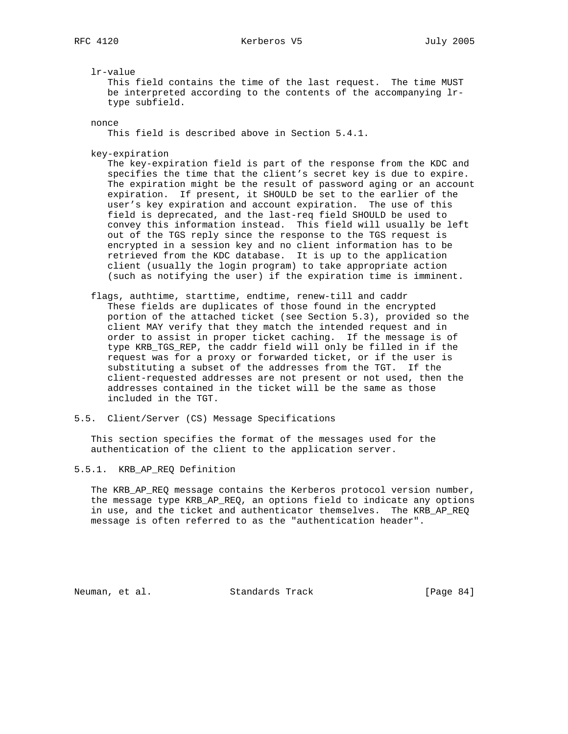lr-value
   This field contains the time of the last request. The time MUST be interpreted according to the contents of the accompanying lr-type subfield.

nonce
   This field is described above in Section 5.4.1.

key-expiration
   The key-expiration field is part of the response from the KDC and specifies the time that the client's secret key is due to expire. The expiration might be the result of password aging or an account expiration. If present, it SHOULD be set to the earlier of the user's key expiration and account expiration. The use of this field is deprecated, and the last-req field SHOULD be used to convey this information instead. This field will usually be left out of the TGS reply since the response to the TGS request is encrypted in a session key and no client information has to be retrieved from the KDC database. It is up to the application client (usually the login program) to take appropriate action (such as notifying the user) if the expiration time is imminent.

flags, authtime, starttime, endtime, renew-till and caddr
   These fields are duplicates of those found in the encrypted portion of the attached ticket (see Section 5.3), provided so the client MAY verify that they match the intended request and in order to assist in proper ticket caching. If the message is of type KRB_TGS_REP, the caddr field will only be filled in if the request was for a proxy or forwarded ticket, or if the user is substituting a subset of the addresses from the TGT. If the client-requested addresses are not present or not used, then the addresses contained in the ticket will be the same as those included in the TGT.

## 5.5. Client/Server (CS) Message Specifications

This section specifies the format of the messages used for the authentication of the client to the application server.

### 5.5.1. KRB_AP_REQ Definition

The KRB_AP_REQ message contains the Kerberos protocol version number, the message type KRB_AP_REQ, an options field to indicate any options in use, and the ticket and authenticator themselves. The KRB_AP_REQ message is often referred to as the "authentication header".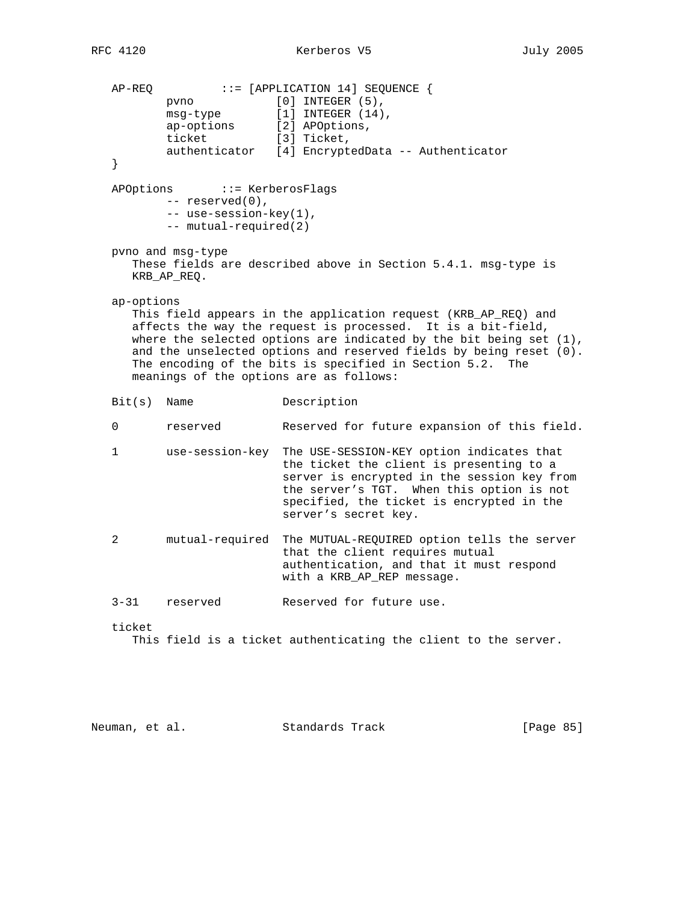```
AP-REQ          ::= [APPLICATION 14] SEQUENCE {
        pvno            [0] INTEGER (5),
        msg-type        [1] INTEGER (14),
        ap-options      [2] APOptions,
        ticket          [3] Ticket,
        authenticator   [4] EncryptedData -- Authenticator
}

APOptions       ::= KerberosFlags
        -- reserved(0),
        -- use-session-key(1),
        -- mutual-required(2)
```

pvno and msg-type
These fields are described above in Section 5.4.1. msg-type is KRB_AP_REQ.

ap-options
This field appears in the application request (KRB_AP_REQ) and affects the way the request is processed. It is a bit-field, where the selected options are indicated by the bit being set (1), and the unselected options and reserved fields by being reset (0). The encoding of the bits is specified in Section 5.2. The meanings of the options are as follows:

| Bit(s) | Name | Description |
|---|---|---|
| 0 | reserved | Reserved for future expansion of this field. |
| 1 | use-session-key | The USE-SESSION-KEY option indicates that the ticket the client is presenting to a server is encrypted in the session key from the server's TGT. When this option is not specified, the ticket is encrypted in the server's secret key. |
| 2 | mutual-required | The MUTUAL-REQUIRED option tells the server that the client requires mutual authentication, and that it must respond with a KRB_AP_REP message. |
| 3-31 | reserved | Reserved for future use. |

ticket
This field is a ticket authenticating the client to the server.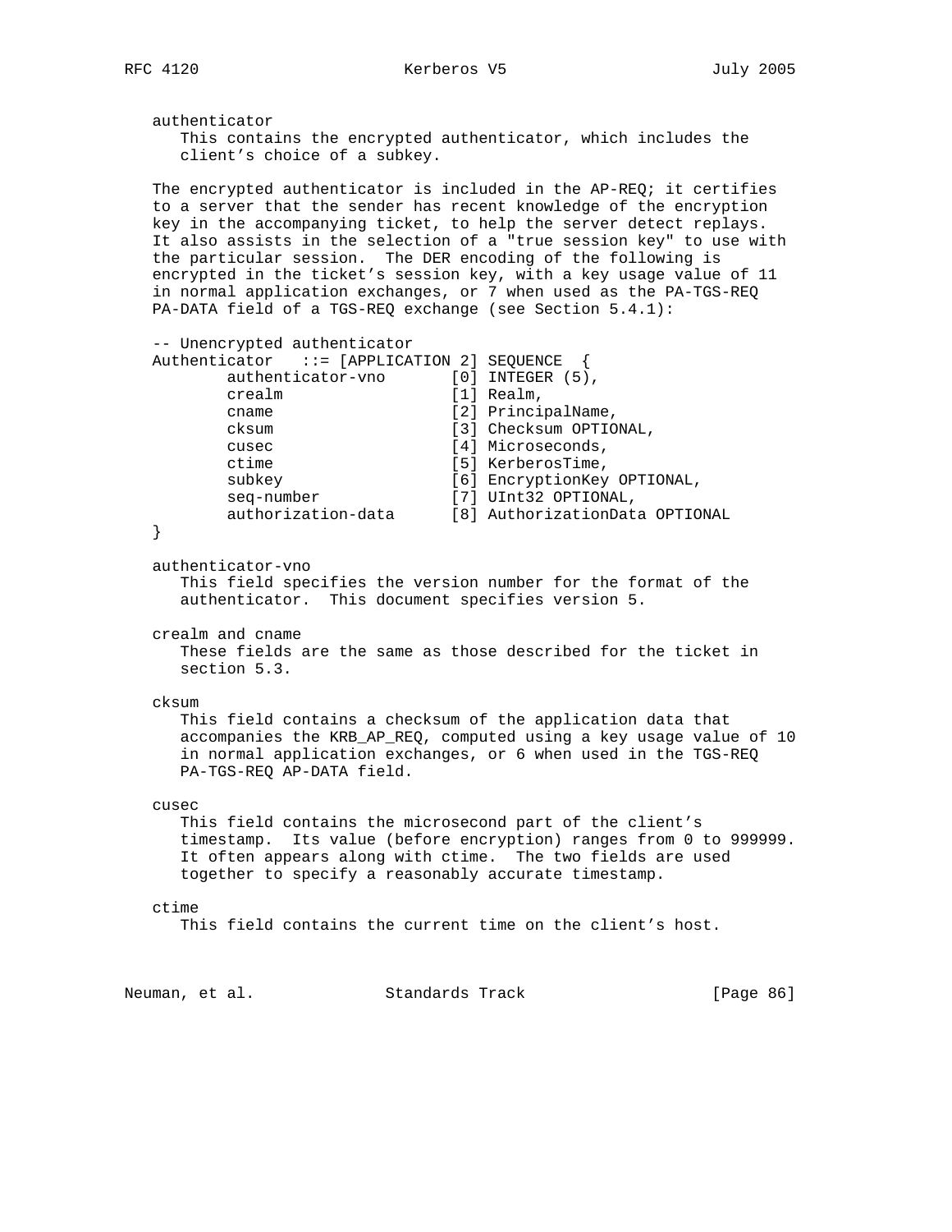authenticator
   This contains the encrypted authenticator, which includes the client's choice of a subkey.

The encrypted authenticator is included in the AP-REQ; it certifies to a server that the sender has recent knowledge of the encryption key in the accompanying ticket, to help the server detect replays. It also assists in the selection of a "true session key" to use with the particular session. The DER encoding of the following is encrypted in the ticket's session key, with a key usage value of 11 in normal application exchanges, or 7 when used as the PA-TGS-REQ PA-DATA field of a TGS-REQ exchange (see Section 5.4.1):

```
-- Unencrypted authenticator
Authenticator   ::= [APPLICATION 2] SEQUENCE  {
        authenticator-vno       [0] INTEGER (5),
        crealm                  [1] Realm,
        cname                   [2] PrincipalName,
        cksum                   [3] Checksum OPTIONAL,
        cusec                   [4] Microseconds,
        ctime                   [5] KerberosTime,
        subkey                  [6] EncryptionKey OPTIONAL,
        seq-number              [7] UInt32 OPTIONAL,
        authorization-data      [8] AuthorizationData OPTIONAL
}
```

authenticator-vno
   This field specifies the version number for the format of the authenticator. This document specifies version 5.

crealm and cname
   These fields are the same as those described for the ticket in section 5.3.

cksum
   This field contains a checksum of the application data that accompanies the KRB_AP_REQ, computed using a key usage value of 10 in normal application exchanges, or 6 when used in the TGS-REQ PA-TGS-REQ AP-DATA field.

cusec
   This field contains the microsecond part of the client's timestamp. Its value (before encryption) ranges from 0 to 999999. It often appears along with ctime. The two fields are used together to specify a reasonably accurate timestamp.

ctime
   This field contains the current time on the client's host.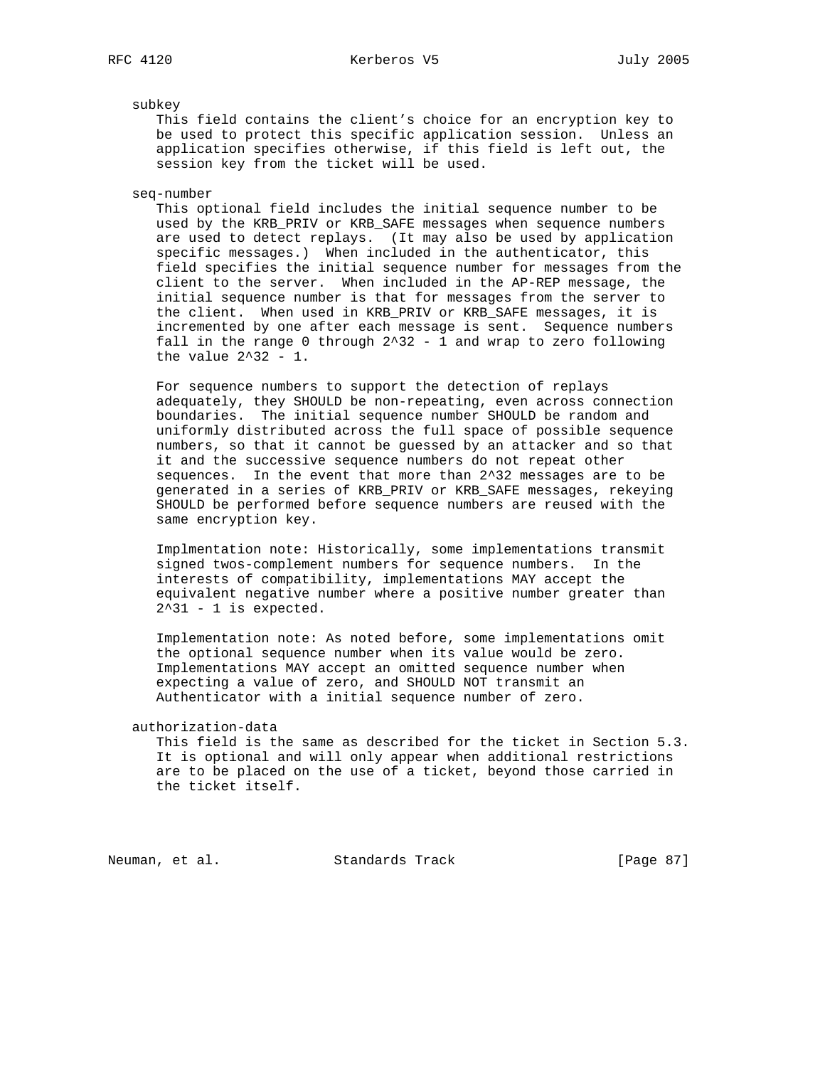subkey

This field contains the client's choice for an encryption key to be used to protect this specific application session. Unless an application specifies otherwise, if this field is left out, the session key from the ticket will be used.

seq-number

This optional field includes the initial sequence number to be used by the KRB_PRIV or KRB_SAFE messages when sequence numbers are used to detect replays. (It may also be used by application specific messages.) When included in the authenticator, this field specifies the initial sequence number for messages from the client to the server. When included in the AP-REP message, the initial sequence number is that for messages from the server to the client. When used in KRB_PRIV or KRB_SAFE messages, it is incremented by one after each message is sent. Sequence numbers fall in the range 0 through $2^{32} - 1$ and wrap to zero following the value $2^{32} - 1$.

For sequence numbers to support the detection of replays adequately, they SHOULD be non-repeating, even across connection boundaries. The initial sequence number SHOULD be random and uniformly distributed across the full space of possible sequence numbers, so that it cannot be guessed by an attacker and so that it and the successive sequence numbers do not repeat other sequences. In the event that more than $2^{32}$ messages are to be generated in a series of KRB_PRIV or KRB_SAFE messages, rekeying SHOULD be performed before sequence numbers are reused with the same encryption key.

Implmentation note: Historically, some implementations transmit signed twos-complement numbers for sequence numbers. In the interests of compatibility, implementations MAY accept the equivalent negative number where a positive number greater than $2^{31} - 1$ is expected.

Implementation note: As noted before, some implementations omit the optional sequence number when its value would be zero. Implementations MAY accept an omitted sequence number when expecting a value of zero, and SHOULD NOT transmit an Authenticator with a initial sequence number of zero.

authorization-data

This field is the same as described for the ticket in Section 5.3. It is optional and will only appear when additional restrictions are to be placed on the use of a ticket, beyond those carried in the ticket itself.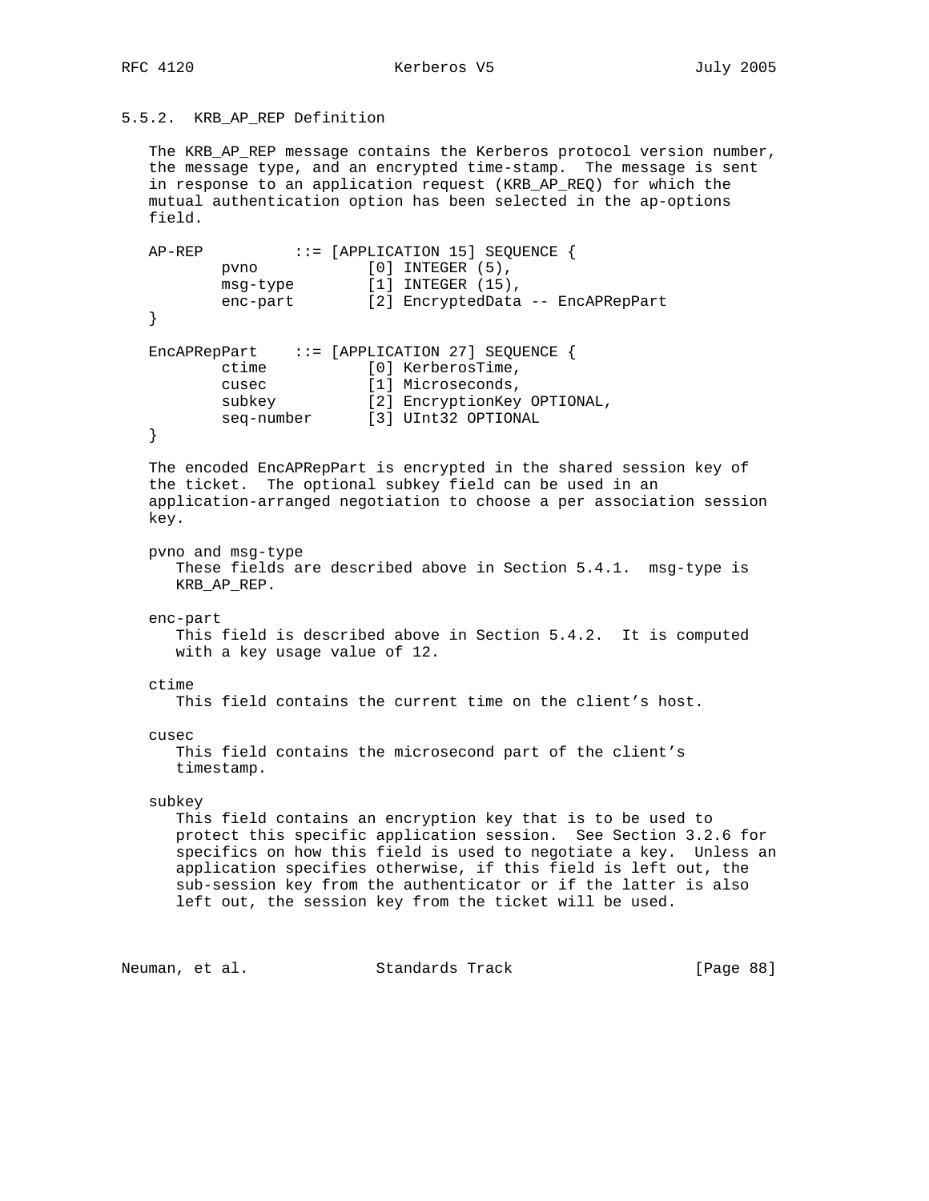### 5.5.2. KRB_AP_REP Definition

The KRB_AP_REP message contains the Kerberos protocol version number, the message type, and an encrypted time-stamp. The message is sent in response to an application request (KRB_AP_REQ) for which the mutual authentication option has been selected in the ap-options field.

```
AP-REP          ::= [APPLICATION 15] SEQUENCE {
        pvno            [0] INTEGER (5),
        msg-type        [1] INTEGER (15),
        enc-part        [2] EncryptedData -- EncAPRepPart
}

EncAPRepPart    ::= [APPLICATION 27] SEQUENCE {
        ctime           [0] KerberosTime,
        cusec           [1] Microseconds,
        subkey          [2] EncryptionKey OPTIONAL,
        seq-number      [3] UInt32 OPTIONAL
}
```

The encoded EncAPRepPart is encrypted in the shared session key of the ticket. The optional subkey field can be used in an application-arranged negotiation to choose a per association session key.

pvno and msg-type
: These fields are described above in Section 5.4.1. msg-type is KRB_AP_REP.

enc-part
: This field is described above in Section 5.4.2. It is computed with a key usage value of 12.

ctime
: This field contains the current time on the client's host.

cusec
: This field contains the microsecond part of the client's timestamp.

subkey
: This field contains an encryption key that is to be used to protect this specific application session. See Section 3.2.6 for specifics on how this field is used to negotiate a key. Unless an application specifies otherwise, if this field is left out, the sub-session key from the authenticator or if the latter is also left out, the session key from the ticket will be used.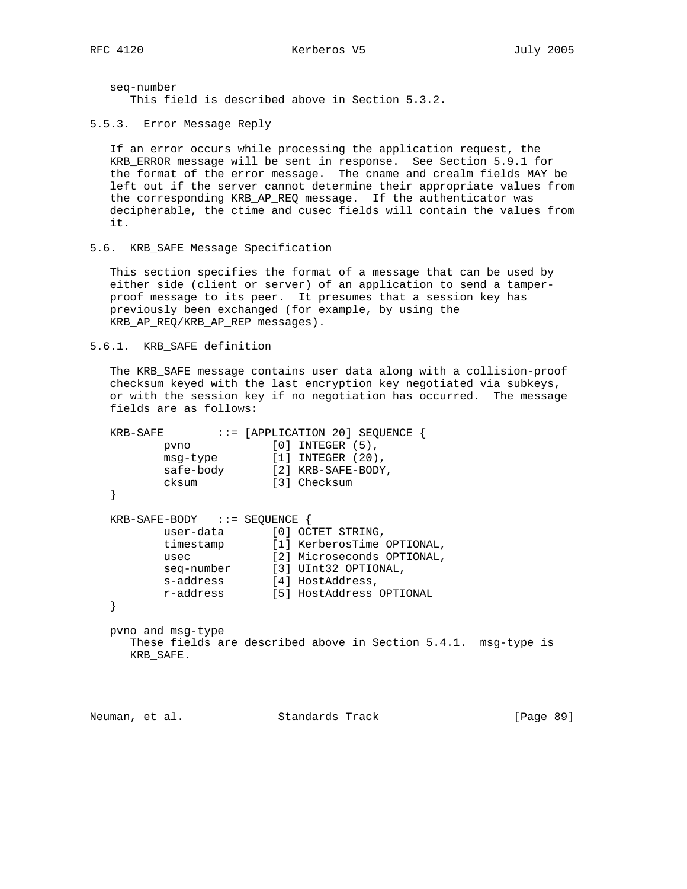seq-number
   This field is described above in Section 5.3.2.

### 5.5.3. Error Message Reply

If an error occurs while processing the application request, the KRB_ERROR message will be sent in response. See Section 5.9.1 for the format of the error message. The cname and crealm fields MAY be left out if the server cannot determine their appropriate values from the corresponding KRB_AP_REQ message. If the authenticator was decipherable, the ctime and cusec fields will contain the values from it.

## 5.6. KRB_SAFE Message Specification

This section specifies the format of a message that can be used by either side (client or server) of an application to send a tamper-proof message to its peer. It presumes that a session key has previously been exchanged (for example, by using the KRB_AP_REQ/KRB_AP_REP messages).

### 5.6.1. KRB_SAFE definition

The KRB_SAFE message contains user data along with a collision-proof checksum keyed with the last encryption key negotiated via subkeys, or with the session key if no negotiation has occurred. The message fields are as follows:

```
KRB-SAFE        ::= [APPLICATION 20] SEQUENCE {
        pvno            [0] INTEGER (5),
        msg-type        [1] INTEGER (20),
        safe-body       [2] KRB-SAFE-BODY,
        cksum           [3] Checksum
}

KRB-SAFE-BODY   ::= SEQUENCE {
        user-data       [0] OCTET STRING,
        timestamp       [1] KerberosTime OPTIONAL,
        usec            [2] Microseconds OPTIONAL,
        seq-number      [3] UInt32 OPTIONAL,
        s-address       [4] HostAddress,
        r-address       [5] HostAddress OPTIONAL
}
```

pvno and msg-type
   These fields are described above in Section 5.4.1. msg-type is KRB_SAFE.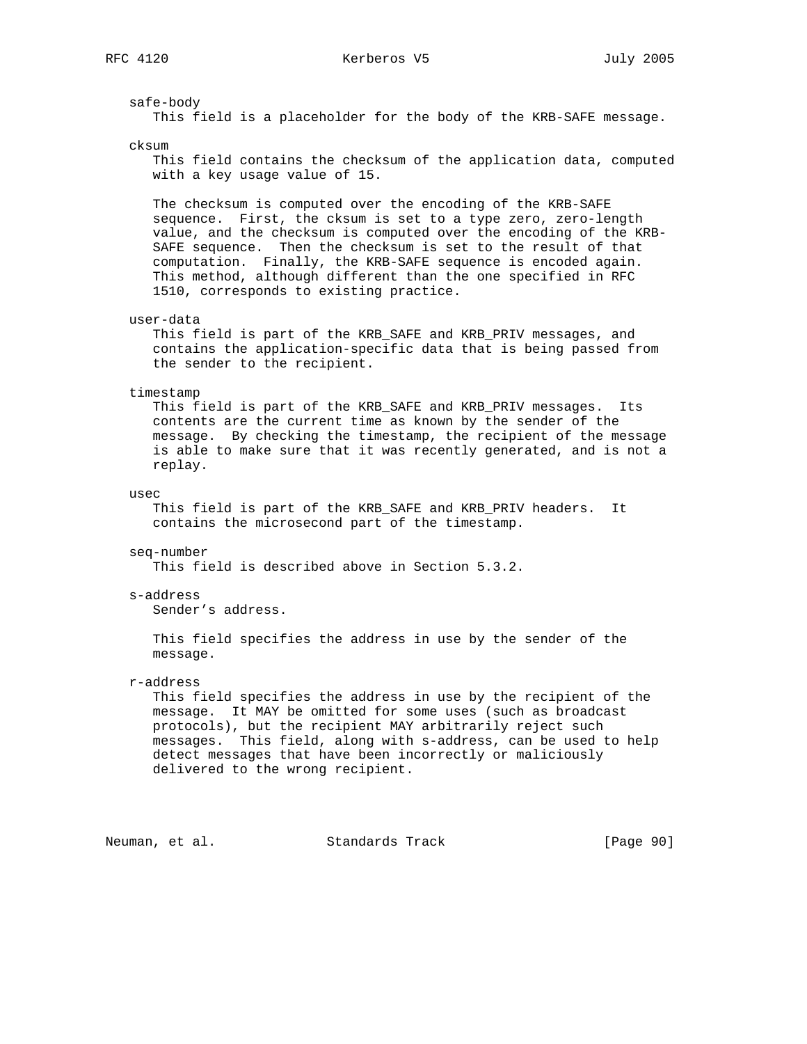safe-body
   This field is a placeholder for the body of the KRB-SAFE message.

cksum
   This field contains the checksum of the application data, computed with a key usage value of 15.

   The checksum is computed over the encoding of the KRB-SAFE sequence. First, the cksum is set to a type zero, zero-length value, and the checksum is computed over the encoding of the KRB-SAFE sequence. Then the checksum is set to the result of that computation. Finally, the KRB-SAFE sequence is encoded again. This method, although different than the one specified in RFC 1510, corresponds to existing practice.

user-data
   This field is part of the KRB_SAFE and KRB_PRIV messages, and contains the application-specific data that is being passed from the sender to the recipient.

timestamp
   This field is part of the KRB_SAFE and KRB_PRIV messages. Its contents are the current time as known by the sender of the message. By checking the timestamp, the recipient of the message is able to make sure that it was recently generated, and is not a replay.

usec
   This field is part of the KRB_SAFE and KRB_PRIV headers. It contains the microsecond part of the timestamp.

seq-number
   This field is described above in Section 5.3.2.

s-address
   Sender's address.

   This field specifies the address in use by the sender of the message.

r-address
   This field specifies the address in use by the recipient of the message. It MAY be omitted for some uses (such as broadcast protocols), but the recipient MAY arbitrarily reject such messages. This field, along with s-address, can be used to help detect messages that have been incorrectly or maliciously delivered to the wrong recipient.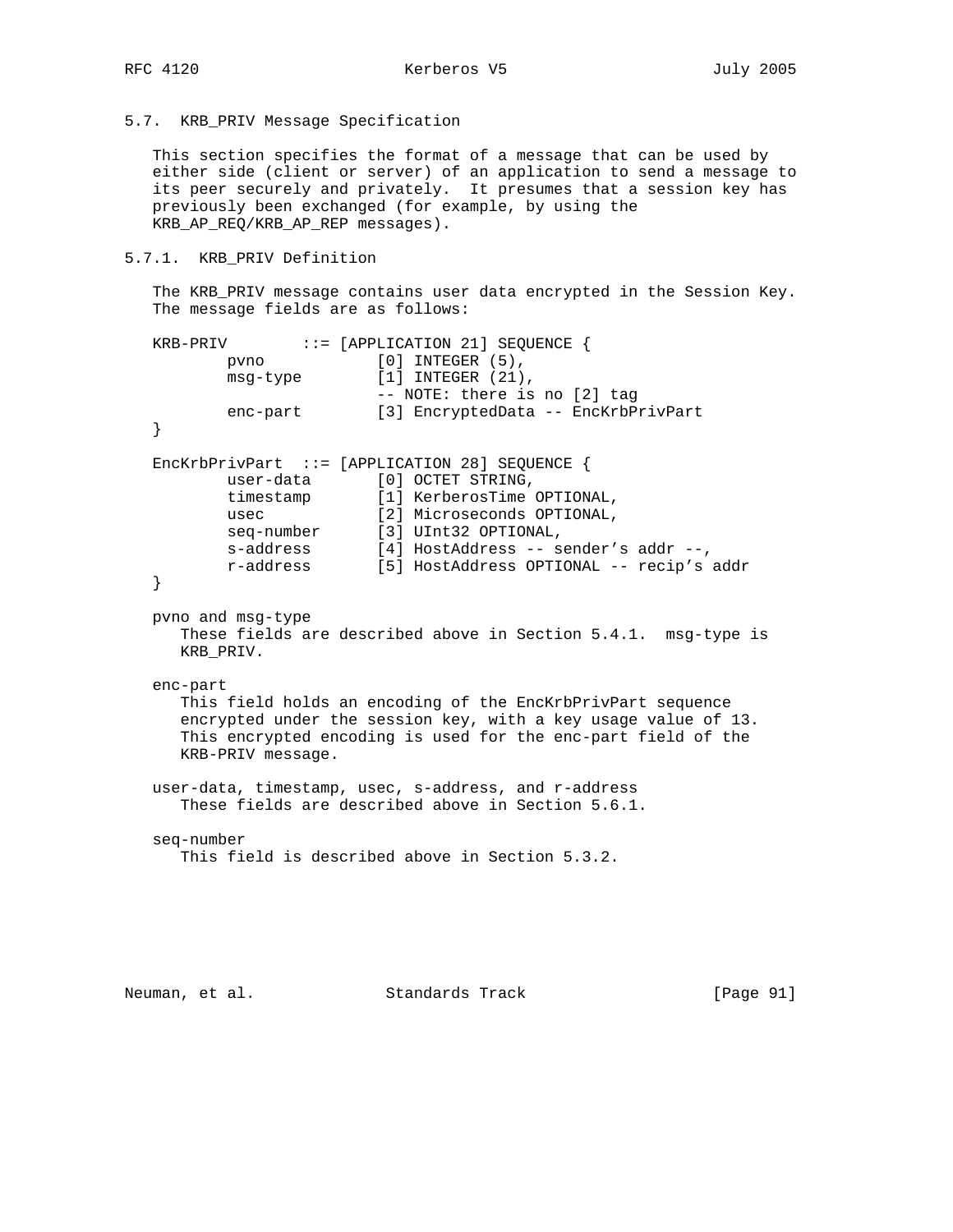## 5.7. KRB_PRIV Message Specification

This section specifies the format of a message that can be used by either side (client or server) of an application to send a message to its peer securely and privately. It presumes that a session key has previously been exchanged (for example, by using the KRB_AP_REQ/KRB_AP_REP messages).

### 5.7.1. KRB_PRIV Definition

The KRB_PRIV message contains user data encrypted in the Session Key. The message fields are as follows:

```
KRB-PRIV        ::= [APPLICATION 21] SEQUENCE {
        pvno            [0] INTEGER (5),
        msg-type        [1] INTEGER (21),
                        -- NOTE: there is no [2] tag
        enc-part        [3] EncryptedData -- EncKrbPrivPart
}

EncKrbPrivPart  ::= [APPLICATION 28] SEQUENCE {
        user-data       [0] OCTET STRING,
        timestamp       [1] KerberosTime OPTIONAL,
        usec            [2] Microseconds OPTIONAL,
        seq-number      [3] UInt32 OPTIONAL,
        s-address       [4] HostAddress -- sender's addr --,
        r-address       [5] HostAddress OPTIONAL -- recip's addr
}
```

pvno and msg-type
   These fields are described above in Section 5.4.1. msg-type is KRB_PRIV.

enc-part
   This field holds an encoding of the EncKrbPrivPart sequence encrypted under the session key, with a key usage value of 13. This encrypted encoding is used for the enc-part field of the KRB-PRIV message.

user-data, timestamp, usec, s-address, and r-address
   These fields are described above in Section 5.6.1.

seq-number
   This field is described above in Section 5.3.2.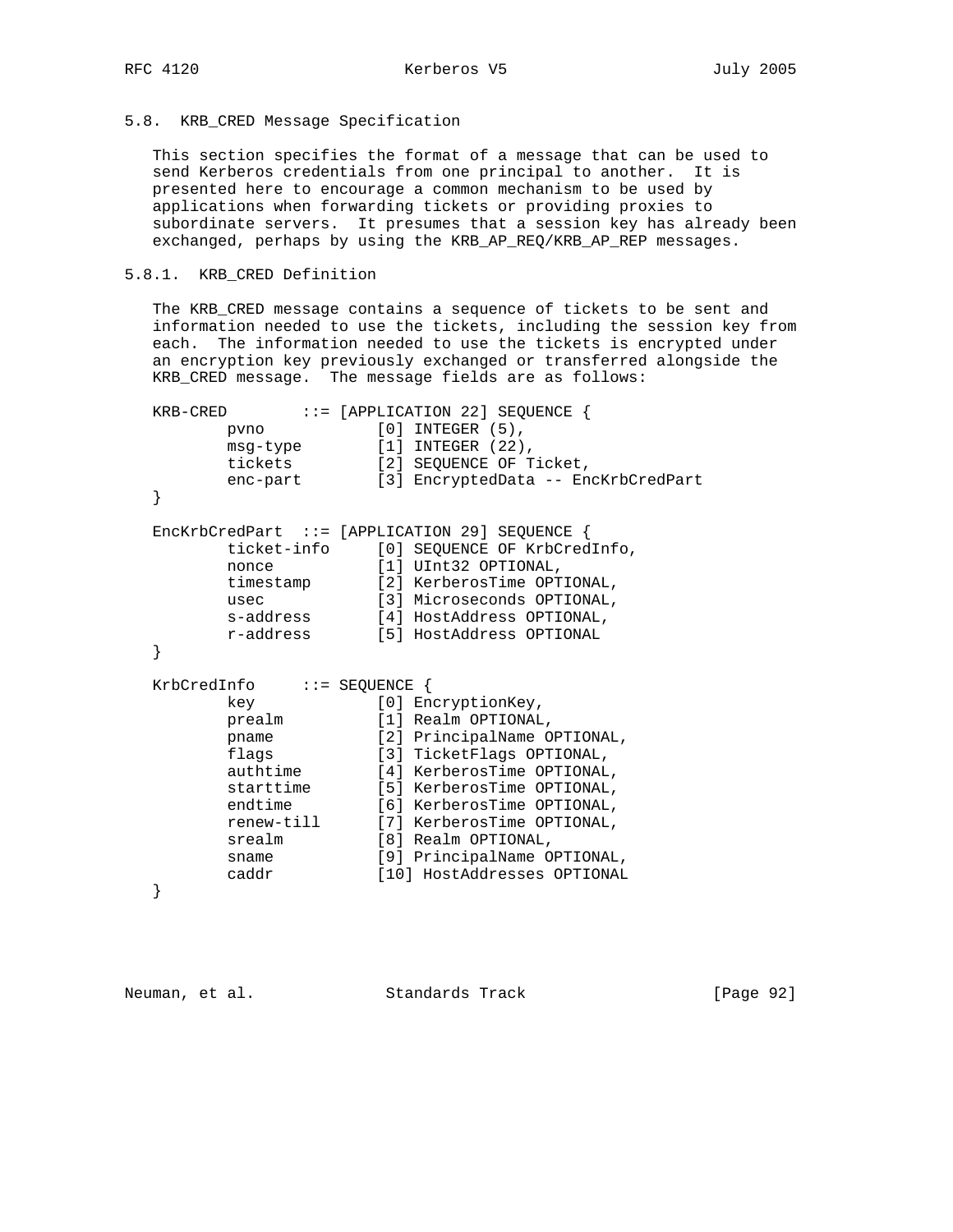### 5.8. KRB_CRED Message Specification

This section specifies the format of a message that can be used to send Kerberos credentials from one principal to another. It is presented here to encourage a common mechanism to be used by applications when forwarding tickets or providing proxies to subordinate servers. It presumes that a session key has already been exchanged, perhaps by using the KRB_AP_REQ/KRB_AP_REP messages.

#### 5.8.1. KRB_CRED Definition

The KRB_CRED message contains a sequence of tickets to be sent and information needed to use the tickets, including the session key from each. The information needed to use the tickets is encrypted under an encryption key previously exchanged or transferred alongside the KRB_CRED message. The message fields are as follows:

```
KRB-CRED        ::= [APPLICATION 22] SEQUENCE {
        pvno            [0] INTEGER (5),
        msg-type        [1] INTEGER (22),
        tickets         [2] SEQUENCE OF Ticket,
        enc-part        [3] EncryptedData -- EncKrbCredPart
}

EncKrbCredPart  ::= [APPLICATION 29] SEQUENCE {
        ticket-info     [0] SEQUENCE OF KrbCredInfo,
        nonce           [1] UInt32 OPTIONAL,
        timestamp       [2] KerberosTime OPTIONAL,
        usec            [3] Microseconds OPTIONAL,
        s-address       [4] HostAddress OPTIONAL,
        r-address       [5] HostAddress OPTIONAL
}

KrbCredInfo     ::= SEQUENCE {
        key             [0] EncryptionKey,
        prealm          [1] Realm OPTIONAL,
        pname           [2] PrincipalName OPTIONAL,
        flags           [3] TicketFlags OPTIONAL,
        authtime        [4] KerberosTime OPTIONAL,
        starttime       [5] KerberosTime OPTIONAL,
        endtime         [6] KerberosTime OPTIONAL,
        renew-till      [7] KerberosTime OPTIONAL,
        srealm          [8] Realm OPTIONAL,
        sname           [9] PrincipalName OPTIONAL,
        caddr           [10] HostAddresses OPTIONAL
}
```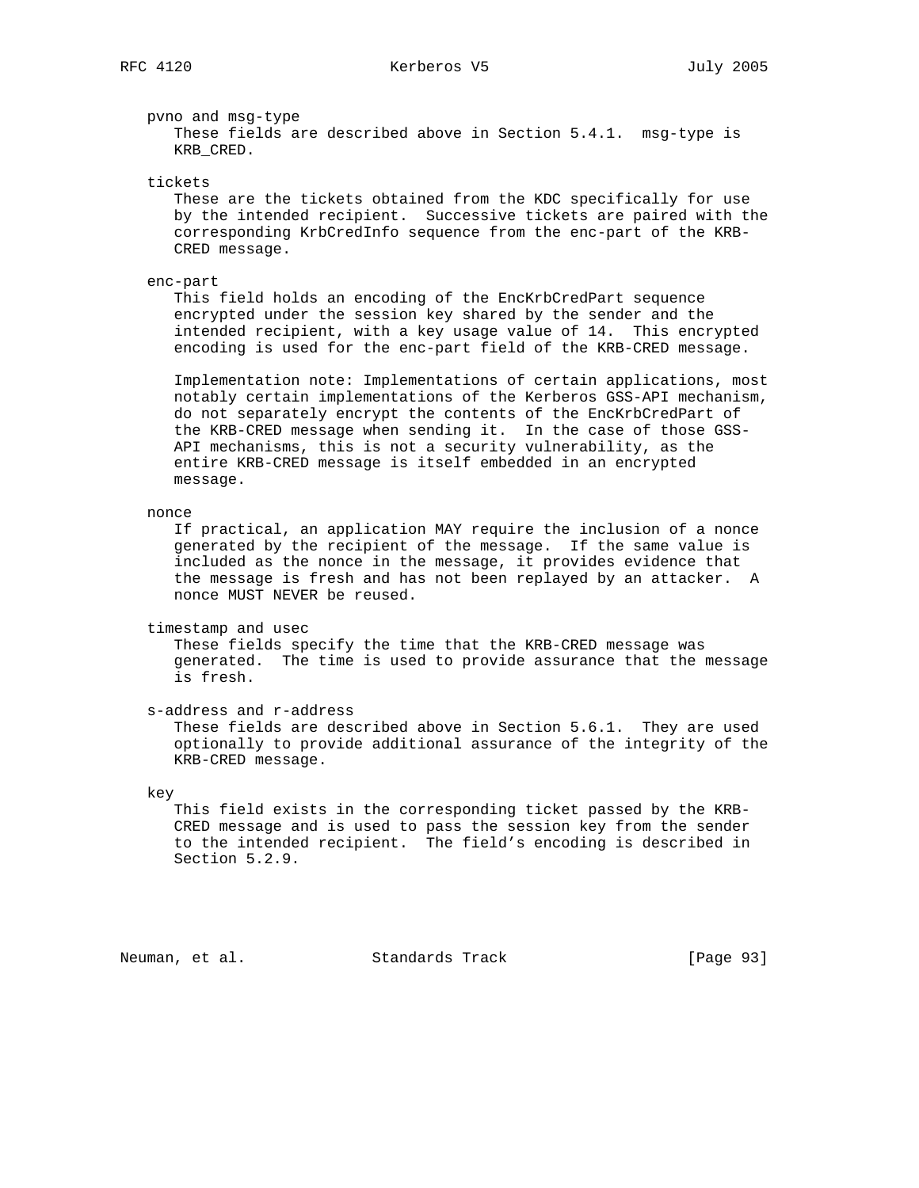pvno and msg-type

These fields are described above in Section 5.4.1. msg-type is KRB_CRED.

tickets

These are the tickets obtained from the KDC specifically for use by the intended recipient. Successive tickets are paired with the corresponding KrbCredInfo sequence from the enc-part of the KRB-CRED message.

enc-part

This field holds an encoding of the EncKrbCredPart sequence encrypted under the session key shared by the sender and the intended recipient, with a key usage value of 14. This encrypted encoding is used for the enc-part field of the KRB-CRED message.

Implementation note: Implementations of certain applications, most notably certain implementations of the Kerberos GSS-API mechanism, do not separately encrypt the contents of the EncKrbCredPart of the KRB-CRED message when sending it. In the case of those GSS-API mechanisms, this is not a security vulnerability, as the entire KRB-CRED message is itself embedded in an encrypted message.

nonce

If practical, an application MAY require the inclusion of a nonce generated by the recipient of the message. If the same value is included as the nonce in the message, it provides evidence that the message is fresh and has not been replayed by an attacker. A nonce MUST NEVER be reused.

timestamp and usec

These fields specify the time that the KRB-CRED message was generated. The time is used to provide assurance that the message is fresh.

s-address and r-address

These fields are described above in Section 5.6.1. They are used optionally to provide additional assurance of the integrity of the KRB-CRED message.

key

This field exists in the corresponding ticket passed by the KRB-CRED message and is used to pass the session key from the sender to the intended recipient. The field's encoding is described in Section 5.2.9.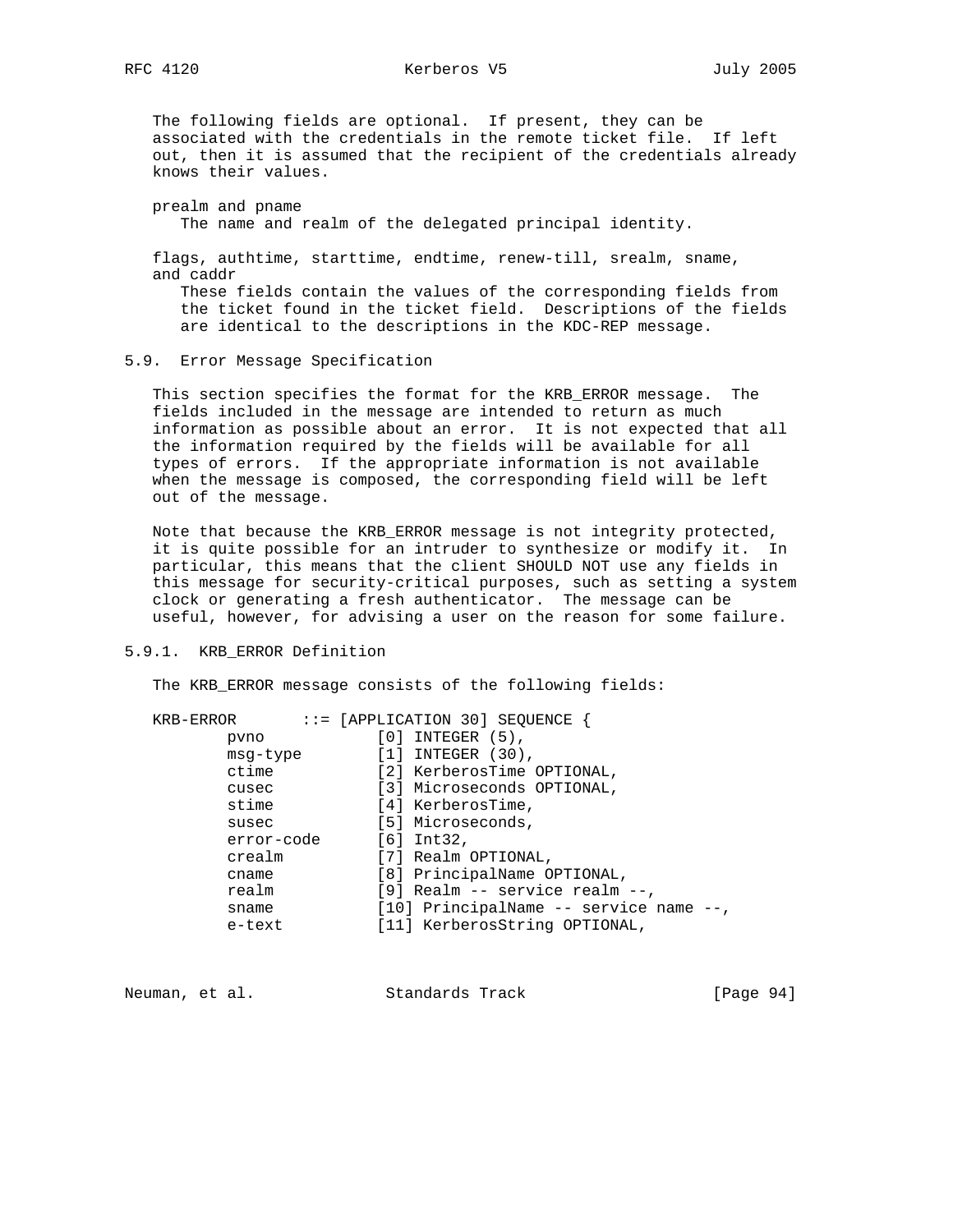The following fields are optional. If present, they can be associated with the credentials in the remote ticket file. If left out, then it is assumed that the recipient of the credentials already knows their values.

prealm and pname
: The name and realm of the delegated principal identity.

flags, authtime, starttime, endtime, renew-till, srealm, sname, and caddr
: These fields contain the values of the corresponding fields from the ticket found in the ticket field. Descriptions of the fields are identical to the descriptions in the KDC-REP message.

## 5.9. Error Message Specification

This section specifies the format for the KRB_ERROR message. The fields included in the message are intended to return as much information as possible about an error. It is not expected that all the information required by the fields will be available for all types of errors. If the appropriate information is not available when the message is composed, the corresponding field will be left out of the message.

Note that because the KRB_ERROR message is not integrity protected, it is quite possible for an intruder to synthesize or modify it. In particular, this means that the client SHOULD NOT use any fields in this message for security-critical purposes, such as setting a system clock or generating a fresh authenticator. The message can be useful, however, for advising a user on the reason for some failure.

### 5.9.1. KRB_ERROR Definition

The KRB_ERROR message consists of the following fields:

```
KRB-ERROR       ::= [APPLICATION 30] SEQUENCE {
        pvno            [0] INTEGER (5),
        msg-type        [1] INTEGER (30),
        ctime           [2] KerberosTime OPTIONAL,
        cusec           [3] Microseconds OPTIONAL,
        stime           [4] KerberosTime,
        susec           [5] Microseconds,
        error-code      [6] Int32,
        crealm          [7] Realm OPTIONAL,
        cname           [8] PrincipalName OPTIONAL,
        realm           [9] Realm -- service realm --,
        sname           [10] PrincipalName -- service name --,
        e-text          [11] KerberosString OPTIONAL,
```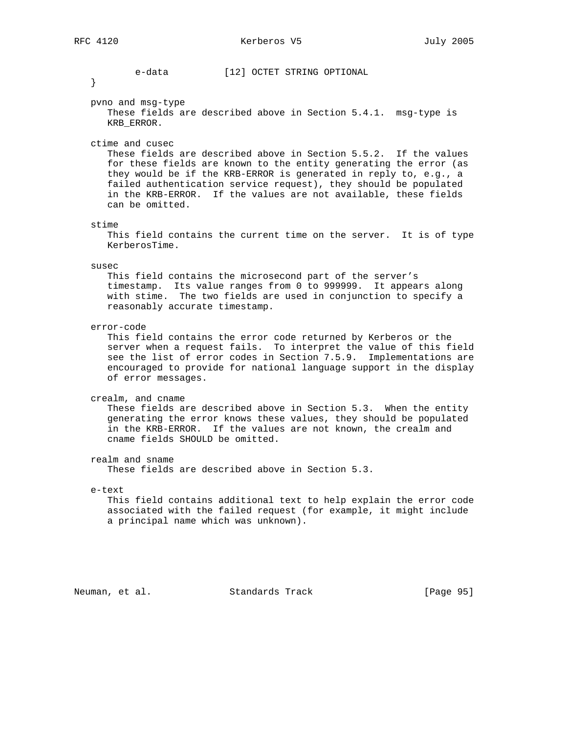```
        e-data          [12] OCTET STRING OPTIONAL
}
```

pvno and msg-type
These fields are described above in Section 5.4.1. msg-type is KRB_ERROR.

ctime and cusec
These fields are described above in Section 5.5.2. If the values for these fields are known to the entity generating the error (as they would be if the KRB-ERROR is generated in reply to, e.g., a failed authentication service request), they should be populated in the KRB-ERROR. If the values are not available, these fields can be omitted.

stime
This field contains the current time on the server. It is of type KerberosTime.

susec
This field contains the microsecond part of the server's timestamp. Its value ranges from 0 to 999999. It appears along with stime. The two fields are used in conjunction to specify a reasonably accurate timestamp.

error-code
This field contains the error code returned by Kerberos or the server when a request fails. To interpret the value of this field see the list of error codes in Section 7.5.9. Implementations are encouraged to provide for national language support in the display of error messages.

crealm, and cname
These fields are described above in Section 5.3. When the entity generating the error knows these values, they should be populated in the KRB-ERROR. If the values are not known, the crealm and cname fields SHOULD be omitted.

realm and sname
These fields are described above in Section 5.3.

e-text
This field contains additional text to help explain the error code associated with the failed request (for example, it might include a principal name which was unknown).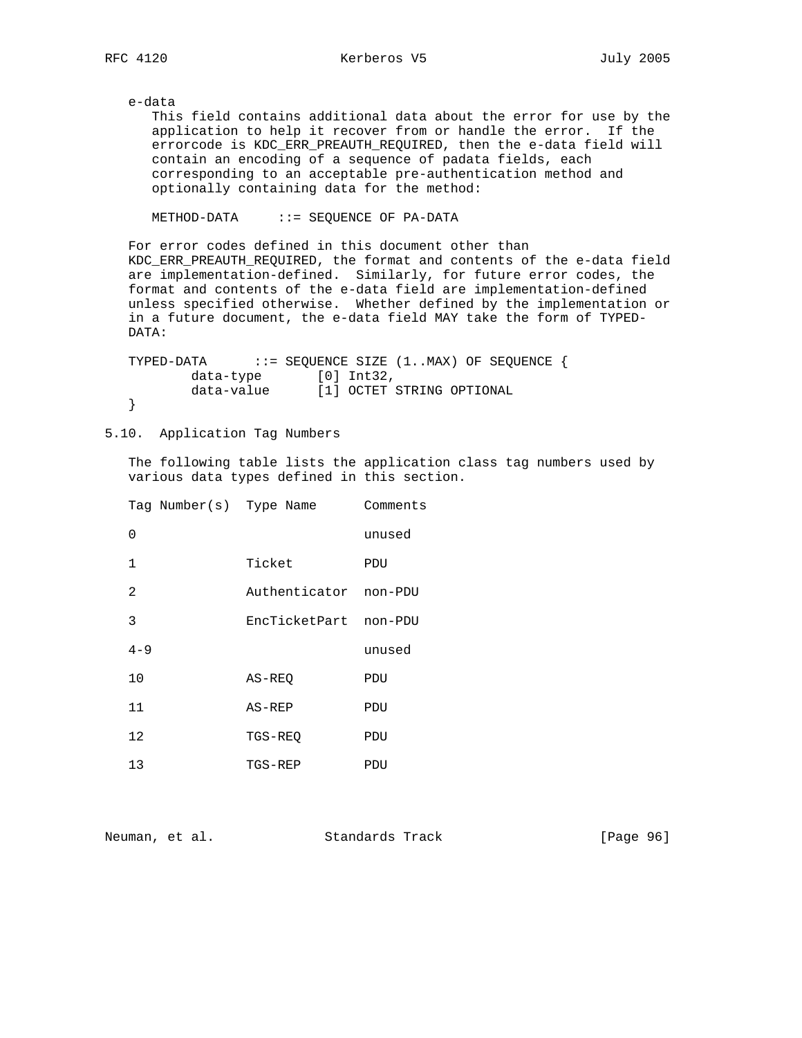e-data

This field contains additional data about the error for use by the application to help it recover from or handle the error. If the errorcode is KDC_ERR_PREAUTH_REQUIRED, then the e-data field will contain an encoding of a sequence of padata fields, each corresponding to an acceptable pre-authentication method and optionally containing data for the method:

```
METHOD-DATA     ::= SEQUENCE OF PA-DATA
```

For error codes defined in this document other than KDC_ERR_PREAUTH_REQUIRED, the format and contents of the e-data field are implementation-defined. Similarly, for future error codes, the format and contents of the e-data field are implementation-defined unless specified otherwise. Whether defined by the implementation or in a future document, the e-data field MAY take the form of TYPED-DATA:

```
TYPED-DATA      ::= SEQUENCE SIZE (1..MAX) OF SEQUENCE {
        data-type       [0] Int32,
        data-value      [1] OCTET STRING OPTIONAL
}
```

## 5.10. Application Tag Numbers

The following table lists the application class tag numbers used by various data types defined in this section.

| Tag Number(s) | Type Name | Comments |
|---|---|---|
| 0 | | unused |
| 1 | Ticket | PDU |
| 2 | Authenticator | non-PDU |
| 3 | EncTicketPart | non-PDU |
| 4-9 | | unused |
| 10 | AS-REQ | PDU |
| 11 | AS-REP | PDU |
| 12 | TGS-REQ | PDU |
| 13 | TGS-REP | PDU |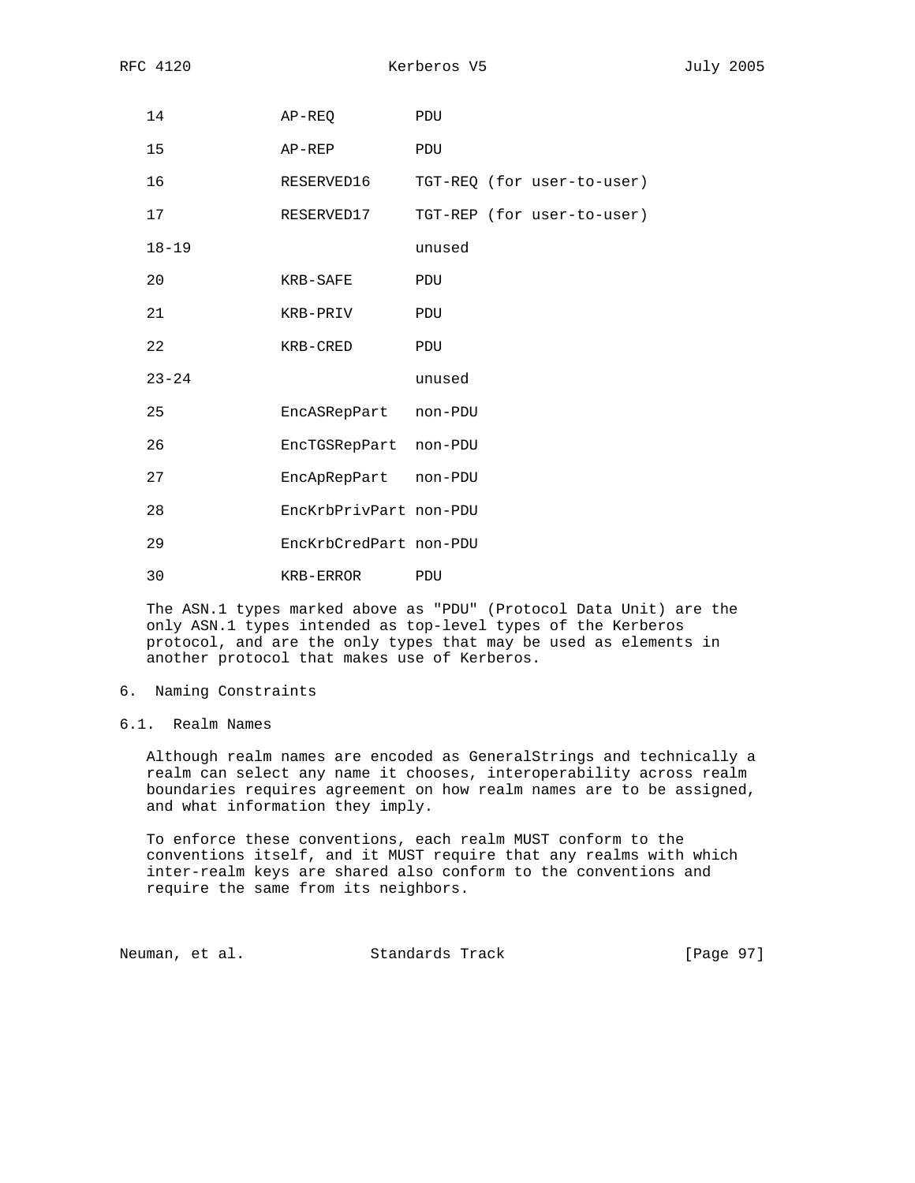| | | |
|---|---|---|
| 14 | AP-REQ | PDU |
| 15 | AP-REP | PDU |
| 16 | RESERVED16 | TGT-REQ (for user-to-user) |
| 17 | RESERVED17 | TGT-REP (for user-to-user) |
| 18-19 | | unused |
| 20 | KRB-SAFE | PDU |
| 21 | KRB-PRIV | PDU |
| 22 | KRB-CRED | PDU |
| 23-24 | | unused |
| 25 | EncASRepPart | non-PDU |
| 26 | EncTGSRepPart | non-PDU |
| 27 | EncApRepPart | non-PDU |
| 28 | EncKrbPrivPart | non-PDU |
| 29 | EncKrbCredPart | non-PDU |
| 30 | KRB-ERROR | PDU |

The ASN.1 types marked above as "PDU" (Protocol Data Unit) are the only ASN.1 types intended as top-level types of the Kerberos protocol, and are the only types that may be used as elements in another protocol that makes use of Kerberos.

## 6. Naming Constraints

### 6.1. Realm Names

Although realm names are encoded as GeneralStrings and technically a realm can select any name it chooses, interoperability across realm boundaries requires agreement on how realm names are to be assigned, and what information they imply.

To enforce these conventions, each realm MUST conform to the conventions itself, and it MUST require that any realms with which inter-realm keys are shared also conform to the conventions and require the same from its neighbors.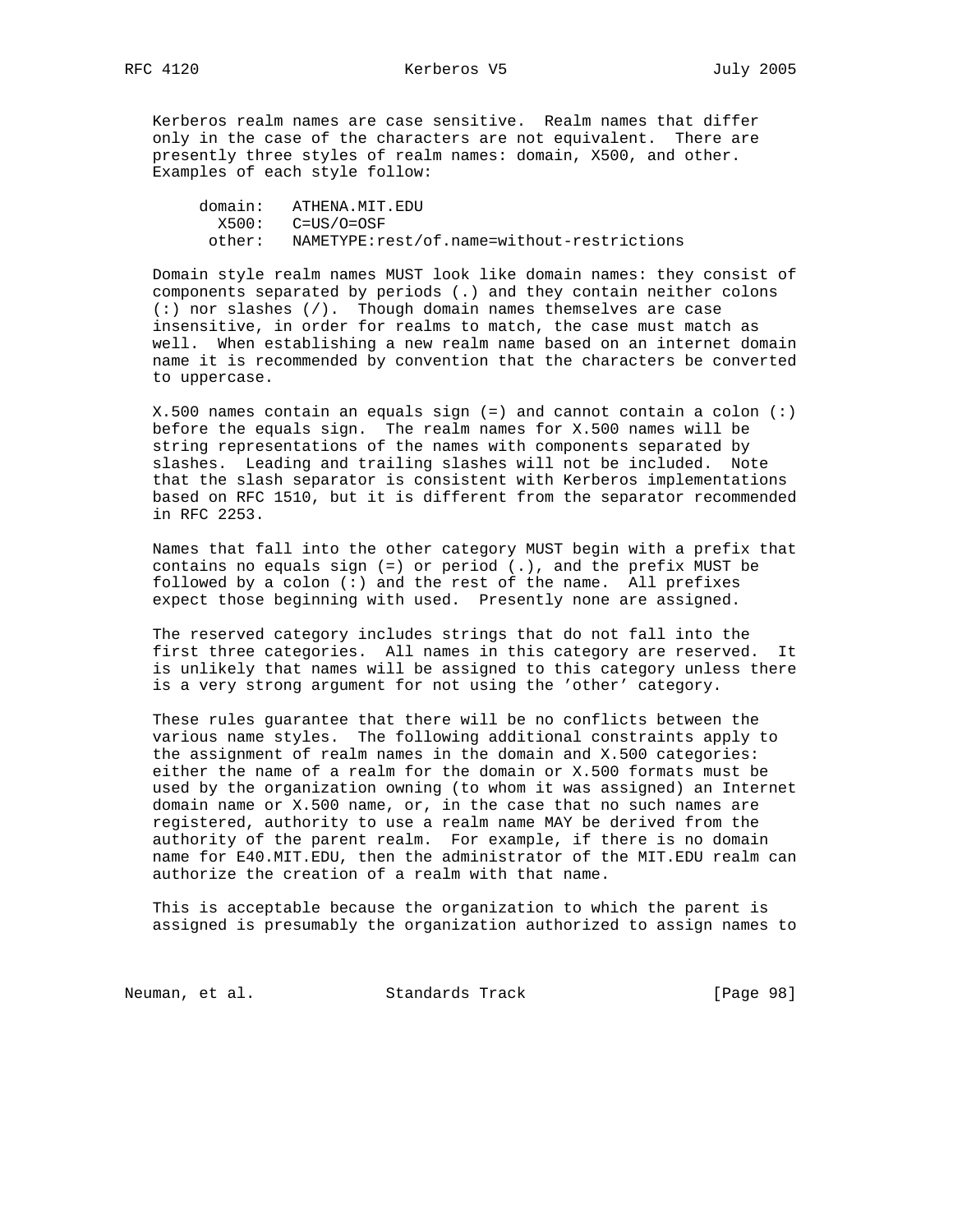Kerberos realm names are case sensitive. Realm names that differ only in the case of the characters are not equivalent. There are presently three styles of realm names: domain, X500, and other. Examples of each style follow:

```
 domain:   ATHENA.MIT.EDU
   X500:   C=US/O=OSF
  other:   NAMETYPE:rest/of.name=without-restrictions
```

Domain style realm names MUST look like domain names: they consist of components separated by periods (.) and they contain neither colons (:) nor slashes (/). Though domain names themselves are case insensitive, in order for realms to match, the case must match as well. When establishing a new realm name based on an internet domain name it is recommended by convention that the characters be converted to uppercase.

X.500 names contain an equals sign (=) and cannot contain a colon (:) before the equals sign. The realm names for X.500 names will be string representations of the names with components separated by slashes. Leading and trailing slashes will not be included. Note that the slash separator is consistent with Kerberos implementations based on RFC 1510, but it is different from the separator recommended in RFC 2253.

Names that fall into the other category MUST begin with a prefix that contains no equals sign (=) or period (.), and the prefix MUST be followed by a colon (:) and the rest of the name. All prefixes expect those beginning with used. Presently none are assigned.

The reserved category includes strings that do not fall into the first three categories. All names in this category are reserved. It is unlikely that names will be assigned to this category unless there is a very strong argument for not using the 'other' category.

These rules guarantee that there will be no conflicts between the various name styles. The following additional constraints apply to the assignment of realm names in the domain and X.500 categories: either the name of a realm for the domain or X.500 formats must be used by the organization owning (to whom it was assigned) an Internet domain name or X.500 name, or, in the case that no such names are registered, authority to use a realm name MAY be derived from the authority of the parent realm. For example, if there is no domain name for E40.MIT.EDU, then the administrator of the MIT.EDU realm can authorize the creation of a realm with that name.

This is acceptable because the organization to which the parent is assigned is presumably the organization authorized to assign names to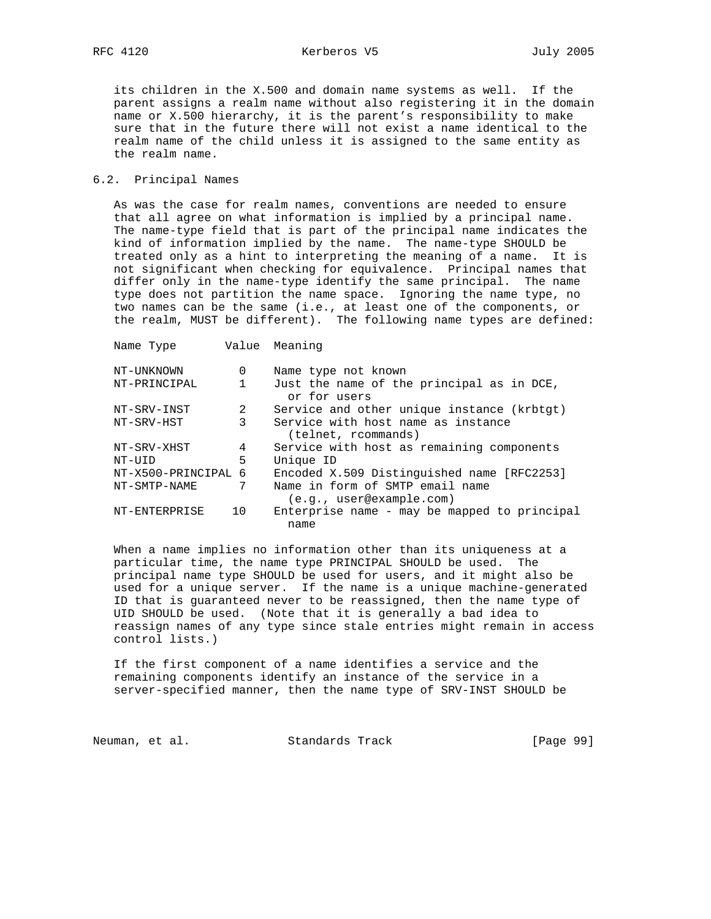its children in the X.500 and domain name systems as well. If the parent assigns a realm name without also registering it in the domain name or X.500 hierarchy, it is the parent's responsibility to make sure that in the future there will not exist a name identical to the realm name of the child unless it is assigned to the same entity as the realm name.

## 6.2. Principal Names

As was the case for realm names, conventions are needed to ensure that all agree on what information is implied by a principal name. The name-type field that is part of the principal name indicates the kind of information implied by the name. The name-type SHOULD be treated only as a hint to interpreting the meaning of a name. It is not significant when checking for equivalence. Principal names that differ only in the name-type identify the same principal. The name type does not partition the name space. Ignoring the name type, no two names can be the same (i.e., at least one of the components, or the realm, MUST be different). The following name types are defined:

| Name Type | Value | Meaning |
|---|---|---|
| NT-UNKNOWN | 0 | Name type not known |
| NT-PRINCIPAL | 1 | Just the name of the principal as in DCE, or for users |
| NT-SRV-INST | 2 | Service and other unique instance (krbtgt) |
| NT-SRV-HST | 3 | Service with host name as instance (telnet, rcommands) |
| NT-SRV-XHST | 4 | Service with host as remaining components |
| NT-UID | 5 | Unique ID |
| NT-X500-PRINCIPAL | 6 | Encoded X.509 Distinguished name [RFC2253] |
| NT-SMTP-NAME | 7 | Name in form of SMTP email name (e.g., user@example.com) |
| NT-ENTERPRISE | 10 | Enterprise name - may be mapped to principal name |

When a name implies no information other than its uniqueness at a particular time, the name type PRINCIPAL SHOULD be used. The principal name type SHOULD be used for users, and it might also be used for a unique server. If the name is a unique machine-generated ID that is guaranteed never to be reassigned, then the name type of UID SHOULD be used. (Note that it is generally a bad idea to reassign names of any type since stale entries might remain in access control lists.)

If the first component of a name identifies a service and the remaining components identify an instance of the service in a server-specified manner, then the name type of SRV-INST SHOULD be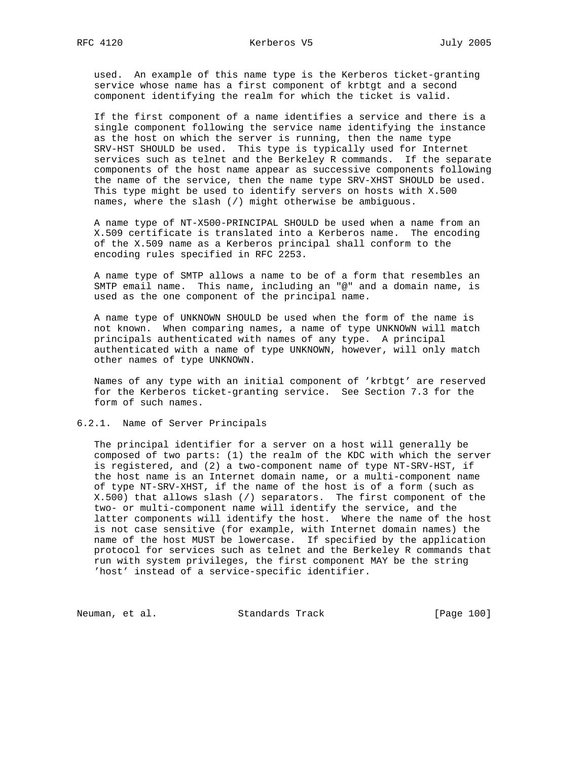used. An example of this name type is the Kerberos ticket-granting service whose name has a first component of krbtgt and a second component identifying the realm for which the ticket is valid.

If the first component of a name identifies a service and there is a single component following the service name identifying the instance as the host on which the server is running, then the name type SRV-HST SHOULD be used. This type is typically used for Internet services such as telnet and the Berkeley R commands. If the separate components of the host name appear as successive components following the name of the service, then the name type SRV-XHST SHOULD be used. This type might be used to identify servers on hosts with X.500 names, where the slash (/) might otherwise be ambiguous.

A name type of NT-X500-PRINCIPAL SHOULD be used when a name from an X.509 certificate is translated into a Kerberos name. The encoding of the X.509 name as a Kerberos principal shall conform to the encoding rules specified in RFC 2253.

A name type of SMTP allows a name to be of a form that resembles an SMTP email name. This name, including an "@" and a domain name, is used as the one component of the principal name.

A name type of UNKNOWN SHOULD be used when the form of the name is not known. When comparing names, a name of type UNKNOWN will match principals authenticated with names of any type. A principal authenticated with a name of type UNKNOWN, however, will only match other names of type UNKNOWN.

Names of any type with an initial component of 'krbtgt' are reserved for the Kerberos ticket-granting service. See Section 7.3 for the form of such names.

### 6.2.1. Name of Server Principals

The principal identifier for a server on a host will generally be composed of two parts: (1) the realm of the KDC with which the server is registered, and (2) a two-component name of type NT-SRV-HST, if the host name is an Internet domain name, or a multi-component name of type NT-SRV-XHST, if the name of the host is of a form (such as X.500) that allows slash (/) separators. The first component of the two- or multi-component name will identify the service, and the latter components will identify the host. Where the name of the host is not case sensitive (for example, with Internet domain names) the name of the host MUST be lowercase. If specified by the application protocol for services such as telnet and the Berkeley R commands that run with system privileges, the first component MAY be the string 'host' instead of a service-specific identifier.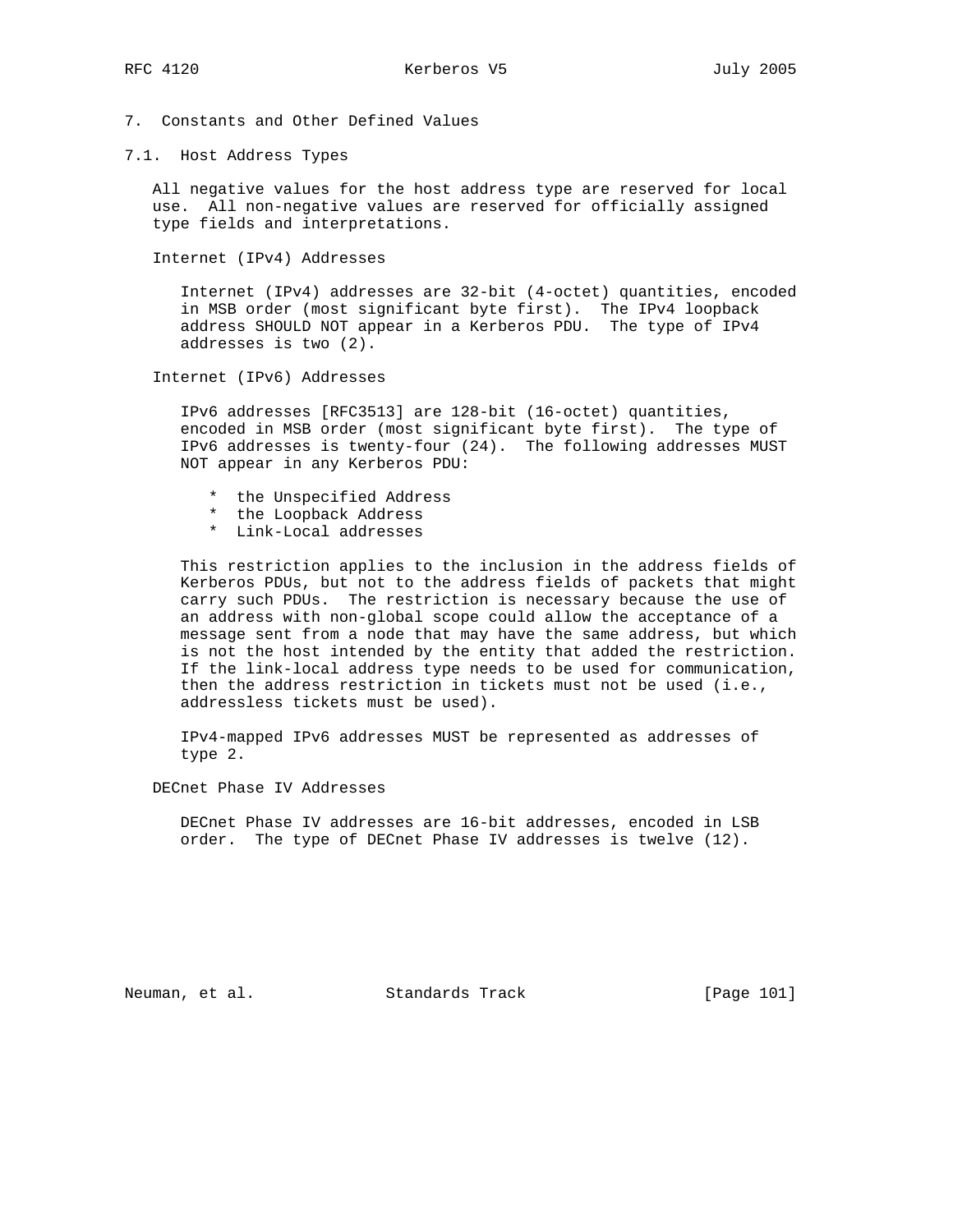# 7. Constants and Other Defined Values

## 7.1. Host Address Types

All negative values for the host address type are reserved for local use. All non-negative values are reserved for officially assigned type fields and interpretations.

### Internet (IPv4) Addresses

Internet (IPv4) addresses are 32-bit (4-octet) quantities, encoded in MSB order (most significant byte first). The IPv4 loopback address SHOULD NOT appear in a Kerberos PDU. The type of IPv4 addresses is two (2).

### Internet (IPv6) Addresses

IPv6 addresses [RFC3513] are 128-bit (16-octet) quantities, encoded in MSB order (most significant byte first). The type of IPv6 addresses is twenty-four (24). The following addresses MUST NOT appear in any Kerberos PDU:

- the Unspecified Address
- the Loopback Address
- Link-Local addresses

This restriction applies to the inclusion in the address fields of Kerberos PDUs, but not to the address fields of packets that might carry such PDUs. The restriction is necessary because the use of an address with non-global scope could allow the acceptance of a message sent from a node that may have the same address, but which is not the host intended by the entity that added the restriction. If the link-local address type needs to be used for communication, then the address restriction in tickets must not be used (i.e., addressless tickets must be used).

IPv4-mapped IPv6 addresses MUST be represented as addresses of type 2.

### DECnet Phase IV Addresses

DECnet Phase IV addresses are 16-bit addresses, encoded in LSB order. The type of DECnet Phase IV addresses is twelve (12).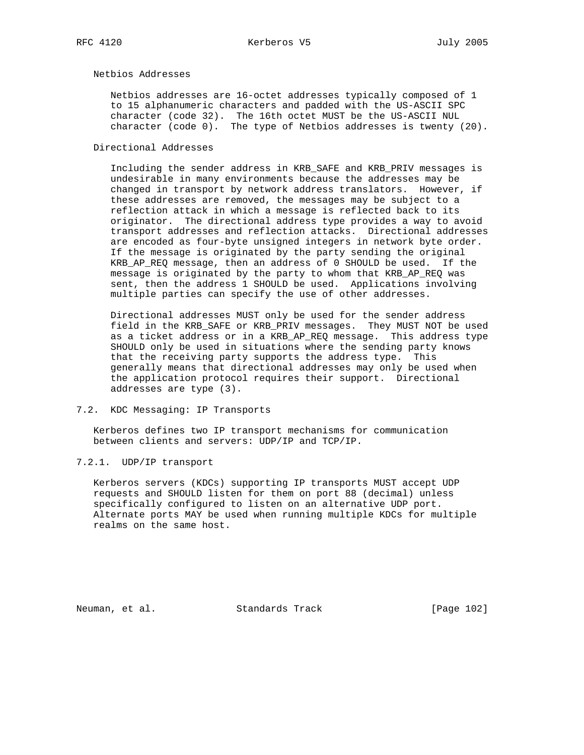Netbios Addresses

Netbios addresses are 16-octet addresses typically composed of 1 to 15 alphanumeric characters and padded with the US-ASCII SPC character (code 32). The 16th octet MUST be the US-ASCII NUL character (code 0). The type of Netbios addresses is twenty (20).

Directional Addresses

Including the sender address in KRB_SAFE and KRB_PRIV messages is undesirable in many environments because the addresses may be changed in transport by network address translators. However, if these addresses are removed, the messages may be subject to a reflection attack in which a message is reflected back to its originator. The directional address type provides a way to avoid transport addresses and reflection attacks. Directional addresses are encoded as four-byte unsigned integers in network byte order. If the message is originated by the party sending the original KRB_AP_REQ message, then an address of 0 SHOULD be used. If the message is originated by the party to whom that KRB_AP_REQ was sent, then the address 1 SHOULD be used. Applications involving multiple parties can specify the use of other addresses.

Directional addresses MUST only be used for the sender address field in the KRB_SAFE or KRB_PRIV messages. They MUST NOT be used as a ticket address or in a KRB_AP_REQ message. This address type SHOULD only be used in situations where the sending party knows that the receiving party supports the address type. This generally means that directional addresses may only be used when the application protocol requires their support. Directional addresses are type (3).

## 7.2. KDC Messaging: IP Transports

Kerberos defines two IP transport mechanisms for communication between clients and servers: UDP/IP and TCP/IP.

### 7.2.1. UDP/IP transport

Kerberos servers (KDCs) supporting IP transports MUST accept UDP requests and SHOULD listen for them on port 88 (decimal) unless specifically configured to listen on an alternative UDP port. Alternate ports MAY be used when running multiple KDCs for multiple realms on the same host.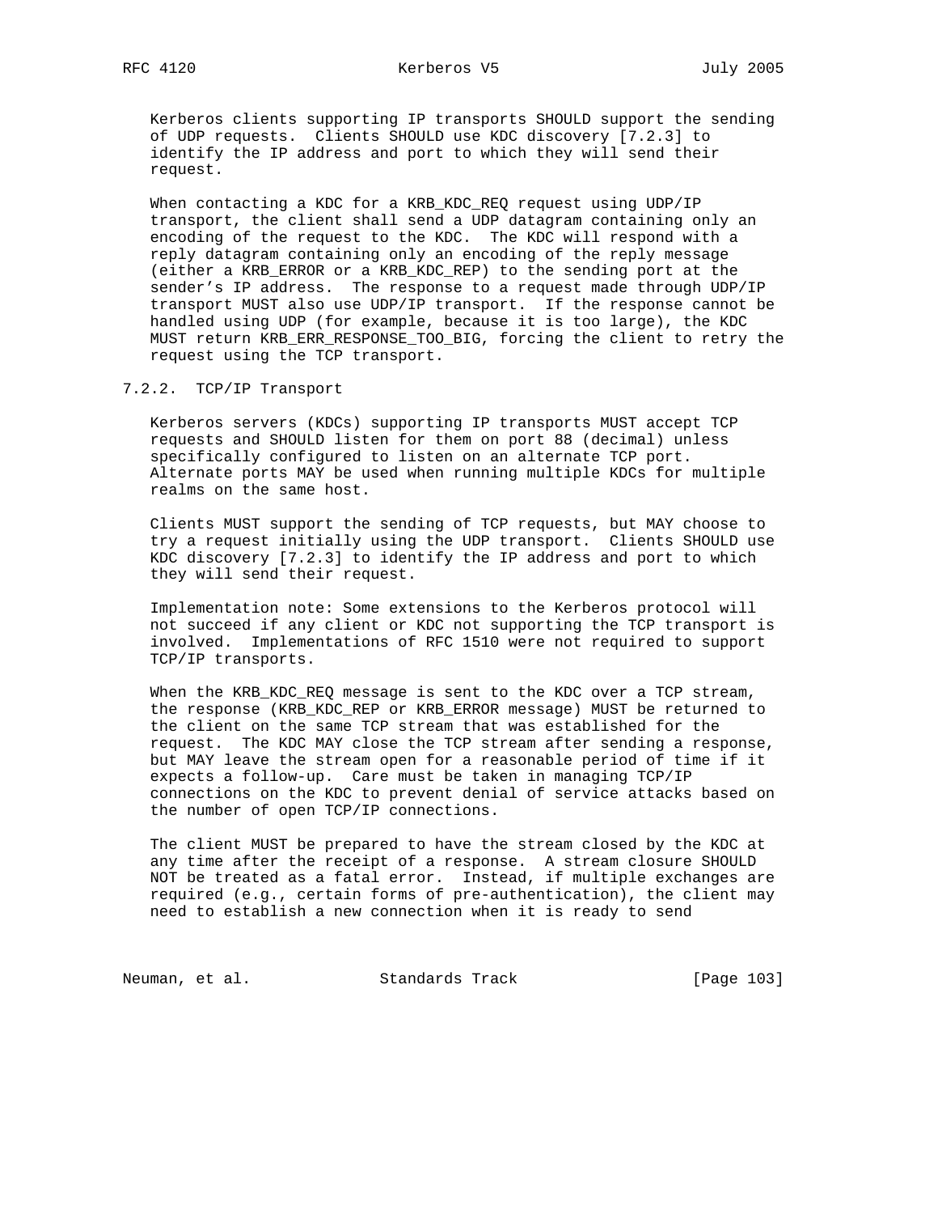Kerberos clients supporting IP transports SHOULD support the sending of UDP requests. Clients SHOULD use KDC discovery [7.2.3] to identify the IP address and port to which they will send their request.

When contacting a KDC for a KRB_KDC_REQ request using UDP/IP transport, the client shall send a UDP datagram containing only an encoding of the request to the KDC. The KDC will respond with a reply datagram containing only an encoding of the reply message (either a KRB_ERROR or a KRB_KDC_REP) to the sending port at the sender's IP address. The response to a request made through UDP/IP transport MUST also use UDP/IP transport. If the response cannot be handled using UDP (for example, because it is too large), the KDC MUST return KRB_ERR_RESPONSE_TOO_BIG, forcing the client to retry the request using the TCP transport.

### 7.2.2. TCP/IP Transport

Kerberos servers (KDCs) supporting IP transports MUST accept TCP requests and SHOULD listen for them on port 88 (decimal) unless specifically configured to listen on an alternate TCP port. Alternate ports MAY be used when running multiple KDCs for multiple realms on the same host.

Clients MUST support the sending of TCP requests, but MAY choose to try a request initially using the UDP transport. Clients SHOULD use KDC discovery [7.2.3] to identify the IP address and port to which they will send their request.

Implementation note: Some extensions to the Kerberos protocol will not succeed if any client or KDC not supporting the TCP transport is involved. Implementations of RFC 1510 were not required to support TCP/IP transports.

When the KRB_KDC_REQ message is sent to the KDC over a TCP stream, the response (KRB_KDC_REP or KRB_ERROR message) MUST be returned to the client on the same TCP stream that was established for the request. The KDC MAY close the TCP stream after sending a response, but MAY leave the stream open for a reasonable period of time if it expects a follow-up. Care must be taken in managing TCP/IP connections on the KDC to prevent denial of service attacks based on the number of open TCP/IP connections.

The client MUST be prepared to have the stream closed by the KDC at any time after the receipt of a response. A stream closure SHOULD NOT be treated as a fatal error. Instead, if multiple exchanges are required (e.g., certain forms of pre-authentication), the client may need to establish a new connection when it is ready to send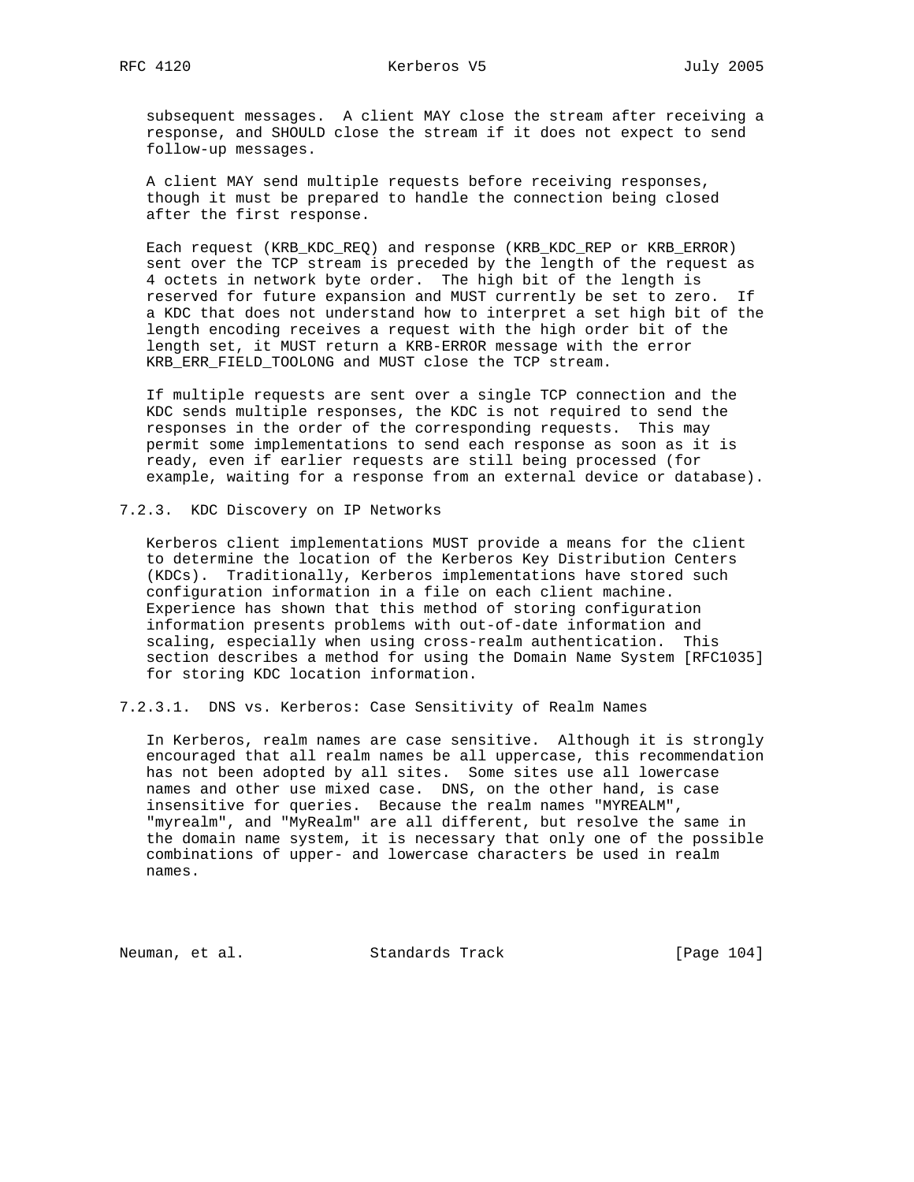subsequent messages. A client MAY close the stream after receiving a response, and SHOULD close the stream if it does not expect to send follow-up messages.

A client MAY send multiple requests before receiving responses, though it must be prepared to handle the connection being closed after the first response.

Each request (KRB_KDC_REQ) and response (KRB_KDC_REP or KRB_ERROR) sent over the TCP stream is preceded by the length of the request as 4 octets in network byte order. The high bit of the length is reserved for future expansion and MUST currently be set to zero. If a KDC that does not understand how to interpret a set high bit of the length encoding receives a request with the high order bit of the length set, it MUST return a KRB-ERROR message with the error KRB_ERR_FIELD_TOOLONG and MUST close the TCP stream.

If multiple requests are sent over a single TCP connection and the KDC sends multiple responses, the KDC is not required to send the responses in the order of the corresponding requests. This may permit some implementations to send each response as soon as it is ready, even if earlier requests are still being processed (for example, waiting for a response from an external device or database).

### 7.2.3. KDC Discovery on IP Networks

Kerberos client implementations MUST provide a means for the client to determine the location of the Kerberos Key Distribution Centers (KDCs). Traditionally, Kerberos implementations have stored such configuration information in a file on each client machine. Experience has shown that this method of storing configuration information presents problems with out-of-date information and scaling, especially when using cross-realm authentication. This section describes a method for using the Domain Name System [RFC1035] for storing KDC location information.

#### 7.2.3.1. DNS vs. Kerberos: Case Sensitivity of Realm Names

In Kerberos, realm names are case sensitive. Although it is strongly encouraged that all realm names be all uppercase, this recommendation has not been adopted by all sites. Some sites use all lowercase names and other use mixed case. DNS, on the other hand, is case insensitive for queries. Because the realm names "MYREALM", "myrealm", and "MyRealm" are all different, but resolve the same in the domain name system, it is necessary that only one of the possible combinations of upper- and lowercase characters be used in realm names.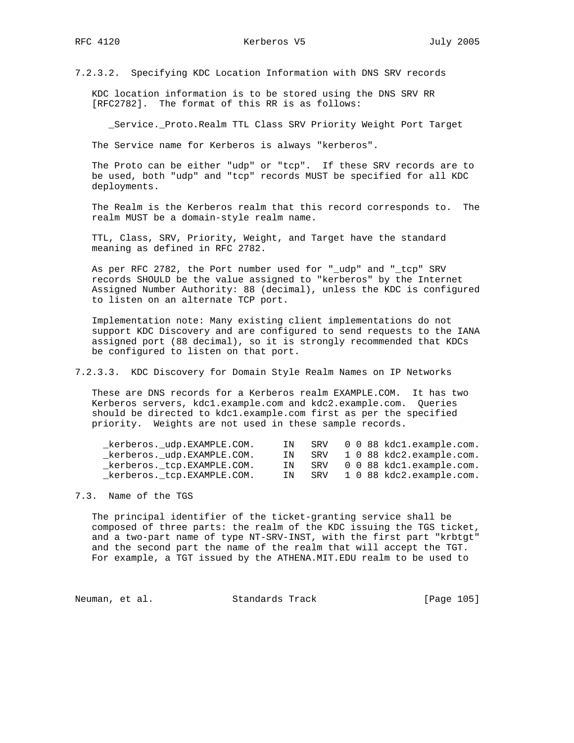#### 7.2.3.2. Specifying KDC Location Information with DNS SRV records

KDC location information is to be stored using the DNS SRV RR [RFC2782]. The format of this RR is as follows:

```
_Service._Proto.Realm TTL Class SRV Priority Weight Port Target
```

The Service name for Kerberos is always "kerberos".

The Proto can be either "udp" or "tcp". If these SRV records are to be used, both "udp" and "tcp" records MUST be specified for all KDC deployments.

The Realm is the Kerberos realm that this record corresponds to. The realm MUST be a domain-style realm name.

TTL, Class, SRV, Priority, Weight, and Target have the standard meaning as defined in RFC 2782.

As per RFC 2782, the Port number used for "_udp" and "_tcp" SRV records SHOULD be the value assigned to "kerberos" by the Internet Assigned Number Authority: 88 (decimal), unless the KDC is configured to listen on an alternate TCP port.

Implementation note: Many existing client implementations do not support KDC Discovery and are configured to send requests to the IANA assigned port (88 decimal), so it is strongly recommended that KDCs be configured to listen on that port.

#### 7.2.3.3. KDC Discovery for Domain Style Realm Names on IP Networks

These are DNS records for a Kerberos realm EXAMPLE.COM. It has two Kerberos servers, kdc1.example.com and kdc2.example.com. Queries should be directed to kdc1.example.com first as per the specified priority. Weights are not used in these sample records.

```
_kerberos._udp.EXAMPLE.COM.     IN   SRV   0 0 88 kdc1.example.com.
_kerberos._udp.EXAMPLE.COM.     IN   SRV   1 0 88 kdc2.example.com.
_kerberos._tcp.EXAMPLE.COM.     IN   SRV   0 0 88 kdc1.example.com.
_kerberos._tcp.EXAMPLE.COM.     IN   SRV   1 0 88 kdc2.example.com.
```

### 7.3. Name of the TGS

The principal identifier of the ticket-granting service shall be composed of three parts: the realm of the KDC issuing the TGS ticket, and a two-part name of type NT-SRV-INST, with the first part "krbtgt" and the second part the name of the realm that will accept the TGT. For example, a TGT issued by the ATHENA.MIT.EDU realm to be used to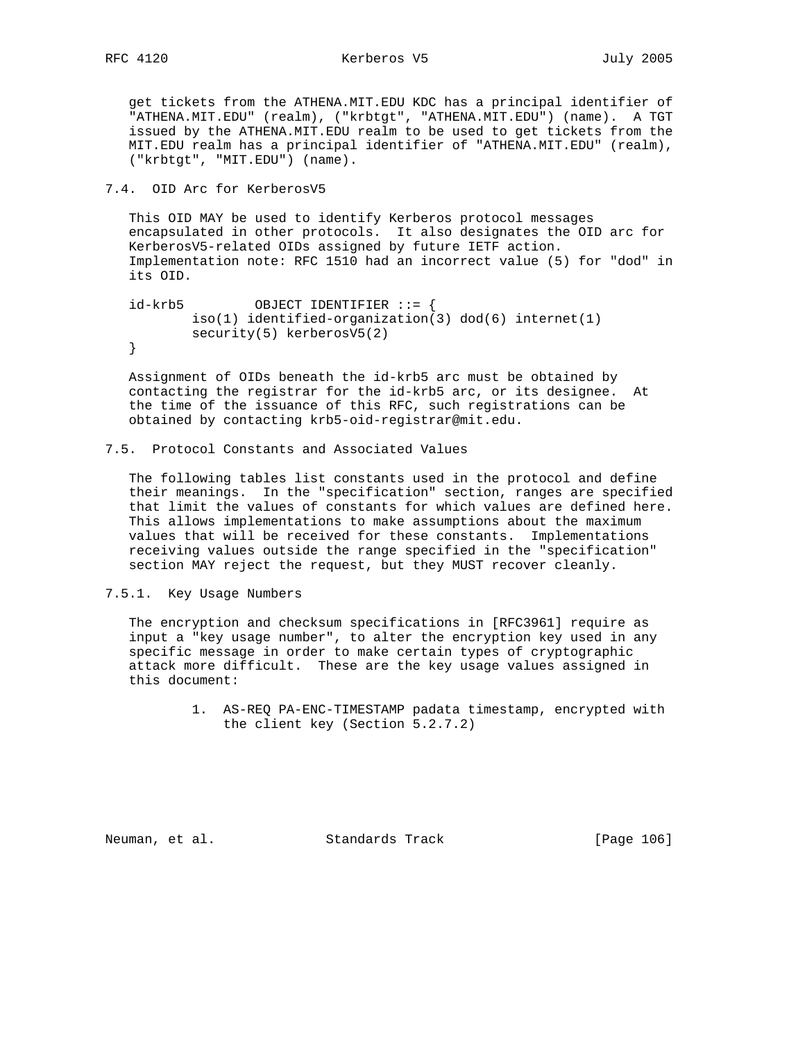get tickets from the ATHENA.MIT.EDU KDC has a principal identifier of "ATHENA.MIT.EDU" (realm), ("krbtgt", "ATHENA.MIT.EDU") (name). A TGT issued by the ATHENA.MIT.EDU realm to be used to get tickets from the MIT.EDU realm has a principal identifier of "ATHENA.MIT.EDU" (realm), ("krbtgt", "MIT.EDU") (name).

## 7.4. OID Arc for KerberosV5

This OID MAY be used to identify Kerberos protocol messages encapsulated in other protocols. It also designates the OID arc for KerberosV5-related OIDs assigned by future IETF action. Implementation note: RFC 1510 had an incorrect value (5) for "dod" in its OID.

```
id-krb5         OBJECT IDENTIFIER ::= {
        iso(1) identified-organization(3) dod(6) internet(1)
        security(5) kerberosV5(2)
}
```

Assignment of OIDs beneath the id-krb5 arc must be obtained by contacting the registrar for the id-krb5 arc, or its designee. At the time of the issuance of this RFC, such registrations can be obtained by contacting krb5-oid-registrar@mit.edu.

## 7.5. Protocol Constants and Associated Values

The following tables list constants used in the protocol and define their meanings. In the "specification" section, ranges are specified that limit the values of constants for which values are defined here. This allows implementations to make assumptions about the maximum values that will be received for these constants. Implementations receiving values outside the range specified in the "specification" section MAY reject the request, but they MUST recover cleanly.

### 7.5.1. Key Usage Numbers

The encryption and checksum specifications in [RFC3961] require as input a "key usage number", to alter the encryption key used in any specific message in order to make certain types of cryptographic attack more difficult. These are the key usage values assigned in this document:

1. AS-REQ PA-ENC-TIMESTAMP padata timestamp, encrypted with the client key (Section 5.2.7.2)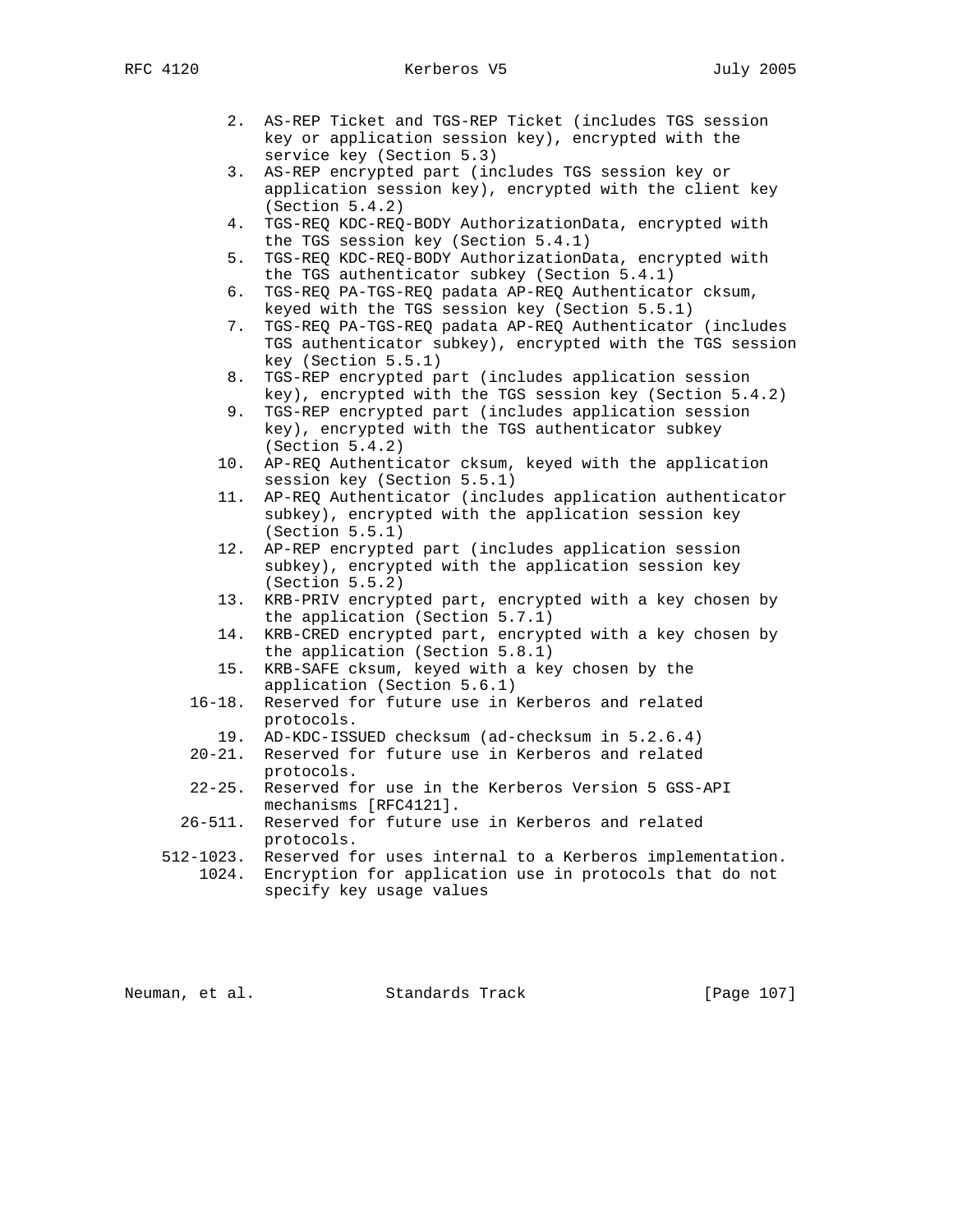2. AS-REP Ticket and TGS-REP Ticket (includes TGS session key or application session key), encrypted with the service key (Section 5.3)
3. AS-REP encrypted part (includes TGS session key or application session key), encrypted with the client key (Section 5.4.2)
4. TGS-REQ KDC-REQ-BODY AuthorizationData, encrypted with the TGS session key (Section 5.4.1)
5. TGS-REQ KDC-REQ-BODY AuthorizationData, encrypted with the TGS authenticator subkey (Section 5.4.1)
6. TGS-REQ PA-TGS-REQ padata AP-REQ Authenticator cksum, keyed with the TGS session key (Section 5.5.1)
7. TGS-REQ PA-TGS-REQ padata AP-REQ Authenticator (includes TGS authenticator subkey), encrypted with the TGS session key (Section 5.5.1)
8. TGS-REP encrypted part (includes application session key), encrypted with the TGS session key (Section 5.4.2)
9. TGS-REP encrypted part (includes application session key), encrypted with the TGS authenticator subkey (Section 5.4.2)
10. AP-REQ Authenticator cksum, keyed with the application session key (Section 5.5.1)
11. AP-REQ Authenticator (includes application authenticator subkey), encrypted with the application session key (Section 5.5.1)
12. AP-REP encrypted part (includes application session subkey), encrypted with the application session key (Section 5.5.2)
13. KRB-PRIV encrypted part, encrypted with a key chosen by the application (Section 5.7.1)
14. KRB-CRED encrypted part, encrypted with a key chosen by the application (Section 5.8.1)
15. KRB-SAFE cksum, keyed with a key chosen by the application (Section 5.6.1)

16-18. Reserved for future use in Kerberos and related protocols.

19. AD-KDC-ISSUED checksum (ad-checksum in 5.2.6.4)

20-21. Reserved for future use in Kerberos and related protocols.

22-25. Reserved for use in the Kerberos Version 5 GSS-API mechanisms [RFC4121].

26-511. Reserved for future use in Kerberos and related protocols.

512-1023. Reserved for uses internal to a Kerberos implementation.

1024. Encryption for application use in protocols that do not specify key usage values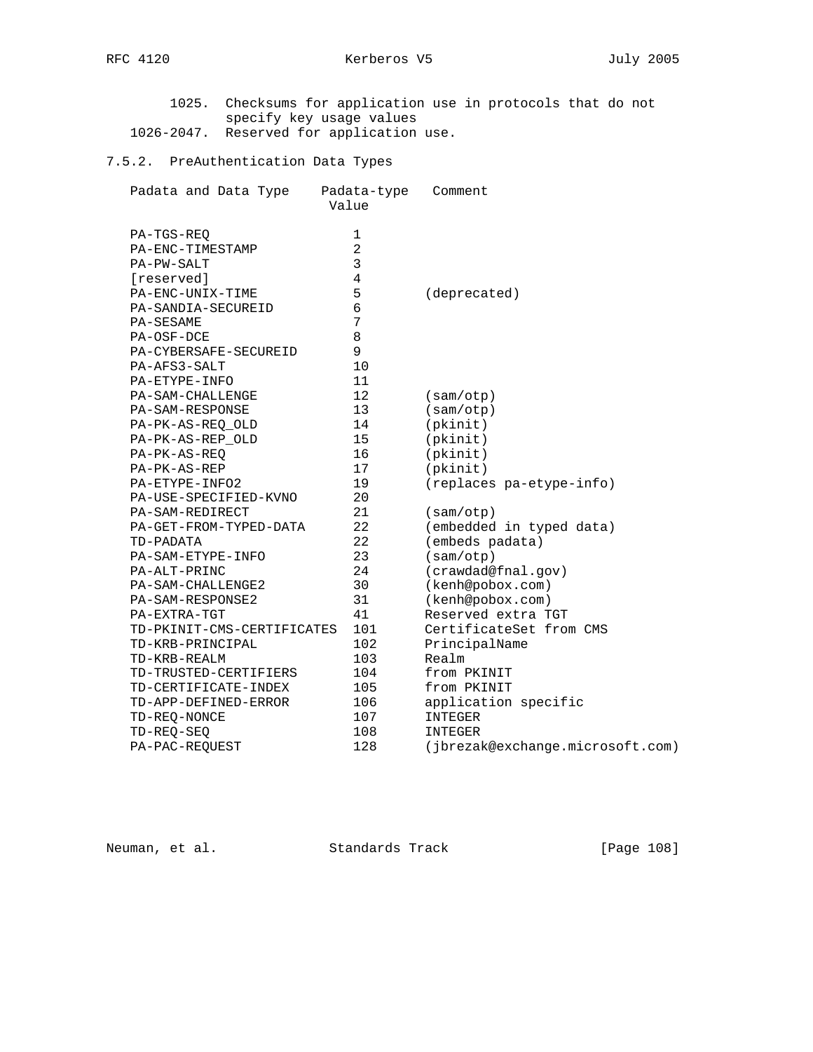1025. Checksums for application use in protocols that do not specify key usage values

1026-2047. Reserved for application use.

### 7.5.2. PreAuthentication Data Types

| Padata and Data Type | Padata-type Value | Comment |
|---|---|---|
| PA-TGS-REQ | 1 | |
| PA-ENC-TIMESTAMP | 2 | |
| PA-PW-SALT | 3 | |
| [reserved] | 4 | |
| PA-ENC-UNIX-TIME | 5 | (deprecated) |
| PA-SANDIA-SECUREID | 6 | |
| PA-SESAME | 7 | |
| PA-OSF-DCE | 8 | |
| PA-CYBERSAFE-SECUREID | 9 | |
| PA-AFS3-SALT | 10 | |
| PA-ETYPE-INFO | 11 | |
| PA-SAM-CHALLENGE | 12 | (sam/otp) |
| PA-SAM-RESPONSE | 13 | (sam/otp) |
| PA-PK-AS-REQ_OLD | 14 | (pkinit) |
| PA-PK-AS-REP_OLD | 15 | (pkinit) |
| PA-PK-AS-REQ | 16 | (pkinit) |
| PA-PK-AS-REP | 17 | (pkinit) |
| PA-ETYPE-INFO2 | 19 | (replaces pa-etype-info) |
| PA-USE-SPECIFIED-KVNO | 20 | |
| PA-SAM-REDIRECT | 21 | (sam/otp) |
| PA-GET-FROM-TYPED-DATA | 22 | (embedded in typed data) |
| TD-PADATA | 22 | (embeds padata) |
| PA-SAM-ETYPE-INFO | 23 | (sam/otp) |
| PA-ALT-PRINC | 24 | (crawdad@fnal.gov) |
| PA-SAM-CHALLENGE2 | 30 | (kenh@pobox.com) |
| PA-SAM-RESPONSE2 | 31 | (kenh@pobox.com) |
| PA-EXTRA-TGT | 41 | Reserved extra TGT |
| TD-PKINIT-CMS-CERTIFICATES | 101 | CertificateSet from CMS |
| TD-KRB-PRINCIPAL | 102 | PrincipalName |
| TD-KRB-REALM | 103 | Realm |
| TD-TRUSTED-CERTIFIERS | 104 | from PKINIT |
| TD-CERTIFICATE-INDEX | 105 | from PKINIT |
| TD-APP-DEFINED-ERROR | 106 | application specific |
| TD-REQ-NONCE | 107 | INTEGER |
| TD-REQ-SEQ | 108 | INTEGER |
| PA-PAC-REQUEST | 128 | (jbrezak@exchange.microsoft.com) |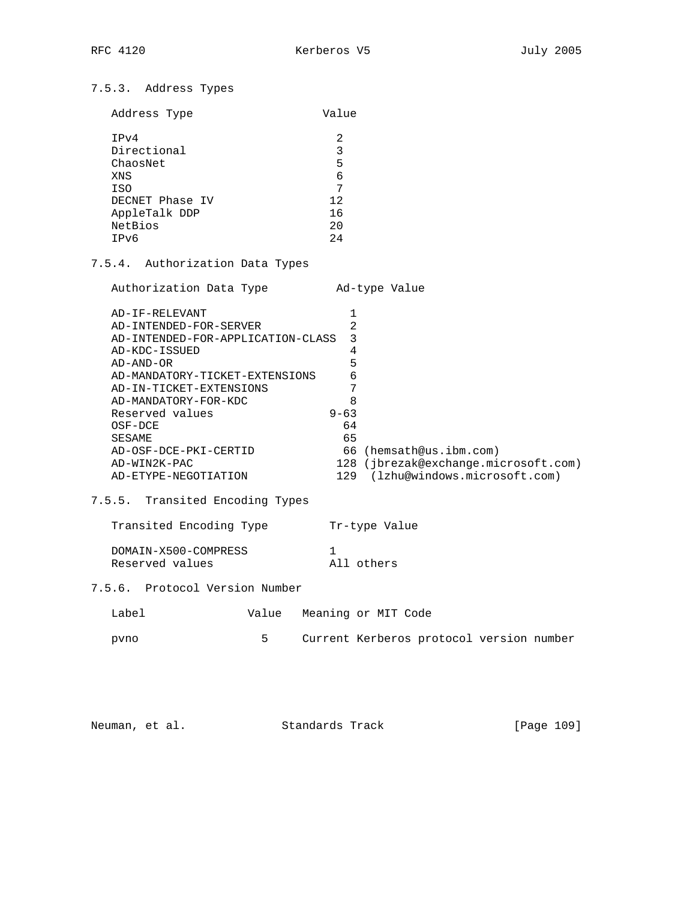### 7.5.3. Address Types

| Address Type | Value |
|---|---|
| IPv4 | 2 |
| Directional | 3 |
| ChaosNet | 5 |
| XNS | 6 |
| ISO | 7 |
| DECNET Phase IV | 12 |
| AppleTalk DDP | 16 |
| NetBios | 20 |
| IPv6 | 24 |

### 7.5.4. Authorization Data Types

| Authorization Data Type | Ad-type Value |
|---|---|
| AD-IF-RELEVANT | 1 |
| AD-INTENDED-FOR-SERVER | 2 |
| AD-INTENDED-FOR-APPLICATION-CLASS | 3 |
| AD-KDC-ISSUED | 4 |
| AD-AND-OR | 5 |
| AD-MANDATORY-TICKET-EXTENSIONS | 6 |
| AD-IN-TICKET-EXTENSIONS | 7 |
| AD-MANDATORY-FOR-KDC | 8 |
| Reserved values | 9-63 |
| OSF-DCE | 64 |
| SESAME | 65 |
| AD-OSF-DCE-PKI-CERTID | 66 (hemsath@us.ibm.com) |
| AD-WIN2K-PAC | 128 (jbrezak@exchange.microsoft.com) |
| AD-ETYPE-NEGOTIATION | 129 (lzhu@windows.microsoft.com) |

### 7.5.5. Transited Encoding Types

| Transited Encoding Type | Tr-type Value |
|---|---|
| DOMAIN-X500-COMPRESS | 1 |
| Reserved values | All others |

### 7.5.6. Protocol Version Number

| Label | Value | Meaning or MIT Code |
|---|---|---|
| pvno | 5 | Current Kerberos protocol version number |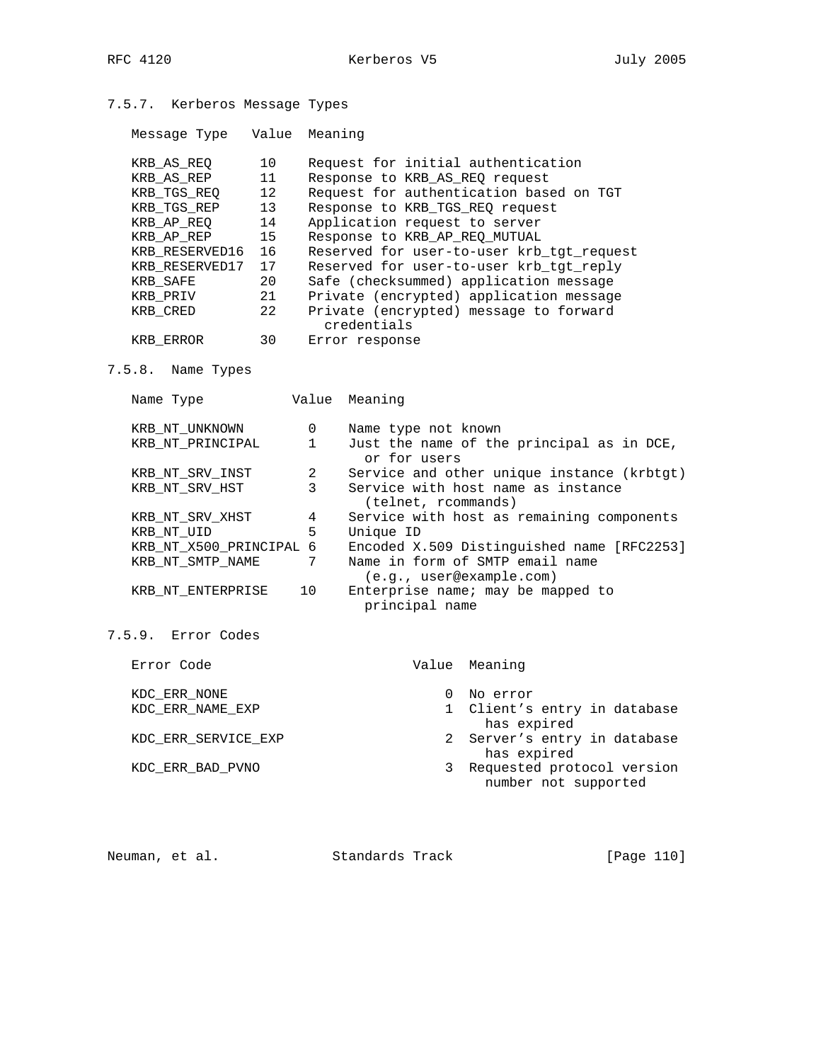### 7.5.7. Kerberos Message Types

| Message Type | Value | Meaning |
|---|---|---|
| KRB_AS_REQ | 10 | Request for initial authentication |
| KRB_AS_REP | 11 | Response to KRB_AS_REQ request |
| KRB_TGS_REQ | 12 | Request for authentication based on TGT |
| KRB_TGS_REP | 13 | Response to KRB_TGS_REQ request |
| KRB_AP_REQ | 14 | Application request to server |
| KRB_AP_REP | 15 | Response to KRB_AP_REQ_MUTUAL |
| KRB_RESERVED16 | 16 | Reserved for user-to-user krb_tgt_request |
| KRB_RESERVED17 | 17 | Reserved for user-to-user krb_tgt_reply |
| KRB_SAFE | 20 | Safe (checksummed) application message |
| KRB_PRIV | 21 | Private (encrypted) application message |
| KRB_CRED | 22 | Private (encrypted) message to forward credentials |
| KRB_ERROR | 30 | Error response |

### 7.5.8. Name Types

| Name Type | Value | Meaning |
|---|---|---|
| KRB_NT_UNKNOWN | 0 | Name type not known |
| KRB_NT_PRINCIPAL | 1 | Just the name of the principal as in DCE, or for users |
| KRB_NT_SRV_INST | 2 | Service and other unique instance (krbtgt) |
| KRB_NT_SRV_HST | 3 | Service with host name as instance (telnet, rcommands) |
| KRB_NT_SRV_XHST | 4 | Service with host as remaining components |
| KRB_NT_UID | 5 | Unique ID |
| KRB_NT_X500_PRINCIPAL | 6 | Encoded X.509 Distinguished name [RFC2253] |
| KRB_NT_SMTP_NAME | 7 | Name in form of SMTP email name (e.g., user@example.com) |
| KRB_NT_ENTERPRISE | 10 | Enterprise name; may be mapped to principal name |

### 7.5.9. Error Codes

| Error Code | Value | Meaning |
|---|---|---|
| KDC_ERR_NONE | 0 | No error |
| KDC_ERR_NAME_EXP | 1 | Client's entry in database has expired |
| KDC_ERR_SERVICE_EXP | 2 | Server's entry in database has expired |
| KDC_ERR_BAD_PVNO | 3 | Requested protocol version number not supported |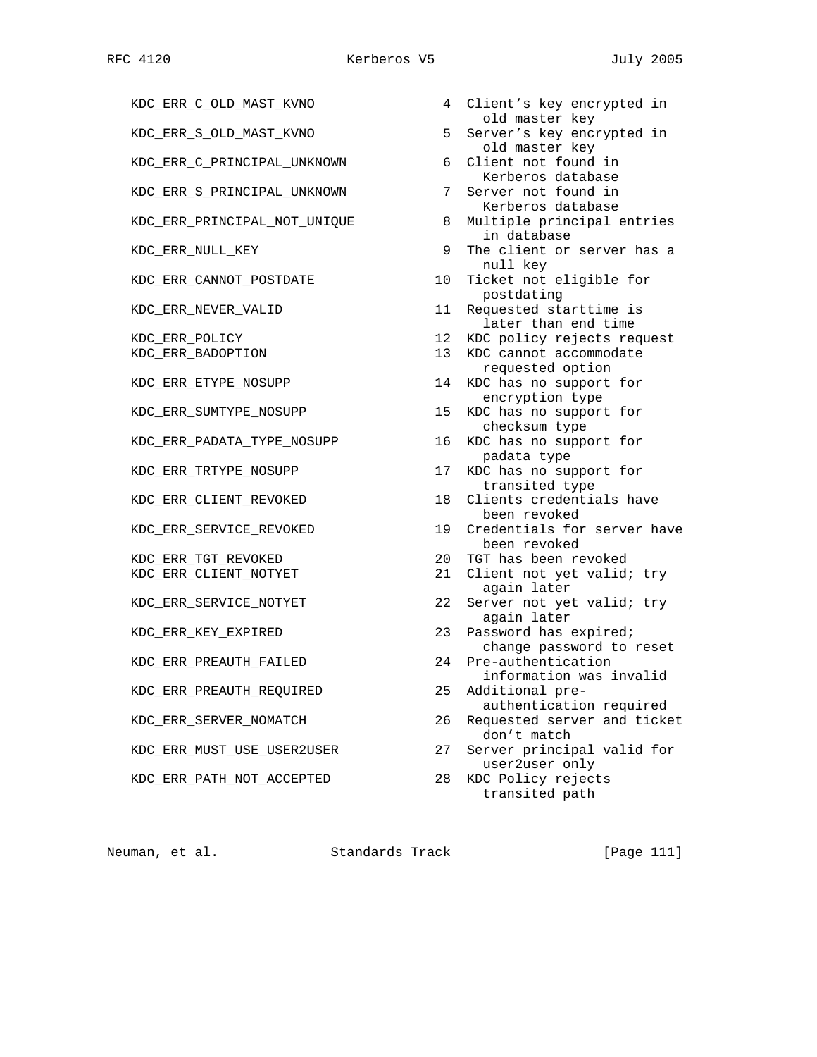```
   KDC_ERR_C_OLD_MAST_KVNO               4  Client's key encrypted in
                                              old master key
   KDC_ERR_S_OLD_MAST_KVNO               5  Server's key encrypted in
                                              old master key
   KDC_ERR_C_PRINCIPAL_UNKNOWN           6  Client not found in
                                              Kerberos database
   KDC_ERR_S_PRINCIPAL_UNKNOWN           7  Server not found in
                                              Kerberos database
   KDC_ERR_PRINCIPAL_NOT_UNIQUE          8  Multiple principal entries
                                              in database
   KDC_ERR_NULL_KEY                      9  The client or server has a
                                              null key
   KDC_ERR_CANNOT_POSTDATE              10  Ticket not eligible for
                                              postdating
   KDC_ERR_NEVER_VALID                  11  Requested starttime is
                                              later than end time
   KDC_ERR_POLICY                       12  KDC policy rejects request
   KDC_ERR_BADOPTION                    13  KDC cannot accommodate
                                              requested option
   KDC_ERR_ETYPE_NOSUPP                 14  KDC has no support for
                                              encryption type
   KDC_ERR_SUMTYPE_NOSUPP               15  KDC has no support for
                                              checksum type
   KDC_ERR_PADATA_TYPE_NOSUPP           16  KDC has no support for
                                              padata type
   KDC_ERR_TRTYPE_NOSUPP                17  KDC has no support for
                                              transited type
   KDC_ERR_CLIENT_REVOKED               18  Clients credentials have
                                              been revoked
   KDC_ERR_SERVICE_REVOKED              19  Credentials for server have
                                              been revoked
   KDC_ERR_TGT_REVOKED                  20  TGT has been revoked
   KDC_ERR_CLIENT_NOTYET                21  Client not yet valid; try
                                              again later
   KDC_ERR_SERVICE_NOTYET               22  Server not yet valid; try
                                              again later
   KDC_ERR_KEY_EXPIRED                  23  Password has expired;
                                              change password to reset
   KDC_ERR_PREAUTH_FAILED               24  Pre-authentication
                                              information was invalid
   KDC_ERR_PREAUTH_REQUIRED             25  Additional pre-
                                              authentication required
   KDC_ERR_SERVER_NOMATCH               26  Requested server and ticket
                                              don't match
   KDC_ERR_MUST_USE_USER2USER           27  Server principal valid for
                                              user2user only
   KDC_ERR_PATH_NOT_ACCEPTED            28  KDC Policy rejects
                                              transited path
```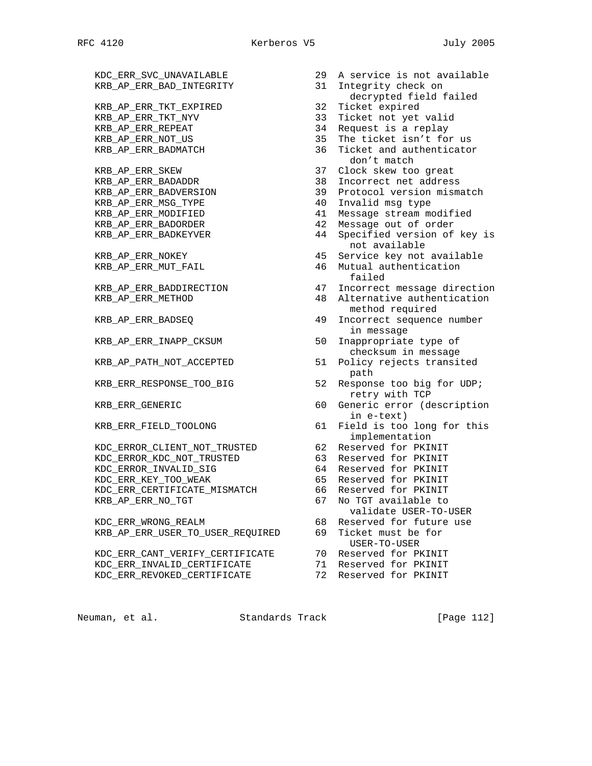```
   KDC_ERR_SVC_UNAVAILABLE               29  A service is not available
   KRB_AP_ERR_BAD_INTEGRITY              31  Integrity check on
                                               decrypted field failed
   KRB_AP_ERR_TKT_EXPIRED                32  Ticket expired
   KRB_AP_ERR_TKT_NYV                    33  Ticket not yet valid
   KRB_AP_ERR_REPEAT                     34  Request is a replay
   KRB_AP_ERR_NOT_US                     35  The ticket isn't for us
   KRB_AP_ERR_BADMATCH                   36  Ticket and authenticator
                                               don't match
   KRB_AP_ERR_SKEW                       37  Clock skew too great
   KRB_AP_ERR_BADADDR                    38  Incorrect net address
   KRB_AP_ERR_BADVERSION                 39  Protocol version mismatch
   KRB_AP_ERR_MSG_TYPE                   40  Invalid msg type
   KRB_AP_ERR_MODIFIED                   41  Message stream modified
   KRB_AP_ERR_BADORDER                   42  Message out of order
   KRB_AP_ERR_BADKEYVER                  44  Specified version of key is
                                               not available
   KRB_AP_ERR_NOKEY                      45  Service key not available
   KRB_AP_ERR_MUT_FAIL                   46  Mutual authentication
                                               failed
   KRB_AP_ERR_BADDIRECTION               47  Incorrect message direction
   KRB_AP_ERR_METHOD                     48  Alternative authentication
                                               method required
   KRB_AP_ERR_BADSEQ                     49  Incorrect sequence number
                                               in message
   KRB_AP_ERR_INAPP_CKSUM                50  Inappropriate type of
                                               checksum in message
   KRB_AP_PATH_NOT_ACCEPTED              51  Policy rejects transited
                                               path
   KRB_ERR_RESPONSE_TOO_BIG              52  Response too big for UDP;
                                               retry with TCP
   KRB_ERR_GENERIC                       60  Generic error (description
                                               in e-text)
   KRB_ERR_FIELD_TOOLONG                 61  Field is too long for this
                                               implementation
   KDC_ERROR_CLIENT_NOT_TRUSTED          62  Reserved for PKINIT
   KDC_ERROR_KDC_NOT_TRUSTED             63  Reserved for PKINIT
   KDC_ERROR_INVALID_SIG                 64  Reserved for PKINIT
   KDC_ERR_KEY_TOO_WEAK                  65  Reserved for PKINIT
   KDC_ERR_CERTIFICATE_MISMATCH          66  Reserved for PKINIT
   KRB_AP_ERR_NO_TGT                     67  No TGT available to
                                               validate USER-TO-USER
   KDC_ERR_WRONG_REALM                   68  Reserved for future use
   KRB_AP_ERR_USER_TO_USER_REQUIRED      69  Ticket must be for
                                               USER-TO-USER
   KDC_ERR_CANT_VERIFY_CERTIFICATE       70  Reserved for PKINIT
   KDC_ERR_INVALID_CERTIFICATE           71  Reserved for PKINIT
   KDC_ERR_REVOKED_CERTIFICATE           72  Reserved for PKINIT
```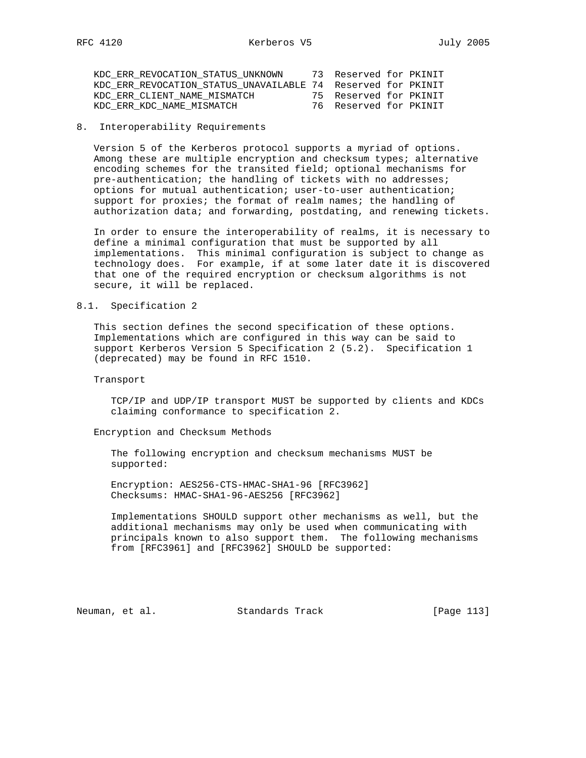| | | |
|---|---|---|
| KDC_ERR_REVOCATION_STATUS_UNKNOWN | 73 | Reserved for PKINIT |
| KDC_ERR_REVOCATION_STATUS_UNAVAILABLE | 74 | Reserved for PKINIT |
| KDC_ERR_CLIENT_NAME_MISMATCH | 75 | Reserved for PKINIT |
| KDC_ERR_KDC_NAME_MISMATCH | 76 | Reserved for PKINIT |

## 8. Interoperability Requirements

Version 5 of the Kerberos protocol supports a myriad of options. Among these are multiple encryption and checksum types; alternative encoding schemes for the transited field; optional mechanisms for pre-authentication; the handling of tickets with no addresses; options for mutual authentication; user-to-user authentication; support for proxies; the format of realm names; the handling of authorization data; and forwarding, postdating, and renewing tickets.

In order to ensure the interoperability of realms, it is necessary to define a minimal configuration that must be supported by all implementations. This minimal configuration is subject to change as technology does. For example, if at some later date it is discovered that one of the required encryption or checksum algorithms is not secure, it will be replaced.

### 8.1. Specification 2

This section defines the second specification of these options. Implementations which are configured in this way can be said to support Kerberos Version 5 Specification 2 (5.2). Specification 1 (deprecated) may be found in RFC 1510.

Transport

TCP/IP and UDP/IP transport MUST be supported by clients and KDCs claiming conformance to specification 2.

Encryption and Checksum Methods

The following encryption and checksum mechanisms MUST be supported:

Encryption: AES256-CTS-HMAC-SHA1-96 [RFC3962]
Checksums: HMAC-SHA1-96-AES256 [RFC3962]

Implementations SHOULD support other mechanisms as well, but the additional mechanisms may only be used when communicating with principals known to also support them. The following mechanisms from [RFC3961] and [RFC3962] SHOULD be supported: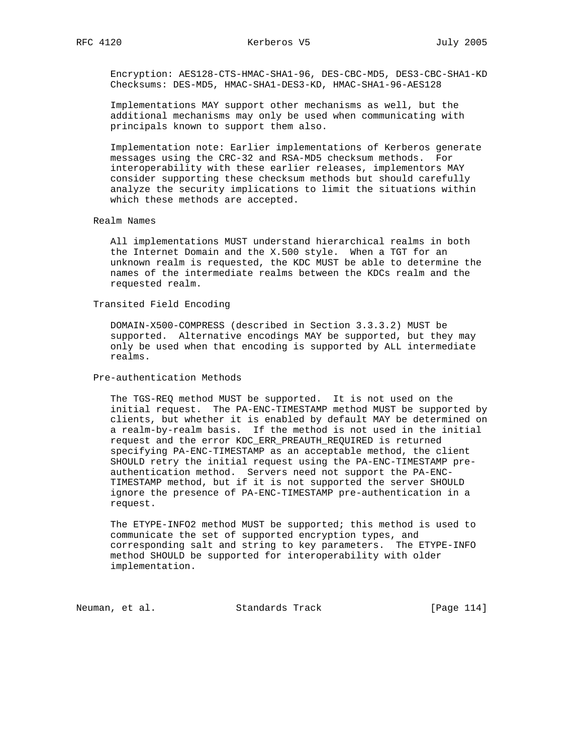Encryption: AES128-CTS-HMAC-SHA1-96, DES-CBC-MD5, DES3-CBC-SHA1-KD
Checksums: DES-MD5, HMAC-SHA1-DES3-KD, HMAC-SHA1-96-AES128

Implementations MAY support other mechanisms as well, but the additional mechanisms may only be used when communicating with principals known to support them also.

Implementation note: Earlier implementations of Kerberos generate messages using the CRC-32 and RSA-MD5 checksum methods. For interoperability with these earlier releases, implementors MAY consider supporting these checksum methods but should carefully analyze the security implications to limit the situations within which these methods are accepted.

Realm Names

All implementations MUST understand hierarchical realms in both the Internet Domain and the X.500 style. When a TGT for an unknown realm is requested, the KDC MUST be able to determine the names of the intermediate realms between the KDCs realm and the requested realm.

Transited Field Encoding

DOMAIN-X500-COMPRESS (described in Section 3.3.3.2) MUST be supported. Alternative encodings MAY be supported, but they may only be used when that encoding is supported by ALL intermediate realms.

Pre-authentication Methods

The TGS-REQ method MUST be supported. It is not used on the initial request. The PA-ENC-TIMESTAMP method MUST be supported by clients, but whether it is enabled by default MAY be determined on a realm-by-realm basis. If the method is not used in the initial request and the error KDC_ERR_PREAUTH_REQUIRED is returned specifying PA-ENC-TIMESTAMP as an acceptable method, the client SHOULD retry the initial request using the PA-ENC-TIMESTAMP pre-authentication method. Servers need not support the PA-ENC-TIMESTAMP method, but if it is not supported the server SHOULD ignore the presence of PA-ENC-TIMESTAMP pre-authentication in a request.

The ETYPE-INFO2 method MUST be supported; this method is used to communicate the set of supported encryption types, and corresponding salt and string to key parameters. The ETYPE-INFO method SHOULD be supported for interoperability with older implementation.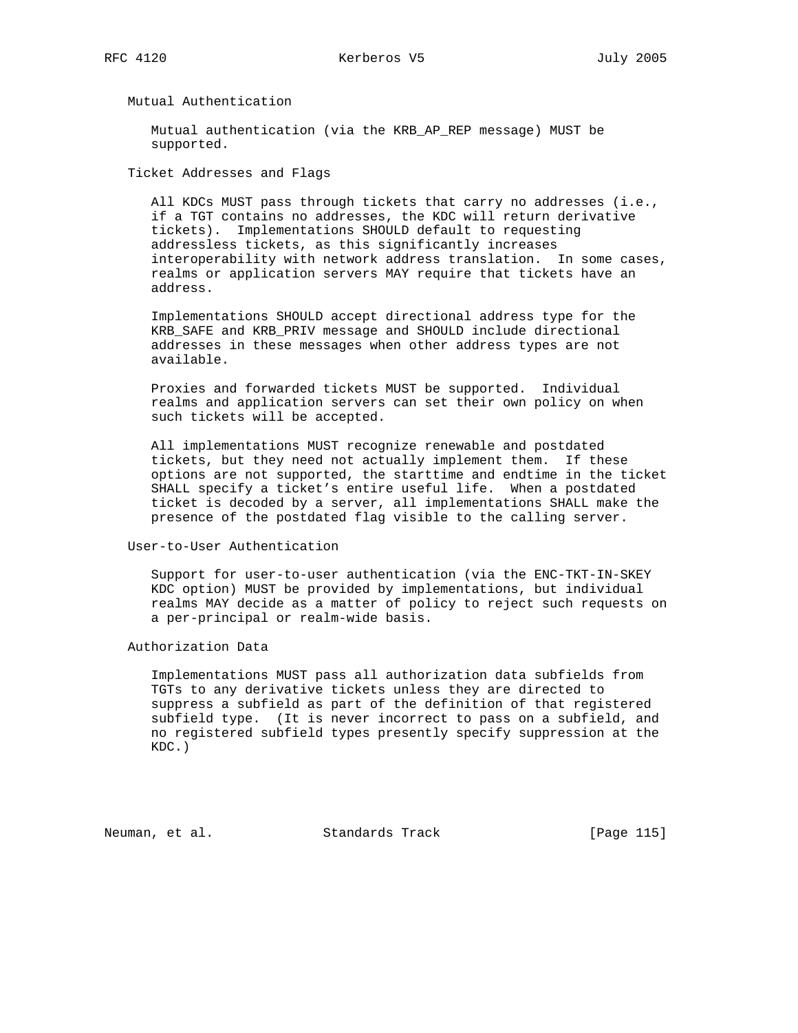### Mutual Authentication

Mutual authentication (via the KRB_AP_REP message) MUST be supported.

### Ticket Addresses and Flags

All KDCs MUST pass through tickets that carry no addresses (i.e., if a TGT contains no addresses, the KDC will return derivative tickets). Implementations SHOULD default to requesting addressless tickets, as this significantly increases interoperability with network address translation. In some cases, realms or application servers MAY require that tickets have an address.

Implementations SHOULD accept directional address type for the KRB_SAFE and KRB_PRIV message and SHOULD include directional addresses in these messages when other address types are not available.

Proxies and forwarded tickets MUST be supported. Individual realms and application servers can set their own policy on when such tickets will be accepted.

All implementations MUST recognize renewable and postdated tickets, but they need not actually implement them. If these options are not supported, the starttime and endtime in the ticket SHALL specify a ticket's entire useful life. When a postdated ticket is decoded by a server, all implementations SHALL make the presence of the postdated flag visible to the calling server.

### User-to-User Authentication

Support for user-to-user authentication (via the ENC-TKT-IN-SKEY KDC option) MUST be provided by implementations, but individual realms MAY decide as a matter of policy to reject such requests on a per-principal or realm-wide basis.

### Authorization Data

Implementations MUST pass all authorization data subfields from TGTs to any derivative tickets unless they are directed to suppress a subfield as part of the definition of that registered subfield type. (It is never incorrect to pass on a subfield, and no registered subfield types presently specify suppression at the KDC.)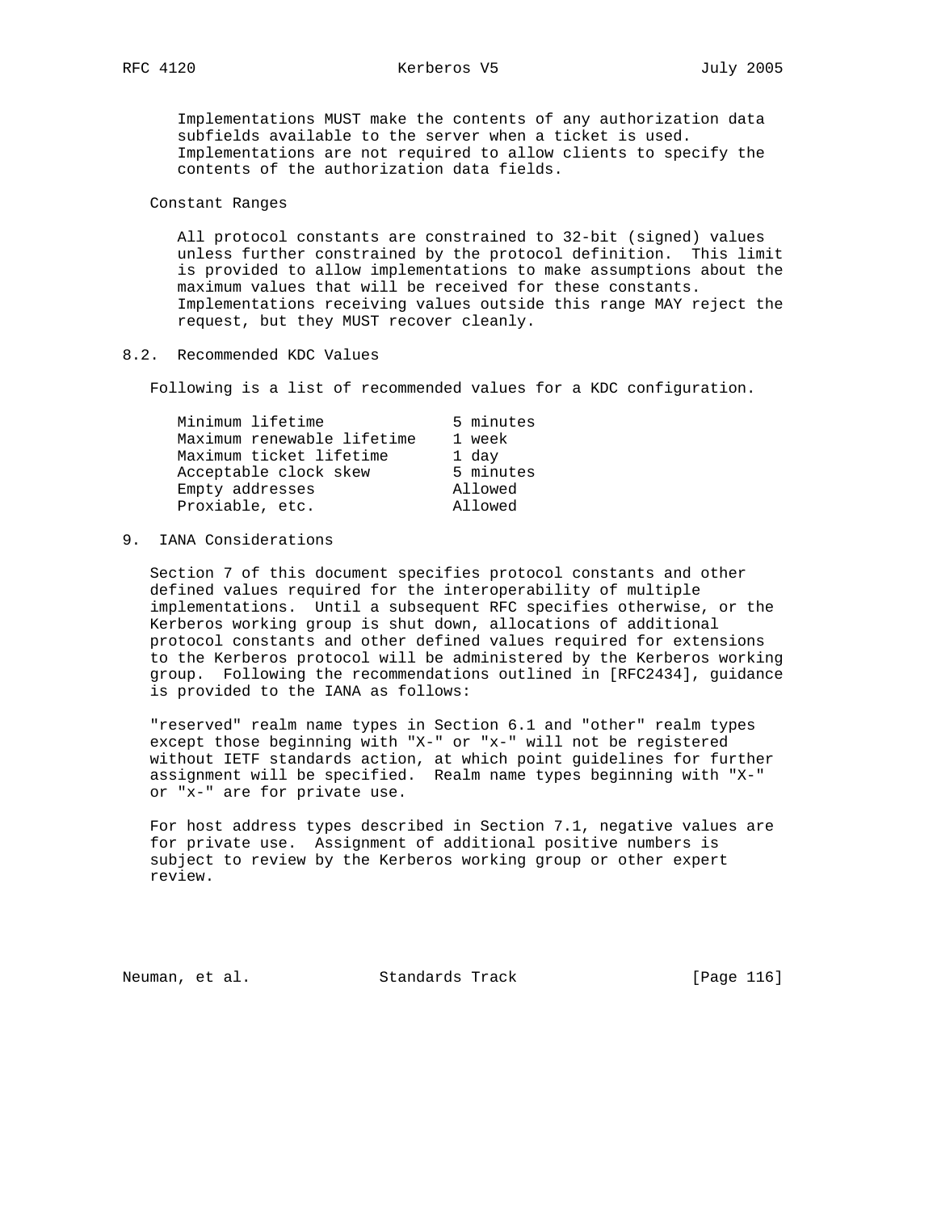Implementations MUST make the contents of any authorization data subfields available to the server when a ticket is used. Implementations are not required to allow clients to specify the contents of the authorization data fields.

Constant Ranges

All protocol constants are constrained to 32-bit (signed) values unless further constrained by the protocol definition. This limit is provided to allow implementations to make assumptions about the maximum values that will be received for these constants. Implementations receiving values outside this range MAY reject the request, but they MUST recover cleanly.

## 8.2. Recommended KDC Values

Following is a list of recommended values for a KDC configuration.

| | |
|---|---|
| Minimum lifetime | 5 minutes |
| Maximum renewable lifetime | 1 week |
| Maximum ticket lifetime | 1 day |
| Acceptable clock skew | 5 minutes |
| Empty addresses | Allowed |
| Proxiable, etc. | Allowed |

# 9. IANA Considerations

Section 7 of this document specifies protocol constants and other defined values required for the interoperability of multiple implementations. Until a subsequent RFC specifies otherwise, or the Kerberos working group is shut down, allocations of additional protocol constants and other defined values required for extensions to the Kerberos protocol will be administered by the Kerberos working group. Following the recommendations outlined in [RFC2434], guidance is provided to the IANA as follows:

"reserved" realm name types in Section 6.1 and "other" realm types except those beginning with "X-" or "x-" will not be registered without IETF standards action, at which point guidelines for further assignment will be specified. Realm name types beginning with "X-" or "x-" are for private use.

For host address types described in Section 7.1, negative values are for private use. Assignment of additional positive numbers is subject to review by the Kerberos working group or other expert review.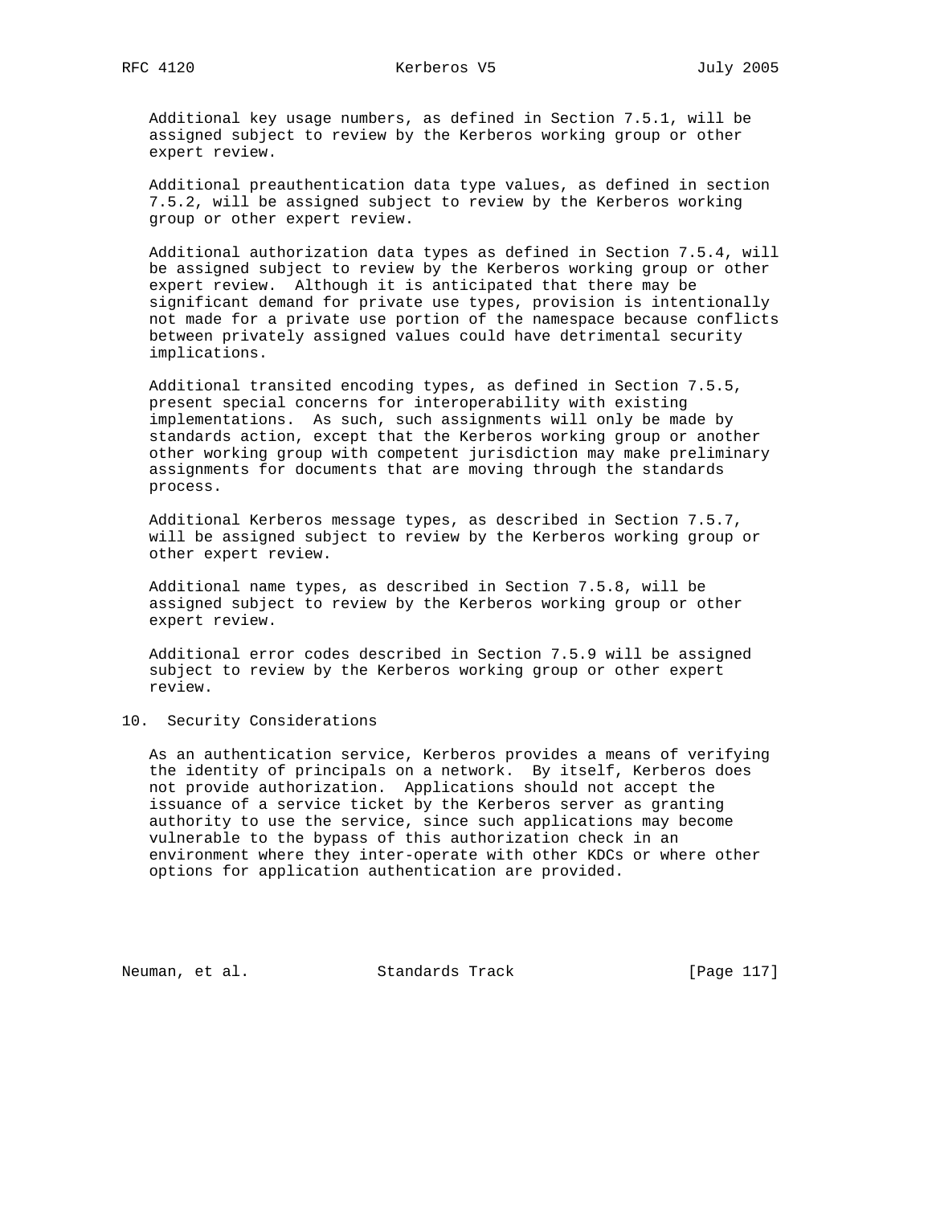Additional key usage numbers, as defined in Section 7.5.1, will be assigned subject to review by the Kerberos working group or other expert review.

Additional preauthentication data type values, as defined in section 7.5.2, will be assigned subject to review by the Kerberos working group or other expert review.

Additional authorization data types as defined in Section 7.5.4, will be assigned subject to review by the Kerberos working group or other expert review. Although it is anticipated that there may be significant demand for private use types, provision is intentionally not made for a private use portion of the namespace because conflicts between privately assigned values could have detrimental security implications.

Additional transited encoding types, as defined in Section 7.5.5, present special concerns for interoperability with existing implementations. As such, such assignments will only be made by standards action, except that the Kerberos working group or another other working group with competent jurisdiction may make preliminary assignments for documents that are moving through the standards process.

Additional Kerberos message types, as described in Section 7.5.7, will be assigned subject to review by the Kerberos working group or other expert review.

Additional name types, as described in Section 7.5.8, will be assigned subject to review by the Kerberos working group or other expert review.

Additional error codes described in Section 7.5.9 will be assigned subject to review by the Kerberos working group or other expert review.

## 10. Security Considerations

As an authentication service, Kerberos provides a means of verifying the identity of principals on a network. By itself, Kerberos does not provide authorization. Applications should not accept the issuance of a service ticket by the Kerberos server as granting authority to use the service, since such applications may become vulnerable to the bypass of this authorization check in an environment where they inter-operate with other KDCs or where other options for application authentication are provided.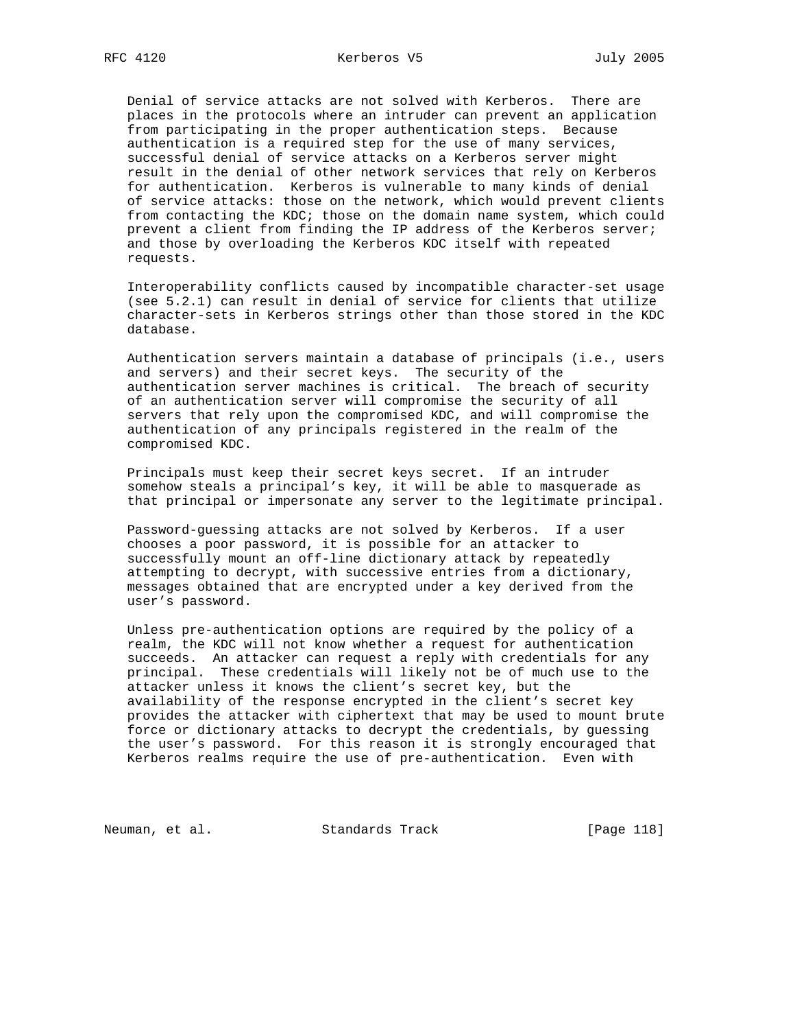Denial of service attacks are not solved with Kerberos. There are places in the protocols where an intruder can prevent an application from participating in the proper authentication steps. Because authentication is a required step for the use of many services, successful denial of service attacks on a Kerberos server might result in the denial of other network services that rely on Kerberos for authentication. Kerberos is vulnerable to many kinds of denial of service attacks: those on the network, which would prevent clients from contacting the KDC; those on the domain name system, which could prevent a client from finding the IP address of the Kerberos server; and those by overloading the Kerberos KDC itself with repeated requests.

Interoperability conflicts caused by incompatible character-set usage (see 5.2.1) can result in denial of service for clients that utilize character-sets in Kerberos strings other than those stored in the KDC database.

Authentication servers maintain a database of principals (i.e., users and servers) and their secret keys. The security of the authentication server machines is critical. The breach of security of an authentication server will compromise the security of all servers that rely upon the compromised KDC, and will compromise the authentication of any principals registered in the realm of the compromised KDC.

Principals must keep their secret keys secret. If an intruder somehow steals a principal’s key, it will be able to masquerade as that principal or impersonate any server to the legitimate principal.

Password-guessing attacks are not solved by Kerberos. If a user chooses a poor password, it is possible for an attacker to successfully mount an off-line dictionary attack by repeatedly attempting to decrypt, with successive entries from a dictionary, messages obtained that are encrypted under a key derived from the user’s password.

Unless pre-authentication options are required by the policy of a realm, the KDC will not know whether a request for authentication succeeds. An attacker can request a reply with credentials for any principal. These credentials will likely not be of much use to the attacker unless it knows the client’s secret key, but the availability of the response encrypted in the client’s secret key provides the attacker with ciphertext that may be used to mount brute force or dictionary attacks to decrypt the credentials, by guessing the user’s password. For this reason it is strongly encouraged that Kerberos realms require the use of pre-authentication. Even with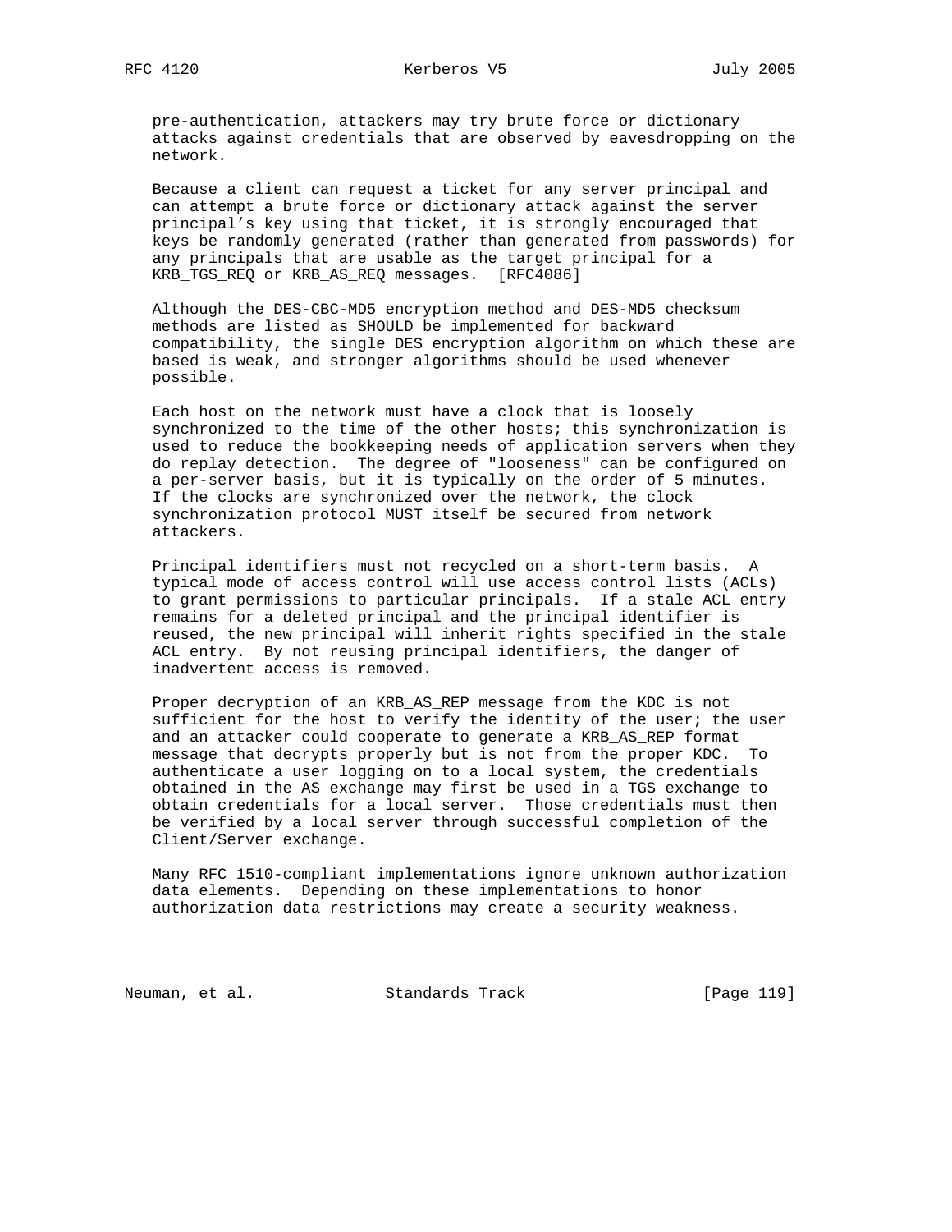pre-authentication, attackers may try brute force or dictionary attacks against credentials that are observed by eavesdropping on the network.

Because a client can request a ticket for any server principal and can attempt a brute force or dictionary attack against the server principal's key using that ticket, it is strongly encouraged that keys be randomly generated (rather than generated from passwords) for any principals that are usable as the target principal for a KRB_TGS_REQ or KRB_AS_REQ messages. [RFC4086]

Although the DES-CBC-MD5 encryption method and DES-MD5 checksum methods are listed as SHOULD be implemented for backward compatibility, the single DES encryption algorithm on which these are based is weak, and stronger algorithms should be used whenever possible.

Each host on the network must have a clock that is loosely synchronized to the time of the other hosts; this synchronization is used to reduce the bookkeeping needs of application servers when they do replay detection. The degree of "looseness" can be configured on a per-server basis, but it is typically on the order of 5 minutes. If the clocks are synchronized over the network, the clock synchronization protocol MUST itself be secured from network attackers.

Principal identifiers must not recycled on a short-term basis. A typical mode of access control will use access control lists (ACLs) to grant permissions to particular principals. If a stale ACL entry remains for a deleted principal and the principal identifier is reused, the new principal will inherit rights specified in the stale ACL entry. By not reusing principal identifiers, the danger of inadvertent access is removed.

Proper decryption of an KRB_AS_REP message from the KDC is not sufficient for the host to verify the identity of the user; the user and an attacker could cooperate to generate a KRB_AS_REP format message that decrypts properly but is not from the proper KDC. To authenticate a user logging on to a local system, the credentials obtained in the AS exchange may first be used in a TGS exchange to obtain credentials for a local server. Those credentials must then be verified by a local server through successful completion of the Client/Server exchange.

Many RFC 1510-compliant implementations ignore unknown authorization data elements. Depending on these implementations to honor authorization data restrictions may create a security weakness.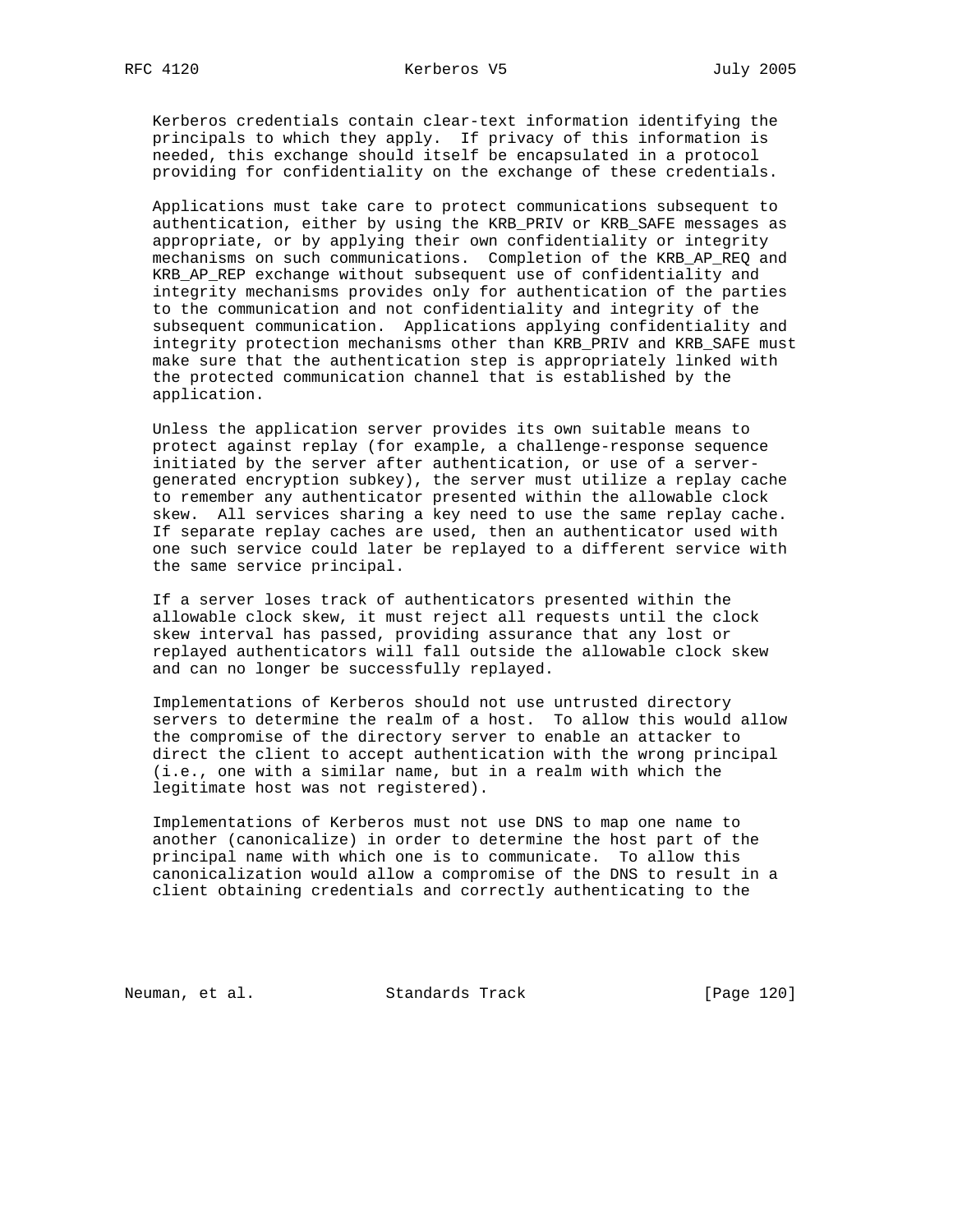Kerberos credentials contain clear-text information identifying the principals to which they apply. If privacy of this information is needed, this exchange should itself be encapsulated in a protocol providing for confidentiality on the exchange of these credentials.

Applications must take care to protect communications subsequent to authentication, either by using the KRB_PRIV or KRB_SAFE messages as appropriate, or by applying their own confidentiality or integrity mechanisms on such communications. Completion of the KRB_AP_REQ and KRB_AP_REP exchange without subsequent use of confidentiality and integrity mechanisms provides only for authentication of the parties to the communication and not confidentiality and integrity of the subsequent communication. Applications applying confidentiality and integrity protection mechanisms other than KRB_PRIV and KRB_SAFE must make sure that the authentication step is appropriately linked with the protected communication channel that is established by the application.

Unless the application server provides its own suitable means to protect against replay (for example, a challenge-response sequence initiated by the server after authentication, or use of a server-generated encryption subkey), the server must utilize a replay cache to remember any authenticator presented within the allowable clock skew. All services sharing a key need to use the same replay cache. If separate replay caches are used, then an authenticator used with one such service could later be replayed to a different service with the same service principal.

If a server loses track of authenticators presented within the allowable clock skew, it must reject all requests until the clock skew interval has passed, providing assurance that any lost or replayed authenticators will fall outside the allowable clock skew and can no longer be successfully replayed.

Implementations of Kerberos should not use untrusted directory servers to determine the realm of a host. To allow this would allow the compromise of the directory server to enable an attacker to direct the client to accept authentication with the wrong principal (i.e., one with a similar name, but in a realm with which the legitimate host was not registered).

Implementations of Kerberos must not use DNS to map one name to another (canonicalize) in order to determine the host part of the principal name with which one is to communicate. To allow this canonicalization would allow a compromise of the DNS to result in a client obtaining credentials and correctly authenticating to the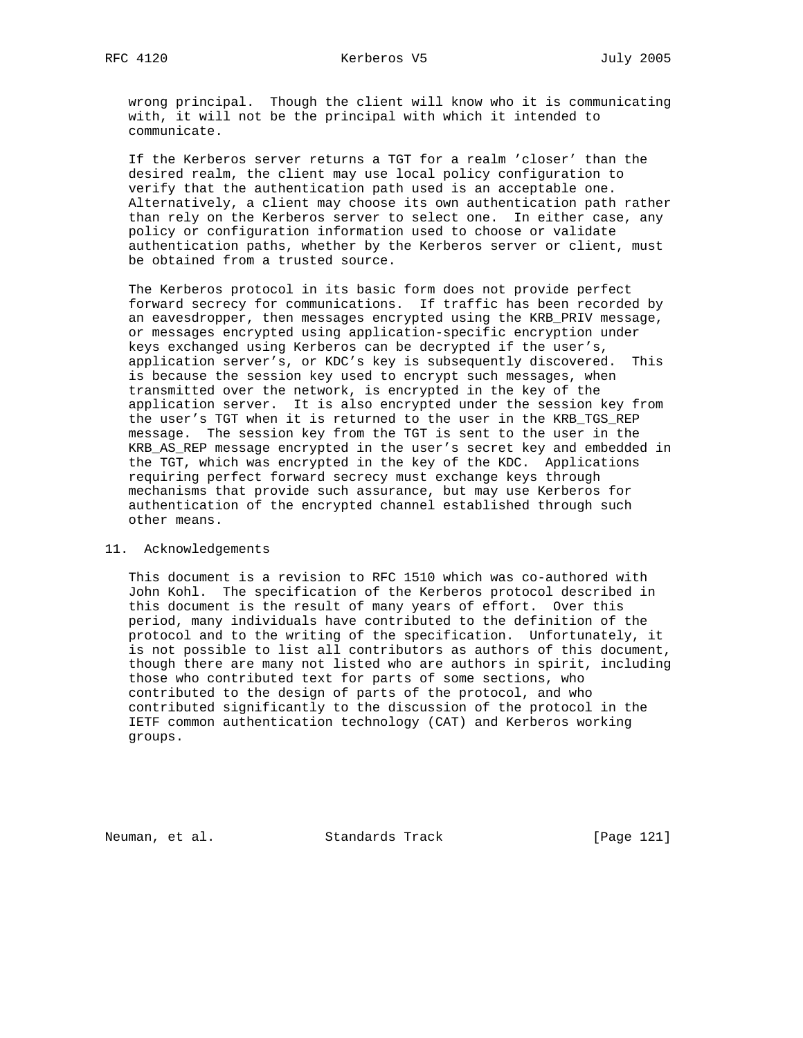wrong principal. Though the client will know who it is communicating with, it will not be the principal with which it intended to communicate.

If the Kerberos server returns a TGT for a realm 'closer' than the desired realm, the client may use local policy configuration to verify that the authentication path used is an acceptable one. Alternatively, a client may choose its own authentication path rather than rely on the Kerberos server to select one. In either case, any policy or configuration information used to choose or validate authentication paths, whether by the Kerberos server or client, must be obtained from a trusted source.

The Kerberos protocol in its basic form does not provide perfect forward secrecy for communications. If traffic has been recorded by an eavesdropper, then messages encrypted using the KRB_PRIV message, or messages encrypted using application-specific encryption under keys exchanged using Kerberos can be decrypted if the user's, application server's, or KDC's key is subsequently discovered. This is because the session key used to encrypt such messages, when transmitted over the network, is encrypted in the key of the application server. It is also encrypted under the session key from the user's TGT when it is returned to the user in the KRB_TGS_REP message. The session key from the TGT is sent to the user in the KRB_AS_REP message encrypted in the user's secret key and embedded in the TGT, which was encrypted in the key of the KDC. Applications requiring perfect forward secrecy must exchange keys through mechanisms that provide such assurance, but may use Kerberos for authentication of the encrypted channel established through such other means.

## 11. Acknowledgements

This document is a revision to RFC 1510 which was co-authored with John Kohl. The specification of the Kerberos protocol described in this document is the result of many years of effort. Over this period, many individuals have contributed to the definition of the protocol and to the writing of the specification. Unfortunately, it is not possible to list all contributors as authors of this document, though there are many not listed who are authors in spirit, including those who contributed text for parts of some sections, who contributed to the design of parts of the protocol, and who contributed significantly to the discussion of the protocol in the IETF common authentication technology (CAT) and Kerberos working groups.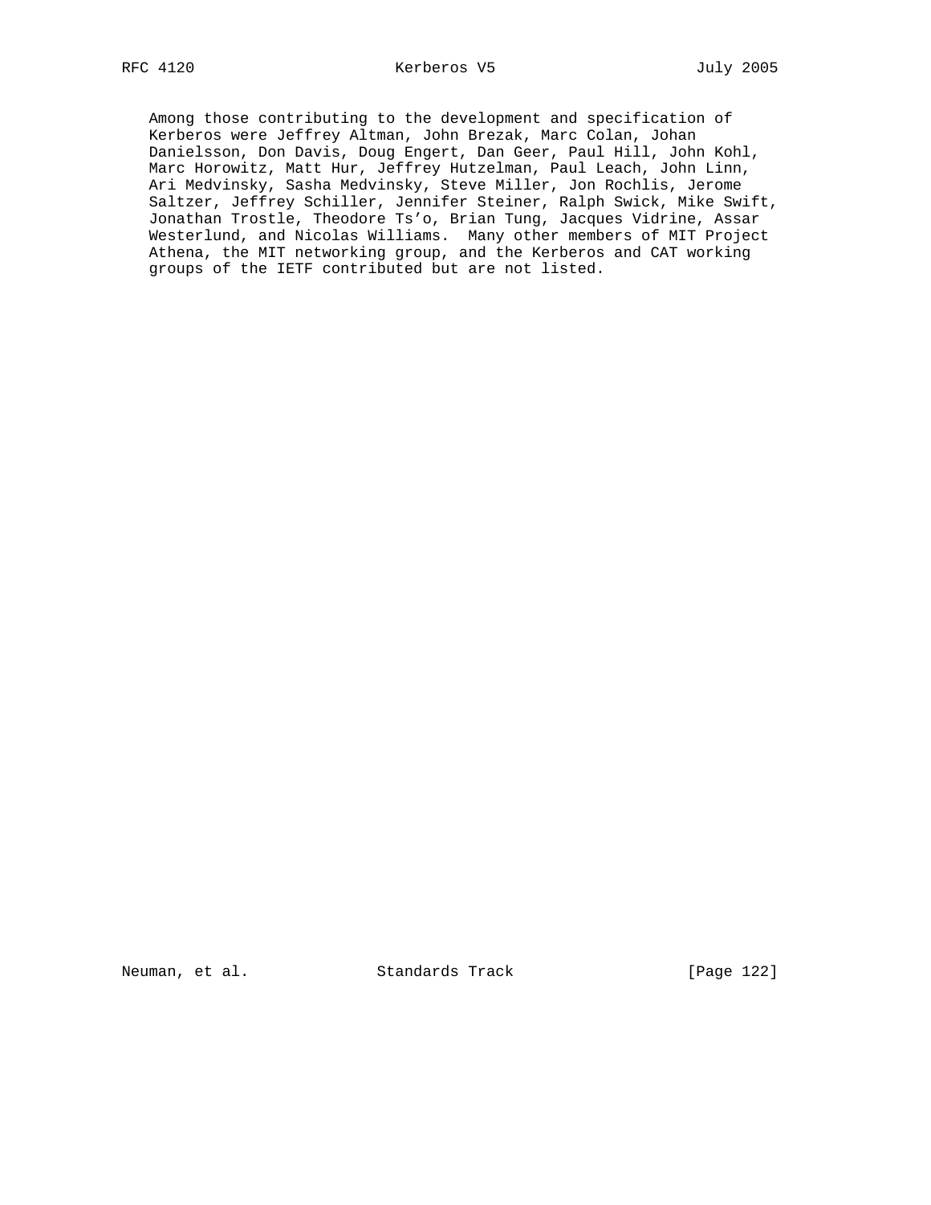Among those contributing to the development and specification of Kerberos were Jeffrey Altman, John Brezak, Marc Colan, Johan Danielsson, Don Davis, Doug Engert, Dan Geer, Paul Hill, John Kohl, Marc Horowitz, Matt Hur, Jeffrey Hutzelman, Paul Leach, John Linn, Ari Medvinsky, Sasha Medvinsky, Steve Miller, Jon Rochlis, Jerome Saltzer, Jeffrey Schiller, Jennifer Steiner, Ralph Swick, Mike Swift, Jonathan Trostle, Theodore Ts'o, Brian Tung, Jacques Vidrine, Assar Westerlund, and Nicolas Williams. Many other members of MIT Project Athena, the MIT networking group, and the Kerberos and CAT working groups of the IETF contributed but are not listed.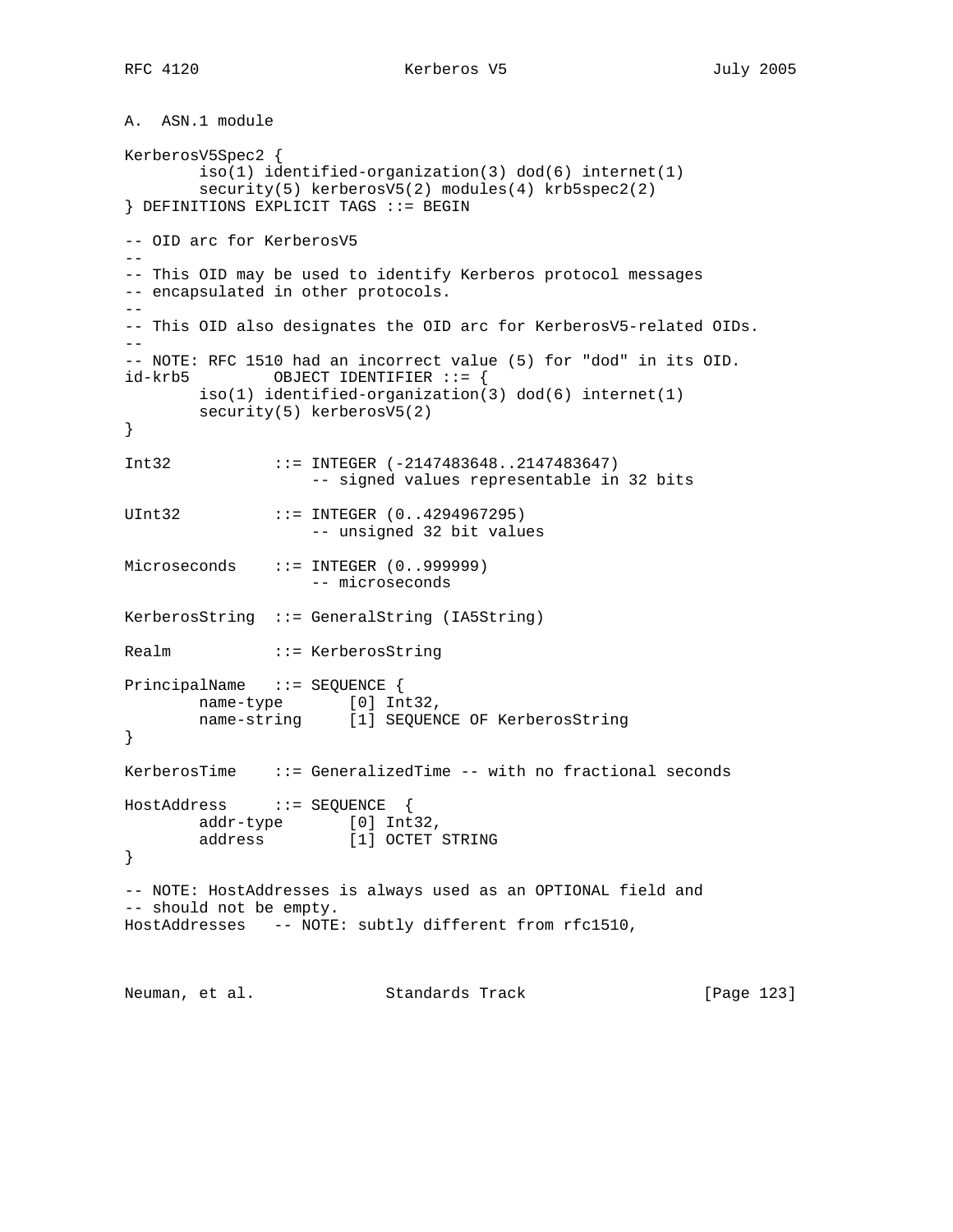## A. ASN.1 module

```
KerberosV5Spec2 {
        iso(1) identified-organization(3) dod(6) internet(1)
        security(5) kerberosV5(2) modules(4) krb5spec2(2)
} DEFINITIONS EXPLICIT TAGS ::= BEGIN

-- OID arc for KerberosV5
--
-- This OID may be used to identify Kerberos protocol messages
-- encapsulated in other protocols.
--
-- This OID also designates the OID arc for KerberosV5-related OIDs.
--
-- NOTE: RFC 1510 had an incorrect value (5) for "dod" in its OID.
id-krb5         OBJECT IDENTIFIER ::= {
        iso(1) identified-organization(3) dod(6) internet(1)
        security(5) kerberosV5(2)
}

Int32           ::= INTEGER (-2147483648..2147483647)
                    -- signed values representable in 32 bits

UInt32          ::= INTEGER (0..4294967295)
                    -- unsigned 32 bit values

Microseconds    ::= INTEGER (0..999999)
                    -- microseconds

KerberosString  ::= GeneralString (IA5String)

Realm           ::= KerberosString

PrincipalName   ::= SEQUENCE {
        name-type       [0] Int32,
        name-string     [1] SEQUENCE OF KerberosString
}

KerberosTime    ::= GeneralizedTime -- with no fractional seconds

HostAddress     ::= SEQUENCE  {
        addr-type       [0] Int32,
        address         [1] OCTET STRING
}

-- NOTE: HostAddresses is always used as an OPTIONAL field and
-- should not be empty.
HostAddresses   -- NOTE: subtly different from rfc1510,
```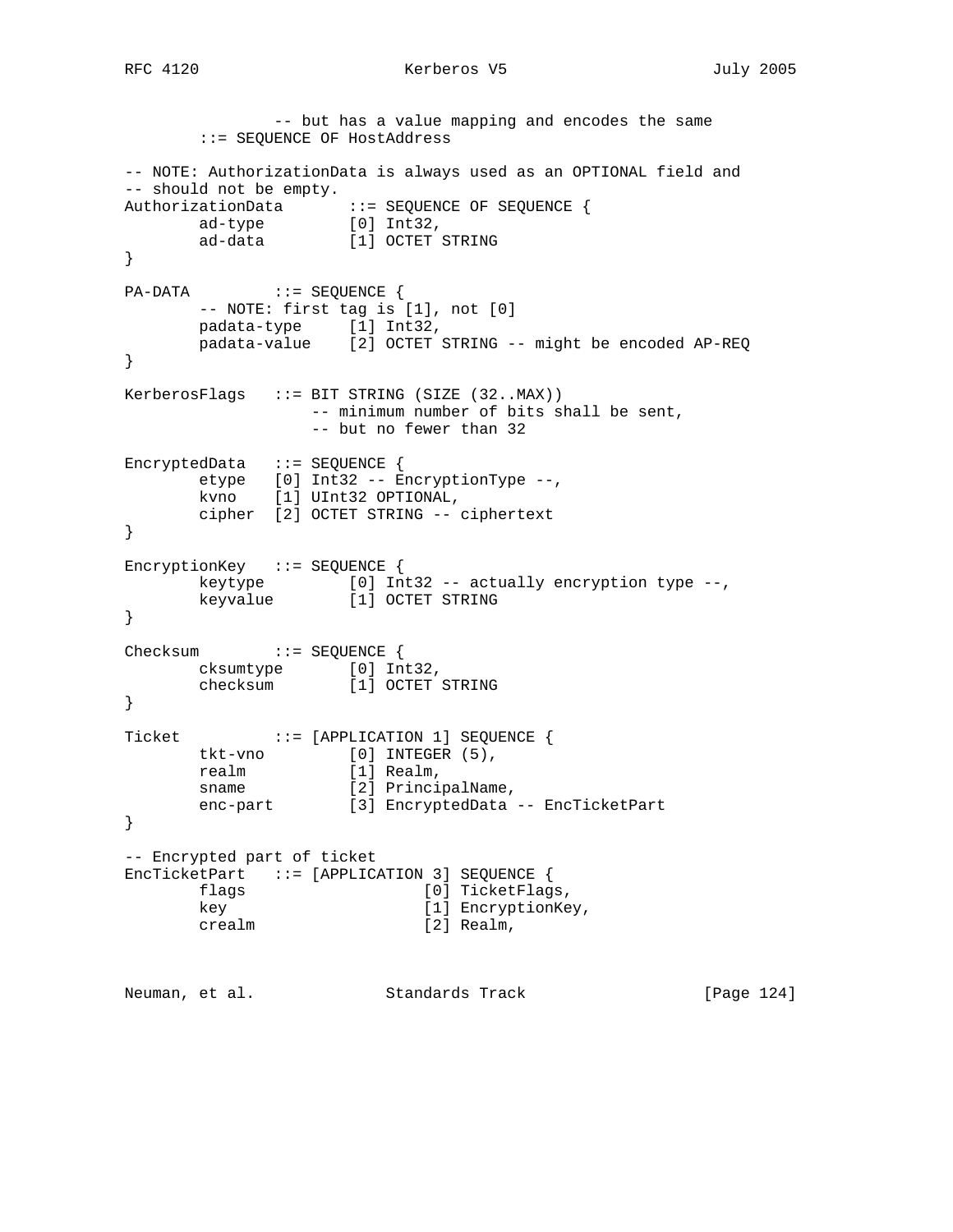```
                -- but has a value mapping and encodes the same
        ::= SEQUENCE OF HostAddress

-- NOTE: AuthorizationData is always used as an OPTIONAL field and
-- should not be empty.
AuthorizationData       ::= SEQUENCE OF SEQUENCE {
        ad-type         [0] Int32,
        ad-data         [1] OCTET STRING
}

PA-DATA         ::= SEQUENCE {
        -- NOTE: first tag is [1], not [0]
        padata-type     [1] Int32,
        padata-value    [2] OCTET STRING -- might be encoded AP-REQ
}

KerberosFlags   ::= BIT STRING (SIZE (32..MAX))
                    -- minimum number of bits shall be sent,
                    -- but no fewer than 32

EncryptedData   ::= SEQUENCE {
        etype   [0] Int32 -- EncryptionType --,
        kvno    [1] UInt32 OPTIONAL,
        cipher  [2] OCTET STRING -- ciphertext
}

EncryptionKey   ::= SEQUENCE {
        keytype         [0] Int32 -- actually encryption type --,
        keyvalue        [1] OCTET STRING
}

Checksum        ::= SEQUENCE {
        cksumtype       [0] Int32,
        checksum        [1] OCTET STRING
}

Ticket          ::= [APPLICATION 1] SEQUENCE {
        tkt-vno         [0] INTEGER (5),
        realm           [1] Realm,
        sname           [2] PrincipalName,
        enc-part        [3] EncryptedData -- EncTicketPart
}

-- Encrypted part of ticket
EncTicketPart   ::= [APPLICATION 3] SEQUENCE {
        flags                   [0] TicketFlags,
        key                     [1] EncryptionKey,
        crealm                  [2] Realm,
```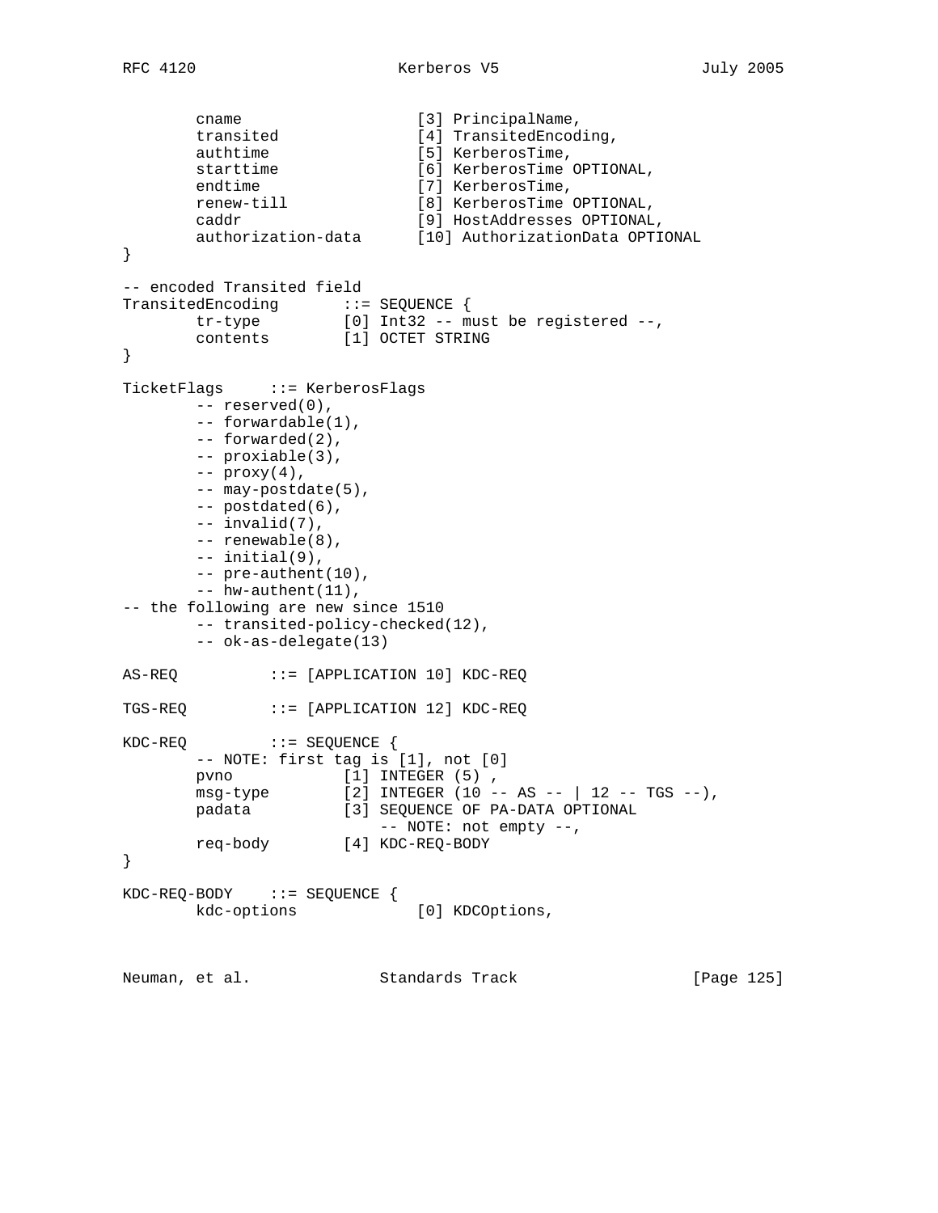```
        cname                   [3] PrincipalName,
        transited               [4] TransitedEncoding,
        authtime                [5] KerberosTime,
        starttime               [6] KerberosTime OPTIONAL,
        endtime                 [7] KerberosTime,
        renew-till              [8] KerberosTime OPTIONAL,
        caddr                   [9] HostAddresses OPTIONAL,
        authorization-data      [10] AuthorizationData OPTIONAL
}

-- encoded Transited field
TransitedEncoding       ::= SEQUENCE {
        tr-type         [0] Int32 -- must be registered --,
        contents        [1] OCTET STRING
}

TicketFlags     ::= KerberosFlags
        -- reserved(0),
        -- forwardable(1),
        -- forwarded(2),
        -- proxiable(3),
        -- proxy(4),
        -- may-postdate(5),
        -- postdated(6),
        -- invalid(7),
        -- renewable(8),
        -- initial(9),
        -- pre-authent(10),
        -- hw-authent(11),
-- the following are new since 1510
        -- transited-policy-checked(12),
        -- ok-as-delegate(13)

AS-REQ          ::= [APPLICATION 10] KDC-REQ

TGS-REQ         ::= [APPLICATION 12] KDC-REQ

KDC-REQ         ::= SEQUENCE {
        -- NOTE: first tag is [1], not [0]
        pvno            [1] INTEGER (5) ,
        msg-type        [2] INTEGER (10 -- AS -- | 12 -- TGS --),
        padata          [3] SEQUENCE OF PA-DATA OPTIONAL
                            -- NOTE: not empty --,
        req-body        [4] KDC-REQ-BODY
}

KDC-REQ-BODY    ::= SEQUENCE {
        kdc-options             [0] KDCOptions,
```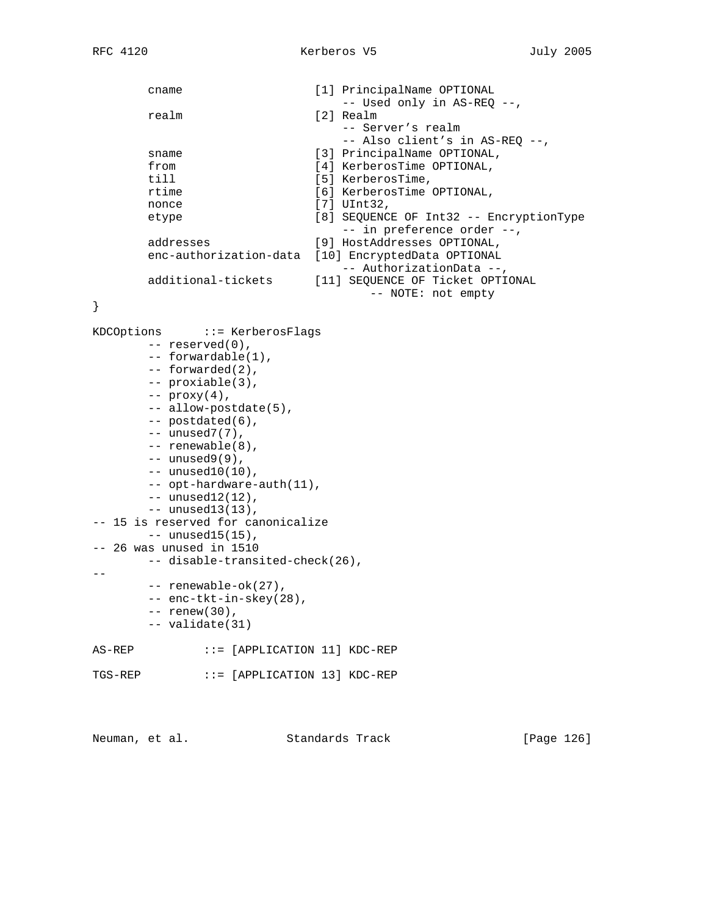```
        cname                   [1] PrincipalName OPTIONAL
                                    -- Used only in AS-REQ --,
        realm                   [2] Realm
                                    -- Server's realm
                                    -- Also client's in AS-REQ --,
        sname                   [3] PrincipalName OPTIONAL,
        from                    [4] KerberosTime OPTIONAL,
        till                    [5] KerberosTime,
        rtime                   [6] KerberosTime OPTIONAL,
        nonce                   [7] UInt32,
        etype                   [8] SEQUENCE OF Int32 -- EncryptionType
                                    -- in preference order --,
        addresses               [9] HostAddresses OPTIONAL,
        enc-authorization-data  [10] EncryptedData OPTIONAL
                                    -- AuthorizationData --,
        additional-tickets      [11] SEQUENCE OF Ticket OPTIONAL
                                        -- NOTE: not empty
}

KDCOptions      ::= KerberosFlags
        -- reserved(0),
        -- forwardable(1),
        -- forwarded(2),
        -- proxiable(3),
        -- proxy(4),
        -- allow-postdate(5),
        -- postdated(6),
        -- unused7(7),
        -- renewable(8),
        -- unused9(9),
        -- unused10(10),
        -- opt-hardware-auth(11),
        -- unused12(12),
        -- unused13(13),
-- 15 is reserved for canonicalize
        -- unused15(15),
-- 26 was unused in 1510
        -- disable-transited-check(26),
--
        -- renewable-ok(27),
        -- enc-tkt-in-skey(28),
        -- renew(30),
        -- validate(31)

AS-REP          ::= [APPLICATION 11] KDC-REP

TGS-REP         ::= [APPLICATION 13] KDC-REP
```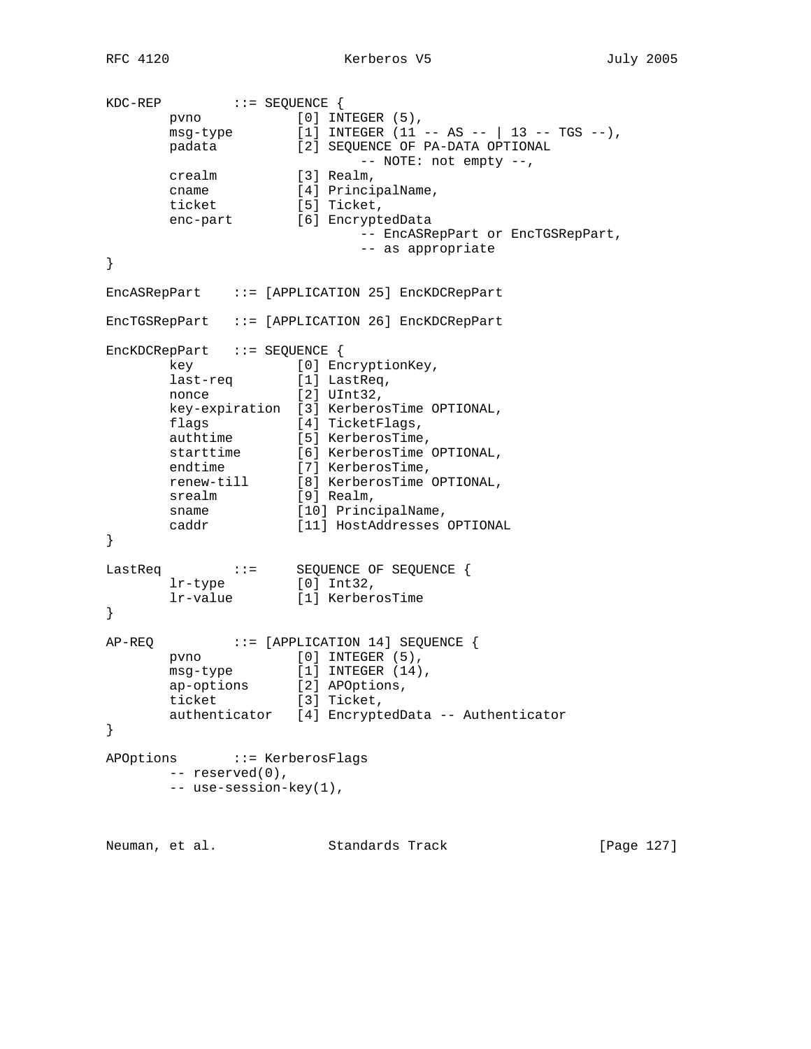```
KDC-REP         ::= SEQUENCE {
        pvno            [0] INTEGER (5),
        msg-type        [1] INTEGER (11 -- AS -- | 13 -- TGS --),
        padata          [2] SEQUENCE OF PA-DATA OPTIONAL
                                -- NOTE: not empty --,
        crealm          [3] Realm,
        cname           [4] PrincipalName,
        ticket          [5] Ticket,
        enc-part        [6] EncryptedData
                                -- EncASRepPart or EncTGSRepPart,
                                -- as appropriate
}

EncASRepPart    ::= [APPLICATION 25] EncKDCRepPart

EncTGSRepPart   ::= [APPLICATION 26] EncKDCRepPart

EncKDCRepPart   ::= SEQUENCE {
        key             [0] EncryptionKey,
        last-req        [1] LastReq,
        nonce           [2] UInt32,
        key-expiration  [3] KerberosTime OPTIONAL,
        flags           [4] TicketFlags,
        authtime        [5] KerberosTime,
        starttime       [6] KerberosTime OPTIONAL,
        endtime         [7] KerberosTime,
        renew-till      [8] KerberosTime OPTIONAL,
        srealm          [9] Realm,
        sname           [10] PrincipalName,
        caddr           [11] HostAddresses OPTIONAL
}

LastReq         ::=     SEQUENCE OF SEQUENCE {
        lr-type         [0] Int32,
        lr-value        [1] KerberosTime
}

AP-REQ          ::= [APPLICATION 14] SEQUENCE {
        pvno            [0] INTEGER (5),
        msg-type        [1] INTEGER (14),
        ap-options      [2] APOptions,
        ticket          [3] Ticket,
        authenticator   [4] EncryptedData -- Authenticator
}

APOptions       ::= KerberosFlags
        -- reserved(0),
        -- use-session-key(1),
```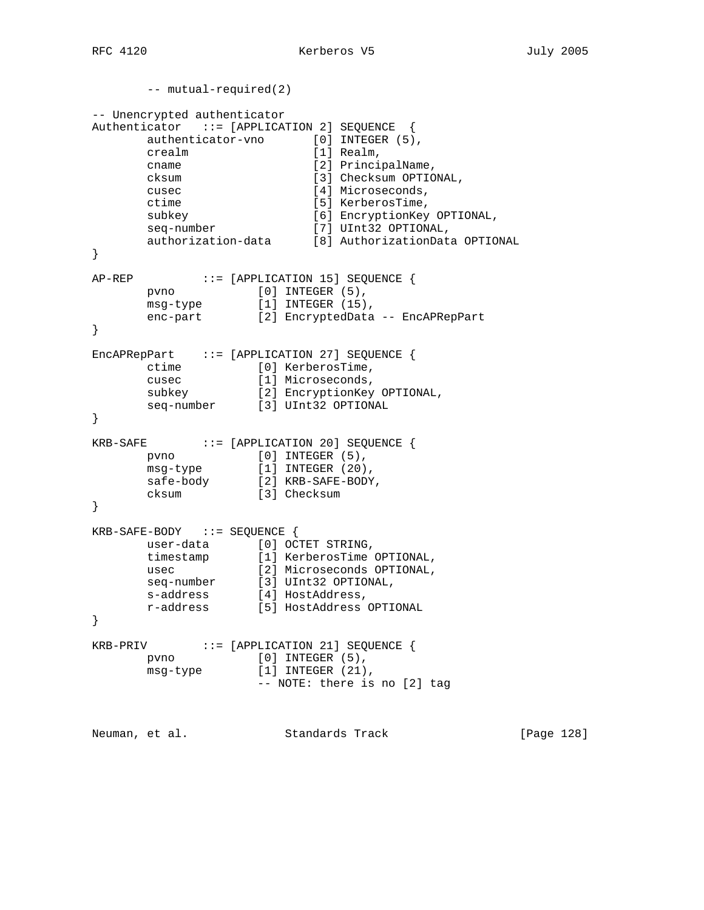```
        -- mutual-required(2)

-- Unencrypted authenticator
Authenticator   ::= [APPLICATION 2] SEQUENCE  {
        authenticator-vno       [0] INTEGER (5),
        crealm                  [1] Realm,
        cname                   [2] PrincipalName,
        cksum                   [3] Checksum OPTIONAL,
        cusec                   [4] Microseconds,
        ctime                   [5] KerberosTime,
        subkey                  [6] EncryptionKey OPTIONAL,
        seq-number              [7] UInt32 OPTIONAL,
        authorization-data      [8] AuthorizationData OPTIONAL
}

AP-REP          ::= [APPLICATION 15] SEQUENCE {
        pvno            [0] INTEGER (5),
        msg-type        [1] INTEGER (15),
        enc-part        [2] EncryptedData -- EncAPRepPart
}

EncAPRepPart    ::= [APPLICATION 27] SEQUENCE {
        ctime           [0] KerberosTime,
        cusec           [1] Microseconds,
        subkey          [2] EncryptionKey OPTIONAL,
        seq-number      [3] UInt32 OPTIONAL
}

KRB-SAFE        ::= [APPLICATION 20] SEQUENCE {
        pvno            [0] INTEGER (5),
        msg-type        [1] INTEGER (20),
        safe-body       [2] KRB-SAFE-BODY,
        cksum           [3] Checksum
}

KRB-SAFE-BODY   ::= SEQUENCE {
        user-data       [0] OCTET STRING,
        timestamp       [1] KerberosTime OPTIONAL,
        usec            [2] Microseconds OPTIONAL,
        seq-number      [3] UInt32 OPTIONAL,
        s-address       [4] HostAddress,
        r-address       [5] HostAddress OPTIONAL
}

KRB-PRIV        ::= [APPLICATION 21] SEQUENCE {
        pvno            [0] INTEGER (5),
        msg-type        [1] INTEGER (21),
                        -- NOTE: there is no [2] tag
```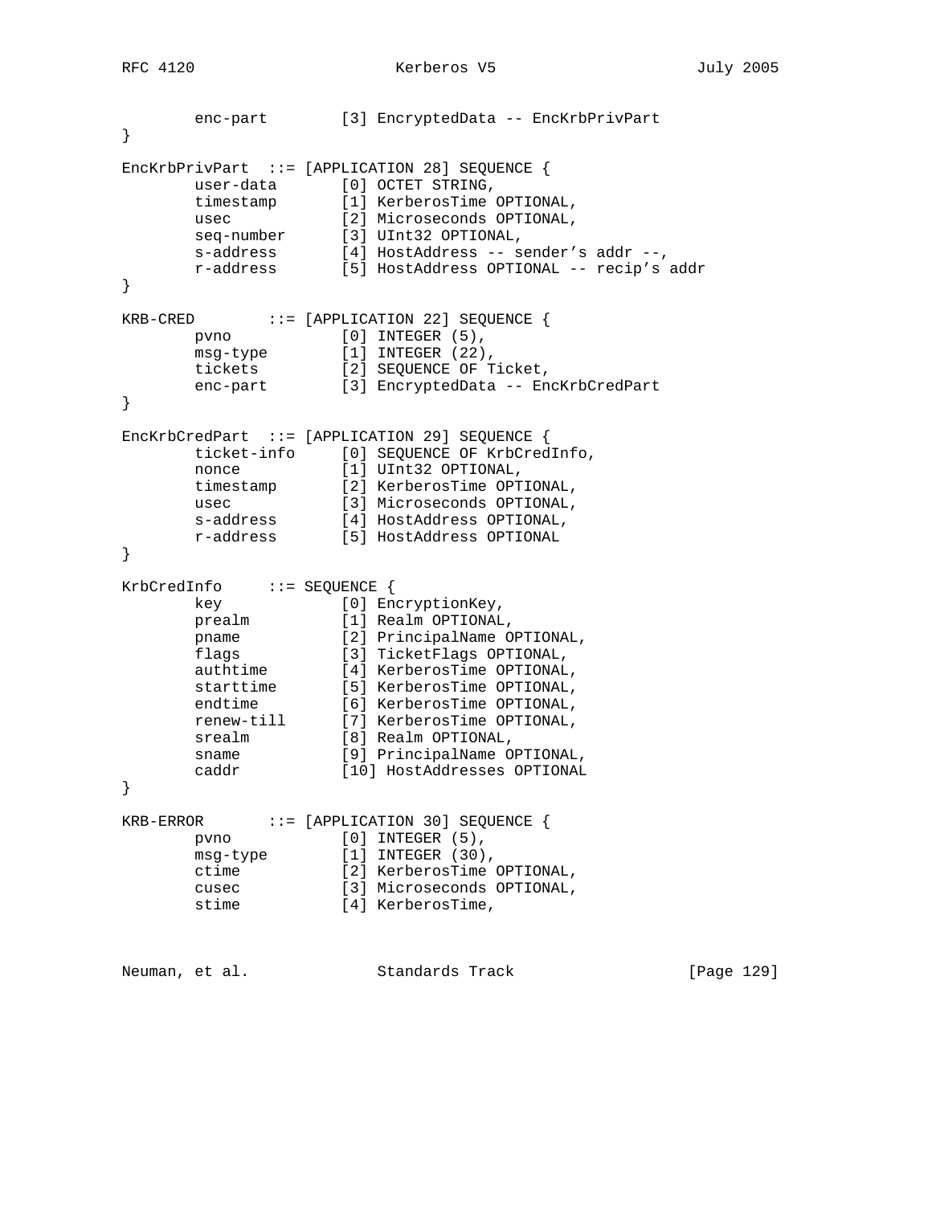```
        enc-part        [3] EncryptedData -- EncKrbPrivPart
}

EncKrbPrivPart  ::= [APPLICATION 28] SEQUENCE {
        user-data       [0] OCTET STRING,
        timestamp       [1] KerberosTime OPTIONAL,
        usec            [2] Microseconds OPTIONAL,
        seq-number      [3] UInt32 OPTIONAL,
        s-address       [4] HostAddress -- sender's addr --,
        r-address       [5] HostAddress OPTIONAL -- recip's addr
}

KRB-CRED        ::= [APPLICATION 22] SEQUENCE {
        pvno            [0] INTEGER (5),
        msg-type        [1] INTEGER (22),
        tickets         [2] SEQUENCE OF Ticket,
        enc-part        [3] EncryptedData -- EncKrbCredPart
}

EncKrbCredPart  ::= [APPLICATION 29] SEQUENCE {
        ticket-info     [0] SEQUENCE OF KrbCredInfo,
        nonce           [1] UInt32 OPTIONAL,
        timestamp       [2] KerberosTime OPTIONAL,
        usec            [3] Microseconds OPTIONAL,
        s-address       [4] HostAddress OPTIONAL,
        r-address       [5] HostAddress OPTIONAL
}

KrbCredInfo     ::= SEQUENCE {
        key             [0] EncryptionKey,
        prealm          [1] Realm OPTIONAL,
        pname           [2] PrincipalName OPTIONAL,
        flags           [3] TicketFlags OPTIONAL,
        authtime        [4] KerberosTime OPTIONAL,
        starttime       [5] KerberosTime OPTIONAL,
        endtime         [6] KerberosTime OPTIONAL,
        renew-till      [7] KerberosTime OPTIONAL,
        srealm          [8] Realm OPTIONAL,
        sname           [9] PrincipalName OPTIONAL,
        caddr           [10] HostAddresses OPTIONAL
}

KRB-ERROR       ::= [APPLICATION 30] SEQUENCE {
        pvno            [0] INTEGER (5),
        msg-type        [1] INTEGER (30),
        ctime           [2] KerberosTime OPTIONAL,
        cusec           [3] Microseconds OPTIONAL,
        stime           [4] KerberosTime,
```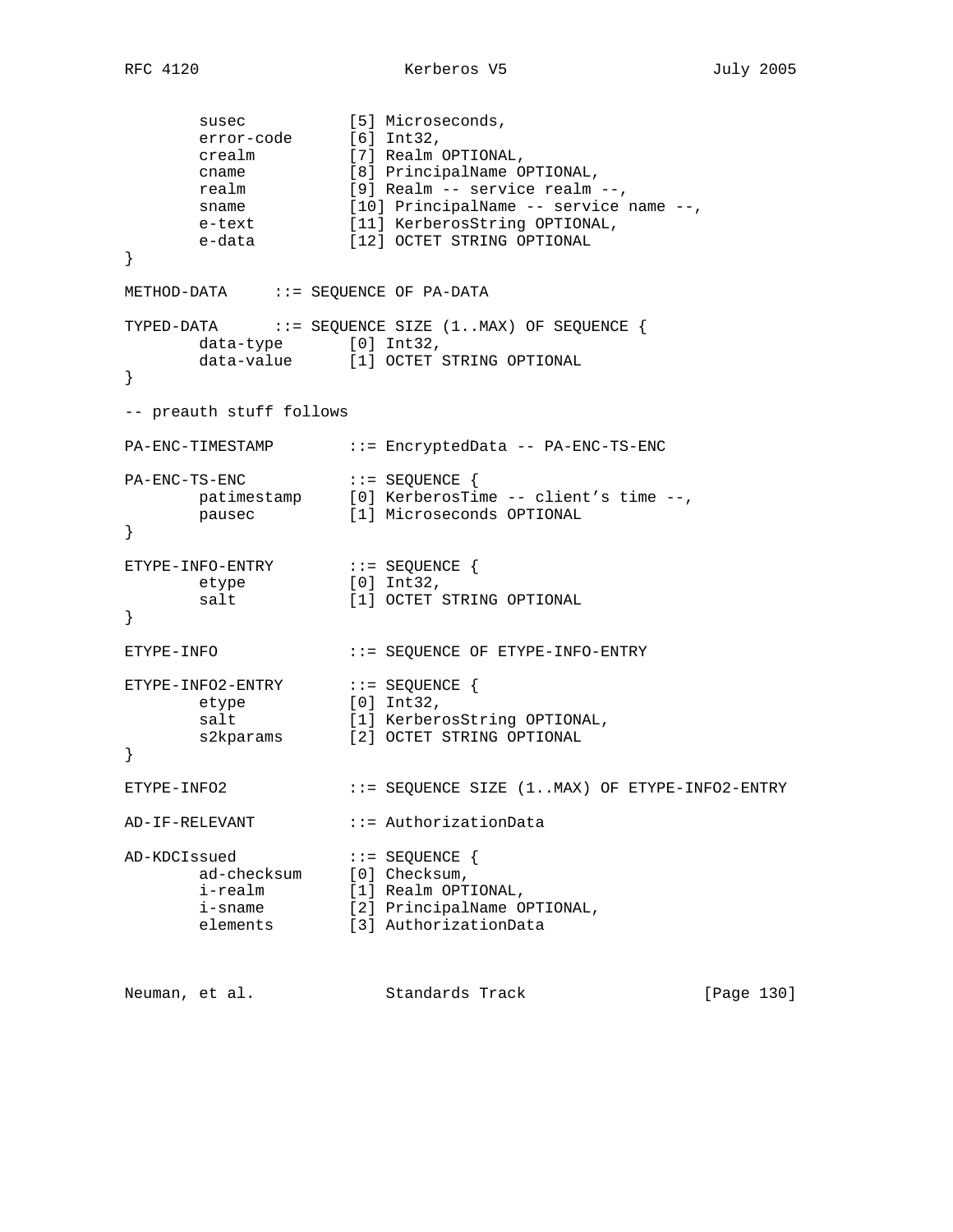```
        susec           [5] Microseconds,
        error-code      [6] Int32,
        crealm          [7] Realm OPTIONAL,
        cname           [8] PrincipalName OPTIONAL,
        realm           [9] Realm -- service realm --,
        sname           [10] PrincipalName -- service name --,
        e-text          [11] KerberosString OPTIONAL,
        e-data          [12] OCTET STRING OPTIONAL
}

METHOD-DATA     ::= SEQUENCE OF PA-DATA

TYPED-DATA      ::= SEQUENCE SIZE (1..MAX) OF SEQUENCE {
        data-type       [0] Int32,
        data-value      [1] OCTET STRING OPTIONAL
}

-- preauth stuff follows

PA-ENC-TIMESTAMP        ::= EncryptedData -- PA-ENC-TS-ENC

PA-ENC-TS-ENC           ::= SEQUENCE {
        patimestamp     [0] KerberosTime -- client's time --,
        pausec          [1] Microseconds OPTIONAL
}

ETYPE-INFO-ENTRY        ::= SEQUENCE {
        etype           [0] Int32,
        salt            [1] OCTET STRING OPTIONAL
}

ETYPE-INFO              ::= SEQUENCE OF ETYPE-INFO-ENTRY

ETYPE-INFO2-ENTRY       ::= SEQUENCE {
        etype           [0] Int32,
        salt            [1] KerberosString OPTIONAL,
        s2kparams       [2] OCTET STRING OPTIONAL
}

ETYPE-INFO2             ::= SEQUENCE SIZE (1..MAX) OF ETYPE-INFO2-ENTRY

AD-IF-RELEVANT          ::= AuthorizationData

AD-KDCIssued            ::= SEQUENCE {
        ad-checksum     [0] Checksum,
        i-realm         [1] Realm OPTIONAL,
        i-sname         [2] PrincipalName OPTIONAL,
        elements        [3] AuthorizationData
```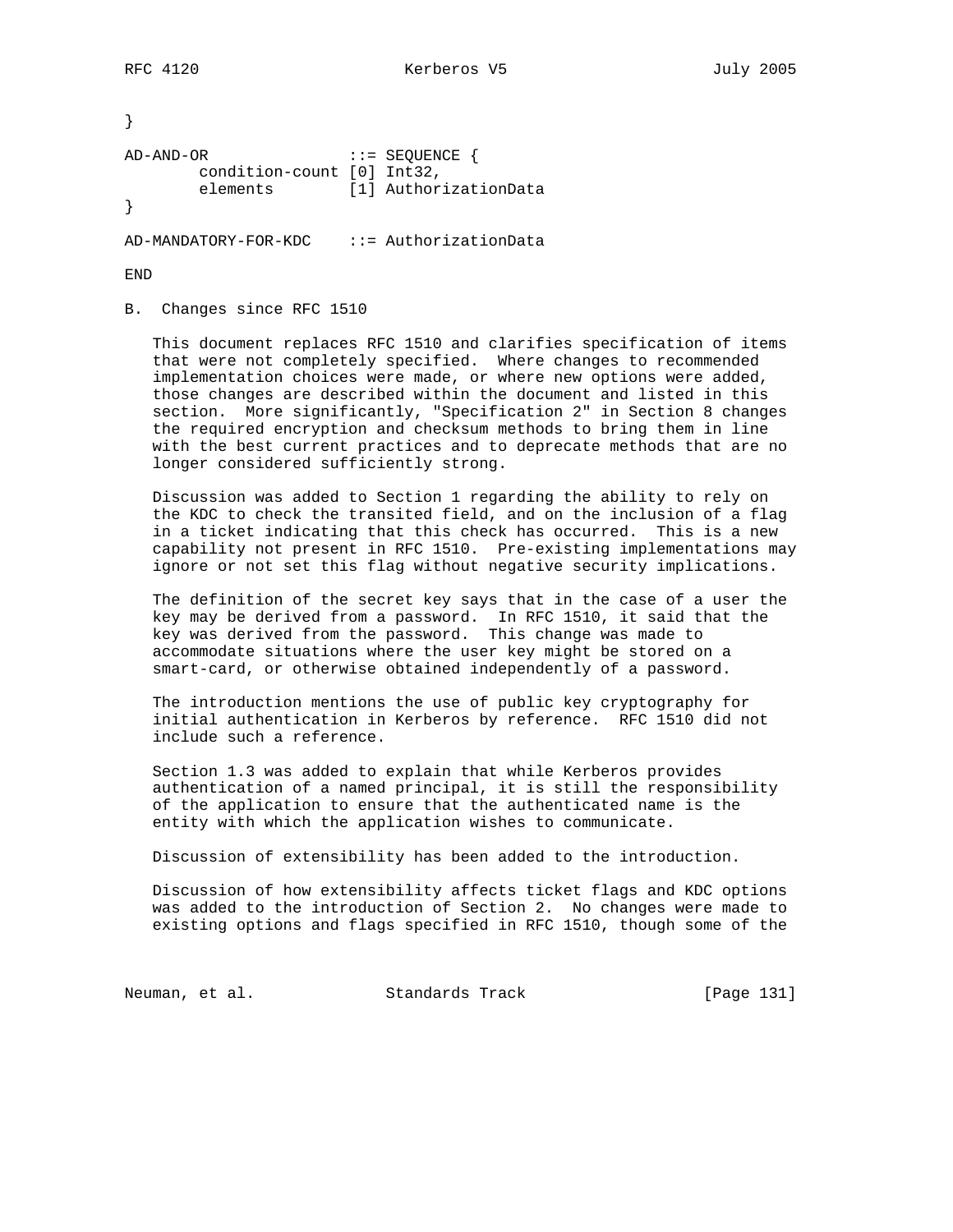```
}

AD-AND-OR               ::= SEQUENCE {
        condition-count [0] Int32,
        elements        [1] AuthorizationData
}

AD-MANDATORY-FOR-KDC    ::= AuthorizationData

END
```

## B. Changes since RFC 1510

This document replaces RFC 1510 and clarifies specification of items that were not completely specified. Where changes to recommended implementation choices were made, or where new options were added, those changes are described within the document and listed in this section. More significantly, "Specification 2" in Section 8 changes the required encryption and checksum methods to bring them in line with the best current practices and to deprecate methods that are no longer considered sufficiently strong.

Discussion was added to Section 1 regarding the ability to rely on the KDC to check the transited field, and on the inclusion of a flag in a ticket indicating that this check has occurred. This is a new capability not present in RFC 1510. Pre-existing implementations may ignore or not set this flag without negative security implications.

The definition of the secret key says that in the case of a user the key may be derived from a password. In RFC 1510, it said that the key was derived from the password. This change was made to accommodate situations where the user key might be stored on a smart-card, or otherwise obtained independently of a password.

The introduction mentions the use of public key cryptography for initial authentication in Kerberos by reference. RFC 1510 did not include such a reference.

Section 1.3 was added to explain that while Kerberos provides authentication of a named principal, it is still the responsibility of the application to ensure that the authenticated name is the entity with which the application wishes to communicate.

Discussion of extensibility has been added to the introduction.

Discussion of how extensibility affects ticket flags and KDC options was added to the introduction of Section 2. No changes were made to existing options and flags specified in RFC 1510, though some of the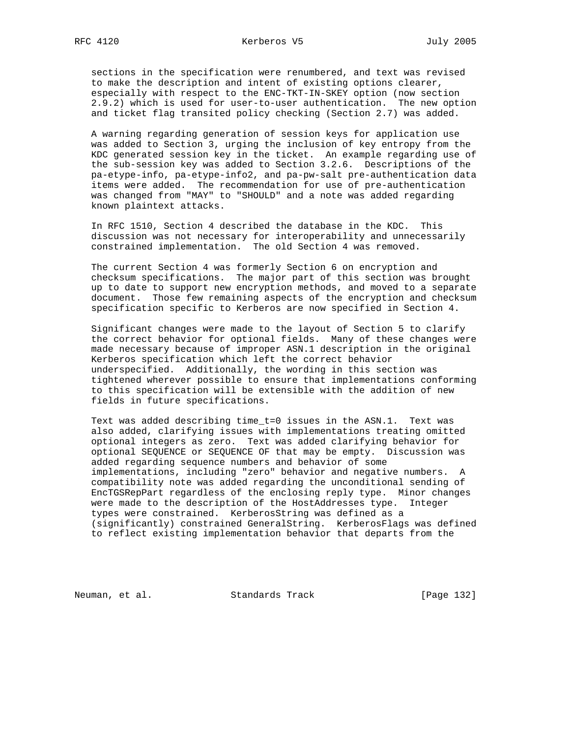sections in the specification were renumbered, and text was revised to make the description and intent of existing options clearer, especially with respect to the ENC-TKT-IN-SKEY option (now section 2.9.2) which is used for user-to-user authentication. The new option and ticket flag transited policy checking (Section 2.7) was added.

A warning regarding generation of session keys for application use was added to Section 3, urging the inclusion of key entropy from the KDC generated session key in the ticket. An example regarding use of the sub-session key was added to Section 3.2.6. Descriptions of the pa-etype-info, pa-etype-info2, and pa-pw-salt pre-authentication data items were added. The recommendation for use of pre-authentication was changed from "MAY" to "SHOULD" and a note was added regarding known plaintext attacks.

In RFC 1510, Section 4 described the database in the KDC. This discussion was not necessary for interoperability and unnecessarily constrained implementation. The old Section 4 was removed.

The current Section 4 was formerly Section 6 on encryption and checksum specifications. The major part of this section was brought up to date to support new encryption methods, and moved to a separate document. Those few remaining aspects of the encryption and checksum specification specific to Kerberos are now specified in Section 4.

Significant changes were made to the layout of Section 5 to clarify the correct behavior for optional fields. Many of these changes were made necessary because of improper ASN.1 description in the original Kerberos specification which left the correct behavior underspecified. Additionally, the wording in this section was tightened wherever possible to ensure that implementations conforming to this specification will be extensible with the addition of new fields in future specifications.

Text was added describing time_t=0 issues in the ASN.1. Text was also added, clarifying issues with implementations treating omitted optional integers as zero. Text was added clarifying behavior for optional SEQUENCE or SEQUENCE OF that may be empty. Discussion was added regarding sequence numbers and behavior of some implementations, including "zero" behavior and negative numbers. A compatibility note was added regarding the unconditional sending of EncTGSRepPart regardless of the enclosing reply type. Minor changes were made to the description of the HostAddresses type. Integer types were constrained. KerberosString was defined as a (significantly) constrained GeneralString. KerberosFlags was defined to reflect existing implementation behavior that departs from the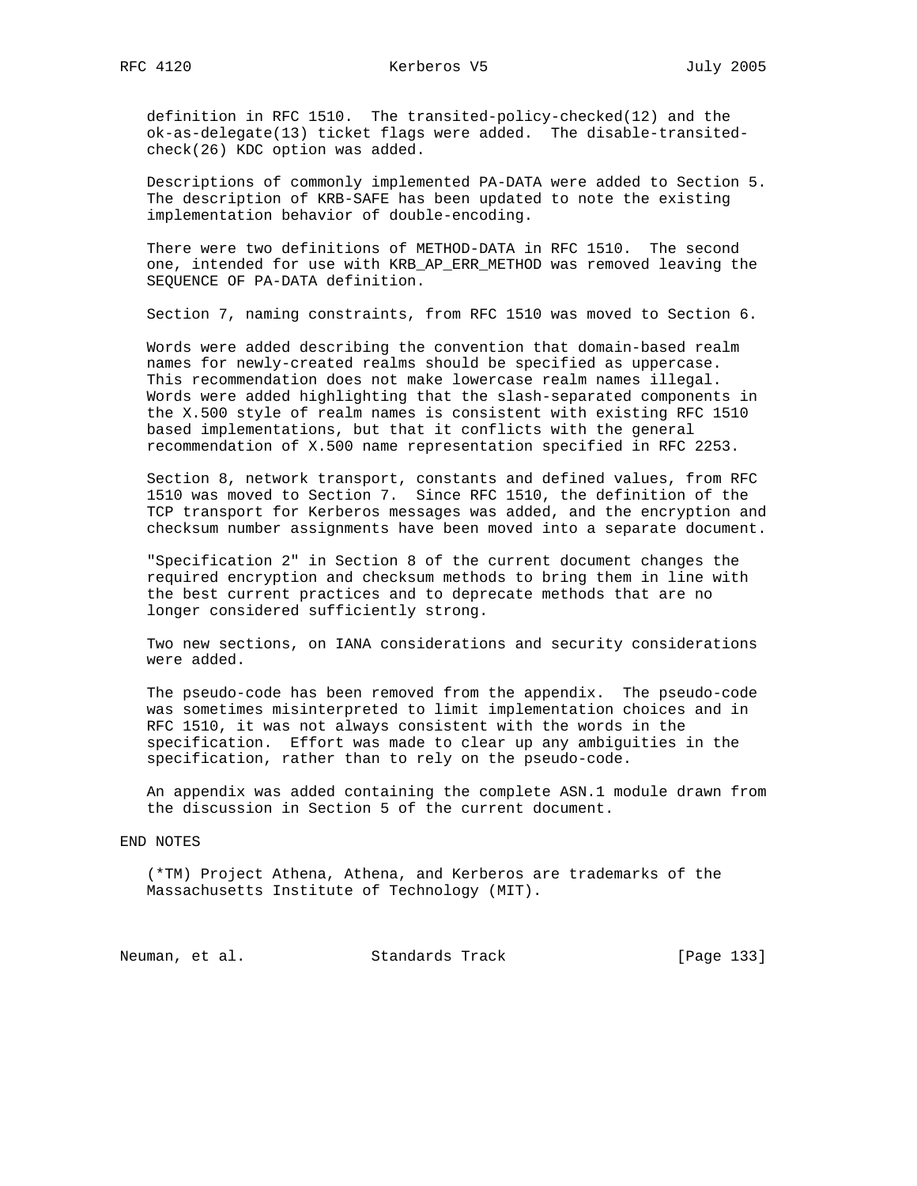definition in RFC 1510. The transited-policy-checked(12) and the ok-as-delegate(13) ticket flags were added. The disable-transited-check(26) KDC option was added.

Descriptions of commonly implemented PA-DATA were added to Section 5. The description of KRB-SAFE has been updated to note the existing implementation behavior of double-encoding.

There were two definitions of METHOD-DATA in RFC 1510. The second one, intended for use with KRB_AP_ERR_METHOD was removed leaving the SEQUENCE OF PA-DATA definition.

Section 7, naming constraints, from RFC 1510 was moved to Section 6.

Words were added describing the convention that domain-based realm names for newly-created realms should be specified as uppercase. This recommendation does not make lowercase realm names illegal. Words were added highlighting that the slash-separated components in the X.500 style of realm names is consistent with existing RFC 1510 based implementations, but that it conflicts with the general recommendation of X.500 name representation specified in RFC 2253.

Section 8, network transport, constants and defined values, from RFC 1510 was moved to Section 7. Since RFC 1510, the definition of the TCP transport for Kerberos messages was added, and the encryption and checksum number assignments have been moved into a separate document.

"Specification 2" in Section 8 of the current document changes the required encryption and checksum methods to bring them in line with the best current practices and to deprecate methods that are no longer considered sufficiently strong.

Two new sections, on IANA considerations and security considerations were added.

The pseudo-code has been removed from the appendix. The pseudo-code was sometimes misinterpreted to limit implementation choices and in RFC 1510, it was not always consistent with the words in the specification. Effort was made to clear up any ambiguities in the specification, rather than to rely on the pseudo-code.

An appendix was added containing the complete ASN.1 module drawn from the discussion in Section 5 of the current document.

# END NOTES

(*TM) Project Athena, Athena, and Kerberos are trademarks of the Massachusetts Institute of Technology (MIT).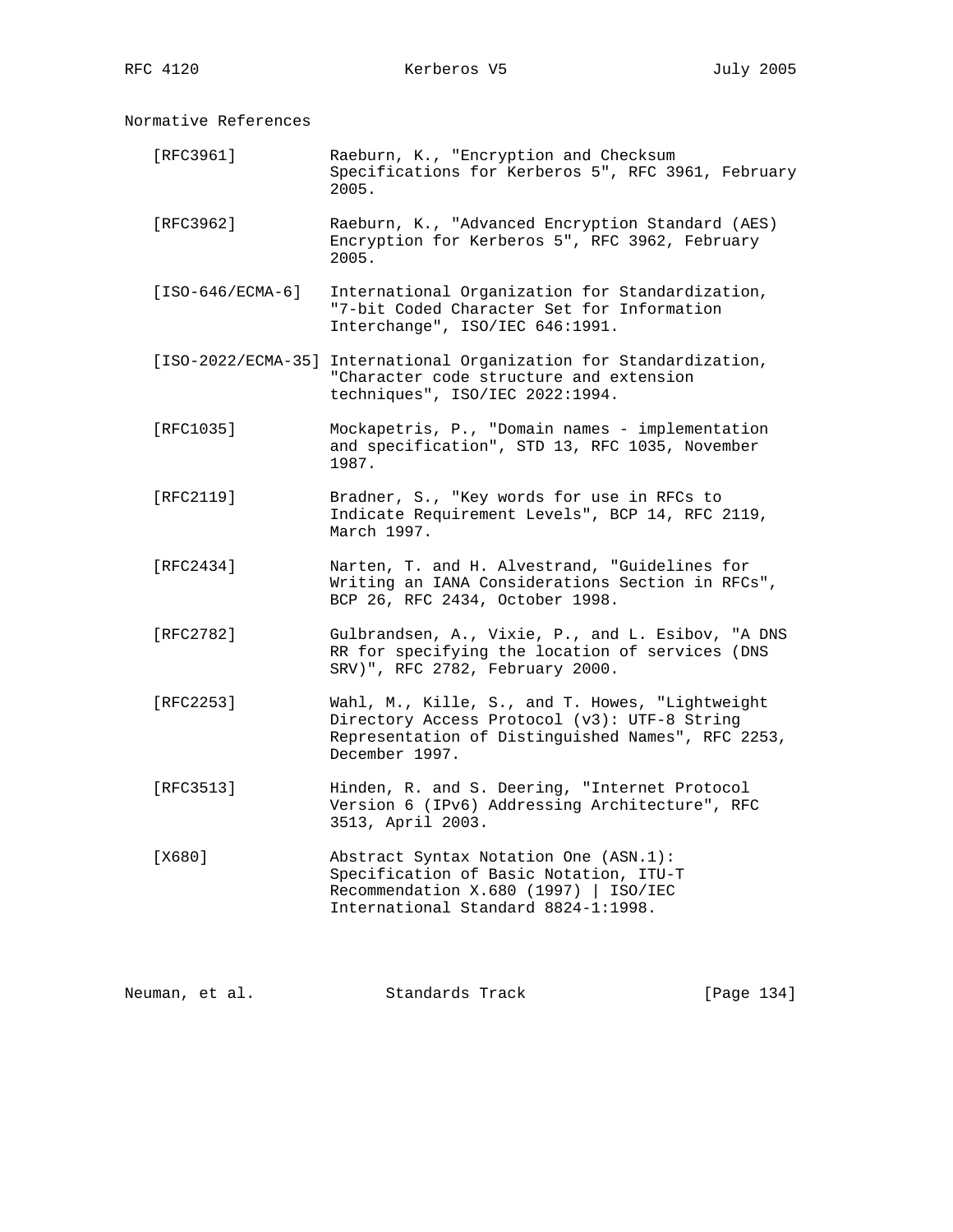## Normative References

[RFC3961] Raeburn, K., "Encryption and Checksum Specifications for Kerberos 5", RFC 3961, February 2005.

[RFC3962] Raeburn, K., "Advanced Encryption Standard (AES) Encryption for Kerberos 5", RFC 3962, February 2005.

[ISO-646/ECMA-6] International Organization for Standardization, "7-bit Coded Character Set for Information Interchange", ISO/IEC 646:1991.

[ISO-2022/ECMA-35] International Organization for Standardization, "Character code structure and extension techniques", ISO/IEC 2022:1994.

[RFC1035] Mockapetris, P., "Domain names - implementation and specification", STD 13, RFC 1035, November 1987.

[RFC2119] Bradner, S., "Key words for use in RFCs to Indicate Requirement Levels", BCP 14, RFC 2119, March 1997.

[RFC2434] Narten, T. and H. Alvestrand, "Guidelines for Writing an IANA Considerations Section in RFCs", BCP 26, RFC 2434, October 1998.

[RFC2782] Gulbrandsen, A., Vixie, P., and L. Esibov, "A DNS RR for specifying the location of services (DNS SRV)", RFC 2782, February 2000.

[RFC2253] Wahl, M., Kille, S., and T. Howes, "Lightweight Directory Access Protocol (v3): UTF-8 String Representation of Distinguished Names", RFC 2253, December 1997.

[RFC3513] Hinden, R. and S. Deering, "Internet Protocol Version 6 (IPv6) Addressing Architecture", RFC 3513, April 2003.

[X680] Abstract Syntax Notation One (ASN.1): Specification of Basic Notation, ITU-T Recommendation X.680 (1997) | ISO/IEC International Standard 8824-1:1998.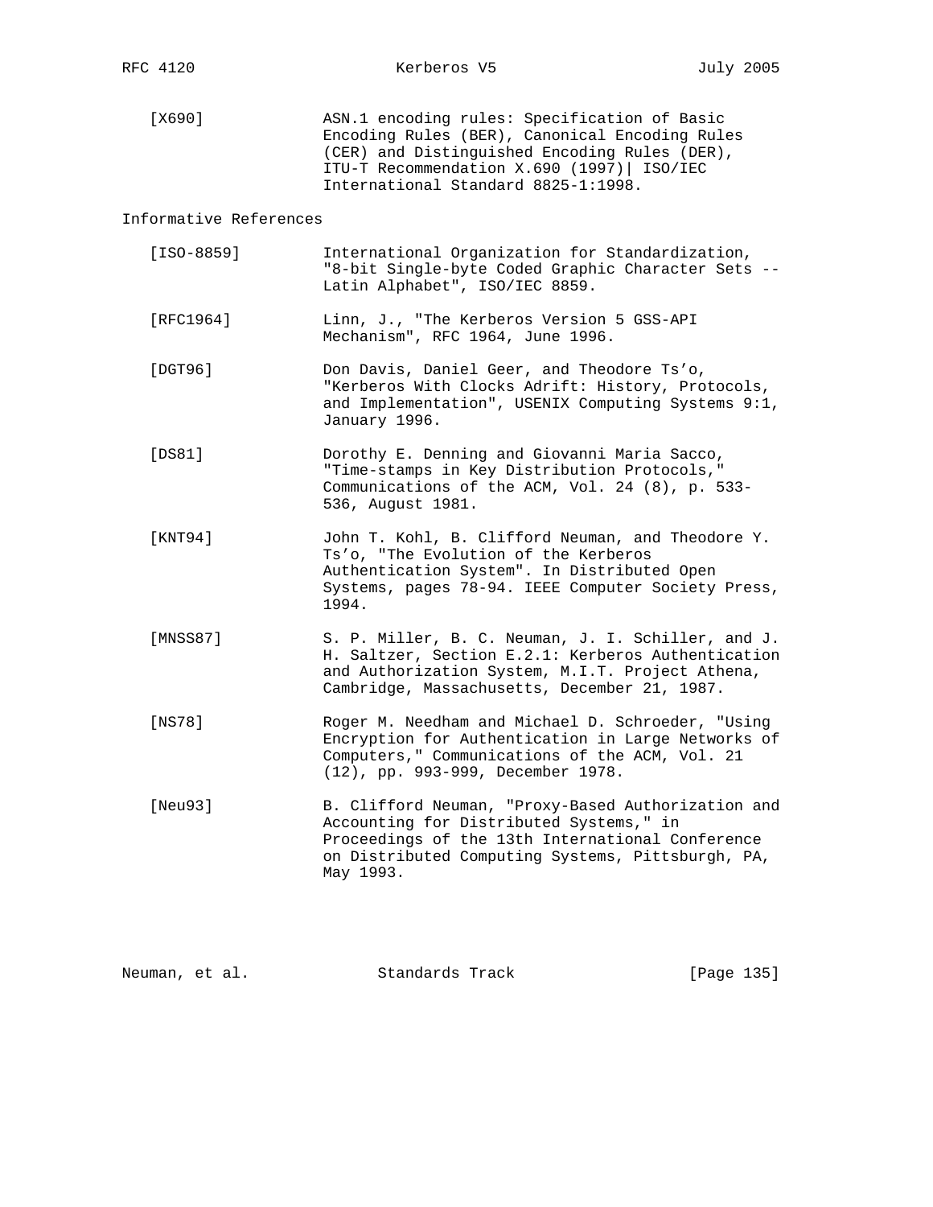[X690] ASN.1 encoding rules: Specification of Basic Encoding Rules (BER), Canonical Encoding Rules (CER) and Distinguished Encoding Rules (DER), ITU-T Recommendation X.690 (1997)| ISO/IEC International Standard 8825-1:1998.

## Informative References

[ISO-8859] International Organization for Standardization, "8-bit Single-byte Coded Graphic Character Sets -- Latin Alphabet", ISO/IEC 8859.

[RFC1964] Linn, J., "The Kerberos Version 5 GSS-API Mechanism", RFC 1964, June 1996.

[DGT96] Don Davis, Daniel Geer, and Theodore Ts'o, "Kerberos With Clocks Adrift: History, Protocols, and Implementation", USENIX Computing Systems 9:1, January 1996.

[DS81] Dorothy E. Denning and Giovanni Maria Sacco, "Time-stamps in Key Distribution Protocols," Communications of the ACM, Vol. 24 (8), p. 533-536, August 1981.

[KNT94] John T. Kohl, B. Clifford Neuman, and Theodore Y. Ts'o, "The Evolution of the Kerberos Authentication System". In Distributed Open Systems, pages 78-94. IEEE Computer Society Press, 1994.

[MNSS87] S. P. Miller, B. C. Neuman, J. I. Schiller, and J. H. Saltzer, Section E.2.1: Kerberos Authentication and Authorization System, M.I.T. Project Athena, Cambridge, Massachusetts, December 21, 1987.

[NS78] Roger M. Needham and Michael D. Schroeder, "Using Encryption for Authentication in Large Networks of Computers," Communications of the ACM, Vol. 21 (12), pp. 993-999, December 1978.

[Neu93] B. Clifford Neuman, "Proxy-Based Authorization and Accounting for Distributed Systems," in Proceedings of the 13th International Conference on Distributed Computing Systems, Pittsburgh, PA, May 1993.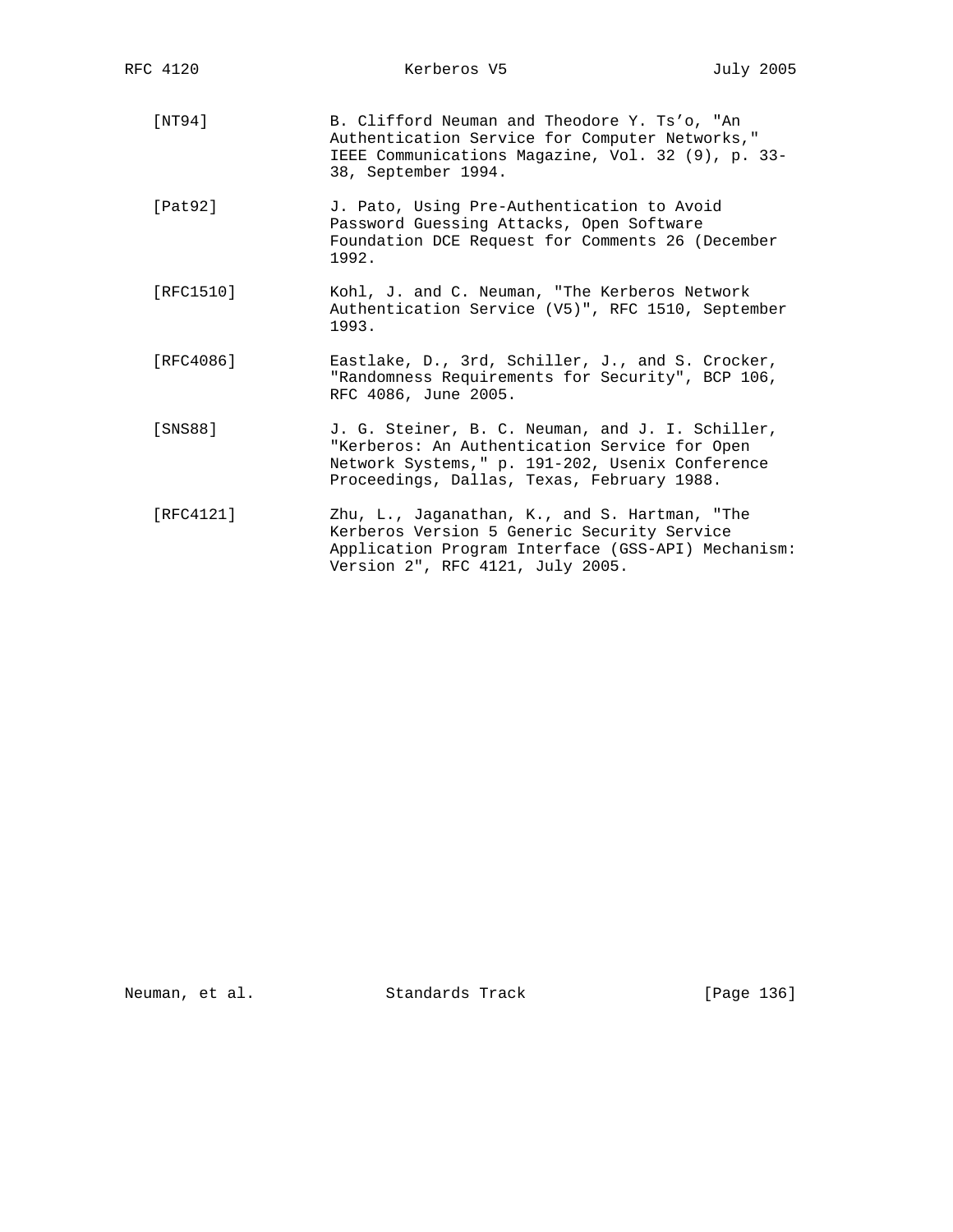[NT94] B. Clifford Neuman and Theodore Y. Ts'o, "An Authentication Service for Computer Networks," IEEE Communications Magazine, Vol. 32 (9), p. 33-38, September 1994.

[Pat92] J. Pato, Using Pre-Authentication to Avoid Password Guessing Attacks, Open Software Foundation DCE Request for Comments 26 (December 1992.

[RFC1510] Kohl, J. and C. Neuman, "The Kerberos Network Authentication Service (V5)", RFC 1510, September 1993.

[RFC4086] Eastlake, D., 3rd, Schiller, J., and S. Crocker, "Randomness Requirements for Security", BCP 106, RFC 4086, June 2005.

[SNS88] J. G. Steiner, B. C. Neuman, and J. I. Schiller, "Kerberos: An Authentication Service for Open Network Systems," p. 191-202, Usenix Conference Proceedings, Dallas, Texas, February 1988.

[RFC4121] Zhu, L., Jaganathan, K., and S. Hartman, "The Kerberos Version 5 Generic Security Service Application Program Interface (GSS-API) Mechanism: Version 2", RFC 4121, July 2005.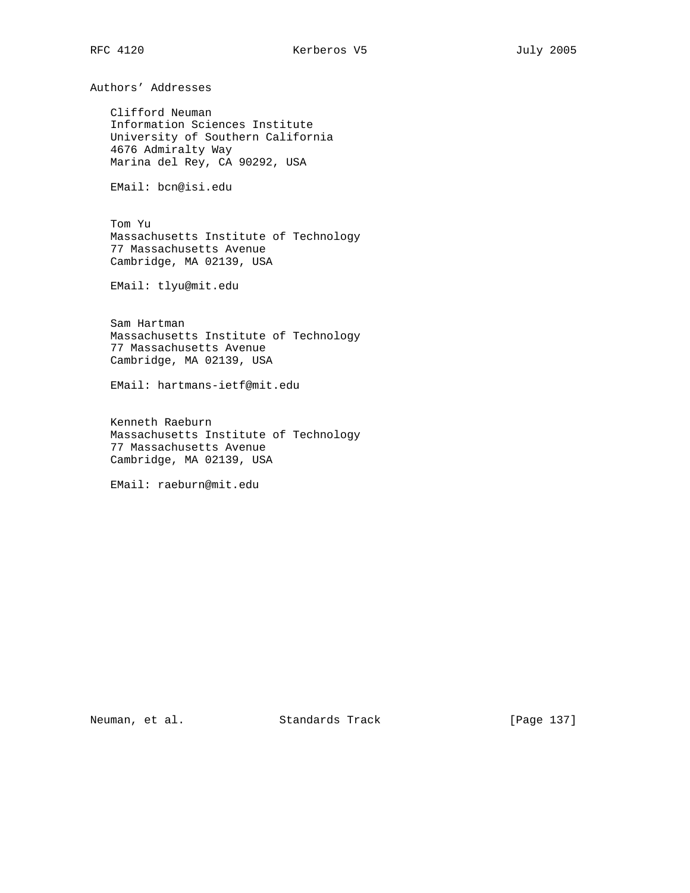# Authors' Addresses

Clifford Neuman
Information Sciences Institute
University of Southern California
4676 Admiralty Way
Marina del Rey, CA 90292, USA

EMail: bcn@isi.edu

Tom Yu
Massachusetts Institute of Technology
77 Massachusetts Avenue
Cambridge, MA 02139, USA

EMail: tlyu@mit.edu

Sam Hartman
Massachusetts Institute of Technology
77 Massachusetts Avenue
Cambridge, MA 02139, USA

EMail: hartmans-ietf@mit.edu

Kenneth Raeburn
Massachusetts Institute of Technology
77 Massachusetts Avenue
Cambridge, MA 02139, USA

EMail: raeburn@mit.edu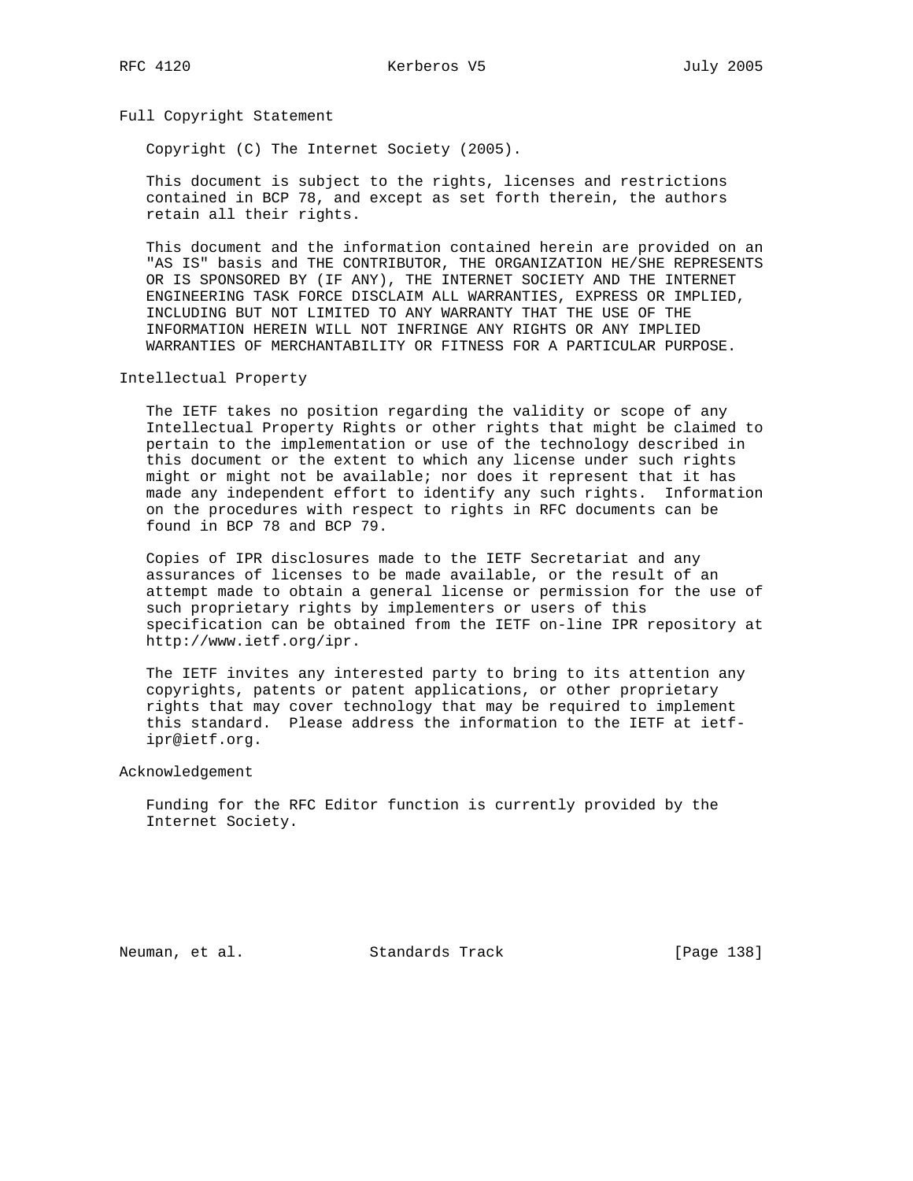## Full Copyright Statement

Copyright (C) The Internet Society (2005).

This document is subject to the rights, licenses and restrictions contained in BCP 78, and except as set forth therein, the authors retain all their rights.

This document and the information contained herein are provided on an "AS IS" basis and THE CONTRIBUTOR, THE ORGANIZATION HE/SHE REPRESENTS OR IS SPONSORED BY (IF ANY), THE INTERNET SOCIETY AND THE INTERNET ENGINEERING TASK FORCE DISCLAIM ALL WARRANTIES, EXPRESS OR IMPLIED, INCLUDING BUT NOT LIMITED TO ANY WARRANTY THAT THE USE OF THE INFORMATION HEREIN WILL NOT INFRINGE ANY RIGHTS OR ANY IMPLIED WARRANTIES OF MERCHANTABILITY OR FITNESS FOR A PARTICULAR PURPOSE.

## Intellectual Property

The IETF takes no position regarding the validity or scope of any Intellectual Property Rights or other rights that might be claimed to pertain to the implementation or use of the technology described in this document or the extent to which any license under such rights might or might not be available; nor does it represent that it has made any independent effort to identify any such rights. Information on the procedures with respect to rights in RFC documents can be found in BCP 78 and BCP 79.

Copies of IPR disclosures made to the IETF Secretariat and any assurances of licenses to be made available, or the result of an attempt made to obtain a general license or permission for the use of such proprietary rights by implementers or users of this specification can be obtained from the IETF on-line IPR repository at http://www.ietf.org/ipr.

The IETF invites any interested party to bring to its attention any copyrights, patents or patent applications, or other proprietary rights that may cover technology that may be required to implement this standard. Please address the information to the IETF at ietf-ipr@ietf.org.

## Acknowledgement

Funding for the RFC Editor function is currently provided by the Internet Society.